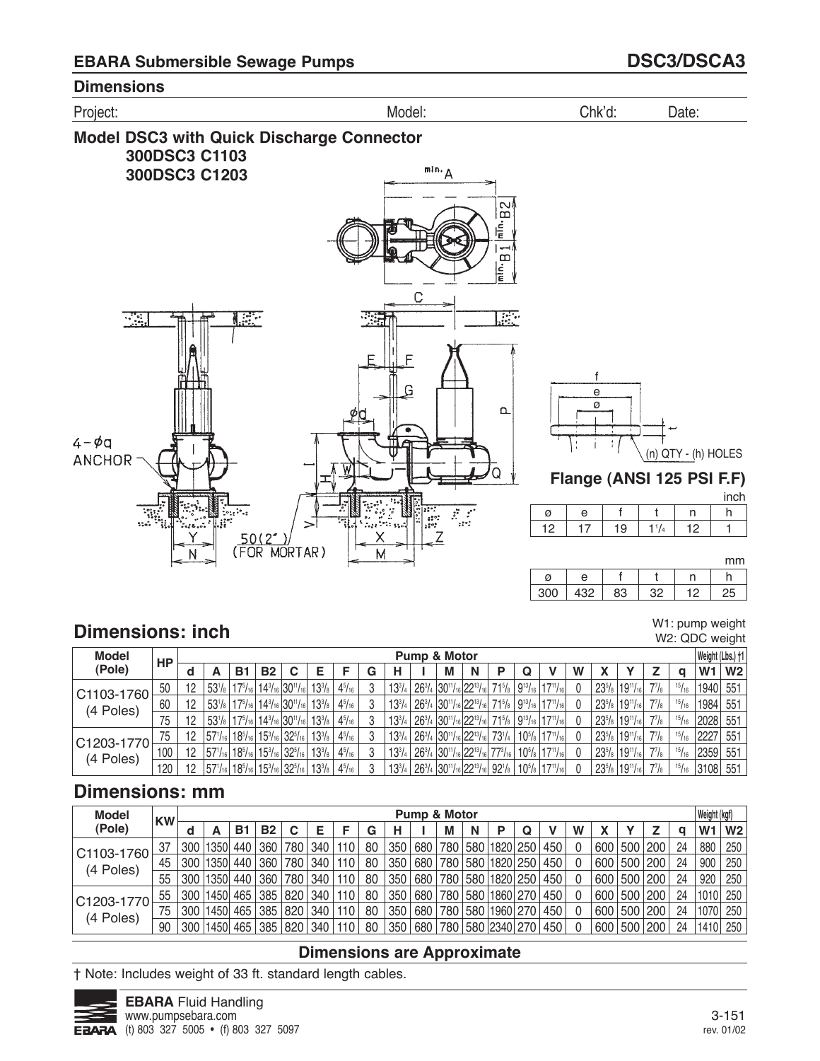## EBARA Submersible Sewage Pumps

## DSC3/DSCA3

### Dimensions

Project: Model: Chk'd: Date:

### Model DSC3 with Quick Discharge Connector
**300DSC3 C1103**
**300DSC3 C1203**

**Flange (ANSI 125 PSI F.F)**

inch

| ø | e | f | t | n | h |
|---|---|---|---|---|---|
| 12 | 17 | 19 | 1 1/4 | 12 | 1 |

mm

| ø | e | f | t | n | h |
|---|---|---|---|---|---|
| 300 | 432 | 83 | 32 | 12 | 25 |

## Dimensions: inch

W1: pump weight
W2: QDC weight

| Model (Pole) | HP | Pump & Motor | | | | | | | | | | | | | | | | | | | | Weight (Lbs.) †1 | |
|---|---|---|---|---|---|---|---|---|---|---|---|---|---|---|---|---|---|---|---|---|---|---|---|
| | | d | A | B1 | B2 | C | E | F | G | H | I | M | N | P | Q | V | W | X | Y | Z | q | W1 | W2 |
| C1103-1760 (4 Poles) | 50 | 12 | 53 1/8 | 17 5/16 | 14 3/16 | 30 11/16 | 13 3/8 | 4 5/16 | 3 | 13 3/4 | 26 3/4 | 30 11/16 | 22 13/16 | 71 5/8 | 9 13/16 | 17 11/16 | 0 | 23 5/8 | 19 11/16 | 7 7/8 | 15/16 | 1940 | 551 |
| | 60 | 12 | 53 1/8 | 17 5/16 | 14 3/16 | 30 11/16 | 13 3/8 | 4 5/16 | 3 | 13 3/4 | 26 3/4 | 30 11/16 | 22 13/16 | 71 5/8 | 9 13/16 | 17 11/16 | 0 | 23 5/8 | 19 11/16 | 7 7/8 | 15/16 | 1984 | 551 |
| | 75 | 12 | 53 1/8 | 17 5/16 | 14 3/16 | 30 11/16 | 13 3/8 | 4 5/16 | 3 | 13 3/4 | 26 3/4 | 30 11/16 | 22 13/16 | 71 5/8 | 9 13/16 | 17 11/16 | 0 | 23 5/8 | 19 11/16 | 7 7/8 | 15/16 | 2028 | 551 |
| C1203-1770 (4 Poles) | 75 | 12 | 57 1/16 | 18 5/16 | 15 3/16 | 32 5/16 | 13 3/8 | 4 5/16 | 3 | 13 3/4 | 26 3/4 | 30 11/16 | 22 13/16 | 73 1/4 | 10 5/8 | 17 11/16 | 0 | 23 5/8 | 19 11/16 | 7 7/8 | 15/16 | 2227 | 551 |
| | 100 | 12 | 57 1/16 | 18 5/16 | 15 3/16 | 32 5/16 | 13 3/8 | 4 5/16 | 3 | 13 3/4 | 26 3/4 | 30 11/16 | 22 13/16 | 77 3/16 | 10 5/8 | 17 11/16 | 0 | 23 5/8 | 19 11/16 | 7 7/8 | 15/16 | 2359 | 551 |
| | 120 | 12 | 57 1/16 | 18 5/16 | 15 3/16 | 32 5/16 | 13 3/8 | 4 5/16 | 3 | 13 3/4 | 26 3/4 | 30 11/16 | 22 13/16 | 92 1/8 | 10 5/8 | 17 11/16 | 0 | 23 5/8 | 19 11/16 | 7 7/8 | 15/16 | 3108 | 551 |

## Dimensions: mm

| Model (Pole) | KW | Pump & Motor | | | | | | | | | | | | | | | | | | | | Weight (kgf) | |
|---|---|---|---|---|---|---|---|---|---|---|---|---|---|---|---|---|---|---|---|---|---|---|---|
| | | d | A | B1 | B2 | C | E | F | G | H | I | M | N | P | Q | V | W | X | Y | Z | q | W1 | W2 |
| C1103-1760 (4 Poles) | 37 | 300 | 1350 | 440 | 360 | 780 | 340 | 110 | 80 | 350 | 680 | 780 | 580 | 1820 | 250 | 450 | 0 | 600 | 500 | 200 | 24 | 880 | 250 |
| | 45 | 300 | 1350 | 440 | 360 | 780 | 340 | 110 | 80 | 350 | 680 | 780 | 580 | 1820 | 250 | 450 | 0 | 600 | 500 | 200 | 24 | 900 | 250 |
| | 55 | 300 | 1350 | 440 | 360 | 780 | 340 | 110 | 80 | 350 | 680 | 780 | 580 | 1820 | 250 | 450 | 0 | 600 | 500 | 200 | 24 | 920 | 250 |
| C1203-1770 (4 Poles) | 55 | 300 | 1450 | 465 | 385 | 820 | 340 | 110 | 80 | 350 | 680 | 780 | 580 | 1860 | 270 | 450 | 0 | 600 | 500 | 200 | 24 | 1010 | 250 |
| | 75 | 300 | 1450 | 465 | 385 | 820 | 340 | 110 | 80 | 350 | 680 | 780 | 580 | 1960 | 270 | 450 | 0 | 600 | 500 | 200 | 24 | 1070 | 250 |
| | 90 | 300 | 1450 | 465 | 385 | 820 | 340 | 110 | 80 | 350 | 680 | 780 | 580 | 2340 | 270 | 450 | 0 | 600 | 500 | 200 | 24 | 1410 | 250 |

**Dimensions are Approximate**

† Note: Includes weight of 33 ft. standard length cables.

**EBARA** Fluid Handling
www.pumpsebara.com
(t) 803 327 5005 • (f) 803 327 5097

rev. 01/02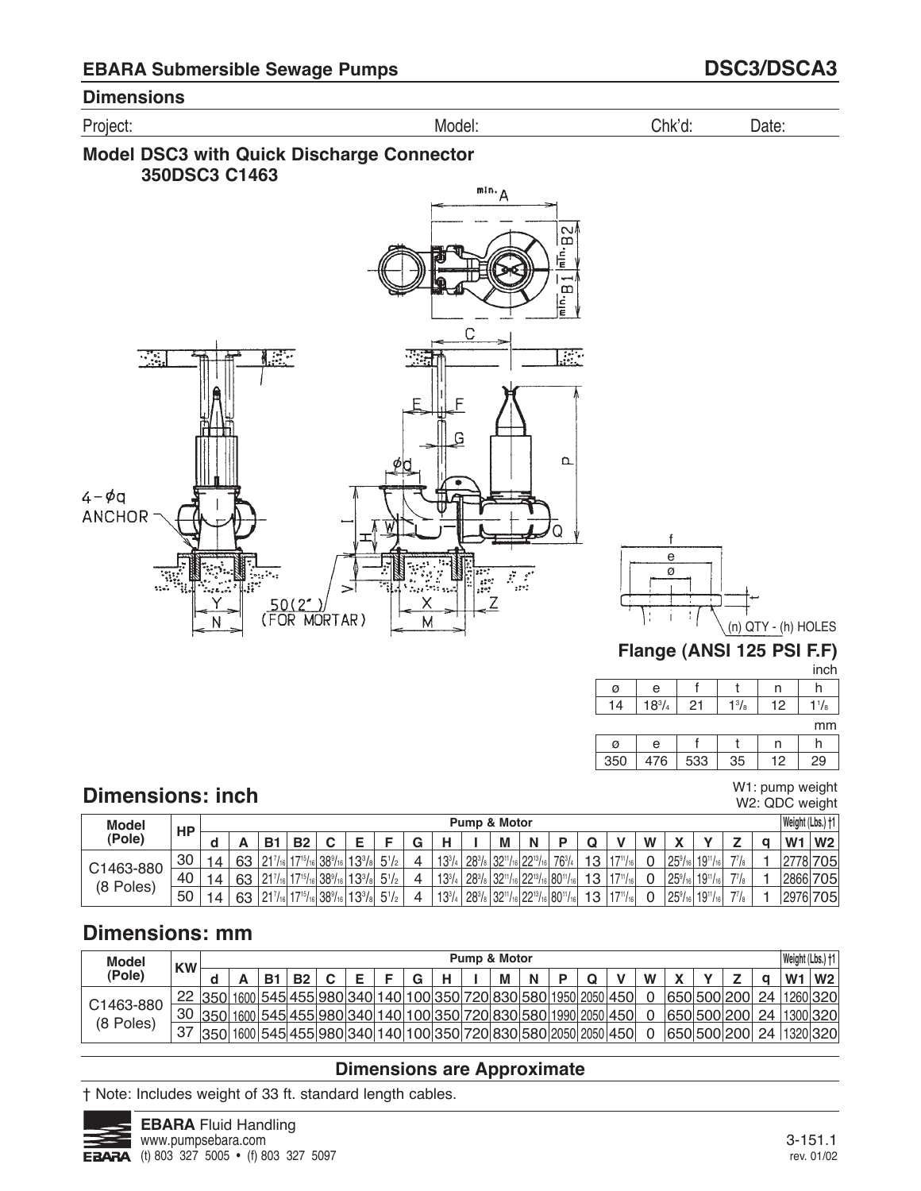## EBARA Submersible Sewage Pumps

## DSC3/DSCA3

### Dimensions

Project: Model: Chk'd: Date:

### Model DSC3 with Quick Discharge Connector
### 350DSC3 C1463

### Flange (ANSI 125 PSI F.F)

inch

| ø | e | f | t | n | h |
|---|---|---|---|---|---|
| 14 | 18³/₄ | 21 | 1³/₈ | 12 | 1¹/₈ |

mm

| ø | e | f | t | n | h |
|---|---|---|---|---|---|
| 350 | 476 | 533 | 35 | 12 | 29 |

## Dimensions: inch

W1: pump weight
W2: QDC weight

| Model (Pole) | HP | Pump & Motor | | | | | | | | | | | | | | | | | | | | Weight (Lbs.) †1 | |
|---|---|---|---|---|---|---|---|---|---|---|---|---|---|---|---|---|---|---|---|---|---|---|---|
| | | d | A | B1 | B2 | C | E | F | G | H | I | M | N | P | Q | V | W | X | Y | Z | q | W1 | W2 |
| C1463-880 (8 Poles) | 30 | 14 | 63 | 21⁷/₁₆ | 17¹⁵/₁₆ | 38⁹/₁₆ | 13³/₈ | 5¹/₂ | 4 | 13³/₄ | 28³/₈ | 32¹¹/₁₆ | 22¹³/₁₆ | 76³/₄ | 13 | 17¹¹/₁₆ | 0 | 25⁹/₁₆ | 19¹¹/₁₆ | 7⁷/₈ | 1 | 2778 | 705 |
| | 40 | 14 | 63 | 21⁷/₁₆ | 17¹⁵/₁₆ | 38⁹/₁₆ | 13³/₈ | 5¹/₂ | 4 | 13³/₄ | 28³/₈ | 32¹¹/₁₆ | 22¹³/₁₆ | 80¹¹/₁₆ | 13 | 17¹¹/₁₆ | 0 | 25⁹/₁₆ | 19¹¹/₁₆ | 7⁷/₈ | 1 | 2866 | 705 |
| | 50 | 14 | 63 | 21⁷/₁₆ | 17¹⁵/₁₆ | 38⁹/₁₆ | 13³/₈ | 5¹/₂ | 4 | 13³/₄ | 28³/₈ | 32¹¹/₁₆ | 22¹³/₁₆ | 80¹¹/₁₆ | 13 | 17¹¹/₁₆ | 0 | 25⁹/₁₆ | 19¹¹/₁₆ | 7⁷/₈ | 1 | 2976 | 705 |

## Dimensions: mm

| Model (Pole) | KW | Pump & Motor | | | | | | | | | | | | | | | | | | | | Weight (Lbs.) †1 | |
|---|---|---|---|---|---|---|---|---|---|---|---|---|---|---|---|---|---|---|---|---|---|---|---|
| | | d | A | B1 | B2 | C | E | F | G | H | I | M | N | P | Q | V | W | X | Y | Z | q | W1 | W2 |
| C1463-880 (8 Poles) | 22 | 350 | 1600 | 545 | 455 | 980 | 340 | 140 | 100 | 350 | 720 | 830 | 580 | 1950 | 2050 | 450 | 0 | 650 | 500 | 200 | 24 | 1260 | 320 |
| | 30 | 350 | 1600 | 545 | 455 | 980 | 340 | 140 | 100 | 350 | 720 | 830 | 580 | 1990 | 2050 | 450 | 0 | 650 | 500 | 200 | 24 | 1300 | 320 |
| | 37 | 350 | 1600 | 545 | 455 | 980 | 340 | 140 | 100 | 350 | 720 | 830 | 580 | 2050 | 2050 | 450 | 0 | 650 | 500 | 200 | 24 | 1320 | 320 |

**Dimensions are Approximate**

† Note: Includes weight of 33 ft. standard length cables.

**EBARA** Fluid Handling
www.pumpsebara.com
(t) 803 327 5005 • (f) 803 327 5097

3-151.1
rev. 01/02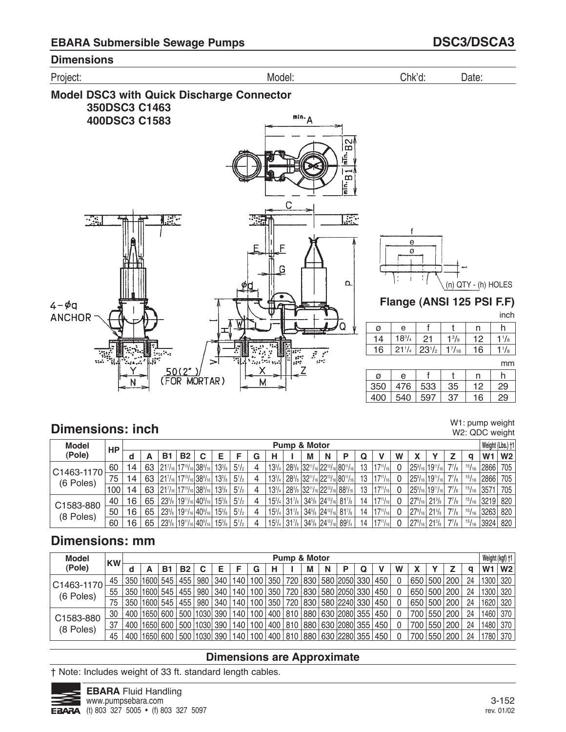## EBARA Submersible Sewage Pumps — DSC3/DSCA3

### Dimensions

Project: Model: Chk'd: Date:

### Model DSC3 with Quick Discharge Connector
**350DSC3 C1463**
**400DSC3 C1583**

min. A, min. B2, min. B1, C, E, F, G, ød, P, Q, 4-øq ANCHOR, I, H, W, Y, N, 50(2") (FOR MORTAR), X, M, V, Z

### Flange (ANSI 125 PSI F.F)

f, e, ø, t, (n) QTY - (h) HOLES

inch

| ø | e | f | t | n | h |
|---|---|---|---|---|---|
| 14 | 18 3/4 | 21 | 1 3/8 | 12 | 1 1/8 |
| 16 | 21 1/4 | 23 1/2 | 1 7/16 | 16 | 1 1/8 |

mm

| ø | e | f | t | n | h |
|---|---|---|---|---|---|
| 350 | 476 | 533 | 35 | 12 | 29 |
| 400 | 540 | 597 | 37 | 16 | 29 |

## Dimensions: inch

W1: pump weight
W2: QDC weight

| Model (Pole) | HP | Pump & Motor | | | | | | | | | | | | | | | | | | | | | Weight (Lbs.) †1 | |
|---|---|---|---|---|---|---|---|---|---|---|---|---|---|---|---|---|---|---|---|---|---|---|---|---|
| | | d | A | B1 | B2 | C | E | F | G | H | I | M | N | P | Q | V | W | X | Y | Z | q | | W1 | W2 |
| C1463-1170 (6 Poles) | 60 | 14 | 63 | 21 7/16 | 17 15/16 | 38 9/16 | 13 3/8 | 5 1/2 | 4 | 13 3/4 | 28 3/8 | 32 11/16 | 22 13/16 | 80 11/16 | 13 | 17 11/16 | 0 | 25 9/16 | 19 11/16 | 7 7/8 | 15/16 | | 2866 | 705 |
| | 75 | 14 | 63 | 21 7/16 | 17 15/16 | 38 9/16 | 13 3/8 | 5 1/2 | 4 | 13 3/4 | 28 3/8 | 32 11/16 | 22 13/16 | 80 11/16 | 13 | 17 11/16 | 0 | 25 9/16 | 19 11/16 | 7 7/8 | 15/16 | | 2866 | 705 |
| | 100 | 14 | 63 | 21 7/16 | 17 15/16 | 38 9/16 | 13 3/8 | 5 1/2 | 4 | 13 3/4 | 28 3/8 | 32 11/16 | 22 13/16 | 88 3/16 | 13 | 17 11/16 | 0 | 25 9/16 | 19 11/16 | 7 7/8 | 15/16 | | 3571 | 705 |
| C1583-880 (8 Poles) | 40 | 16 | 65 | 23 5/8 | 19 11/16 | 40 9/16 | 15 3/8 | 5 1/2 | 4 | 15 3/4 | 31 7/8 | 34 5/8 | 24 13/16 | 81 7/8 | 14 | 17 11/16 | 0 | 27 9/16 | 21 5/8 | 7 7/8 | 15/16 | | 3219 | 820 |
| | 50 | 16 | 65 | 23 5/8 | 19 11/16 | 40 9/16 | 15 3/8 | 5 1/2 | 4 | 15 3/4 | 31 7/8 | 34 5/8 | 24 13/16 | 81 7/8 | 14 | 17 11/16 | 0 | 27 9/16 | 21 5/8 | 7 7/8 | 15/16 | | 3263 | 820 |
| | 60 | 16 | 65 | 23 5/8 | 19 11/16 | 40 9/16 | 15 3/8 | 5 1/2 | 4 | 15 3/4 | 31 7/8 | 34 5/8 | 24 13/16 | 89 3/4 | 14 | 17 11/16 | 0 | 27 9/16 | 21 5/8 | 7 7/8 | 15/16 | | 3924 | 820 |

## Dimensions: mm

| Model (Pole) | KW | Pump & Motor | | | | | | | | | | | | | | | | | | | | | Weight (kgf) †1 | |
|---|---|---|---|---|---|---|---|---|---|---|---|---|---|---|---|---|---|---|---|---|---|---|---|---|
| | | d | A | B1 | B2 | C | E | F | G | H | I | M | N | P | Q | V | W | X | Y | Z | q | | W1 | W2 |
| C1463-1170 (6 Poles) | 45 | 350 | 1600 | 545 | 455 | 980 | 340 | 140 | 100 | 350 | 720 | 830 | 580 | 2050 | 330 | 450 | 0 | 650 | 500 | 200 | 24 | | 1300 | 320 |
| | 55 | 350 | 1600 | 545 | 455 | 980 | 340 | 140 | 100 | 350 | 720 | 830 | 580 | 2050 | 330 | 450 | 0 | 650 | 500 | 200 | 24 | | 1300 | 320 |
| | 75 | 350 | 1600 | 545 | 455 | 980 | 340 | 140 | 100 | 350 | 720 | 830 | 580 | 2240 | 330 | 450 | 0 | 650 | 500 | 200 | 24 | | 1620 | 320 |
| C1583-880 (8 Poles) | 30 | 400 | 1650 | 600 | 500 | 1030 | 390 | 140 | 100 | 400 | 810 | 880 | 630 | 2080 | 355 | 450 | 0 | 700 | 550 | 200 | 24 | | 1460 | 370 |
| | 37 | 400 | 1650 | 600 | 500 | 1030 | 390 | 140 | 100 | 400 | 810 | 880 | 630 | 2080 | 355 | 450 | 0 | 700 | 550 | 200 | 24 | | 1480 | 370 |
| | 45 | 400 | 1650 | 600 | 500 | 1030 | 390 | 140 | 100 | 400 | 810 | 880 | 630 | 2280 | 355 | 450 | 0 | 700 | 550 | 200 | 24 | | 1780 | 370 |

**Dimensions are Approximate**

† Note: Includes weight of 33 ft. standard length cables.

**EBARA** Fluid Handling
www.pumpsebara.com
(t) 803 327 5005 • (f) 803 327 5097

rev. 01/02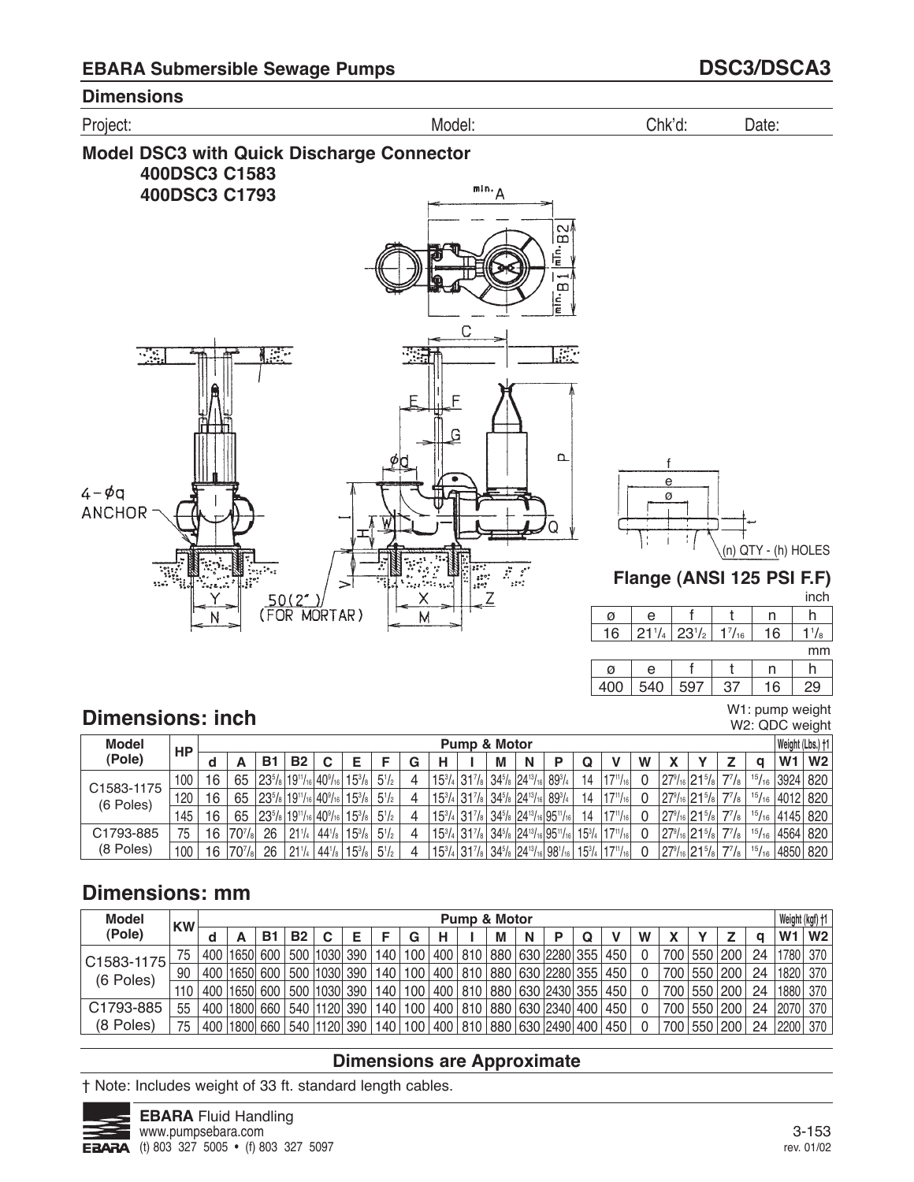## EBARA Submersible Sewage Pumps — DSC3/DSCA3

### Dimensions

Project: Model: Chk'd: Date:

### Model DSC3 with Quick Discharge Connector
**400DSC3 C1583**
**400DSC3 C1793**

4-ϕq ANCHOR

50(2") (FOR MORTAR)

### Flange (ANSI 125 PSI F.F)

(n) QTY - (h) HOLES

inch

| ø | e | f | t | n | h |
|---|---|---|---|---|---|
| 16 | 21 1/4 | 23 1/2 | 1 7/16 | 16 | 1 1/8 |

mm

| ø | e | f | t | n | h |
|---|---|---|---|---|---|
| 400 | 540 | 597 | 37 | 16 | 29 |

## Dimensions: inch

W1: pump weight
W2: QDC weight

| Model (Pole) | HP | Pump & Motor | | | | | | | | | | | | | | | | | | | | Weight (Lbs.) †1 | |
|---|---|---|---|---|---|---|---|---|---|---|---|---|---|---|---|---|---|---|---|---|---|---|---|
| | | d | A | B1 | B2 | C | E | F | G | H | I | M | N | P | Q | V | W | X | Y | Z | q | W1 | W2 |
| C1583-1175 (6 Poles) | 100 | 16 | 65 | 23 5/8 | 19 11/16 | 40 9/16 | 15 3/8 | 5 1/2 | 4 | 15 3/4 | 31 7/8 | 34 5/8 | 24 13/16 | 89 3/4 | 14 | 17 11/16 | 0 | 27 9/16 | 21 5/8 | 7 7/8 | 15/16 | 3924 | 820 |
| | 120 | 16 | 65 | 23 5/8 | 19 11/16 | 40 9/16 | 15 3/8 | 5 1/2 | 4 | 15 3/4 | 31 7/8 | 34 5/8 | 24 13/16 | 89 3/4 | 14 | 17 11/16 | 0 | 27 9/16 | 21 5/8 | 7 7/8 | 15/16 | 4012 | 820 |
| | 145 | 16 | 65 | 23 5/8 | 19 11/16 | 40 9/16 | 15 3/8 | 5 1/2 | 4 | 15 3/4 | 31 7/8 | 34 5/8 | 24 13/16 | 95 11/16 | 14 | 17 11/16 | 0 | 27 9/16 | 21 5/8 | 7 7/8 | 15/16 | 4145 | 820 |
| C1793-885 (8 Poles) | 75 | 16 | 70 7/8 | 26 | 21 1/4 | 44 1/8 | 15 3/8 | 5 1/2 | 4 | 15 3/4 | 31 7/8 | 34 5/8 | 24 13/16 | 95 11/16 | 15 3/4 | 17 11/16 | 0 | 27 9/16 | 21 5/8 | 7 7/8 | 15/16 | 4564 | 820 |
| | 100 | 16 | 70 7/8 | 26 | 21 1/4 | 44 1/8 | 15 3/8 | 5 1/2 | 4 | 15 3/4 | 31 7/8 | 34 5/8 | 24 13/16 | 98 1/16 | 15 3/4 | 17 11/16 | 0 | 27 9/16 | 21 5/8 | 7 7/8 | 15/16 | 4850 | 820 |

## Dimensions: mm

| Model (Pole) | KW | Pump & Motor | | | | | | | | | | | | | | | | | | | | Weight (kgf) †1 | |
|---|---|---|---|---|---|---|---|---|---|---|---|---|---|---|---|---|---|---|---|---|---|---|---|
| | | d | A | B1 | B2 | C | E | F | G | H | I | M | N | P | Q | V | W | X | Y | Z | q | W1 | W2 |
| C1583-1175 (6 Poles) | 75 | 400 | 1650 | 600 | 500 | 1030 | 390 | 140 | 100 | 400 | 810 | 880 | 630 | 2280 | 355 | 450 | 0 | 700 | 550 | 200 | 24 | 1780 | 370 |
| | 90 | 400 | 1650 | 600 | 500 | 1030 | 390 | 140 | 100 | 400 | 810 | 880 | 630 | 2280 | 355 | 450 | 0 | 700 | 550 | 200 | 24 | 1820 | 370 |
| | 110 | 400 | 1650 | 600 | 500 | 1030 | 390 | 140 | 100 | 400 | 810 | 880 | 630 | 2430 | 355 | 450 | 0 | 700 | 550 | 200 | 24 | 1880 | 370 |
| C1793-885 (8 Poles) | 55 | 400 | 1800 | 660 | 540 | 1120 | 390 | 140 | 100 | 400 | 810 | 880 | 630 | 2340 | 400 | 450 | 0 | 700 | 550 | 200 | 24 | 2070 | 370 |
| | 75 | 400 | 1800 | 660 | 540 | 1120 | 390 | 140 | 100 | 400 | 810 | 880 | 630 | 2490 | 400 | 450 | 0 | 700 | 550 | 200 | 24 | 2200 | 370 |

**Dimensions are Approximate**

† Note: Includes weight of 33 ft. standard length cables.

**EBARA** Fluid Handling
www.pumpsebara.com
(t) 803 327 5005 • (f) 803 327 5097

rev. 01/02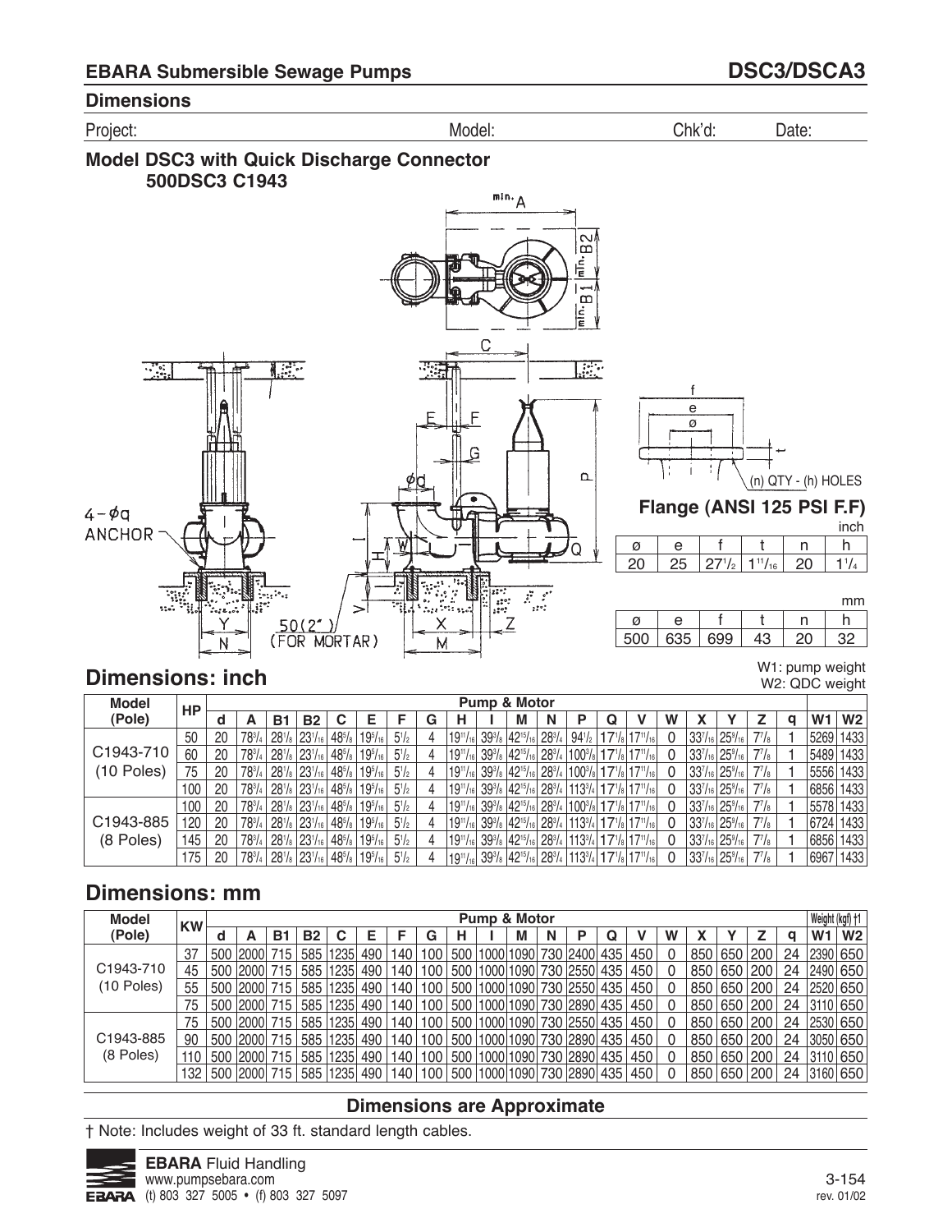## EBARA Submersible Sewage Pumps — DSC3/DSCA3

### Dimensions

Project: Model: Chk'd: Date:

### Model DSC3 with Quick Discharge Connector 500DSC3 C1943

4 – ø q ANCHOR

50(2") (FOR MORTAR)

#### Flange (ANSI 125 PSI F.F)

(n) QTY - (h) HOLES

inch

| ø | e | f | t | n | h |
|---|---|---|---|---|---|
| 20 | 25 | 27 1/2 | 1 11/16 | 20 | 1 1/4 |

mm

| ø | e | f | t | n | h |
|---|---|---|---|---|---|
| 500 | 635 | 699 | 43 | 20 | 32 |

## Dimensions: inch

W1: pump weight
W2: QDC weight

| Model (Pole) | HP | Pump & Motor d | A | B1 | B2 | C | E | F | G | H | I | M | N | P | Q | V | W | X | Y | Z | q | W1 | W2 |
|---|---|---|---|---|---|---|---|---|---|---|---|---|---|---|---|---|---|---|---|---|---|---|---|
| C1943-710 (10 Poles) | 50 | 20 | 78 3/4 | 28 1/8 | 23 1/16 | 48 5/8 | 19 5/16 | 5 1/2 | 4 | 19 11/16 | 39 3/8 | 42 15/16 | 28 3/4 | 94 1/2 | 17 1/8 | 17 11/16 | 0 | 33 7/16 | 25 9/16 | 7 7/8 | 1 | 5269 | 1433 |
| | 60 | 20 | 78 3/4 | 28 1/8 | 23 1/16 | 48 5/8 | 19 5/16 | 5 1/2 | 4 | 19 11/16 | 39 3/8 | 42 15/16 | 28 3/4 | 100 3/8 | 17 1/8 | 17 11/16 | 0 | 33 7/16 | 25 9/16 | 7 7/8 | 1 | 5489 | 1433 |
| | 75 | 20 | 78 3/4 | 28 1/8 | 23 1/16 | 48 5/8 | 19 5/16 | 5 1/2 | 4 | 19 11/16 | 39 3/8 | 42 15/16 | 28 3/4 | 100 3/8 | 17 1/8 | 17 11/16 | 0 | 33 7/16 | 25 9/16 | 7 7/8 | 1 | 5556 | 1433 |
| | 100 | 20 | 78 3/4 | 28 1/8 | 23 1/16 | 48 5/8 | 19 5/16 | 5 1/2 | 4 | 19 11/16 | 39 3/8 | 42 15/16 | 28 3/4 | 113 3/4 | 17 1/8 | 17 11/16 | 0 | 33 7/16 | 25 9/16 | 7 7/8 | 1 | 6856 | 1433 |
| C1943-885 (8 Poles) | 100 | 20 | 78 3/4 | 28 1/8 | 23 1/16 | 48 5/8 | 19 5/16 | 5 1/2 | 4 | 19 11/16 | 39 3/8 | 42 15/16 | 28 3/4 | 100 3/8 | 17 1/8 | 17 11/16 | 0 | 33 7/16 | 25 9/16 | 7 7/8 | 1 | 5578 | 1433 |
| | 120 | 20 | 78 3/4 | 28 1/8 | 23 1/16 | 48 5/8 | 19 5/16 | 5 1/2 | 4 | 19 11/16 | 39 3/8 | 42 15/16 | 28 3/4 | 113 3/4 | 17 1/8 | 17 11/16 | 0 | 33 7/16 | 25 9/16 | 7 7/8 | 1 | 6724 | 1433 |
| | 145 | 20 | 78 3/4 | 28 1/8 | 23 1/16 | 48 5/8 | 19 5/16 | 5 1/2 | 4 | 19 11/16 | 39 3/8 | 42 15/16 | 28 3/4 | 113 3/4 | 17 1/8 | 17 11/16 | 0 | 33 7/16 | 25 9/16 | 7 7/8 | 1 | 6856 | 1433 |
| | 175 | 20 | 78 3/4 | 28 1/8 | 23 1/16 | 48 5/8 | 19 5/16 | 5 1/2 | 4 | 19 11/16 | 39 3/8 | 42 15/16 | 28 3/4 | 113 3/4 | 17 1/8 | 17 11/16 | 0 | 33 7/16 | 25 9/16 | 7 7/8 | 1 | 6967 | 1433 |

## Dimensions: mm

| Model (Pole) | KW | Pump & Motor d | A | B1 | B2 | C | E | F | G | H | I | M | N | P | Q | V | W | X | Y | Z | q | Weight (kgf) † W1 | W2 |
|---|---|---|---|---|---|---|---|---|---|---|---|---|---|---|---|---|---|---|---|---|---|---|---|
| C1943-710 (10 Poles) | 37 | 500 | 2000 | 715 | 585 | 1235 | 490 | 140 | 100 | 500 | 1000 | 1090 | 730 | 2400 | 435 | 450 | 0 | 850 | 650 | 200 | 24 | 2390 | 650 |
| | 45 | 500 | 2000 | 715 | 585 | 1235 | 490 | 140 | 100 | 500 | 1000 | 1090 | 730 | 2550 | 435 | 450 | 0 | 850 | 650 | 200 | 24 | 2490 | 650 |
| | 55 | 500 | 2000 | 715 | 585 | 1235 | 490 | 140 | 100 | 500 | 1000 | 1090 | 730 | 2550 | 435 | 450 | 0 | 850 | 650 | 200 | 24 | 2520 | 650 |
| | 75 | 500 | 2000 | 715 | 585 | 1235 | 490 | 140 | 100 | 500 | 1000 | 1090 | 730 | 2890 | 435 | 450 | 0 | 850 | 650 | 200 | 24 | 3110 | 650 |
| C1943-885 (8 Poles) | 75 | 500 | 2000 | 715 | 585 | 1235 | 490 | 140 | 100 | 500 | 1000 | 1090 | 730 | 2550 | 435 | 450 | 0 | 850 | 650 | 200 | 24 | 2530 | 650 |
| | 90 | 500 | 2000 | 715 | 585 | 1235 | 490 | 140 | 100 | 500 | 1000 | 1090 | 730 | 2890 | 435 | 450 | 0 | 850 | 650 | 200 | 24 | 3050 | 650 |
| | 110 | 500 | 2000 | 715 | 585 | 1235 | 490 | 140 | 100 | 500 | 1000 | 1090 | 730 | 2890 | 435 | 450 | 0 | 850 | 650 | 200 | 24 | 3110 | 650 |
| | 132 | 500 | 2000 | 715 | 585 | 1235 | 490 | 140 | 100 | 500 | 1000 | 1090 | 730 | 2890 | 435 | 450 | 0 | 850 | 650 | 200 | 24 | 3160 | 650 |

**Dimensions are Approximate**

† Note: Includes weight of 33 ft. standard length cables.

**EBARA** Fluid Handling
www.pumpsebara.com
(t) 803 327 5005 • (f) 803 327 5097

rev. 01/02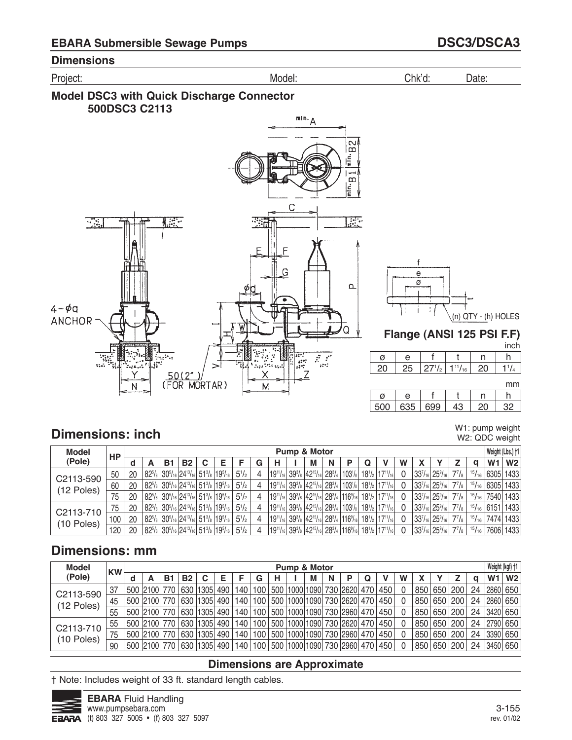## EBARA Submersible Sewage Pumps — DSC3/DSCA3

### Dimensions

Project: Model: Chk'd: Date:

### Model DSC3 with Quick Discharge Connector
### 500DSC3 C2113

### Flange (ANSI 125 PSI F.F)

inch

| ø | e | f | t | n | h |
|---|---|---|---|---|---|
| 20 | 25 | 27 1/2 | 1 11/16 | 20 | 1 1/4 |

mm

| ø | e | f | t | n | h |
|---|---|---|---|---|---|
| 500 | 635 | 699 | 43 | 20 | 32 |

## Dimensions: inch

W1: pump weight
W2: QDC weight

| Model (Pole) | HP | Pump & Motor | | | | | | | | | | | | | | | | | | | | Weight (Lbs.) †1 | |
|---|---|---|---|---|---|---|---|---|---|---|---|---|---|---|---|---|---|---|---|---|---|---|---|
| | | d | A | B1 | B2 | C | E | F | G | H | I | M | N | P | Q | V | W | X | Y | Z | q | W1 | W2 |
| C2113-590 (12 Poles) | 50 | 20 | 82 5/8 | 30 5/16 | 24 13/16 | 51 3/8 | 19 5/16 | 5 1/2 | 4 | 19 11/16 | 39 3/8 | 42 15/16 | 28 3/4 | 103 1/8 | 18 1/2 | 17 11/16 | 0 | 33 7/16 | 25 9/16 | 7 7/8 | 15/16 | 6305 | 1433 |
| | 60 | 20 | 82 5/8 | 30 5/16 | 24 13/16 | 51 3/8 | 19 5/16 | 5 1/2 | 4 | 19 11/16 | 39 3/8 | 42 15/16 | 28 3/4 | 103 1/8 | 18 1/2 | 17 11/16 | 0 | 33 7/16 | 25 9/16 | 7 7/8 | 15/16 | 6305 | 1433 |
| | 75 | 20 | 82 5/8 | 30 5/16 | 24 13/16 | 51 3/8 | 19 5/16 | 5 1/2 | 4 | 19 11/16 | 39 3/8 | 42 15/16 | 28 3/4 | 116 9/16 | 18 1/2 | 17 11/16 | 0 | 33 7/16 | 25 9/16 | 7 7/8 | 15/16 | 7540 | 1433 |
| C2113-710 (10 Poles) | 75 | 20 | 82 5/8 | 30 5/16 | 24 13/16 | 51 3/8 | 19 5/16 | 5 1/2 | 4 | 19 11/16 | 39 3/8 | 42 15/16 | 28 3/4 | 103 1/8 | 18 1/2 | 17 11/16 | 0 | 33 7/16 | 25 9/16 | 7 7/8 | 15/16 | 6151 | 1433 |
| | 100 | 20 | 82 5/8 | 30 5/16 | 24 13/16 | 51 3/8 | 19 5/16 | 5 1/2 | 4 | 19 11/16 | 39 3/8 | 42 15/16 | 28 3/4 | 116 9/16 | 18 1/2 | 17 11/16 | 0 | 33 7/16 | 25 9/16 | 7 7/8 | 15/16 | 7474 | 1433 |
| | 120 | 20 | 82 5/8 | 30 5/16 | 24 13/16 | 51 3/8 | 19 5/16 | 5 1/2 | 4 | 19 11/16 | 39 3/8 | 42 15/16 | 28 3/4 | 116 9/16 | 18 1/2 | 17 11/16 | 0 | 33 7/16 | 25 9/16 | 7 7/8 | 15/16 | 7606 | 1433 |

## Dimensions: mm

| Model (Pole) | KW | Pump & Motor | | | | | | | | | | | | | | | | | | | | Weight (kgf) †1 | |
|---|---|---|---|---|---|---|---|---|---|---|---|---|---|---|---|---|---|---|---|---|---|---|---|
| | | d | A | B1 | B2 | C | E | F | G | H | I | M | N | P | Q | V | W | X | Y | Z | q | W1 | W2 |
| C2113-590 (12 Poles) | 37 | 500 | 2100 | 770 | 630 | 1305 | 490 | 140 | 100 | 500 | 1000 | 1090 | 730 | 2620 | 470 | 450 | 0 | 850 | 650 | 200 | 24 | 2860 | 650 |
| | 45 | 500 | 2100 | 770 | 630 | 1305 | 490 | 140 | 100 | 500 | 1000 | 1090 | 730 | 2620 | 470 | 450 | 0 | 850 | 650 | 200 | 24 | 2860 | 650 |
| | 55 | 500 | 2100 | 770 | 630 | 1305 | 490 | 140 | 100 | 500 | 1000 | 1090 | 730 | 2960 | 470 | 450 | 0 | 850 | 650 | 200 | 24 | 3420 | 650 |
| C2113-710 (10 Poles) | 55 | 500 | 2100 | 770 | 630 | 1305 | 490 | 140 | 100 | 500 | 1000 | 1090 | 730 | 2620 | 470 | 450 | 0 | 850 | 650 | 200 | 24 | 2790 | 650 |
| | 75 | 500 | 2100 | 770 | 630 | 1305 | 490 | 140 | 100 | 500 | 1000 | 1090 | 730 | 2960 | 470 | 450 | 0 | 850 | 650 | 200 | 24 | 3390 | 650 |
| | 90 | 500 | 2100 | 770 | 630 | 1305 | 490 | 140 | 100 | 500 | 1000 | 1090 | 730 | 2960 | 470 | 450 | 0 | 850 | 650 | 200 | 24 | 3450 | 650 |

**Dimensions are Approximate**

† Note: Includes weight of 33 ft. standard length cables.

**EBARA** Fluid Handling
www.pumpsebara.com
(t) 803 327 5005 • (f) 803 327 5097

rev. 01/02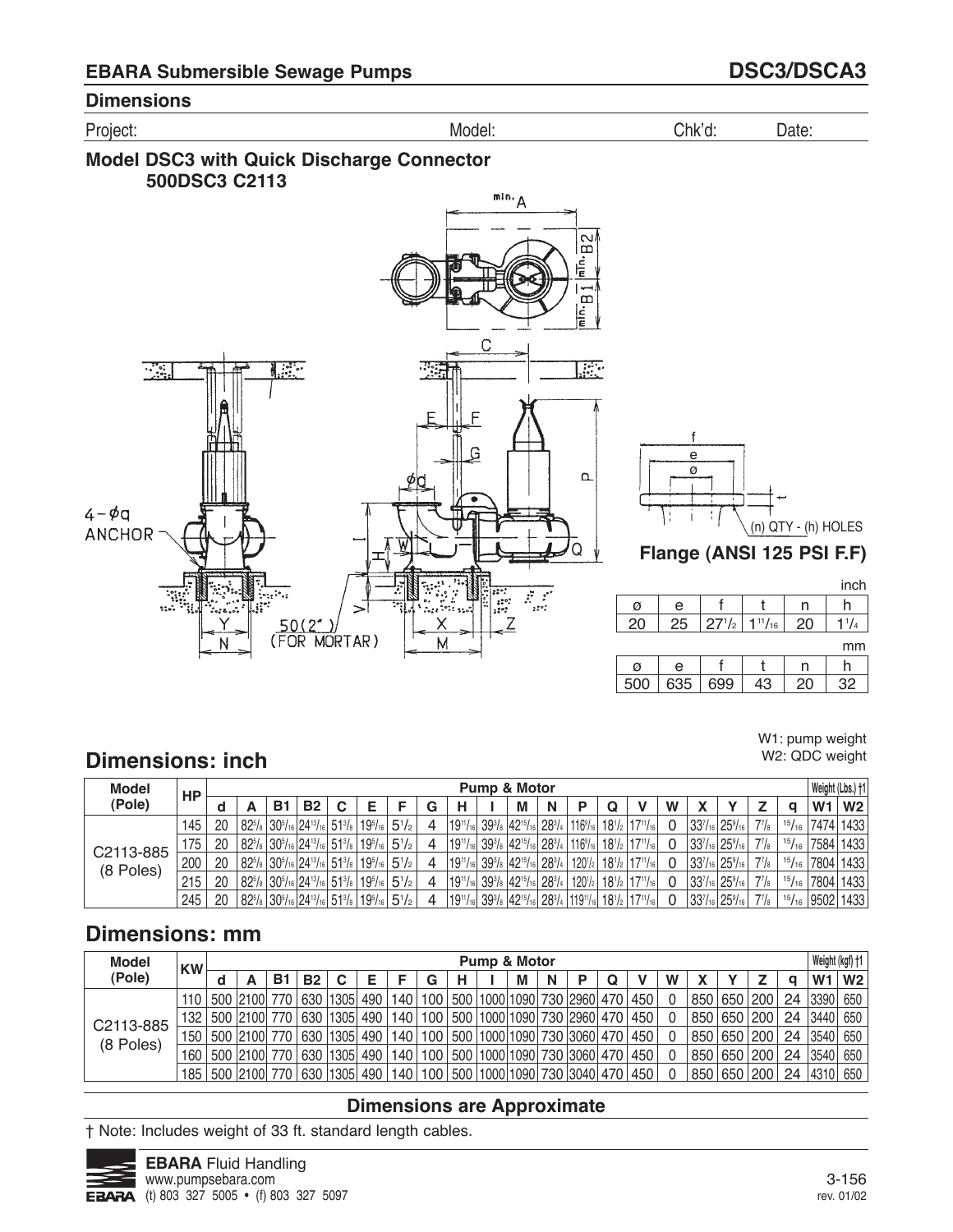## EBARA Submersible Sewage Pumps

## DSC3/DSCA3

### Dimensions

Project: Model: Chk'd: Date:

### Model DSC3 with Quick Discharge Connector
### 500DSC3 C2113

min. A

min. B2

min. B1

C

E F

G

ød

P

4 – øq ANCHOR

I

H W

Q

V

Y

N

50(2") (FOR MORTAR)

X

M

Z

f

e

ø

t

(n) QTY - (h) HOLES

**Flange (ANSI 125 PSI F.F)**

inch

| ø | e | f | t | n | h |
|---|---|---|---|---|---|
| 20 | 25 | 27 1/2 | 1 11/16 | 20 | 1 1/4 |

mm

| ø | e | f | t | n | h |
|---|---|---|---|---|---|
| 500 | 635 | 699 | 43 | 20 | 32 |

W1: pump weight
W2: QDC weight

## Dimensions: inch

| Model (Pole) | HP | Pump & Motor | | | | | | | | | | | | | | | | | | | | Weight (Lbs.) †1 | |
|---|---|---|---|---|---|---|---|---|---|---|---|---|---|---|---|---|---|---|---|---|---|---|---|
| | | d | A | B1 | B2 | C | E | F | G | H | I | M | N | P | Q | V | W | X | Y | Z | q | W1 | W2 |
| C2113-885 (8 Poles) | 145 | 20 | 82 5/8 | 30 5/16 | 24 13/16 | 51 3/8 | 19 5/16 | 5 1/2 | 4 | 19 11/16 | 39 3/8 | 42 15/16 | 28 3/4 | 116 9/16 | 18 1/2 | 17 11/16 | 0 | 33 7/16 | 25 9/16 | 7 7/8 | 15/16 | 7474 | 1433 |
| | 175 | 20 | 82 5/8 | 30 5/16 | 24 13/16 | 51 3/8 | 19 5/16 | 5 1/2 | 4 | 19 11/16 | 39 3/8 | 42 15/16 | 28 3/4 | 116 9/16 | 18 1/2 | 17 11/16 | 0 | 33 7/16 | 25 9/16 | 7 7/8 | 15/16 | 7584 | 1433 |
| | 200 | 20 | 82 5/8 | 30 5/16 | 24 13/16 | 51 3/8 | 19 5/16 | 5 1/2 | 4 | 19 11/16 | 39 3/8 | 42 15/16 | 28 3/4 | 120 1/2 | 18 1/2 | 17 11/16 | 0 | 33 7/16 | 25 9/16 | 7 7/8 | 15/16 | 7804 | 1433 |
| | 215 | 20 | 82 5/8 | 30 5/16 | 24 13/16 | 51 3/8 | 19 5/16 | 5 1/2 | 4 | 19 11/16 | 39 3/8 | 42 15/16 | 28 3/4 | 120 1/2 | 18 1/2 | 17 11/16 | 0 | 33 7/16 | 25 9/16 | 7 7/8 | 15/16 | 7804 | 1433 |
| | 245 | 20 | 82 5/8 | 30 5/16 | 24 13/16 | 51 3/8 | 19 5/16 | 5 1/2 | 4 | 19 11/16 | 39 3/8 | 42 15/16 | 28 3/4 | 119 11/16 | 18 1/2 | 17 11/16 | 0 | 33 7/16 | 25 9/16 | 7 7/8 | 15/16 | 9502 | 1433 |

## Dimensions: mm

| Model (Pole) | KW | Pump & Motor | | | | | | | | | | | | | | | | | | | | Weight (kgf) †1 | |
|---|---|---|---|---|---|---|---|---|---|---|---|---|---|---|---|---|---|---|---|---|---|---|---|
| | | d | A | B1 | B2 | C | E | F | G | H | I | M | N | P | Q | V | W | X | Y | Z | q | W1 | W2 |
| C2113-885 (8 Poles) | 110 | 500 | 2100 | 770 | 630 | 1305 | 490 | 140 | 100 | 500 | 1000 | 1090 | 730 | 2960 | 470 | 450 | 0 | 850 | 650 | 200 | 24 | 3390 | 650 |
| | 132 | 500 | 2100 | 770 | 630 | 1305 | 490 | 140 | 100 | 500 | 1000 | 1090 | 730 | 2960 | 470 | 450 | 0 | 850 | 650 | 200 | 24 | 3440 | 650 |
| | 150 | 500 | 2100 | 770 | 630 | 1305 | 490 | 140 | 100 | 500 | 1000 | 1090 | 730 | 3060 | 470 | 450 | 0 | 850 | 650 | 200 | 24 | 3540 | 650 |
| | 160 | 500 | 2100 | 770 | 630 | 1305 | 490 | 140 | 100 | 500 | 1000 | 1090 | 730 | 3060 | 470 | 450 | 0 | 850 | 650 | 200 | 24 | 3540 | 650 |
| | 185 | 500 | 2100 | 770 | 630 | 1305 | 490 | 140 | 100 | 500 | 1000 | 1090 | 730 | 3040 | 470 | 450 | 0 | 850 | 650 | 200 | 24 | 4310 | 650 |

**Dimensions are Approximate**

† Note: Includes weight of 33 ft. standard length cables.

**EBARA** Fluid Handling
www.pumpsebara.com
(t) 803 327 5005 • (f) 803 327 5097

rev. 01/02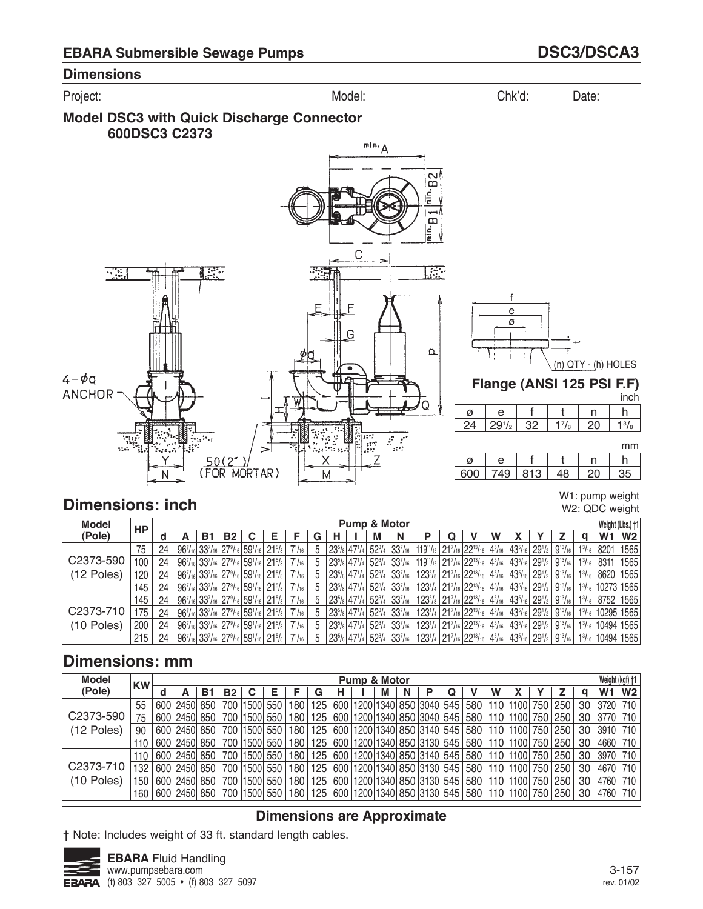## EBARA Submersible Sewage Pumps

## DSC3/DSCA3

### Dimensions

Project: Model: Chk'd: Date:

### Model DSC3 with Quick Discharge Connector 600DSC3 C2373

4 – ϕq ANCHOR

50(2") (FOR MORTAR)

### Flange (ANSI 125 PSI F.F)

(n) QTY - (h) HOLES

inch

| ø | e | f | t | n | h |
|---|---|---|---|---|---|
| 24 | 29 1/2 | 32 | 1 7/8 | 20 | 1 3/8 |

mm

| ø | e | f | t | n | h |
|---|---|---|---|---|---|
| 600 | 749 | 813 | 48 | 20 | 35 |

## Dimensions: inch

W1: pump weight
W2: QDC weight

| Model (Pole) | HP | Pump & Motor | | | | | | | | | | | | | | | | | | | | | Weight (Lbs.) †1 | |
|---|---|---|---|---|---|---|---|---|---|---|---|---|---|---|---|---|---|---|---|---|---|---|---|---|
| | | d | A | B1 | B2 | C | E | F | G | H | I | M | N | P | Q | V | W | X | Y | Z | q | | W1 | W2 |
| C2373-590 (12 Poles) | 75 | 24 | 96 7/16 | 33 7/16 | 27 9/16 | 59 1/16 | 21 5/8 | 7 1/16 | 5 | 23 5/8 | 47 1/4 | 52 3/4 | 33 7/16 | 119 11/16 | 21 7/16 | 22 13/16 | 4 5/16 | 43 5/16 | 29 1/2 | 9 13/16 | 1 3/16 | | 8201 | 1565 |
| | 100 | 24 | 96 7/16 | 33 7/16 | 27 9/16 | 59 1/16 | 21 5/8 | 7 1/16 | 5 | 23 5/8 | 47 1/4 | 52 3/4 | 33 7/16 | 119 11/16 | 21 7/16 | 22 13/16 | 4 5/16 | 43 5/16 | 29 1/2 | 9 13/16 | 1 3/16 | | 8311 | 1565 |
| | 120 | 24 | 96 7/16 | 33 7/16 | 27 9/16 | 59 1/16 | 21 5/8 | 7 1/16 | 5 | 23 5/8 | 47 1/4 | 52 3/4 | 33 7/16 | 123 5/8 | 21 7/16 | 22 13/16 | 4 5/16 | 43 5/16 | 29 1/2 | 9 13/16 | 1 3/16 | | 8620 | 1565 |
| | 145 | 24 | 96 7/16 | 33 7/16 | 27 9/16 | 59 1/16 | 21 5/8 | 7 1/16 | 5 | 23 5/8 | 47 1/4 | 52 3/4 | 33 7/16 | 123 1/4 | 21 7/16 | 22 13/16 | 4 5/16 | 43 5/16 | 29 1/2 | 9 13/16 | 1 3/16 | | 10273 | 1565 |
| C2373-710 (10 Poles) | 145 | 24 | 96 7/16 | 33 7/16 | 27 9/16 | 59 1/16 | 21 5/8 | 7 1/16 | 5 | 23 5/8 | 47 1/4 | 52 3/4 | 33 7/16 | 123 5/8 | 21 7/16 | 22 13/16 | 4 5/16 | 43 5/16 | 29 1/2 | 9 13/16 | 1 3/16 | | 8752 | 1565 |
| | 175 | 24 | 96 7/16 | 33 7/16 | 27 9/16 | 59 1/16 | 21 5/8 | 7 1/16 | 5 | 23 5/8 | 47 1/4 | 52 3/4 | 33 7/16 | 123 1/4 | 21 7/16 | 22 13/16 | 4 5/16 | 43 5/16 | 29 1/2 | 9 13/16 | 1 3/16 | | 10295 | 1565 |
| | 200 | 24 | 96 7/16 | 33 7/16 | 27 9/16 | 59 1/16 | 21 5/8 | 7 1/16 | 5 | 23 5/8 | 47 1/4 | 52 3/4 | 33 7/16 | 123 1/4 | 21 7/16 | 22 13/16 | 4 5/16 | 43 5/16 | 29 1/2 | 9 13/16 | 1 3/16 | | 10494 | 1565 |
| | 215 | 24 | 96 7/16 | 33 7/16 | 27 9/16 | 59 1/16 | 21 5/8 | 7 1/16 | 5 | 23 5/8 | 47 1/4 | 52 3/4 | 33 7/16 | 123 1/4 | 21 7/16 | 22 13/16 | 4 5/16 | 43 5/16 | 29 1/2 | 9 13/16 | 1 3/16 | | 10494 | 1565 |

## Dimensions: mm

| Model (Pole) | KW | Pump & Motor | | | | | | | | | | | | | | | | | | | | | Weight (kgf) †1 | |
|---|---|---|---|---|---|---|---|---|---|---|---|---|---|---|---|---|---|---|---|---|---|---|---|---|
| | | d | A | B1 | B2 | C | E | F | G | H | I | M | N | P | Q | V | W | X | Y | Z | q | | W1 | W2 |
| C2373-590 (12 Poles) | 55 | 600 | 2450 | 850 | 700 | 1500 | 550 | 180 | 125 | 600 | 1200 | 1340 | 850 | 3040 | 545 | 580 | 110 | 1100 | 750 | 250 | 30 | | 3720 | 710 |
| | 75 | 600 | 2450 | 850 | 700 | 1500 | 550 | 180 | 125 | 600 | 1200 | 1340 | 850 | 3040 | 545 | 580 | 110 | 1100 | 750 | 250 | 30 | | 3770 | 710 |
| | 90 | 600 | 2450 | 850 | 700 | 1500 | 550 | 180 | 125 | 600 | 1200 | 1340 | 850 | 3140 | 545 | 580 | 110 | 1100 | 750 | 250 | 30 | | 3910 | 710 |
| | 110 | 600 | 2450 | 850 | 700 | 1500 | 550 | 180 | 125 | 600 | 1200 | 1340 | 850 | 3130 | 545 | 580 | 110 | 1100 | 750 | 250 | 30 | | 4660 | 710 |
| C2373-710 (10 Poles) | 110 | 600 | 2450 | 850 | 700 | 1500 | 550 | 180 | 125 | 600 | 1200 | 1340 | 850 | 3140 | 545 | 580 | 110 | 1100 | 750 | 250 | 30 | | 3970 | 710 |
| | 132 | 600 | 2450 | 850 | 700 | 1500 | 550 | 180 | 125 | 600 | 1200 | 1340 | 850 | 3130 | 545 | 580 | 110 | 1100 | 750 | 250 | 30 | | 4670 | 710 |
| | 150 | 600 | 2450 | 850 | 700 | 1500 | 550 | 180 | 125 | 600 | 1200 | 1340 | 850 | 3130 | 545 | 580 | 110 | 1100 | 750 | 250 | 30 | | 4760 | 710 |
| | 160 | 600 | 2450 | 850 | 700 | 1500 | 550 | 180 | 125 | 600 | 1200 | 1340 | 850 | 3130 | 545 | 580 | 110 | 1100 | 750 | 250 | 30 | | 4760 | 710 |

**Dimensions are Approximate**

† Note: Includes weight of 33 ft. standard length cables.

**EBARA** Fluid Handling
www.pumpsebara.com
(t) 803 327 5005 • (f) 803 327 5097

rev. 01/02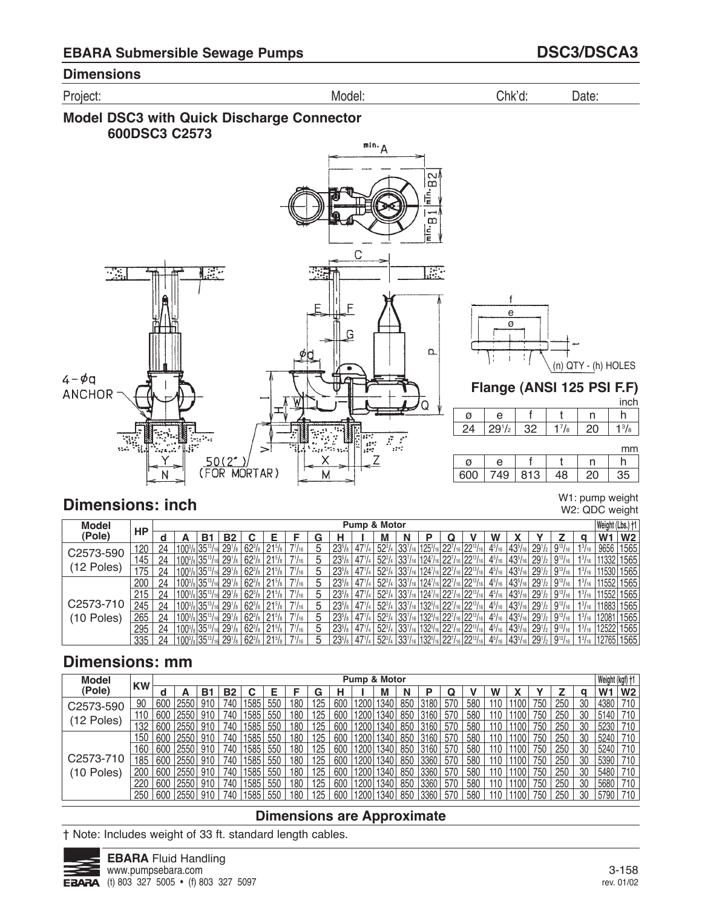## EBARA Submersible Sewage Pumps

## DSC3/DSCA3

### Dimensions

Project: Model: Chk'd: Date:

### Model DSC3 with Quick Discharge Connector 600DSC3 C2573

4 – ϕq ANCHOR

50(2") (FOR MORTAR)

#### Flange (ANSI 125 PSI F.F)

(n) QTY - (h) HOLES

inch

| ø | e | f | t | n | h |
|---|---|---|---|---|---|
| 24 | 29 1/2 | 32 | 1 7/8 | 20 | 1 3/8 |

mm

| ø | e | f | t | n | h |
|---|---|---|---|---|---|
| 600 | 749 | 813 | 48 | 20 | 35 |

W1: pump weight
W2: QDC weight

## Dimensions: inch

| Model (Pole) | HP | Pump & Motor | | | | | | | | | | | | | | | | | | | | Weight (Lbs.) †1 | |
|---|---|---|---|---|---|---|---|---|---|---|---|---|---|---|---|---|---|---|---|---|---|---|---|
| | | d | A | B1 | B2 | C | E | F | G | H | I | M | N | P | Q | V | W | X | Y | Z | q | W1 | W2 |
| C2573-590 (12 Poles) | 120 | 24 | 100 3/8 | 35 13/16 | 29 1/8 | 62 3/8 | 21 5/8 | 7 1/16 | 5 | 23 5/8 | 47 1/4 | 52 3/4 | 33 7/16 | 125 3/16 | 22 7/16 | 22 13/16 | 4 5/16 | 43 5/16 | 29 1/2 | 9 13/16 | 1 3/16 | 9656 | 1565 |
| | 145 | 24 | 100 3/8 | 35 13/16 | 29 1/8 | 62 3/8 | 21 5/8 | 7 1/16 | 5 | 23 5/8 | 47 1/4 | 52 3/4 | 33 7/16 | 124 7/16 | 22 7/16 | 22 13/16 | 4 5/16 | 43 5/16 | 29 1/2 | 9 13/16 | 1 3/16 | 11332 | 1565 |
| | 175 | 24 | 100 3/8 | 35 13/16 | 29 1/8 | 62 3/8 | 21 5/8 | 7 1/16 | 5 | 23 5/8 | 47 1/4 | 52 3/4 | 33 7/16 | 124 7/16 | 22 7/16 | 22 13/16 | 4 5/16 | 43 5/16 | 29 1/2 | 9 13/16 | 1 3/16 | 11530 | 1565 |
| C2573-710 (10 Poles) | 200 | 24 | 100 3/8 | 35 13/16 | 29 1/8 | 62 3/8 | 21 5/8 | 7 1/16 | 5 | 23 5/8 | 47 1/4 | 52 3/4 | 33 7/16 | 124 7/16 | 22 7/16 | 22 13/16 | 4 5/16 | 43 5/16 | 29 1/2 | 9 13/16 | 1 3/16 | 11552 | 1565 |
| | 215 | 24 | 100 3/8 | 35 13/16 | 29 1/8 | 62 3/8 | 21 5/8 | 7 1/16 | 5 | 23 5/8 | 47 1/4 | 52 3/4 | 33 7/16 | 124 7/16 | 22 7/16 | 22 13/16 | 4 5/16 | 43 5/16 | 29 1/2 | 9 13/16 | 1 3/16 | 11552 | 1565 |
| | 245 | 24 | 100 3/8 | 35 13/16 | 29 1/8 | 62 3/8 | 21 5/8 | 7 1/16 | 5 | 23 5/8 | 47 1/4 | 52 3/4 | 33 7/16 | 132 5/16 | 22 7/16 | 22 13/16 | 4 5/16 | 43 5/16 | 29 1/2 | 9 13/16 | 1 3/16 | 11883 | 1565 |
| | 265 | 24 | 100 3/8 | 35 13/16 | 29 1/8 | 62 3/8 | 21 5/8 | 7 1/16 | 5 | 23 5/8 | 47 1/4 | 52 3/4 | 33 7/16 | 132 5/16 | 22 7/16 | 22 13/16 | 4 5/16 | 43 5/16 | 29 1/2 | 9 13/16 | 1 3/16 | 12081 | 1565 |
| | 295 | 24 | 100 3/8 | 35 13/16 | 29 1/8 | 62 3/8 | 21 5/8 | 7 1/16 | 5 | 23 5/8 | 47 1/4 | 52 3/4 | 33 7/16 | 132 5/16 | 22 7/16 | 22 13/16 | 4 5/16 | 43 5/16 | 29 1/2 | 9 13/16 | 1 3/16 | 12522 | 1565 |
| | 335 | 24 | 100 3/8 | 35 13/16 | 29 1/8 | 62 3/8 | 21 5/8 | 7 1/16 | 5 | 23 5/8 | 47 1/4 | 52 3/4 | 33 7/16 | 132 5/16 | 22 7/16 | 22 13/16 | 4 5/16 | 43 5/16 | 29 1/2 | 9 13/16 | 1 3/16 | 12765 | 1565 |

## Dimensions: mm

| Model (Pole) | KW | Pump & Motor | | | | | | | | | | | | | | | | | | | | Weight (kgf) †1 | |
|---|---|---|---|---|---|---|---|---|---|---|---|---|---|---|---|---|---|---|---|---|---|---|---|
| | | d | A | B1 | B2 | C | E | F | G | H | I | M | N | P | Q | V | W | X | Y | Z | q | W1 | W2 |
| C2573-590 (12 Poles) | 90 | 600 | 2550 | 910 | 740 | 1585 | 550 | 180 | 125 | 600 | 1200 | 1340 | 850 | 3180 | 570 | 580 | 110 | 1100 | 750 | 250 | 30 | 4380 | 710 |
| | 110 | 600 | 2550 | 910 | 740 | 1585 | 550 | 180 | 125 | 600 | 1200 | 1340 | 850 | 3160 | 570 | 580 | 110 | 1100 | 750 | 250 | 30 | 5140 | 710 |
| | 132 | 600 | 2550 | 910 | 740 | 1585 | 550 | 180 | 125 | 600 | 1200 | 1340 | 850 | 3160 | 570 | 580 | 110 | 1100 | 750 | 250 | 30 | 5230 | 710 |
| C2573-710 (10 Poles) | 150 | 600 | 2550 | 910 | 740 | 1585 | 550 | 180 | 125 | 600 | 1200 | 1340 | 850 | 3160 | 570 | 580 | 110 | 1100 | 750 | 250 | 30 | 5240 | 710 |
| | 160 | 600 | 2550 | 910 | 740 | 1585 | 550 | 180 | 125 | 600 | 1200 | 1340 | 850 | 3160 | 570 | 580 | 110 | 1100 | 750 | 250 | 30 | 5240 | 710 |
| | 185 | 600 | 2550 | 910 | 740 | 1585 | 550 | 180 | 125 | 600 | 1200 | 1340 | 850 | 3360 | 570 | 580 | 110 | 1100 | 750 | 250 | 30 | 5390 | 710 |
| | 200 | 600 | 2550 | 910 | 740 | 1585 | 550 | 180 | 125 | 600 | 1200 | 1340 | 850 | 3360 | 570 | 580 | 110 | 1100 | 750 | 250 | 30 | 5480 | 710 |
| | 220 | 600 | 2550 | 910 | 740 | 1585 | 550 | 180 | 125 | 600 | 1200 | 1340 | 850 | 3360 | 570 | 580 | 110 | 1100 | 750 | 250 | 30 | 5680 | 710 |
| | 250 | 600 | 2550 | 910 | 740 | 1585 | 550 | 180 | 125 | 600 | 1200 | 1340 | 850 | 3360 | 570 | 580 | 110 | 1100 | 750 | 250 | 30 | 5790 | 710 |

**Dimensions are Approximate**

† Note: Includes weight of 33 ft. standard length cables.

**EBARA** Fluid Handling
www.pumpsebara.com
(t) 803 327 5005 • (f) 803 327 5097

rev. 01/02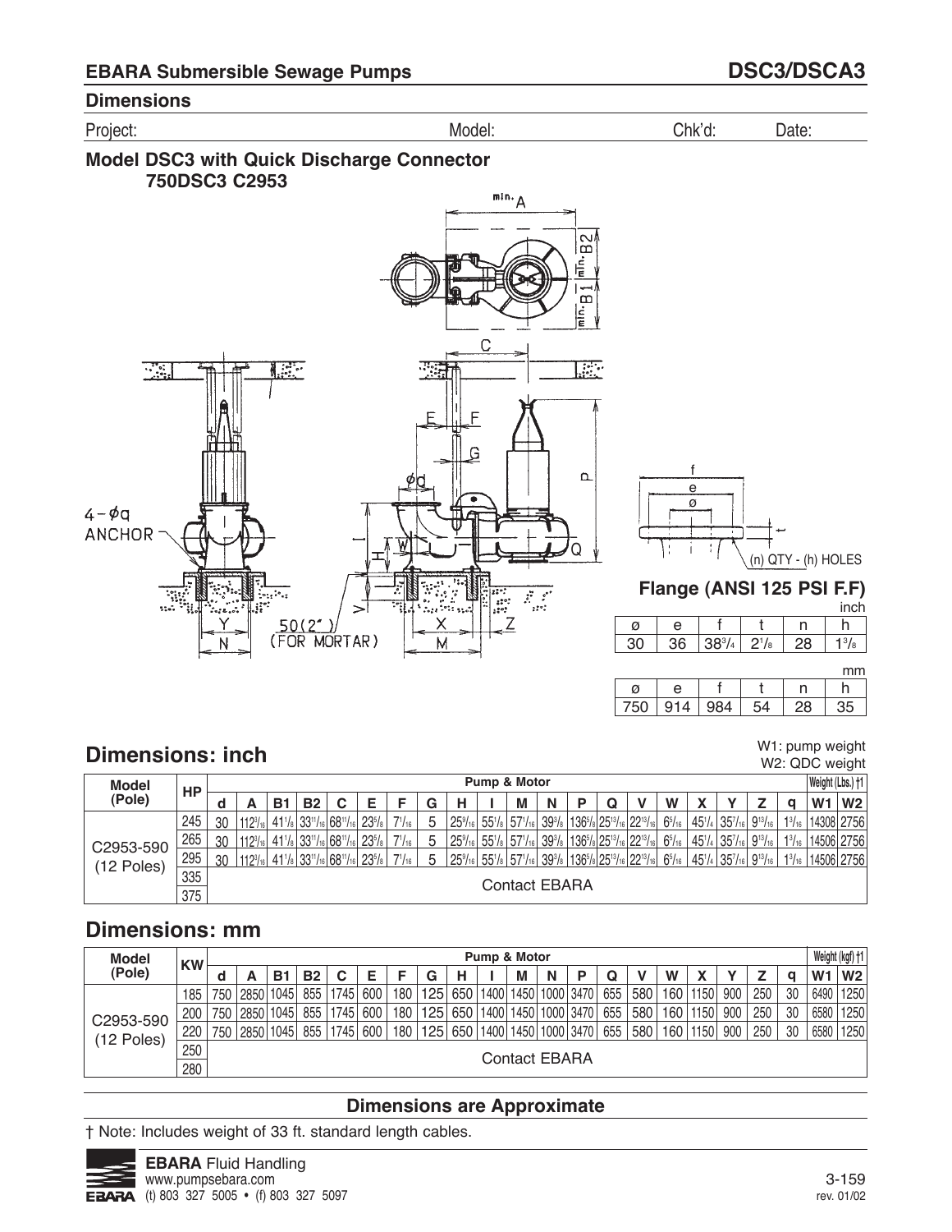## EBARA Submersible Sewage Pumps — DSC3/DSCA3

### Dimensions

Project: Model: Chk'd: Date:

### Model DSC3 with Quick Discharge Connector
### 750DSC3 C2953

4-φq ANCHOR

50(2") (FOR MORTAR)

**Flange (ANSI 125 PSI F.F)**

(n) QTY - (h) HOLES

inch

| ø | e | f | t | n | h |
|---|---|---|---|---|---|
| 30 | 36 | 38 3/4 | 2 1/8 | 28 | 1 3/8 |

mm

| ø | e | f | t | n | h |
|---|---|---|---|---|---|
| 750 | 914 | 984 | 54 | 28 | 35 |

## Dimensions: inch

W1: pump weight
W2: QDC weight

| Model (Pole) | HP | d | A | B1 | B2 | C | E | F | G | H | I | M | N | P | Q | V | W | X | Y | Z | q | W1 | W2 |
|---|---|---|---|---|---|---|---|---|---|---|---|---|---|---|---|---|---|---|---|---|---|---|---|
| | | Pump & Motor | | | | | | | | | | | | | | | | | | | | Weight (Lbs.) †1 | |
| C2953-590 (12 Poles) | 245 | 30 | 112 3/16 | 41 1/8 | 33 11/16 | 68 11/16 | 23 5/8 | 7 1/16 | 5 | 25 9/16 | 55 1/8 | 57 1/16 | 39 3/8 | 136 5/8 | 25 13/16 | 22 13/16 | 6 5/16 | 45 1/4 | 35 7/16 | 9 13/16 | 1 3/16 | 14308 | 2756 |
| | 265 | 30 | 112 3/16 | 41 1/8 | 33 11/16 | 68 11/16 | 23 5/8 | 7 1/16 | 5 | 25 9/16 | 55 1/8 | 57 1/16 | 39 3/8 | 136 5/8 | 25 13/16 | 22 13/16 | 6 5/16 | 45 1/4 | 35 7/16 | 9 13/16 | 1 3/16 | 14506 | 2756 |
| | 295 | 30 | 112 3/16 | 41 1/8 | 33 11/16 | 68 11/16 | 23 5/8 | 7 1/16 | 5 | 25 9/16 | 55 1/8 | 57 1/16 | 39 3/8 | 136 5/8 | 25 13/16 | 22 13/16 | 6 5/16 | 45 1/4 | 35 7/16 | 9 13/16 | 1 3/16 | 14506 | 2756 |
| | 335 | Contact EBARA | | | | | | | | | | | | | | | | | | | | | |
| | 375 | | | | | | | | | | | | | | | | | | | | | | |

## Dimensions: mm

| Model (Pole) | KW | d | A | B1 | B2 | C | E | F | G | H | I | M | N | P | Q | V | W | X | Y | Z | q | W1 | W2 |
|---|---|---|---|---|---|---|---|---|---|---|---|---|---|---|---|---|---|---|---|---|---|---|---|
| | | Pump & Motor | | | | | | | | | | | | | | | | | | | | Weight (kgf) †1 | |
| C2953-590 (12 Poles) | 185 | 750 | 2850 | 1045 | 855 | 1745 | 600 | 180 | 125 | 650 | 1400 | 1450 | 1000 | 3470 | 655 | 580 | 160 | 1150 | 900 | 250 | 30 | 6490 | 1250 |
| | 200 | 750 | 2850 | 1045 | 855 | 1745 | 600 | 180 | 125 | 650 | 1400 | 1450 | 1000 | 3470 | 655 | 580 | 160 | 1150 | 900 | 250 | 30 | 6580 | 1250 |
| | 220 | 750 | 2850 | 1045 | 855 | 1745 | 600 | 180 | 125 | 650 | 1400 | 1450 | 1000 | 3470 | 655 | 580 | 160 | 1150 | 900 | 250 | 30 | 6580 | 1250 |
| | 250 | Contact EBARA | | | | | | | | | | | | | | | | | | | | | |
| | 280 | | | | | | | | | | | | | | | | | | | | | | |

**Dimensions are Approximate**

† Note: Includes weight of 33 ft. standard length cables.

**EBARA** Fluid Handling
www.pumpsebara.com
(t) 803 327 5005 • (f) 803 327 5097

rev. 01/02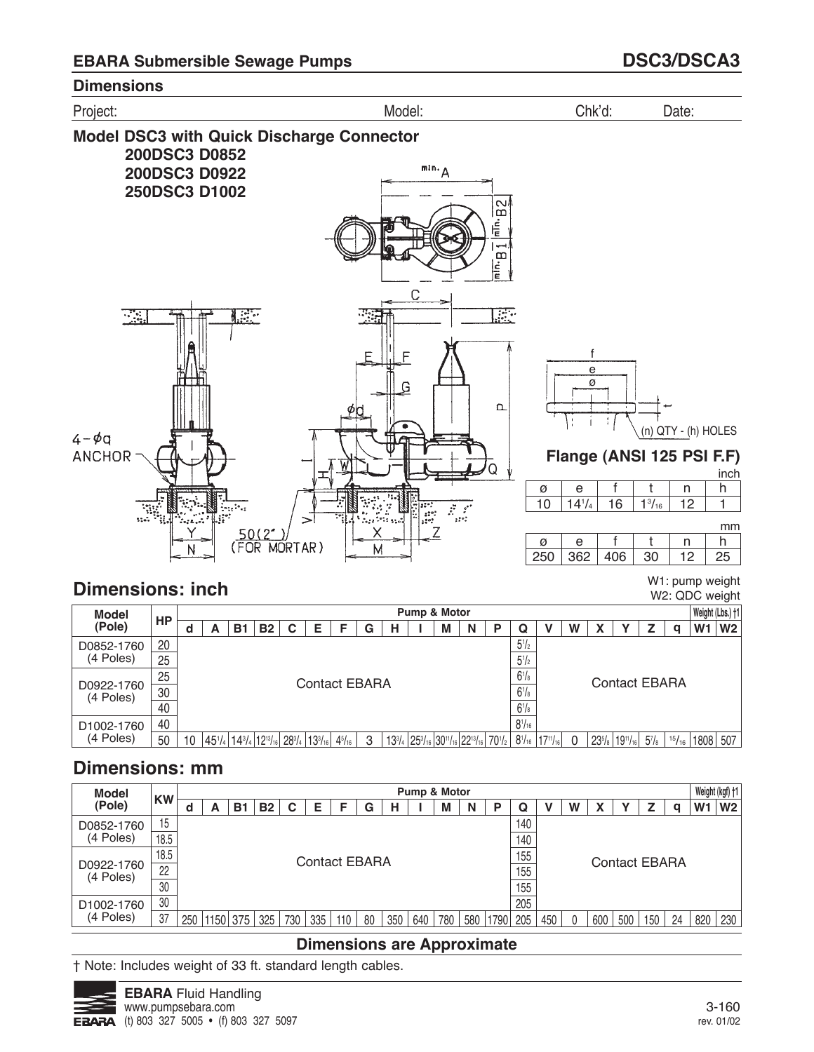## EBARA Submersible Sewage Pumps

## DSC3/DSCA3

### Dimensions

Project: Model: Chk'd: Date:

### Model DSC3 with Quick Discharge Connector

**200DSC3 D0852**
**200DSC3 D0922**
**250DSC3 D1002**

4 – ø q ANCHOR

50(2") (FOR MORTAR)

(n) QTY - (h) HOLES

### Flange (ANSI 125 PSI F.F)

inch

| ø | e | f | t | n | h |
|---|---|---|---|---|---|
| 10 | 14 1/4 | 16 | 1 3/16 | 12 | 1 |

mm

| ø | e | f | t | n | h |
|---|---|---|---|---|---|
| 250 | 362 | 406 | 30 | 12 | 25 |

## Dimensions: inch

W1: pump weight
W2: QDC weight

| Model (Pole) | HP | Pump & Motor | | | | | | | | | | | | | | | | | | | | Weight (Lbs.) †1 | |
|---|---|---|---|---|---|---|---|---|---|---|---|---|---|---|---|---|---|---|---|---|---|---|---|
| | | d | A | B1 | B2 | C | E | F | G | H | I | M | N | P | Q | V | W | X | Y | Z | q | W1 | W2 |
| D0852-1760 (4 Poles) | 20 | Contact EBARA | | | | | | | | | | | | | 5 1/2 | Contact EBARA | | | | | | | |
| | 25 | | | | | | | | | | | | | | 5 1/2 | | | | | | | | |
| D0922-1760 (4 Poles) | 25 | | | | | | | | | | | | | | 6 1/8 | | | | | | | | |
| | 30 | | | | | | | | | | | | | | 6 1/8 | | | | | | | | |
| | 40 | | | | | | | | | | | | | | 6 1/8 | | | | | | | | |
| D1002-1760 (4 Poles) | 40 | | | | | | | | | | | | | | 8 1/16 | | | | | | | | |
| | 50 | 10 | 45 1/4 | 14 3/4 | 12 13/16 | 28 3/4 | 13 3/16 | 4 5/16 | 3 | 13 3/4 | 25 3/16 | 30 11/16 | 22 13/16 | 70 1/2 | 8 1/16 | 17 11/16 | 0 | 23 5/8 | 19 11/16 | 5 7/8 | 15/16 | 1808 | 507 |

## Dimensions: mm

| Model (Pole) | KW | Pump & Motor | | | | | | | | | | | | | | | | | | | | Weight (kgf) †1 | |
|---|---|---|---|---|---|---|---|---|---|---|---|---|---|---|---|---|---|---|---|---|---|---|---|
| | | d | A | B1 | B2 | C | E | F | G | H | I | M | N | P | Q | V | W | X | Y | Z | q | W1 | W2 |
| D0852-1760 (4 Poles) | 15 | Contact EBARA | | | | | | | | | | | | | 140 | Contact EBARA | | | | | | | |
| | 18.5 | | | | | | | | | | | | | | 140 | | | | | | | | |
| D0922-1760 (4 Poles) | 18.5 | | | | | | | | | | | | | | 155 | | | | | | | | |
| | 22 | | | | | | | | | | | | | | 155 | | | | | | | | |
| | 30 | | | | | | | | | | | | | | 155 | | | | | | | | |
| D1002-1760 (4 Poles) | 30 | | | | | | | | | | | | | | 205 | | | | | | | | |
| | 37 | 250 | 1150 | 375 | 325 | 730 | 335 | 110 | 80 | 350 | 640 | 780 | 580 | 1790 | 205 | 450 | 0 | 600 | 500 | 150 | 24 | 820 | 230 |

**Dimensions are Approximate**

† Note: Includes weight of 33 ft. standard length cables.

**EBARA** Fluid Handling
www.pumpsebara.com
(t) 803 327 5005 • (f) 803 327 5097

rev. 01/02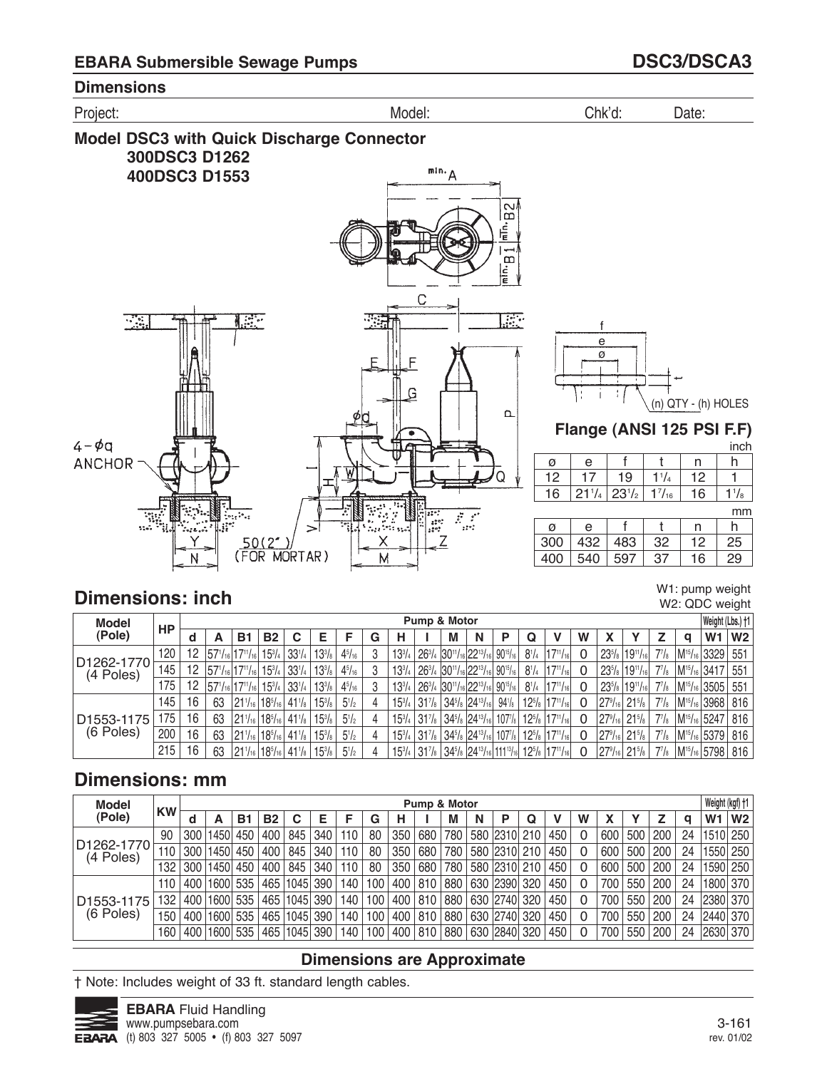## EBARA Submersible Sewage Pumps — DSC3/DSCA3

### Dimensions

Project: Model: Chk'd: Date:

**Model DSC3 with Quick Discharge Connector**
**300DSC3 D1262**
**400DSC3 D1553**

4 – ø q ANCHOR

50(2") (FOR MORTAR)

### Flange (ANSI 125 PSI F.F)

(n) QTY - (h) HOLES

inch

| ø | e | f | t | n | h |
|---|---|---|---|---|---|
| 12 | 17 | 19 | 1 1/4 | 12 | 1 |
| 16 | 21 1/4 | 23 1/2 | 1 7/16 | 16 | 1 1/8 |

mm

| ø | e | f | t | n | h |
|---|---|---|---|---|---|
| 300 | 432 | 483 | 32 | 12 | 25 |
| 400 | 540 | 597 | 37 | 16 | 29 |

## Dimensions: inch

W1: pump weight
W2: QDC weight

| Model (Pole) | HP | Pump & Motor | | | | | | | | | | | | | | | | | | | | Weight (Lbs.) †1 | |
|---|---|---|---|---|---|---|---|---|---|---|---|---|---|---|---|---|---|---|---|---|---|---|---|
| | | d | A | B1 | B2 | C | E | F | G | H | I | M | N | P | Q | V | W | X | Y | Z | q | W1 | W2 |
| D1262-1770 (4 Poles) | 120 | 12 | 57 1/16 | 17 11/16 | 15 3/4 | 33 1/4 | 13 3/8 | 4 5/16 | 3 | 13 3/4 | 26 3/4 | 30 11/16 | 22 13/16 | 90 15/16 | 8 1/4 | 17 11/16 | 0 | 23 5/8 | 19 11/16 | 7 7/8 | M 15/16 | 3329 | 551 |
| | 145 | 12 | 57 1/16 | 17 11/16 | 15 3/4 | 33 1/4 | 13 3/8 | 4 5/16 | 3 | 13 3/4 | 26 3/4 | 30 11/16 | 22 13/16 | 90 15/16 | 8 1/4 | 17 11/16 | 0 | 23 5/8 | 19 11/16 | 7 7/8 | M 15/16 | 3417 | 551 |
| | 175 | 12 | 57 1/16 | 17 11/16 | 15 3/4 | 33 1/4 | 13 3/8 | 4 5/16 | 3 | 13 3/4 | 26 3/4 | 30 11/16 | 22 13/16 | 90 15/16 | 8 1/4 | 17 11/16 | 0 | 23 5/8 | 19 11/16 | 7 7/8 | M 15/16 | 3505 | 551 |
| D1553-1175 (6 Poles) | 145 | 16 | 63 | 21 1/16 | 18 5/16 | 41 1/8 | 15 3/8 | 5 1/2 | 4 | 15 3/4 | 31 7/8 | 34 5/8 | 24 13/16 | 94 1/8 | 12 5/8 | 17 11/16 | 0 | 27 9/16 | 21 5/8 | 7 7/8 | M 15/16 | 3968 | 816 |
| | 175 | 16 | 63 | 21 1/16 | 18 5/16 | 41 1/8 | 15 3/8 | 5 1/2 | 4 | 15 3/4 | 31 7/8 | 34 5/8 | 24 13/16 | 107 7/8 | 12 5/8 | 17 11/16 | 0 | 27 9/16 | 21 5/8 | 7 7/8 | M 15/16 | 5247 | 816 |
| | 200 | 16 | 63 | 21 1/16 | 18 5/16 | 41 1/8 | 15 3/8 | 5 1/2 | 4 | 15 3/4 | 31 7/8 | 34 5/8 | 24 13/16 | 107 7/8 | 12 5/8 | 17 11/16 | 0 | 27 9/16 | 21 5/8 | 7 7/8 | M 15/16 | 5379 | 816 |
| | 215 | 16 | 63 | 21 1/16 | 18 5/16 | 41 1/8 | 15 3/8 | 5 1/2 | 4 | 15 3/4 | 31 7/8 | 34 5/8 | 24 13/16 | 111 13/16 | 12 5/8 | 17 11/16 | 0 | 27 9/16 | 21 5/8 | 7 7/8 | M 15/16 | 5798 | 816 |

## Dimensions: mm

| Model (Pole) | KW | Pump & Motor | | | | | | | | | | | | | | | | | | | | Weight (kgf) †1 | |
|---|---|---|---|---|---|---|---|---|---|---|---|---|---|---|---|---|---|---|---|---|---|---|---|
| | | d | A | B1 | B2 | C | E | F | G | H | I | M | N | P | Q | V | W | X | Y | Z | q | W1 | W2 |
| D1262-1770 (4 Poles) | 90 | 300 | 1450 | 450 | 400 | 845 | 340 | 110 | 80 | 350 | 680 | 780 | 580 | 2310 | 210 | 450 | 0 | 600 | 500 | 200 | 24 | 1510 | 250 |
| | 110 | 300 | 1450 | 450 | 400 | 845 | 340 | 110 | 80 | 350 | 680 | 780 | 580 | 2310 | 210 | 450 | 0 | 600 | 500 | 200 | 24 | 1550 | 250 |
| | 132 | 300 | 1450 | 450 | 400 | 845 | 340 | 110 | 80 | 350 | 680 | 780 | 580 | 2310 | 210 | 450 | 0 | 600 | 500 | 200 | 24 | 1590 | 250 |
| D1553-1175 (6 Poles) | 110 | 400 | 1600 | 535 | 465 | 1045 | 390 | 140 | 100 | 400 | 810 | 880 | 630 | 2390 | 320 | 450 | 0 | 700 | 550 | 200 | 24 | 1800 | 370 |
| | 132 | 400 | 1600 | 535 | 465 | 1045 | 390 | 140 | 100 | 400 | 810 | 880 | 630 | 2740 | 320 | 450 | 0 | 700 | 550 | 200 | 24 | 2380 | 370 |
| | 150 | 400 | 1600 | 535 | 465 | 1045 | 390 | 140 | 100 | 400 | 810 | 880 | 630 | 2740 | 320 | 450 | 0 | 700 | 550 | 200 | 24 | 2440 | 370 |
| | 160 | 400 | 1600 | 535 | 465 | 1045 | 390 | 140 | 100 | 400 | 810 | 880 | 630 | 2840 | 320 | 450 | 0 | 700 | 550 | 200 | 24 | 2630 | 370 |

**Dimensions are Approximate**

† Note: Includes weight of 33 ft. standard length cables.

**EBARA** Fluid Handling
www.pumpsebara.com
(t) 803 327 5005 • (f) 803 327 5097

rev. 01/02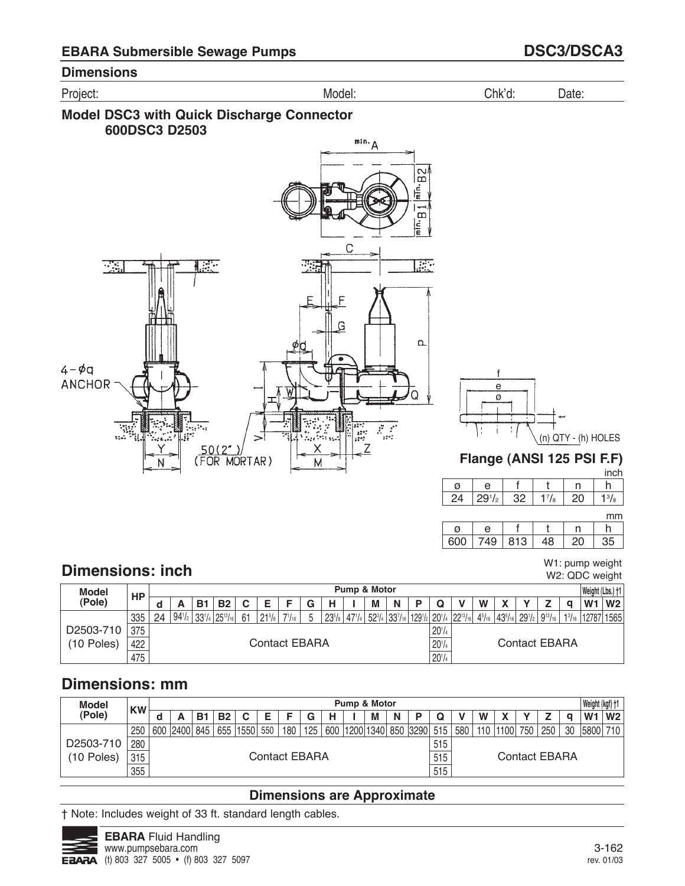## EBARA Submersible Sewage Pumps

## DSC3/DSCA3

### Dimensions

Project: Model: Chk'd: Date:

### Model DSC3 with Quick Discharge Connector 600DSC3 D2503

### Flange (ANSI 125 PSI F.F)

inch

| ø | e | f | t | n | h |
|---|---|---|---|---|---|
| 24 | 29 1/2 | 32 | 1 7/8 | 20 | 1 3/8 |

mm

| ø | e | f | t | n | h |
|---|---|---|---|---|---|
| 600 | 749 | 813 | 48 | 20 | 35 |

## Dimensions: inch

W1: pump weight
W2: QDC weight

| Model (Pole) | HP | Pump & Motor | | | | | | | | | | | | | | | | | | | | Weight (Lbs.) †1 | |
|---|---|---|---|---|---|---|---|---|---|---|---|---|---|---|---|---|---|---|---|---|---|---|---|
| | | d | A | B1 | B2 | C | E | F | G | H | I | M | N | P | Q | V | W | X | Y | Z | q | W1 | W2 |
| D2503-710 (10 Poles) | 335 | 24 | 94 1/2 | 33 1/4 | 25 13/16 | 61 | 21 5/8 | 7 1/16 | 5 | 23 5/8 | 47 1/4 | 52 3/4 | 33 7/16 | 129 1/2 | 20 1/4 | 22 13/16 | 4 5/16 | 43 5/16 | 29 1/2 | 9 13/16 | 1 3/16 | 12787 | 1565 |
| | 375 | Contact EBARA | | | | | | | | | | | | | 20 1/4 | Contact EBARA | | | | | | | |
| | 422 | | | | | | | | | | | | | | 20 1/4 | | | | | | | | |
| | 475 | | | | | | | | | | | | | | 20 1/4 | | | | | | | | |

## Dimensions: mm

| Model (Pole) | KW | Pump & Motor | | | | | | | | | | | | | | | | | | | | Weight (kgf) †1 | |
|---|---|---|---|---|---|---|---|---|---|---|---|---|---|---|---|---|---|---|---|---|---|---|---|
| | | d | A | B1 | B2 | C | E | F | G | H | I | M | N | P | Q | V | W | X | Y | Z | q | W1 | W2 |
| D2503-710 (10 Poles) | 250 | 600 | 2400 | 845 | 655 | 1550 | 550 | 180 | 125 | 600 | 1200 | 1340 | 850 | 3290 | 515 | 580 | 110 | 1100 | 750 | 250 | 30 | 5800 | 710 |
| | 280 | Contact EBARA | | | | | | | | | | | | | 515 | Contact EBARA | | | | | | | |
| | 315 | | | | | | | | | | | | | | 515 | | | | | | | | |
| | 355 | | | | | | | | | | | | | | 515 | | | | | | | | |

**Dimensions are Approximate**

† Note: Includes weight of 33 ft. standard length cables.

**EBARA** Fluid Handling
www.pumpsebara.com
(t) 803 327 5005 • (f) 803 327 5097

rev. 01/03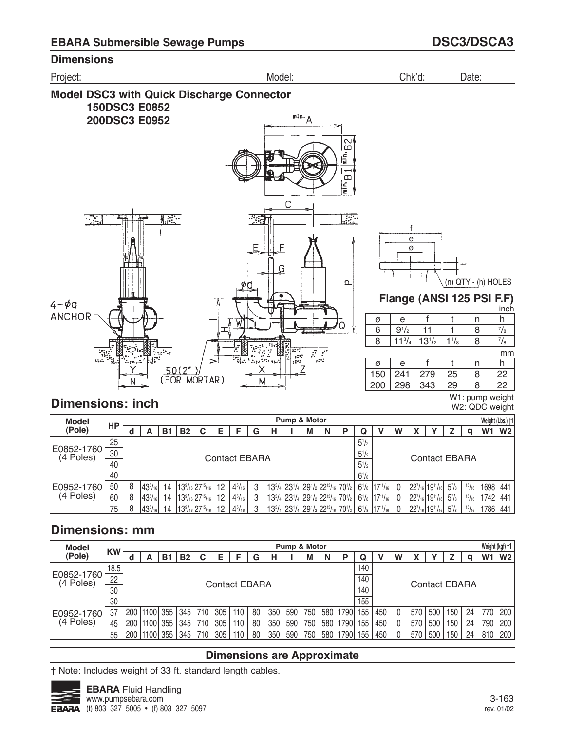## EBARA Submersible Sewage Pumps — DSC3/DSCA3

### Dimensions

Project: Model: Chk'd: Date:

**Model DSC3 with Quick Discharge Connector**
**150DSC3 E0852**
**200DSC3 E0952**

4 – øq ANCHOR

50(2") (FOR MORTAR)

(n) QTY - (h) HOLES

**Flange (ANSI 125 PSI F.F)**

inch

| ø | e | f | t | n | h |
|---|---|---|---|---|---|
| 6 | 9 1/2 | 11 | 1 | 8 | 7/8 |
| 8 | 11 3/4 | 13 1/2 | 1 1/8 | 8 | 7/8 |

mm

| ø | e | f | t | n | h |
|---|---|---|---|---|---|
| 150 | 241 | 279 | 25 | 8 | 22 |
| 200 | 298 | 343 | 29 | 8 | 22 |

W1: pump weight
W2: QDC weight

## Dimensions: inch

| Model (Pole) | HP | Pump & Motor | | | | | | | | | | | | | | | | | | | | Weight (Lbs.) †1 | |
|---|---|---|---|---|---|---|---|---|---|---|---|---|---|---|---|---|---|---|---|---|---|---|---|
| | | d | A | B1 | B2 | C | E | F | G | H | I | M | N | P | Q | V | W | X | Y | Z | q | W1 | W2 |
| E0852-1760 (4 Poles) | 25 | Contact EBARA | | | | | | | | | | | | | 5 1/2 | Contact EBARA | | | | | | | |
| | 30 | | | | | | | | | | | | | | 5 1/2 | | | | | | | | |
| | 40 | | | | | | | | | | | | | | 5 1/2 | | | | | | | | |
| E0952-1760 (4 Poles) | 40 | | | | | | | | | | | | | | 6 1/8 | | | | | | | | |
| | 50 | 8 | 43 5/16 | 14 | 13 9/16 | 27 15/16 | 12 | 4 5/16 | 3 | 13 3/4 | 23 1/4 | 29 1/2 | 22 13/16 | 70 1/2 | 6 1/8 | 17 11/16 | 0 | 22 7/16 | 19 11/16 | 5 7/8 | 15/16 | 1698 | 441 |
| | 60 | 8 | 43 5/16 | 14 | 13 9/16 | 27 15/16 | 12 | 4 5/16 | 3 | 13 3/4 | 23 1/4 | 29 1/2 | 22 13/16 | 70 1/2 | 6 1/8 | 17 11/16 | 0 | 22 7/16 | 19 11/16 | 5 7/8 | 15/16 | 1742 | 441 |
| | 75 | 8 | 43 5/16 | 14 | 13 9/16 | 27 15/16 | 12 | 4 5/16 | 3 | 13 3/4 | 23 1/4 | 29 1/2 | 22 13/16 | 70 1/2 | 6 1/8 | 17 11/16 | 0 | 22 7/16 | 19 11/16 | 5 7/8 | 15/16 | 1786 | 441 |

## Dimensions: mm

| Model (Pole) | KW | Pump & Motor | | | | | | | | | | | | | | | | | | | | Weight (kgf) †1 | |
|---|---|---|---|---|---|---|---|---|---|---|---|---|---|---|---|---|---|---|---|---|---|---|---|
| | | d | A | B1 | B2 | C | E | F | G | H | I | M | N | P | Q | V | W | X | Y | Z | q | W1 | W2 |
| E0852-1760 (4 Poles) | 18.5 | Contact EBARA | | | | | | | | | | | | | 140 | Contact EBARA | | | | | | | |
| | 22 | | | | | | | | | | | | | | 140 | | | | | | | | |
| | 30 | | | | | | | | | | | | | | 140 | | | | | | | | |
| E0952-1760 (4 Poles) | 30 | | | | | | | | | | | | | | 155 | | | | | | | | |
| | 37 | 200 | 1100 | 355 | 345 | 710 | 305 | 110 | 80 | 350 | 590 | 750 | 580 | 1790 | 155 | 450 | 0 | 570 | 500 | 150 | 24 | 770 | 200 |
| | 45 | 200 | 1100 | 355 | 345 | 710 | 305 | 110 | 80 | 350 | 590 | 750 | 580 | 1790 | 155 | 450 | 0 | 570 | 500 | 150 | 24 | 790 | 200 |
| | 55 | 200 | 1100 | 355 | 345 | 710 | 305 | 110 | 80 | 350 | 590 | 750 | 580 | 1790 | 155 | 450 | 0 | 570 | 500 | 150 | 24 | 810 | 200 |

**Dimensions are Approximate**

† Note: Includes weight of 33 ft. standard length cables.

**EBARA** Fluid Handling
www.pumpsebara.com
(t) 803 327 5005 • (f) 803 327 5097

rev. 01/02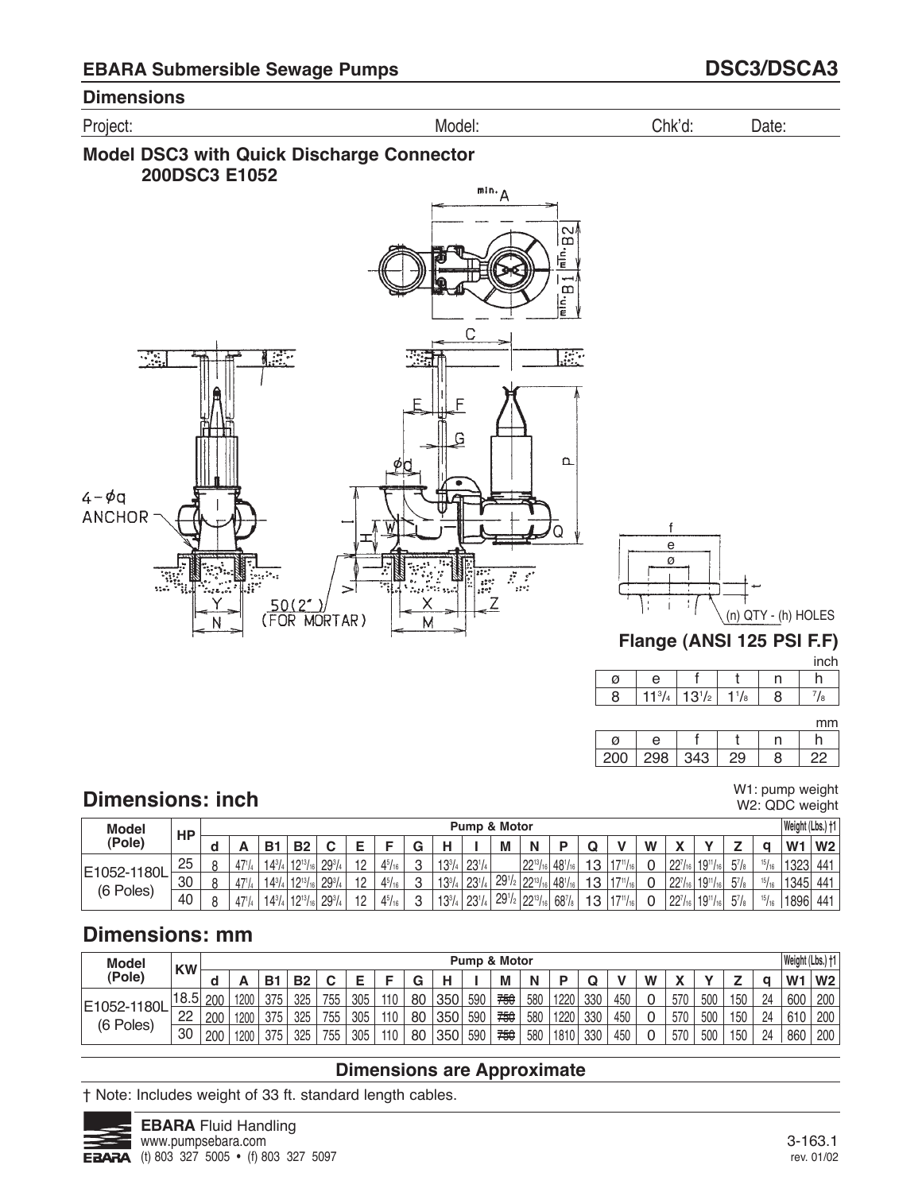## EBARA Submersible Sewage Pumps — DSC3/DSCA3

### Dimensions

Project: Model: Chk'd: Date:

### Model DSC3 with Quick Discharge Connector
### 200DSC3 E1052

### Flange (ANSI 125 PSI F.F)

inch

| ø | e | f | t | n | h |
|---|---|---|---|---|---|
| 8 | 11 3/4 | 13 1/2 | 1 1/8 | 8 | 7/8 |

mm

| ø | e | f | t | n | h |
|---|---|---|---|---|---|
| 200 | 298 | 343 | 29 | 8 | 22 |

## Dimensions: inch

W1: pump weight
W2: QDC weight

| Model (Pole) | HP | Pump & Motor | | | | | | | | | | | | | | | | | | | | Weight (Lbs.) †1 | |
|---|---|---|---|---|---|---|---|---|---|---|---|---|---|---|---|---|---|---|---|---|---|---|---|
| | | d | A | B1 | B2 | C | E | F | G | H | I | M | N | P | Q | V | W | X | Y | Z | q | W1 | W2 |
| E1052-1180L (6 Poles) | 25 | 8 | 47 1/4 | 14 3/4 | 12 13/16 | 29 3/4 | 12 | 4 5/16 | 3 | 13 3/4 | 23 1/4 | | 22 13/16 | 48 1/16 | 13 | 17 11/16 | 0 | 22 7/16 | 19 11/16 | 5 7/8 | 15/16 | 1323 | 441 |
| | 30 | 8 | 47 1/4 | 14 3/4 | 12 13/16 | 29 3/4 | 12 | 4 5/16 | 3 | 13 3/4 | 23 1/4 | 29 1/2 | 22 13/16 | 48 1/16 | 13 | 17 11/16 | 0 | 22 7/16 | 19 11/16 | 5 7/8 | 15/16 | 1345 | 441 |
| | 40 | 8 | 47 1/4 | 14 3/4 | 12 13/16 | 29 3/4 | 12 | 4 5/16 | 3 | 13 3/4 | 23 1/4 | 29 1/2 | 22 13/16 | 68 7/8 | 13 | 17 11/16 | 0 | 22 7/16 | 19 11/16 | 5 7/8 | 15/16 | 1896 | 441 |

## Dimensions: mm

| Model (Pole) | KW | Pump & Motor | | | | | | | | | | | | | | | | | | | | Weight (Lbs.) †1 | |
|---|---|---|---|---|---|---|---|---|---|---|---|---|---|---|---|---|---|---|---|---|---|---|---|
| | | d | A | B1 | B2 | C | E | F | G | H | I | M | N | P | Q | V | W | X | Y | Z | q | W1 | W2 |
| E1052-1180L (6 Poles) | 18.5 | 200 | 1200 | 375 | 325 | 755 | 305 | 110 | 80 | 350 | 590 | ~~750~~ | 580 | 1220 | 330 | 450 | 0 | 570 | 500 | 150 | 24 | 600 | 200 |
| | 22 | 200 | 1200 | 375 | 325 | 755 | 305 | 110 | 80 | 350 | 590 | ~~750~~ | 580 | 1220 | 330 | 450 | 0 | 570 | 500 | 150 | 24 | 610 | 200 |
| | 30 | 200 | 1200 | 375 | 325 | 755 | 305 | 110 | 80 | 350 | 590 | ~~750~~ | 580 | 1810 | 330 | 450 | 0 | 570 | 500 | 150 | 24 | 860 | 200 |

**Dimensions are Approximate**

† Note: Includes weight of 33 ft. standard length cables.

**EBARA** Fluid Handling
www.pumpsebara.com
(t) 803 327 5005 • (f) 803 327 5097

3-163.1
rev. 01/02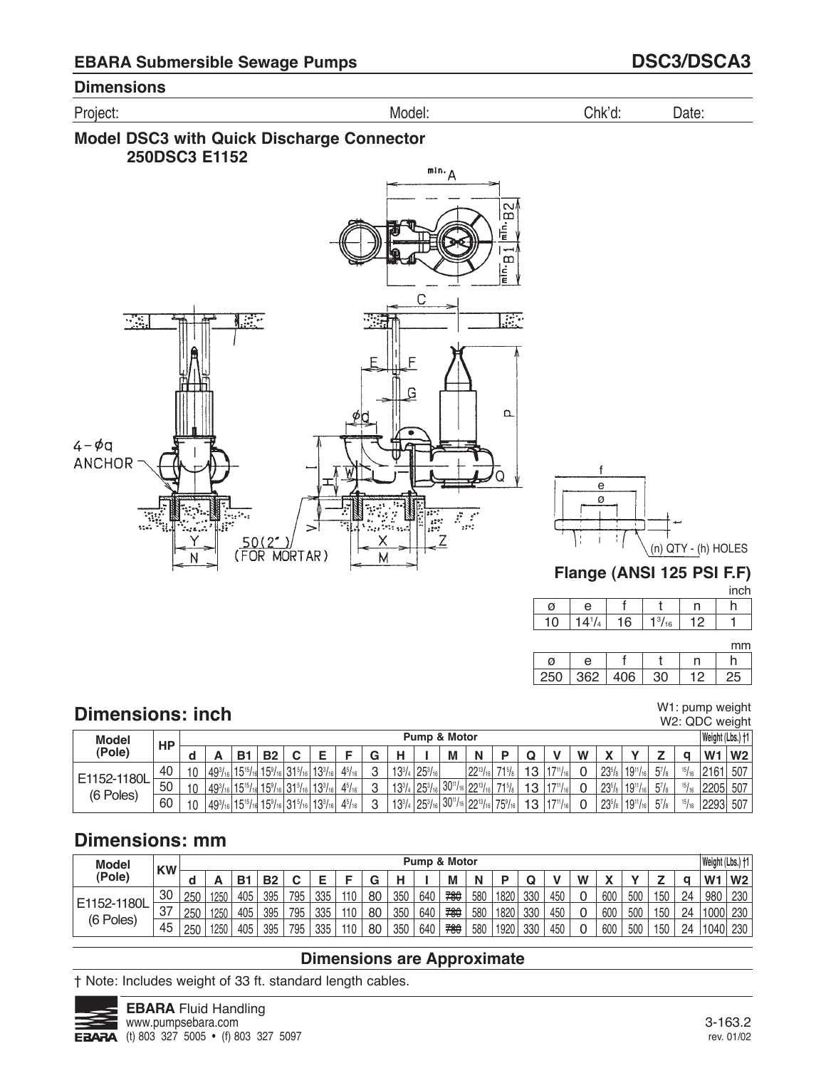## EBARA Submersible Sewage Pumps

## DSC3/DSCA3

### Dimensions

Project: Model: Chk'd: Date:

### Model DSC3 with Quick Discharge Connector
### 250DSC3 E1152

4 – øq ANCHOR

50(2") (FOR MORTAR)

(n) QTY - (h) HOLES

### Flange (ANSI 125 PSI F.F)

inch

| ø | e | f | t | n | h |
|---|---|---|---|---|---|
| 10 | 14 1/4 | 16 | 1 3/16 | 12 | 1 |

mm

| ø | e | f | t | n | h |
|---|---|---|---|---|---|
| 250 | 362 | 406 | 30 | 12 | 25 |

## Dimensions: inch

W1: pump weight
W2: QDC weight

| Model (Pole) | HP | Pump & Motor | | | | | | | | | | | | | | | | | | | | | Weight (Lbs.) †1 | |
|---|---|---|---|---|---|---|---|---|---|---|---|---|---|---|---|---|---|---|---|---|---|---|---|---|
| | | d | A | B1 | B2 | C | E | F | G | H | I | M | N | P | Q | V | W | X | Y | Z | q | | W1 | W2 |
| E1152-1180L (6 Poles) | 40 | 10 | 49 9/16 | 15 15/16 | 15 9/16 | 31 5/16 | 13 3/16 | 4 5/16 | 3 | 13 3/4 | 25 3/16 | | 22 13/16 | 71 5/8 | 13 | 17 11/16 | 0 | 23 5/8 | 19 11/16 | 5 7/8 | 15/16 | | 2161 | 507 |
| | 50 | 10 | 49 9/16 | 15 15/16 | 15 9/16 | 31 5/16 | 13 3/16 | 4 5/16 | 3 | 13 3/4 | 25 3/16 | 30 11/16 | 22 13/16 | 71 5/8 | 13 | 17 11/16 | 0 | 23 5/8 | 19 11/16 | 5 7/8 | 15/16 | | 2205 | 507 |
| | 60 | 10 | 49 9/16 | 15 15/16 | 15 9/16 | 31 5/16 | 13 3/16 | 4 5/16 | 3 | 13 3/4 | 25 3/16 | 30 11/16 | 22 13/16 | 75 9/16 | 13 | 17 11/16 | 0 | 23 5/8 | 19 11/16 | 5 7/8 | 15/16 | | 2293 | 507 |

## Dimensions: mm

| Model (Pole) | KW | Pump & Motor | | | | | | | | | | | | | | | | | | | | | Weight (Lbs.) †1 | |
|---|---|---|---|---|---|---|---|---|---|---|---|---|---|---|---|---|---|---|---|---|---|---|---|---|
| | | d | A | B1 | B2 | C | E | F | G | H | I | M | N | P | Q | V | W | X | Y | Z | q | | W1 | W2 |
| E1152-1180L (6 Poles) | 30 | 250 | 1250 | 405 | 395 | 795 | 335 | 110 | 80 | 350 | 640 | ~~780~~ | 580 | 1820 | 330 | 450 | 0 | 600 | 500 | 150 | 24 | | 980 | 230 |
| | 37 | 250 | 1250 | 405 | 395 | 795 | 335 | 110 | 80 | 350 | 640 | ~~780~~ | 580 | 1820 | 330 | 450 | 0 | 600 | 500 | 150 | 24 | | 1000 | 230 |
| | 45 | 250 | 1250 | 405 | 395 | 795 | 335 | 110 | 80 | 350 | 640 | ~~780~~ | 580 | 1920 | 330 | 450 | 0 | 600 | 500 | 150 | 24 | | 1040 | 230 |

**Dimensions are Approximate**

† Note: Includes weight of 33 ft. standard length cables.

**EBARA** Fluid Handling
www.pumpsebara.com
(t) 803 327 5005 • (f) 803 327 5097

3-163.2
rev. 01/02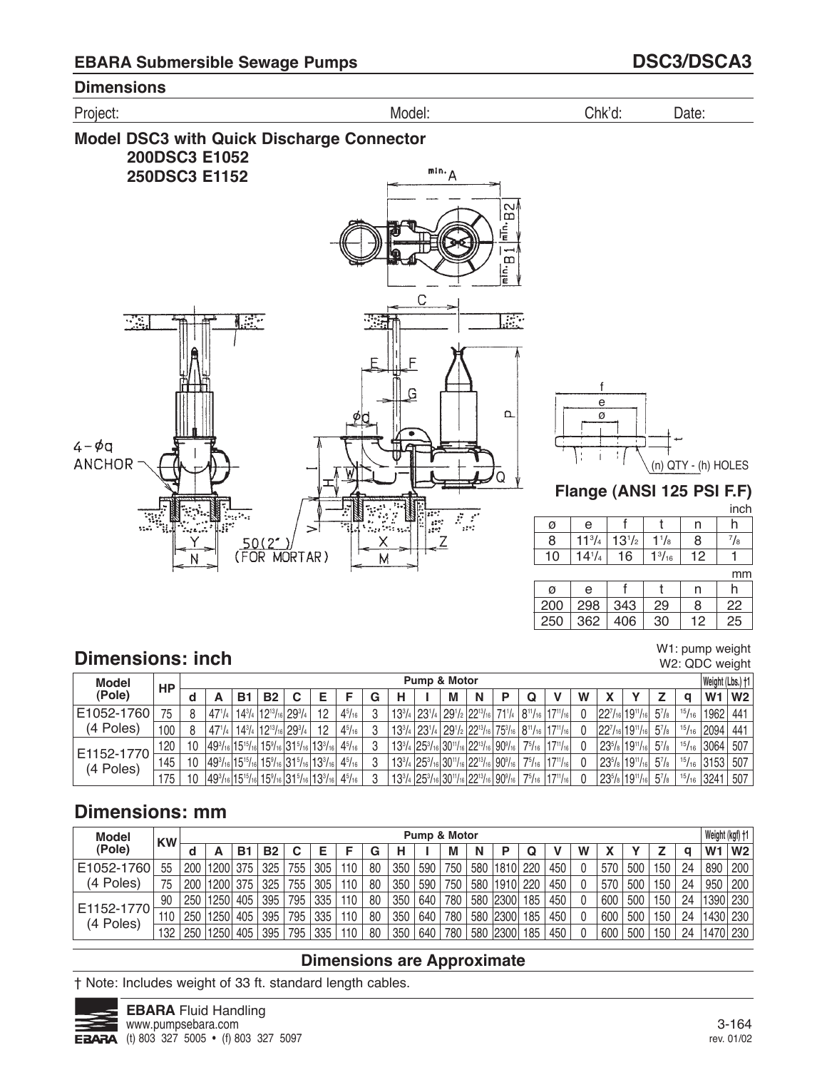## EBARA Submersible Sewage Pumps

## DSC3/DSCA3

### Dimensions

Project: Model: Chk'd: Date:

### Model DSC3 with Quick Discharge Connector
**200DSC3 E1052**
**250DSC3 E1152**

4 – ø q ANCHOR

50(2") (FOR MORTAR)

### Flange (ANSI 125 PSI F.F)

(n) QTY - (h) HOLES

inch

| ø | e | f | t | n | h |
|---|---|---|---|---|---|
| 8 | 11 3/4 | 13 1/2 | 1 1/8 | 8 | 7/8 |
| 10 | 14 1/4 | 16 | 1 3/16 | 12 | 1 |

mm

| ø | e | f | t | n | h |
|---|---|---|---|---|---|
| 200 | 298 | 343 | 29 | 8 | 22 |
| 250 | 362 | 406 | 30 | 12 | 25 |

## Dimensions: inch

W1: pump weight
W2: QDC weight

| Model (Pole) | HP | Pump & Motor | | | | | | | | | | | | | | | | | | | | Weight (Lbs.) †1 | |
|---|---|---|---|---|---|---|---|---|---|---|---|---|---|---|---|---|---|---|---|---|---|---|---|
| | | d | A | B1 | B2 | C | E | F | G | H | I | M | N | P | Q | V | W | X | Y | Z | q | W1 | W2 |
| E1052-1760 (4 Poles) | 75 | 8 | 47 1/4 | 14 3/4 | 12 13/16 | 29 3/4 | 12 | 4 5/16 | 3 | 13 3/4 | 23 1/4 | 29 1/2 | 22 13/16 | 71 1/4 | 8 11/16 | 17 11/16 | 0 | 22 7/16 | 19 11/16 | 5 7/8 | 15/16 | 1962 | 441 |
| | 100 | 8 | 47 1/4 | 14 3/4 | 12 13/16 | 29 3/4 | 12 | 4 5/16 | 3 | 13 3/4 | 23 1/4 | 29 1/2 | 22 13/16 | 75 3/16 | 8 11/16 | 17 11/16 | 0 | 22 7/16 | 19 11/16 | 5 7/8 | 15/16 | 2094 | 441 |
| E1152-1770 (4 Poles) | 120 | 10 | 49 3/16 | 15 15/16 | 15 9/16 | 31 5/16 | 13 3/16 | 4 5/16 | 3 | 13 3/4 | 25 3/16 | 30 11/16 | 22 13/16 | 90 9/16 | 7 5/16 | 17 11/16 | 0 | 23 5/8 | 19 11/16 | 5 7/8 | 15/16 | 3064 | 507 |
| | 145 | 10 | 49 3/16 | 15 15/16 | 15 9/16 | 31 5/16 | 13 3/16 | 4 5/16 | 3 | 13 3/4 | 25 3/16 | 30 11/16 | 22 13/16 | 90 9/16 | 7 5/16 | 17 11/16 | 0 | 23 5/8 | 19 11/16 | 5 7/8 | 15/16 | 3153 | 507 |
| | 175 | 10 | 49 3/16 | 15 15/16 | 15 9/16 | 31 5/16 | 13 3/16 | 4 5/16 | 3 | 13 3/4 | 25 3/16 | 30 11/16 | 22 13/16 | 90 9/16 | 7 5/16 | 17 11/16 | 0 | 23 5/8 | 19 11/16 | 5 7/8 | 15/16 | 3241 | 507 |

## Dimensions: mm

| Model (Pole) | KW | Pump & Motor | | | | | | | | | | | | | | | | | | | | Weight (kgf) †1 | |
|---|---|---|---|---|---|---|---|---|---|---|---|---|---|---|---|---|---|---|---|---|---|---|---|
| | | d | A | B1 | B2 | C | E | F | G | H | I | M | N | P | Q | V | W | X | Y | Z | q | W1 | W2 |
| E1052-1760 (4 Poles) | 55 | 200 | 1200 | 375 | 325 | 755 | 305 | 110 | 80 | 350 | 590 | 750 | 580 | 1810 | 220 | 450 | 0 | 570 | 500 | 150 | 24 | 890 | 200 |
| | 75 | 200 | 1200 | 375 | 325 | 755 | 305 | 110 | 80 | 350 | 590 | 750 | 580 | 1910 | 220 | 450 | 0 | 570 | 500 | 150 | 24 | 950 | 200 |
| E1152-1770 (4 Poles) | 90 | 250 | 1250 | 405 | 395 | 795 | 335 | 110 | 80 | 350 | 640 | 780 | 580 | 2300 | 185 | 450 | 0 | 600 | 500 | 150 | 24 | 1390 | 230 |
| | 110 | 250 | 1250 | 405 | 395 | 795 | 335 | 110 | 80 | 350 | 640 | 780 | 580 | 2300 | 185 | 450 | 0 | 600 | 500 | 150 | 24 | 1430 | 230 |
| | 132 | 250 | 1250 | 405 | 395 | 795 | 335 | 110 | 80 | 350 | 640 | 780 | 580 | 2300 | 185 | 450 | 0 | 600 | 500 | 150 | 24 | 1470 | 230 |

**Dimensions are Approximate**

† Note: Includes weight of 33 ft. standard length cables.

**EBARA** Fluid Handling
www.pumpsebara.com
(t) 803 327 5005 • (f) 803 327 5097

3-164
rev. 01/02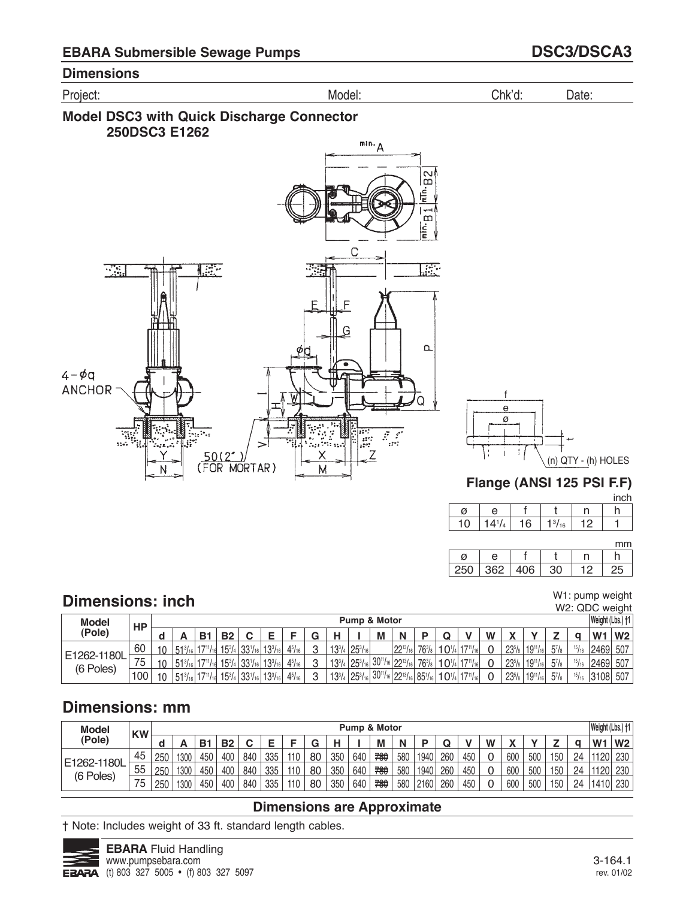## EBARA Submersible Sewage Pumps — DSC3/DSCA3

### Dimensions

Project: Model: Chk'd: Date:

### Model DSC3 with Quick Discharge Connector 250DSC3 E1262

4 – ϕq ANCHOR

50(2") (FOR MORTAR)

#### Flange (ANSI 125 PSI F.F)

inch

| ø | e | f | t | n | h |
|---|---|---|---|---|---|
| 10 | 14 1/4 | 16 | 1 3/16 | 12 | 1 |

mm

| ø | e | f | t | n | h |
|---|---|---|---|---|---|
| 250 | 362 | 406 | 30 | 12 | 25 |

## Dimensions: inch

W1: pump weight
W2: QDC weight

| Model (Pole) | HP | Pump & Motor | | | | | | | | | | | | | | | | | | | | Weight (Lbs.) †1 | |
|---|---|---|---|---|---|---|---|---|---|---|---|---|---|---|---|---|---|---|---|---|---|---|---|
| | | d | A | B1 | B2 | C | E | F | G | H | I | M | N | P | Q | V | W | X | Y | Z | q | W1 | W2 |
| E1262-1180L (6 Poles) | 60 | 10 | 51 3/16 | 17 11/16 | 15 3/4 | 33 1/16 | 13 3/16 | 4 5/16 | 3 | 13 3/4 | 25 3/16 | | 22 13/16 | 76 3/8 | 10 1/4 | 17 11/16 | 0 | 23 5/8 | 19 11/16 | 5 7/8 | 15/16 | 2469 | 507 |
| | 75 | 10 | 51 3/16 | 17 11/16 | 15 3/4 | 33 1/16 | 13 3/16 | 4 5/16 | 3 | 13 3/4 | 25 3/16 | 30 11/16 | 22 13/16 | 76 3/8 | 10 1/4 | 17 11/16 | 0 | 23 5/8 | 19 11/16 | 5 7/8 | 15/16 | 2469 | 507 |
| | 100 | 10 | 51 3/16 | 17 11/16 | 15 3/4 | 33 1/16 | 13 3/16 | 4 5/16 | 3 | 13 3/4 | 25 3/16 | 30 11/16 | 22 13/16 | 85 1/16 | 10 1/4 | 17 11/16 | 0 | 23 5/8 | 19 11/16 | 5 7/8 | 15/16 | 3108 | 507 |

## Dimensions: mm

| Model (Pole) | KW | Pump & Motor | | | | | | | | | | | | | | | | | | | | Weight (Lbs.) †1 | |
|---|---|---|---|---|---|---|---|---|---|---|---|---|---|---|---|---|---|---|---|---|---|---|---|
| | | d | A | B1 | B2 | C | E | F | G | H | I | M | N | P | Q | V | W | X | Y | Z | q | W1 | W2 |
| E1262-1180L (6 Poles) | 45 | 250 | 1300 | 450 | 400 | 840 | 335 | 110 | 80 | 350 | 640 | ~~780~~ | 580 | 1940 | 260 | 450 | 0 | 600 | 500 | 150 | 24 | 1120 | 230 |
| | 55 | 250 | 1300 | 450 | 400 | 840 | 335 | 110 | 80 | 350 | 640 | ~~780~~ | 580 | 1940 | 260 | 450 | 0 | 600 | 500 | 150 | 24 | 1120 | 230 |
| | 75 | 250 | 1300 | 450 | 400 | 840 | 335 | 110 | 80 | 350 | 640 | ~~780~~ | 580 | 2160 | 260 | 450 | 0 | 600 | 500 | 150 | 24 | 1410 | 230 |

**Dimensions are Approximate**

† Note: Includes weight of 33 ft. standard length cables.

**EBARA** Fluid Handling
www.pumpsebara.com
(t) 803 327 5005 • (f) 803 327 5097

3-164.1
rev. 01/02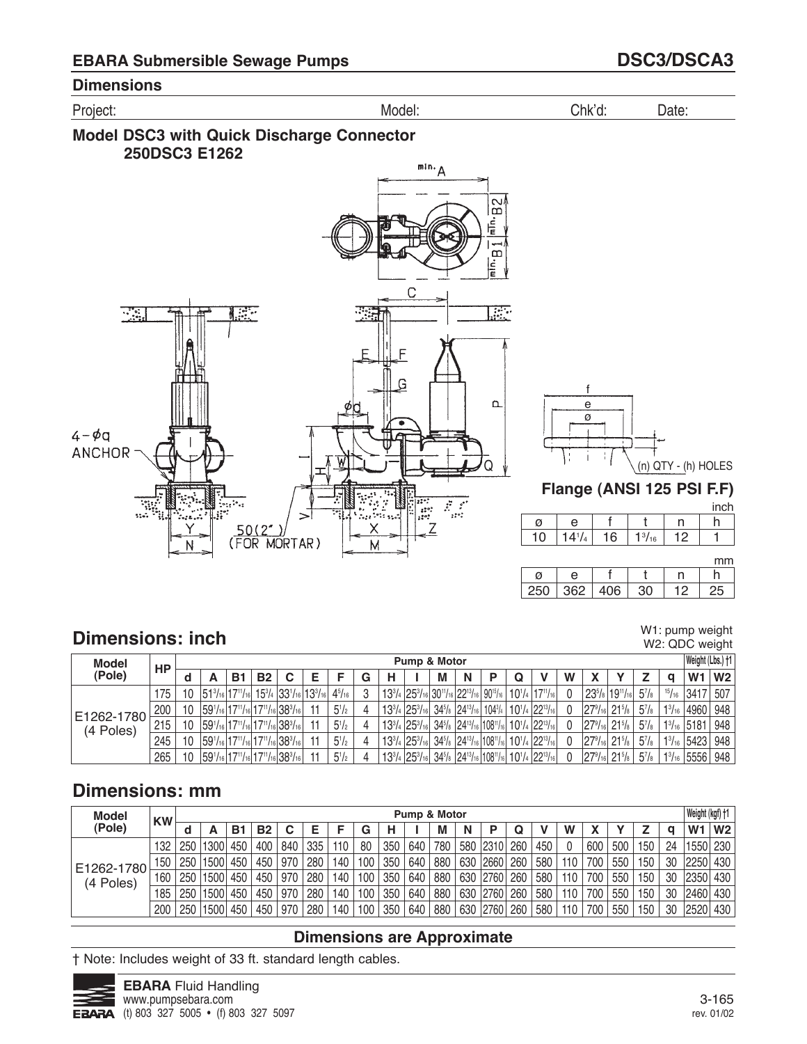## EBARA Submersible Sewage Pumps — DSC3/DSCA3

### Dimensions

Project: Model: Chk'd: Date:

### Model DSC3 with Quick Discharge Connector 250DSC3 E1262

4-ϕq ANCHOR

50(2") (FOR MORTAR)

### Flange (ANSI 125 PSI F.F)

(n) QTY - (h) HOLES

inch

| ø | e | f | t | n | h |
|---|---|---|---|---|---|
| 10 | 14 1/4 | 16 | 1 3/16 | 12 | 1 |

mm

| ø | e | f | t | n | h |
|---|---|---|---|---|---|
| 250 | 362 | 406 | 30 | 12 | 25 |

## Dimensions: inch

W1: pump weight
W2: QDC weight

| Model (Pole) | HP | Pump & Motor | | | | | | | | | | | | | | | | | | | | Weight (Lbs.) †1 | |
|---|---|---|---|---|---|---|---|---|---|---|---|---|---|---|---|---|---|---|---|---|---|---|---|
| | | d | A | B1 | B2 | C | E | F | G | H | I | M | N | P | Q | V | W | X | Y | Z | q | W1 | W2 |
| E1262-1780 (4 Poles) | 175 | 10 | 51 3/16 | 17 11/16 | 15 3/4 | 33 1/16 | 13 3/16 | 4 5/16 | 3 | 13 3/4 | 25 3/16 | 30 11/16 | 22 13/16 | 90 15/16 | 10 1/4 | 17 11/16 | 0 | 23 5/8 | 19 11/16 | 5 7/8 | 15/16 | 3417 | 507 |
| | 200 | 10 | 59 1/16 | 17 11/16 | 17 11/16 | 38 3/16 | 11 | 5 1/2 | 4 | 13 3/4 | 25 3/16 | 34 5/8 | 24 13/16 | 104 3/4 | 10 1/4 | 22 13/16 | 0 | 27 9/16 | 21 5/8 | 5 7/8 | 1 3/16 | 4960 | 948 |
| | 215 | 10 | 59 1/16 | 17 11/16 | 17 11/16 | 38 3/16 | 11 | 5 1/2 | 4 | 13 3/4 | 25 3/16 | 34 5/8 | 24 13/16 | 108 11/16 | 10 1/4 | 22 13/16 | 0 | 27 9/16 | 21 5/8 | 5 7/8 | 1 3/16 | 5181 | 948 |
| | 245 | 10 | 59 1/16 | 17 11/16 | 17 11/16 | 38 3/16 | 11 | 5 1/2 | 4 | 13 3/4 | 25 3/16 | 34 5/8 | 24 13/16 | 108 11/16 | 10 1/4 | 22 13/16 | 0 | 27 9/16 | 21 5/8 | 5 7/8 | 1 3/16 | 5423 | 948 |
| | 265 | 10 | 59 1/16 | 17 11/16 | 17 11/16 | 38 3/16 | 11 | 5 1/2 | 4 | 13 3/4 | 25 3/16 | 34 5/8 | 24 13/16 | 108 11/16 | 10 1/4 | 22 13/16 | 0 | 27 9/16 | 21 5/8 | 5 7/8 | 1 3/16 | 5556 | 948 |

## Dimensions: mm

| Model (Pole) | KW | Pump & Motor | | | | | | | | | | | | | | | | | | | | Weight (kgf) †1 | |
|---|---|---|---|---|---|---|---|---|---|---|---|---|---|---|---|---|---|---|---|---|---|---|---|
| | | d | A | B1 | B2 | C | E | F | G | H | I | M | N | P | Q | V | W | X | Y | Z | q | W1 | W2 |
| E1262-1780 (4 Poles) | 132 | 250 | 1300 | 450 | 400 | 840 | 335 | 110 | 80 | 350 | 640 | 780 | 580 | 2310 | 260 | 450 | 0 | 600 | 500 | 150 | 24 | 1550 | 230 |
| | 150 | 250 | 1500 | 450 | 450 | 970 | 280 | 140 | 100 | 350 | 640 | 880 | 630 | 2660 | 260 | 580 | 110 | 700 | 550 | 150 | 30 | 2250 | 430 |
| | 160 | 250 | 1500 | 450 | 450 | 970 | 280 | 140 | 100 | 350 | 640 | 880 | 630 | 2760 | 260 | 580 | 110 | 700 | 550 | 150 | 30 | 2350 | 430 |
| | 185 | 250 | 1500 | 450 | 450 | 970 | 280 | 140 | 100 | 350 | 640 | 880 | 630 | 2760 | 260 | 580 | 110 | 700 | 550 | 150 | 30 | 2460 | 430 |
| | 200 | 250 | 1500 | 450 | 450 | 970 | 280 | 140 | 100 | 350 | 640 | 880 | 630 | 2760 | 260 | 580 | 110 | 700 | 550 | 150 | 30 | 2520 | 430 |

**Dimensions are Approximate**

† Note: Includes weight of 33 ft. standard length cables.

**EBARA** Fluid Handling
www.pumpsebara.com
(t) 803 327 5005 • (f) 803 327 5097

rev. 01/02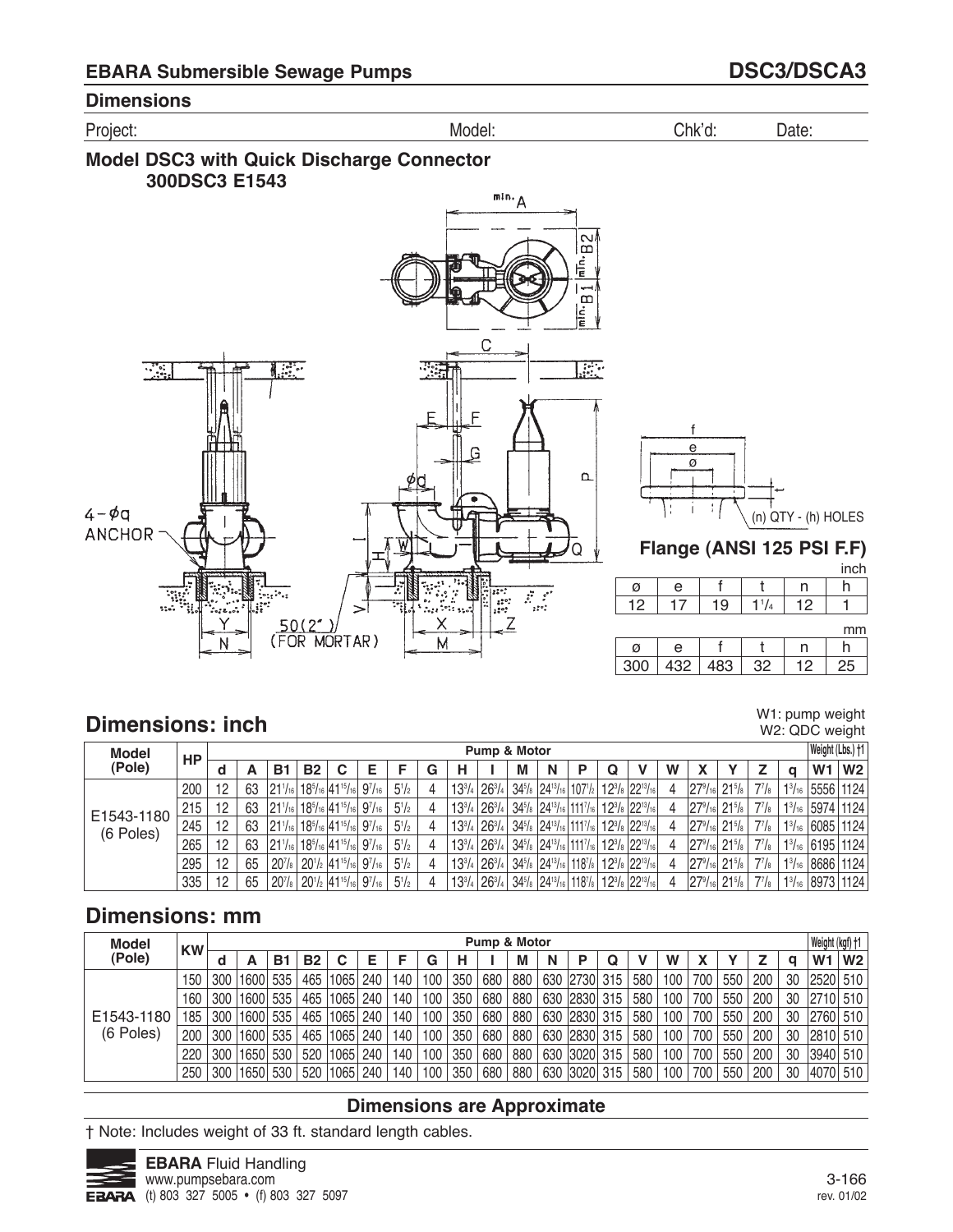## EBARA Submersible Sewage Pumps — DSC3/DSCA3

### Dimensions

Project: Model: Chk'd: Date:

### Model DSC3 with Quick Discharge Connector 300DSC3 E1543

4 – φq ANCHOR

50(2") (FOR MORTAR)

### Flange (ANSI 125 PSI F.F)

(n) QTY - (h) HOLES

inch

| ø | e | f | t | n | h |
|---|---|---|---|---|---|
| 12 | 17 | 19 | 1 1/4 | 12 | 1 |

mm

| ø | e | f | t | n | h |
|---|---|---|---|---|---|
| 300 | 432 | 483 | 32 | 12 | 25 |

## Dimensions: inch

W1: pump weight
W2: QDC weight

| Model (Pole) | HP | Pump & Motor | | | | | | | | | | | | | | | | | | | | Weight (Lbs.) †1 | |
|---|---|---|---|---|---|---|---|---|---|---|---|---|---|---|---|---|---|---|---|---|---|---|---|
| | | d | A | B1 | B2 | C | E | F | G | H | I | M | N | P | Q | V | W | X | Y | Z | q | W1 | W2 |
| E1543-1180 (6 Poles) | 200 | 12 | 63 | 21 1/16 | 18 5/16 | 41 15/16 | 9 7/16 | 5 1/2 | 4 | 13 3/4 | 26 3/4 | 34 5/8 | 24 13/16 | 107 1/2 | 12 3/8 | 22 13/16 | 4 | 27 9/16 | 21 5/8 | 7 7/8 | 1 3/16 | 5556 | 1124 |
| | 215 | 12 | 63 | 21 1/16 | 18 5/16 | 41 15/16 | 9 7/16 | 5 1/2 | 4 | 13 3/4 | 26 3/4 | 34 5/8 | 24 13/16 | 111 7/16 | 12 3/8 | 22 13/16 | 4 | 27 9/16 | 21 5/8 | 7 7/8 | 1 3/16 | 5974 | 1124 |
| | 245 | 12 | 63 | 21 1/16 | 18 5/16 | 41 15/16 | 9 7/16 | 5 1/2 | 4 | 13 3/4 | 26 3/4 | 34 5/8 | 24 13/16 | 111 7/16 | 12 3/8 | 22 13/16 | 4 | 27 9/16 | 21 5/8 | 7 7/8 | 1 3/16 | 6085 | 1124 |
| | 265 | 12 | 63 | 21 1/16 | 18 5/16 | 41 15/16 | 9 7/16 | 5 1/2 | 4 | 13 3/4 | 26 3/4 | 34 5/8 | 24 13/16 | 111 7/16 | 12 3/8 | 22 13/16 | 4 | 27 9/16 | 21 5/8 | 7 7/8 | 1 3/16 | 6195 | 1124 |
| | 295 | 12 | 65 | 20 7/8 | 20 1/2 | 41 15/16 | 9 7/16 | 5 1/2 | 4 | 13 3/4 | 26 3/4 | 34 5/8 | 24 13/16 | 118 7/8 | 12 3/8 | 22 13/16 | 4 | 27 9/16 | 21 5/8 | 7 7/8 | 1 3/16 | 8686 | 1124 |
| | 335 | 12 | 65 | 20 7/8 | 20 1/2 | 41 15/16 | 9 7/16 | 5 1/2 | 4 | 13 3/4 | 26 3/4 | 34 5/8 | 24 13/16 | 118 7/8 | 12 3/8 | 22 13/16 | 4 | 27 9/16 | 21 5/8 | 7 7/8 | 1 3/16 | 8973 | 1124 |

## Dimensions: mm

| Model (Pole) | KW | Pump & Motor | | | | | | | | | | | | | | | | | | | | Weight (kgf) †1 | |
|---|---|---|---|---|---|---|---|---|---|---|---|---|---|---|---|---|---|---|---|---|---|---|---|
| | | d | A | B1 | B2 | C | E | F | G | H | I | M | N | P | Q | V | W | X | Y | Z | q | W1 | W2 |
| E1543-1180 (6 Poles) | 150 | 300 | 1600 | 535 | 465 | 1065 | 240 | 140 | 100 | 350 | 680 | 880 | 630 | 2730 | 315 | 580 | 100 | 700 | 550 | 200 | 30 | 2520 | 510 |
| | 160 | 300 | 1600 | 535 | 465 | 1065 | 240 | 140 | 100 | 350 | 680 | 880 | 630 | 2830 | 315 | 580 | 100 | 700 | 550 | 200 | 30 | 2710 | 510 |
| | 185 | 300 | 1600 | 535 | 465 | 1065 | 240 | 140 | 100 | 350 | 680 | 880 | 630 | 2830 | 315 | 580 | 100 | 700 | 550 | 200 | 30 | 2760 | 510 |
| | 200 | 300 | 1600 | 535 | 465 | 1065 | 240 | 140 | 100 | 350 | 680 | 880 | 630 | 2830 | 315 | 580 | 100 | 700 | 550 | 200 | 30 | 2810 | 510 |
| | 220 | 300 | 1650 | 530 | 520 | 1065 | 240 | 140 | 100 | 350 | 680 | 880 | 630 | 3020 | 315 | 580 | 100 | 700 | 550 | 200 | 30 | 3940 | 510 |
| | 250 | 300 | 1650 | 530 | 520 | 1065 | 240 | 140 | 100 | 350 | 680 | 880 | 630 | 3020 | 315 | 580 | 100 | 700 | 550 | 200 | 30 | 4070 | 510 |

**Dimensions are Approximate**

† Note: Includes weight of 33 ft. standard length cables.

**EBARA** Fluid Handling
www.pumpsebara.com
(t) 803 327 5005 • (f) 803 327 5097

rev. 01/02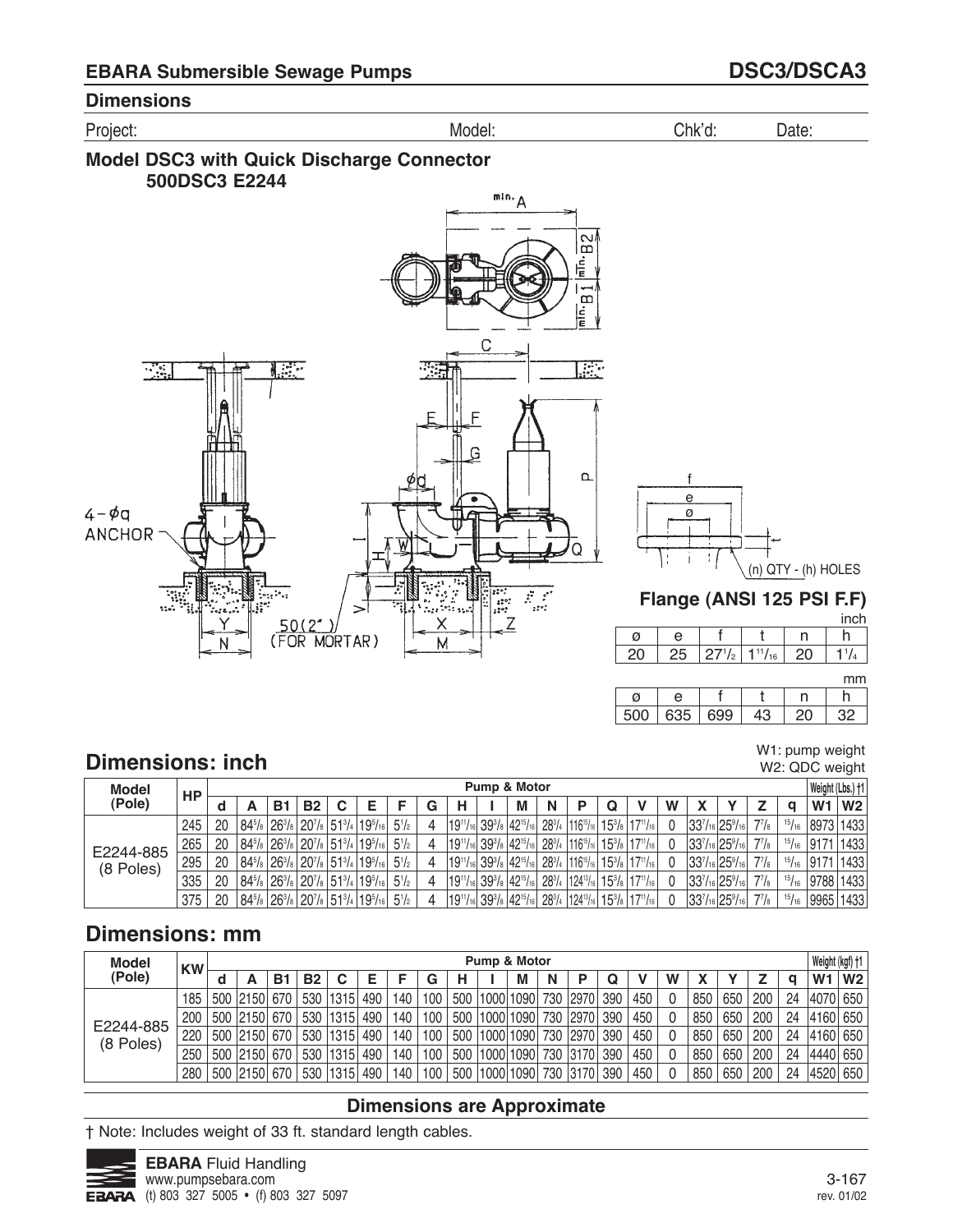## EBARA Submersible Sewage Pumps — DSC3/DSCA3

### Dimensions

Project: Model: Chk'd: Date:

### Model DSC3 with Quick Discharge Connector 500DSC3 E2244

4 – ϕq ANCHOR

50(2") (FOR MORTAR)

### Flange (ANSI 125 PSI F.F)

(n) QTY - (h) HOLES

inch

| ø | e | f | t | n | h |
|---|---|---|---|---|---|
| 20 | 25 | 27 1/2 | 1 11/16 | 20 | 1 1/4 |

mm

| ø | e | f | t | n | h |
|---|---|---|---|---|---|
| 500 | 635 | 699 | 43 | 20 | 32 |

## Dimensions: inch

W1: pump weight
W2: QDC weight

| Model (Pole) | HP | Pump & Motor | | | | | | | | | | | | | | | | | | | | Weight (Lbs.) †1 | |
|---|---|---|---|---|---|---|---|---|---|---|---|---|---|---|---|---|---|---|---|---|---|---|---|
| | | d | A | B1 | B2 | C | E | F | G | H | I | M | N | P | Q | V | W | X | Y | Z | q | W1 | W2 |
| E2244-885 (8 Poles) | 245 | 20 | 84 5/8 | 26 3/8 | 20 7/8 | 51 3/4 | 19 5/16 | 5 1/2 | 4 | 19 11/16 | 39 3/8 | 42 15/16 | 28 3/4 | 116 15/16 | 15 3/8 | 17 11/16 | 0 | 33 7/16 | 25 9/16 | 7 7/8 | 15/16 | 8973 | 1433 |
| | 265 | 20 | 84 5/8 | 26 3/8 | 20 7/8 | 51 3/4 | 19 5/16 | 5 1/2 | 4 | 19 11/16 | 39 3/8 | 42 15/16 | 28 3/4 | 116 15/16 | 15 3/8 | 17 11/16 | 0 | 33 7/16 | 25 9/16 | 7 7/8 | 15/16 | 9171 | 1433 |
| | 295 | 20 | 84 5/8 | 26 3/8 | 20 7/8 | 51 3/4 | 19 5/16 | 5 1/2 | 4 | 19 11/16 | 39 3/8 | 42 15/16 | 28 3/4 | 116 15/16 | 15 3/8 | 17 11/16 | 0 | 33 7/16 | 25 9/16 | 7 7/8 | 15/16 | 9171 | 1433 |
| | 335 | 20 | 84 5/8 | 26 3/8 | 20 7/8 | 51 3/4 | 19 5/16 | 5 1/2 | 4 | 19 11/16 | 39 3/8 | 42 15/16 | 28 3/4 | 124 13/16 | 15 3/8 | 17 11/16 | 0 | 33 7/16 | 25 9/16 | 7 7/8 | 15/16 | 9788 | 1433 |
| | 375 | 20 | 84 5/8 | 26 3/8 | 20 7/8 | 51 3/4 | 19 5/16 | 5 1/2 | 4 | 19 11/16 | 39 3/8 | 42 15/16 | 28 3/4 | 124 13/16 | 15 3/8 | 17 11/16 | 0 | 33 7/16 | 25 9/16 | 7 7/8 | 15/16 | 9965 | 1433 |

## Dimensions: mm

| Model (Pole) | KW | Pump & Motor | | | | | | | | | | | | | | | | | | | | Weight (kgf) †1 | |
|---|---|---|---|---|---|---|---|---|---|---|---|---|---|---|---|---|---|---|---|---|---|---|---|
| | | d | A | B1 | B2 | C | E | F | G | H | I | M | N | P | Q | V | W | X | Y | Z | q | W1 | W2 |
| E2244-885 (8 Poles) | 185 | 500 | 2150 | 670 | 530 | 1315 | 490 | 140 | 100 | 500 | 1000 | 1090 | 730 | 2970 | 390 | 450 | 0 | 850 | 650 | 200 | 24 | 4070 | 650 |
| | 200 | 500 | 2150 | 670 | 530 | 1315 | 490 | 140 | 100 | 500 | 1000 | 1090 | 730 | 2970 | 390 | 450 | 0 | 850 | 650 | 200 | 24 | 4160 | 650 |
| | 220 | 500 | 2150 | 670 | 530 | 1315 | 490 | 140 | 100 | 500 | 1000 | 1090 | 730 | 2970 | 390 | 450 | 0 | 850 | 650 | 200 | 24 | 4160 | 650 |
| | 250 | 500 | 2150 | 670 | 530 | 1315 | 490 | 140 | 100 | 500 | 1000 | 1090 | 730 | 3170 | 390 | 450 | 0 | 850 | 650 | 200 | 24 | 4440 | 650 |
| | 280 | 500 | 2150 | 670 | 530 | 1315 | 490 | 140 | 100 | 500 | 1000 | 1090 | 730 | 3170 | 390 | 450 | 0 | 850 | 650 | 200 | 24 | 4520 | 650 |

**Dimensions are Approximate**

† Note: Includes weight of 33 ft. standard length cables.

**EBARA** Fluid Handling
www.pumpsebara.com
(t) 803 327 5005 • (f) 803 327 5097

rev. 01/02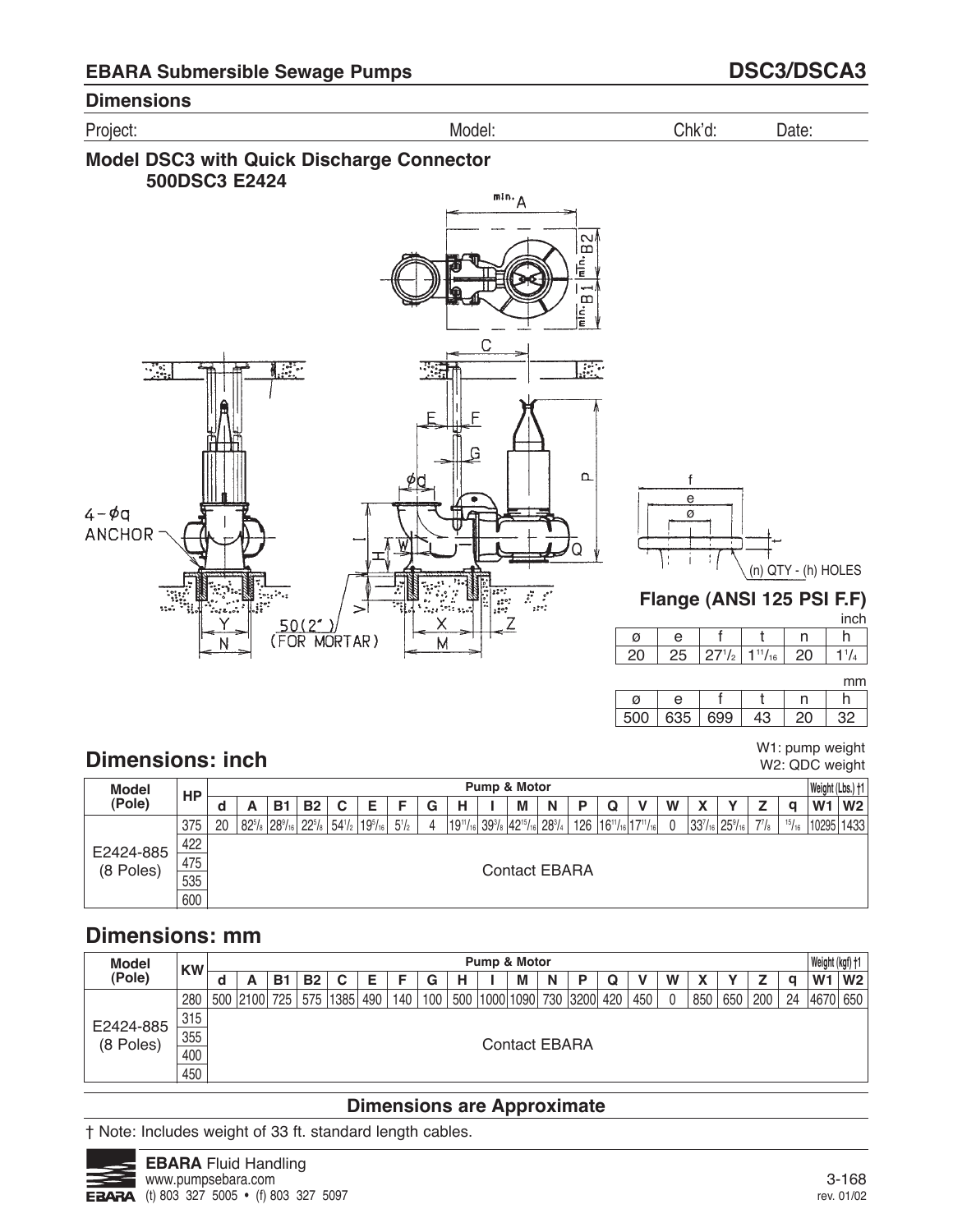## EBARA Submersible Sewage Pumps — DSC3/DSCA3

### Dimensions

Project: Model: Chk'd: Date:

### Model DSC3 with Quick Discharge Connector 500DSC3 E2424

4-øq ANCHOR

50(2") (FOR MORTAR)

(n) QTY - (h) HOLES

### Flange (ANSI 125 PSI F.F)

inch

| ø | e | f | t | n | h |
|---|---|---|---|---|---|
| 20 | 25 | 27 1/2 | 1 11/16 | 20 | 1 1/4 |

mm

| ø | e | f | t | n | h |
|---|---|---|---|---|---|
| 500 | 635 | 699 | 43 | 20 | 32 |

## Dimensions: inch

W1: pump weight
W2: QDC weight

| Model (Pole) | HP | Pump & Motor | | | | | | | | | | | | | | | | | | | | Weight (Lbs.) †1 | |
|---|---|---|---|---|---|---|---|---|---|---|---|---|---|---|---|---|---|---|---|---|---|---|---|
| | | d | A | B1 | B2 | C | E | F | G | H | I | M | N | P | Q | V | W | X | Y | Z | q | W1 | W2 |
| E2424-885 (8 Poles) | 375 | 20 | 82 5/8 | 28 9/16 | 22 5/8 | 54 1/2 | 19 5/16 | 5 1/2 | 4 | 19 11/16 | 39 3/8 | 42 15/16 | 28 3/4 | 126 | 16 11/16 | 17 11/16 | 0 | 33 7/16 | 25 9/16 | 7 7/8 | 15/16 | 10295 | 1433 |
| | 422 | Contact EBARA | | | | | | | | | | | | | | | | | | | | | |
| | 475 | | | | | | | | | | | | | | | | | | | | | | |
| | 535 | | | | | | | | | | | | | | | | | | | | | | |
| | 600 | | | | | | | | | | | | | | | | | | | | | | |

## Dimensions: mm

| Model (Pole) | KW | Pump & Motor | | | | | | | | | | | | | | | | | | | | Weight (kgf) †1 | |
|---|---|---|---|---|---|---|---|---|---|---|---|---|---|---|---|---|---|---|---|---|---|---|---|
| | | d | A | B1 | B2 | C | E | F | G | H | I | M | N | P | Q | V | W | X | Y | Z | q | W1 | W2 |
| E2424-885 (8 Poles) | 280 | 500 | 2100 | 725 | 575 | 1385 | 490 | 140 | 100 | 500 | 1000 | 1090 | 730 | 3200 | 420 | 450 | 0 | 850 | 650 | 200 | 24 | 4670 | 650 |
| | 315 | Contact EBARA | | | | | | | | | | | | | | | | | | | | | |
| | 355 | | | | | | | | | | | | | | | | | | | | | | |
| | 400 | | | | | | | | | | | | | | | | | | | | | | |
| | 450 | | | | | | | | | | | | | | | | | | | | | | |

**Dimensions are Approximate**

† Note: Includes weight of 33 ft. standard length cables.

**EBARA** Fluid Handling
www.pumpsebara.com
(t) 803 327 5005 • (f) 803 327 5097

rev. 01/02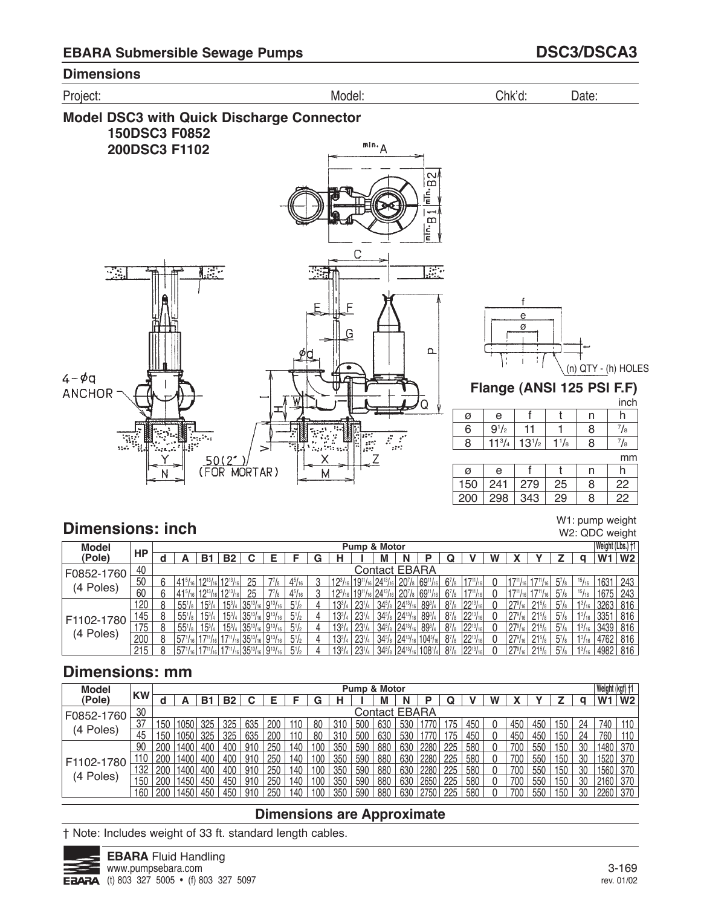## EBARA Submersible Sewage Pumps — DSC3/DSCA3

### Dimensions

Project: Model: Chk'd: Date:

**Model DSC3 with Quick Discharge Connector**
**150DSC3 F0852**
**200DSC3 F1102**

4 – ød ANCHOR

50(2") (FOR MORTAR)

(n) QTY - (h) HOLES

**Flange (ANSI 125 PSI F.F)**

inch

| ø | e | f | t | n | h |
|---|---|---|---|---|---|
| 6 | 9 1/2 | 11 | 1 | 8 | 7/8 |
| 8 | 11 3/4 | 13 1/2 | 1 1/8 | 8 | 7/8 |

mm

| ø | e | f | t | n | h |
|---|---|---|---|---|---|
| 150 | 241 | 279 | 25 | 8 | 22 |
| 200 | 298 | 343 | 29 | 8 | 22 |

## Dimensions: inch

W1: pump weight
W2: QDC weight

| Model (Pole) | HP | Pump & Motor | | | | | | | | | | | | | | | | | | | | Weight (Lbs.) †1 | |
|---|---|---|---|---|---|---|---|---|---|---|---|---|---|---|---|---|---|---|---|---|---|---|---|
| | | d | A | B1 | B2 | C | E | F | G | H | I | M | N | P | Q | V | W | X | Y | Z | q | W1 | W2 |
| F0852-1760 (4 Poles) | 40 | Contact EBARA | | | | | | | | | | | | | | | | | | | | | |
| | 50 | 6 | 41 5/16 | 12 13/16 | 12 13/16 | 25 | 7 7/8 | 4 5/16 | 3 | 12 3/16 | 19 11/16 | 24 13/16 | 20 7/8 | 69 11/16 | 6 7/8 | 17 11/16 | 0 | 17 11/16 | 17 11/16 | 5 7/8 | 15/16 | 1631 | 243 |
| | 60 | 6 | 41 5/16 | 12 13/16 | 12 13/16 | 25 | 7 7/8 | 4 5/16 | 3 | 12 3/16 | 19 11/16 | 24 13/16 | 20 7/8 | 69 11/16 | 6 7/8 | 17 11/16 | 0 | 17 11/16 | 17 11/16 | 5 7/8 | 15/16 | 1675 | 243 |
| F1102-1780 (4 Poles) | 120 | 8 | 55 1/8 | 15 3/4 | 15 3/4 | 35 13/16 | 9 13/16 | 5 1/2 | 4 | 13 3/4 | 23 1/4 | 34 5/8 | 24 13/16 | 89 3/4 | 8 7/8 | 22 13/16 | 0 | 27 9/16 | 21 5/8 | 5 7/8 | 1 3/16 | 3263 | 816 |
| | 145 | 8 | 55 1/8 | 15 3/4 | 15 3/4 | 35 13/16 | 9 13/16 | 5 1/2 | 4 | 13 3/4 | 23 1/4 | 34 5/8 | 24 13/16 | 89 3/4 | 8 7/8 | 22 13/16 | 0 | 27 9/16 | 21 5/8 | 5 7/8 | 1 3/16 | 3351 | 816 |
| | 175 | 8 | 55 1/8 | 15 3/4 | 15 3/4 | 35 13/16 | 9 13/16 | 5 1/2 | 4 | 13 3/4 | 23 1/4 | 34 5/8 | 24 13/16 | 89 3/4 | 8 7/8 | 22 13/16 | 0 | 27 9/16 | 21 5/8 | 5 7/8 | 1 3/16 | 3439 | 816 |
| | 200 | 8 | 57 1/16 | 17 11/16 | 17 11/16 | 35 13/16 | 9 13/16 | 5 1/2 | 4 | 13 3/4 | 23 1/4 | 34 5/8 | 24 13/16 | 104 5/16 | 8 7/8 | 22 13/16 | 0 | 27 9/16 | 21 5/8 | 5 7/8 | 1 3/16 | 4762 | 816 |
| | 215 | 8 | 57 1/16 | 17 11/16 | 17 11/16 | 35 13/16 | 9 13/16 | 5 1/2 | 4 | 13 3/4 | 23 1/4 | 34 5/8 | 24 13/16 | 108 1/4 | 8 7/8 | 22 13/16 | 0 | 27 9/16 | 21 5/8 | 5 7/8 | 1 3/16 | 4982 | 816 |

## Dimensions: mm

| Model (Pole) | KW | Pump & Motor | | | | | | | | | | | | | | | | | | | | Weight (kgf) †1 | |
|---|---|---|---|---|---|---|---|---|---|---|---|---|---|---|---|---|---|---|---|---|---|---|---|
| | | d | A | B1 | B2 | C | E | F | G | H | I | M | N | P | Q | V | W | X | Y | Z | q | W1 | W2 |
| F0852-1760 (4 Poles) | 30 | Contact EBARA | | | | | | | | | | | | | | | | | | | | | |
| | 37 | 150 | 1050 | 325 | 325 | 635 | 200 | 110 | 80 | 310 | 500 | 630 | 530 | 1770 | 175 | 450 | 0 | 450 | 450 | 150 | 24 | 740 | 110 |
| | 45 | 150 | 1050 | 325 | 325 | 635 | 200 | 110 | 80 | 310 | 500 | 630 | 530 | 1770 | 175 | 450 | 0 | 450 | 450 | 150 | 24 | 760 | 110 |
| F1102-1780 (4 Poles) | 90 | 200 | 1400 | 400 | 400 | 910 | 250 | 140 | 100 | 350 | 590 | 880 | 630 | 2280 | 225 | 580 | 0 | 700 | 550 | 150 | 30 | 1480 | 370 |
| | 110 | 200 | 1400 | 400 | 400 | 910 | 250 | 140 | 100 | 350 | 590 | 880 | 630 | 2280 | 225 | 580 | 0 | 700 | 550 | 150 | 30 | 1520 | 370 |
| | 132 | 200 | 1400 | 400 | 400 | 910 | 250 | 140 | 100 | 350 | 590 | 880 | 630 | 2280 | 225 | 580 | 0 | 700 | 550 | 150 | 30 | 1560 | 370 |
| | 150 | 200 | 1450 | 450 | 450 | 910 | 250 | 140 | 100 | 350 | 590 | 880 | 630 | 2650 | 225 | 580 | 0 | 700 | 550 | 150 | 30 | 2160 | 370 |
| | 160 | 200 | 1450 | 450 | 450 | 910 | 250 | 140 | 100 | 350 | 590 | 880 | 630 | 2750 | 225 | 580 | 0 | 700 | 550 | 150 | 30 | 2260 | 370 |

**Dimensions are Approximate**

† Note: Includes weight of 33 ft. standard length cables.

**EBARA** Fluid Handling
www.pumpsebara.com
(t) 803 327 5005 • (f) 803 327 5097

rev. 01/02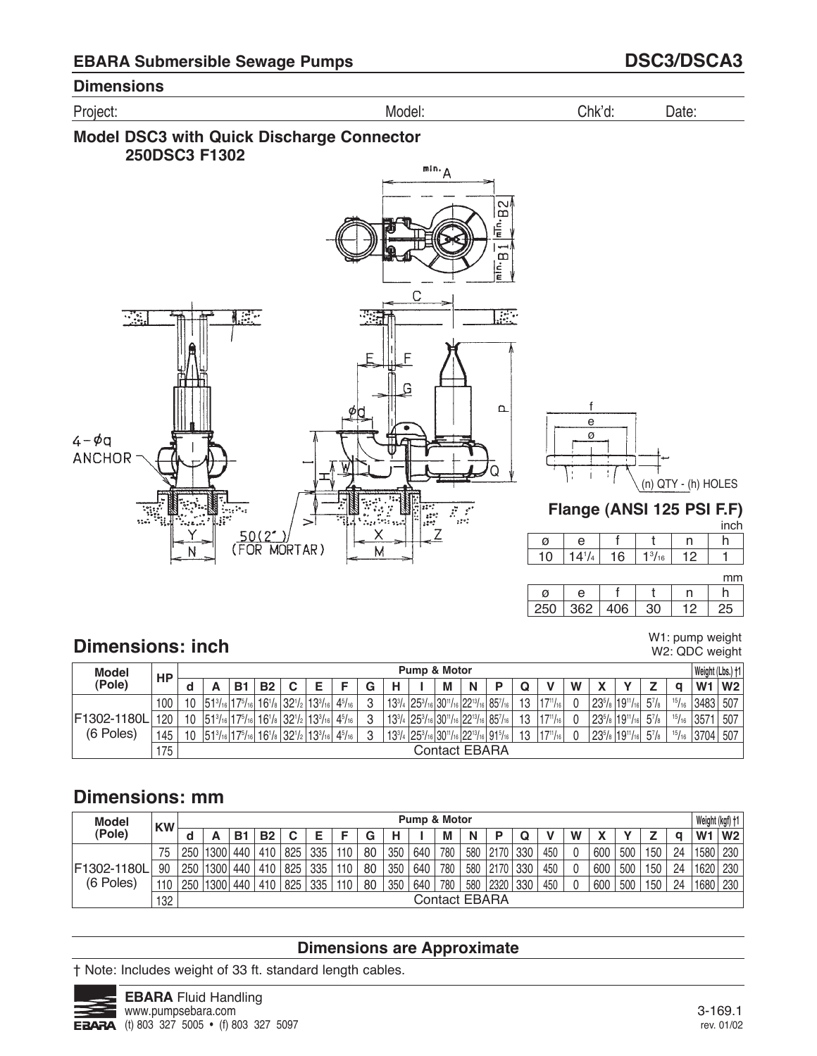## EBARA Submersible Sewage Pumps — DSC3/DSCA3

### Dimensions

Project: Model: Chk'd: Date:

### Model DSC3 with Quick Discharge Connector 250DSC3 F1302

4-øq ANCHOR

50(2") (FOR MORTAR)

### Flange (ANSI 125 PSI F.F)

(n) QTY - (h) HOLES

inch

| ø | e | f | t | n | h |
|---|---|---|---|---|---|
| 10 | 14 1/4 | 16 | 1 3/16 | 12 | 1 |

mm

| ø | e | f | t | n | h |
|---|---|---|---|---|---|
| 250 | 362 | 406 | 30 | 12 | 25 |

## Dimensions: inch

W1: pump weight
W2: QDC weight

| Model (Pole) | HP | Pump & Motor | | | | | | | | | | | | | | | | | | | | Weight (Lbs.) †1 | |
|---|---|---|---|---|---|---|---|---|---|---|---|---|---|---|---|---|---|---|---|---|---|---|---|
| | | d | A | B1 | B2 | C | E | F | G | H | I | M | N | P | Q | V | W | X | Y | Z | q | W1 | W2 |
| F1302-1180L (6 Poles) | 100 | 10 | 51 3/16 | 17 5/16 | 16 1/8 | 32 1/2 | 13 3/16 | 4 5/16 | 3 | 13 3/4 | 25 3/16 | 30 11/16 | 22 13/16 | 85 7/16 | 13 | 17 11/16 | 0 | 23 5/8 | 19 11/16 | 5 7/8 | 15/16 | 3483 | 507 |
| | 120 | 10 | 51 3/16 | 17 5/16 | 16 1/8 | 32 1/2 | 13 3/16 | 4 5/16 | 3 | 13 3/4 | 25 3/16 | 30 11/16 | 22 13/16 | 85 7/16 | 13 | 17 11/16 | 0 | 23 5/8 | 19 11/16 | 5 7/8 | 15/16 | 3571 | 507 |
| | 145 | 10 | 51 3/16 | 17 5/16 | 16 1/8 | 32 1/2 | 13 3/16 | 4 5/16 | 3 | 13 3/4 | 25 3/16 | 30 11/16 | 22 13/16 | 91 5/16 | 13 | 17 11/16 | 0 | 23 5/8 | 19 11/16 | 5 7/8 | 15/16 | 3704 | 507 |
| | 175 | Contact EBARA | | | | | | | | | | | | | | | | | | | | | |

## Dimensions: mm

| Model (Pole) | KW | Pump & Motor | | | | | | | | | | | | | | | | | | | | Weight (kgf) †1 | |
|---|---|---|---|---|---|---|---|---|---|---|---|---|---|---|---|---|---|---|---|---|---|---|---|
| | | d | A | B1 | B2 | C | E | F | G | H | I | M | N | P | Q | V | W | X | Y | Z | q | W1 | W2 |
| F1302-1180L (6 Poles) | 75 | 250 | 1300 | 440 | 410 | 825 | 335 | 110 | 80 | 350 | 640 | 780 | 580 | 2170 | 330 | 450 | 0 | 600 | 500 | 150 | 24 | 1580 | 230 |
| | 90 | 250 | 1300 | 440 | 410 | 825 | 335 | 110 | 80 | 350 | 640 | 780 | 580 | 2170 | 330 | 450 | 0 | 600 | 500 | 150 | 24 | 1620 | 230 |
| | 110 | 250 | 1300 | 440 | 410 | 825 | 335 | 110 | 80 | 350 | 640 | 780 | 580 | 2320 | 330 | 450 | 0 | 600 | 500 | 150 | 24 | 1680 | 230 |
| | 132 | Contact EBARA | | | | | | | | | | | | | | | | | | | | | |

**Dimensions are Approximate**

† Note: Includes weight of 33 ft. standard length cables.

**EBARA** Fluid Handling
www.pumpsebara.com
(t) 803 327 5005 • (f) 803 327 5097

3-169.1
rev. 01/02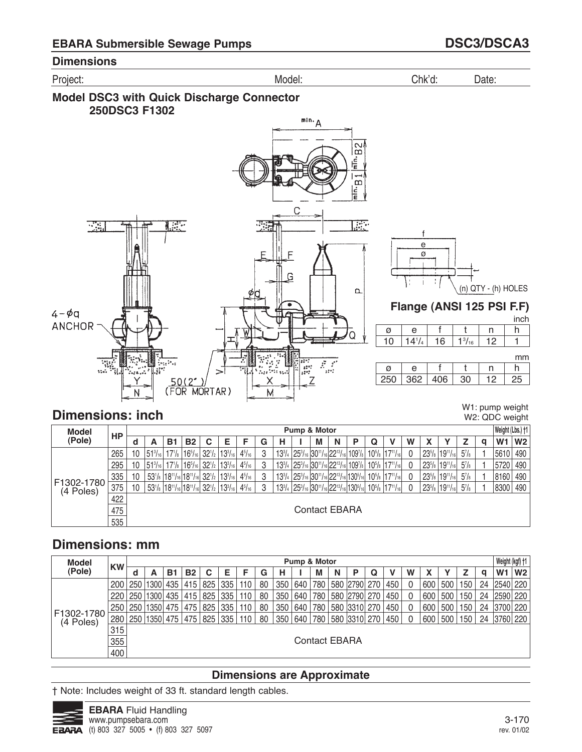## EBARA Submersible Sewage Pumps

## DSC3/DSCA3

### Dimensions

Project: Model: Chk'd: Date:

### Model DSC3 with Quick Discharge Connector
### 250DSC3 F1302

4−φq ANCHOR

50(2") (FOR MORTAR)

**Flange (ANSI 125 PSI F.F)**

(n) QTY - (h) HOLES

inch

| ø | e | f | t | n | h |
|---|---|---|---|---|---|
| 10 | 14¼ | 16 | 1³⁄₁₆ | 12 | 1 |

mm

| ø | e | f | t | n | h |
|---|---|---|---|---|---|
| 250 | 362 | 406 | 30 | 12 | 25 |

## Dimensions: inch

W1: pump weight
W2: QDC weight

| Model (Pole) | HP | Pump & Motor | | | | | | | | | | | | | | | | | | | | Weight (Lbs.) †1 | |
|---|---|---|---|---|---|---|---|---|---|---|---|---|---|---|---|---|---|---|---|---|---|---|---|
| | | d | A | B1 | B2 | C | E | F | G | H | I | M | N | P | Q | V | W | X | Y | Z | q | W1 | W2 |
| F1302-1780 (4 Poles) | 265 | 10 | 51³⁄₁₆ | 17⅛ | 16⁵⁄₁₆ | 32½ | 13³⁄₁₆ | 4⁵⁄₁₆ | 3 | 13¾ | 25³⁄₁₆ | 30¹¹⁄₁₆ | 22¹³⁄₁₆ | 109⅞ | 10⅝ | 17¹¹⁄₁₆ | 0 | 23⅝ | 19¹¹⁄₁₆ | 5⅞ | 1 | 5610 | 490 |
| | 295 | 10 | 51³⁄₁₆ | 17⅛ | 16⁵⁄₁₆ | 32½ | 13³⁄₁₆ | 4⁵⁄₁₆ | 3 | 13¾ | 25³⁄₁₆ | 30¹¹⁄₁₆ | 22¹³⁄₁₆ | 109⅞ | 10⅝ | 17¹¹⁄₁₆ | 0 | 23⅝ | 19¹¹⁄₁₆ | 5⅞ | 1 | 5720 | 490 |
| | 335 | 10 | 53⅛ | 18¹¹⁄₁₆ | 18¹¹⁄₁₆ | 32½ | 13³⁄₁₆ | 4⁵⁄₁₆ | 3 | 13¾ | 25³⁄₁₆ | 30¹¹⁄₁₆ | 22¹³⁄₁₆ | 130⁵⁄₁₆ | 10⅝ | 17¹¹⁄₁₆ | 0 | 23⅝ | 19¹¹⁄₁₆ | 5⅞ | 1 | 8160 | 490 |
| | 375 | 10 | 53⅛ | 18¹¹⁄₁₆ | 18¹¹⁄₁₆ | 32½ | 13³⁄₁₆ | 4⁵⁄₁₆ | 3 | 13¾ | 25³⁄₁₆ | 30¹¹⁄₁₆ | 22¹³⁄₁₆ | 130⁵⁄₁₆ | 10⅝ | 17¹¹⁄₁₆ | 0 | 23⅝ | 19¹¹⁄₁₆ | 5⅞ | 1 | 8300 | 490 |
| | 422 | Contact EBARA | | | | | | | | | | | | | | | | | | | | | |
| | 475 | | | | | | | | | | | | | | | | | | | | | | |
| | 535 | | | | | | | | | | | | | | | | | | | | | | |

## Dimensions: mm

| Model (Pole) | KW | Pump & Motor | | | | | | | | | | | | | | | | | | | | Weight (kgf) †1 | |
|---|---|---|---|---|---|---|---|---|---|---|---|---|---|---|---|---|---|---|---|---|---|---|---|
| | | d | A | B1 | B2 | C | E | F | G | H | I | M | N | P | Q | V | W | X | Y | Z | q | W1 | W2 |
| F1302-1780 (4 Poles) | 200 | 250 | 1300 | 435 | 415 | 825 | 335 | 110 | 80 | 350 | 640 | 780 | 580 | 2790 | 270 | 450 | 0 | 600 | 500 | 150 | 24 | 2540 | 220 |
| | 220 | 250 | 1300 | 435 | 415 | 825 | 335 | 110 | 80 | 350 | 640 | 780 | 580 | 2790 | 270 | 450 | 0 | 600 | 500 | 150 | 24 | 2590 | 220 |
| | 250 | 250 | 1350 | 475 | 475 | 825 | 335 | 110 | 80 | 350 | 640 | 780 | 580 | 3310 | 270 | 450 | 0 | 600 | 500 | 150 | 24 | 3700 | 220 |
| | 280 | 250 | 1350 | 475 | 475 | 825 | 335 | 110 | 80 | 350 | 640 | 780 | 580 | 3310 | 270 | 450 | 0 | 600 | 500 | 150 | 24 | 3760 | 220 |
| | 315 | Contact EBARA | | | | | | | | | | | | | | | | | | | | | |
| | 355 | | | | | | | | | | | | | | | | | | | | | | |
| | 400 | | | | | | | | | | | | | | | | | | | | | | |

**Dimensions are Approximate**

† Note: Includes weight of 33 ft. standard length cables.

**EBARA** Fluid Handling
www.pumpsebara.com
(t) 803 327 5005 • (f) 803 327 5097

rev. 01/02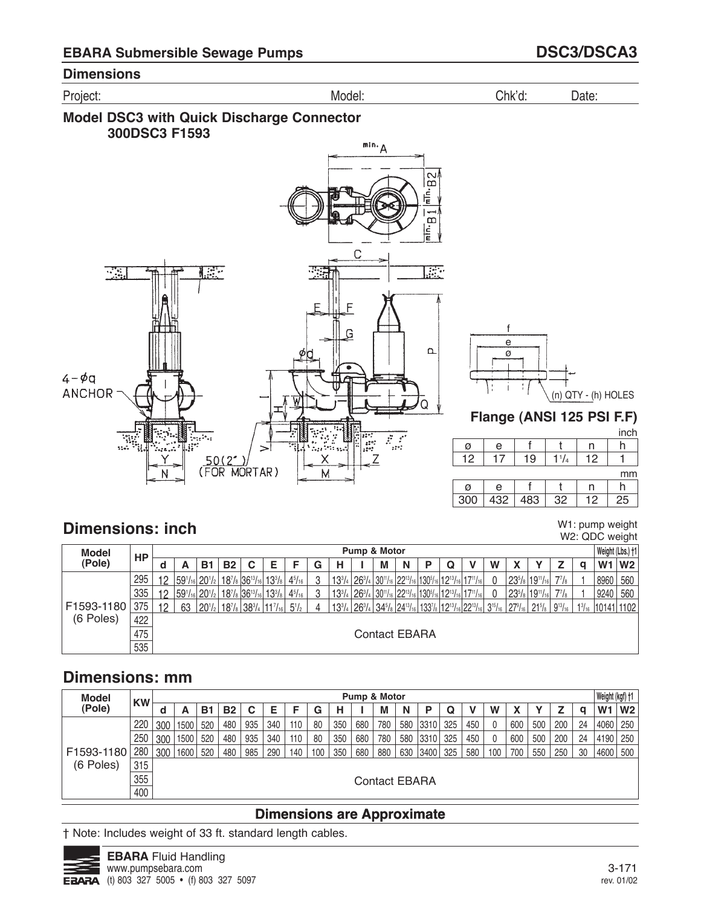## EBARA Submersible Sewage Pumps

## DSC3/DSCA3

### Dimensions

Project: Model: Chk'd: Date:

### Model DSC3 with Quick Discharge Connector 300DSC3 F1593

min. A

min. B2

min. B1

C

E F

G

ød

P

4 – øq ANCHOR

I

H

W

Q

V

Y

N

50(2") (FOR MORTAR)

X

M

Z

f

e

ø

t

(n) QTY - (h) HOLES

### Flange (ANSI 125 PSI F.F)

inch

| ø | e | f | t | n | h |
|---|---|---|---|---|---|
| 12 | 17 | 19 | 1¹/₄ | 12 | 1 |

mm

| ø | e | f | t | n | h |
|---|---|---|---|---|---|
| 300 | 432 | 483 | 32 | 12 | 25 |

## Dimensions: inch

W1: pump weight
W2: QDC weight

| Model (Pole) | HP | Pump & Motor | | | | | | | | | | | | | | | | | | | | | Weight (Lbs.) †1 | |
|---|---|---|---|---|---|---|---|---|---|---|---|---|---|---|---|---|---|---|---|---|---|---|---|---|
| | | d | A | B1 | B2 | C | E | F | G | H | I | M | N | P | Q | V | W | X | Y | Z | q | | W1 | W2 |
| F1593-1180 (6 Poles) | 295 | 12 | 59¹/₁₆ | 20¹/₂ | 18⁷/₈ | 36¹³/₁₆ | 13³/₈ | 4⁵/₁₆ | 3 | 13³/₄ | 26³/₄ | 30¹¹/₁₆ | 22¹³/₁₆ | 130⁵/₁₆ | 12¹³/₁₆ | 17¹¹/₁₆ | 0 | 23⁵/₈ | 19¹¹/₁₆ | 7⁷/₈ | 1 | | 8960 | 560 |
| | 335 | 12 | 59¹/₁₆ | 20¹/₂ | 18⁷/₈ | 36¹³/₁₆ | 13³/₈ | 4⁵/₁₆ | 3 | 13³/₄ | 26³/₄ | 30¹¹/₁₆ | 22¹³/₁₆ | 130⁵/₁₆ | 12¹³/₁₆ | 17¹¹/₁₆ | 0 | 23⁵/₈ | 19¹¹/₁₆ | 7⁷/₈ | 1 | | 9240 | 560 |
| | 375 | 12 | 63 | 20¹/₂ | 18⁷/₈ | 38³/₄ | 11⁷/₁₆ | 5¹/₂ | 4 | 13³/₄ | 26³/₄ | 34⁵/₈ | 24¹³/₁₆ | 133⁷/₈ | 12¹³/₁₆ | 22¹³/₁₆ | 3¹⁵/₁₆ | 27⁹/₁₆ | 21⁵/₈ | 9¹³/₁₆ | 1³/₁₆ | | 10141 | 1102 |
| | 422 | Contact EBARA | | | | | | | | | | | | | | | | | | | | | | |
| | 475 | | | | | | | | | | | | | | | | | | | | | | | |
| | 535 | | | | | | | | | | | | | | | | | | | | | | | |

## Dimensions: mm

| Model (Pole) | KW | Pump & Motor | | | | | | | | | | | | | | | | | | | | | Weight (kgf) †1 | |
|---|---|---|---|---|---|---|---|---|---|---|---|---|---|---|---|---|---|---|---|---|---|---|---|---|
| | | d | A | B1 | B2 | C | E | F | G | H | I | M | N | P | Q | V | W | X | Y | Z | q | | W1 | W2 |
| F1593-1180 (6 Poles) | 220 | 300 | 1500 | 520 | 480 | 935 | 340 | 110 | 80 | 350 | 680 | 780 | 580 | 3310 | 325 | 450 | 0 | 600 | 500 | 200 | 24 | | 4060 | 250 |
| | 250 | 300 | 1500 | 520 | 480 | 935 | 340 | 110 | 80 | 350 | 680 | 780 | 580 | 3310 | 325 | 450 | 0 | 600 | 500 | 200 | 24 | | 4190 | 250 |
| | 280 | 300 | 1600 | 520 | 480 | 985 | 290 | 140 | 100 | 350 | 680 | 880 | 630 | 3400 | 325 | 580 | 100 | 700 | 550 | 250 | 30 | | 4600 | 500 |
| | 315 | Contact EBARA | | | | | | | | | | | | | | | | | | | | | | |
| | 355 | | | | | | | | | | | | | | | | | | | | | | | |
| | 400 | | | | | | | | | | | | | | | | | | | | | | | |

**Dimensions are Approximate**

† Note: Includes weight of 33 ft. standard length cables.

**EBARA** Fluid Handling
www.pumpsebara.com
(t) 803 327 5005 • (f) 803 327 5097

3-171
rev. 01/02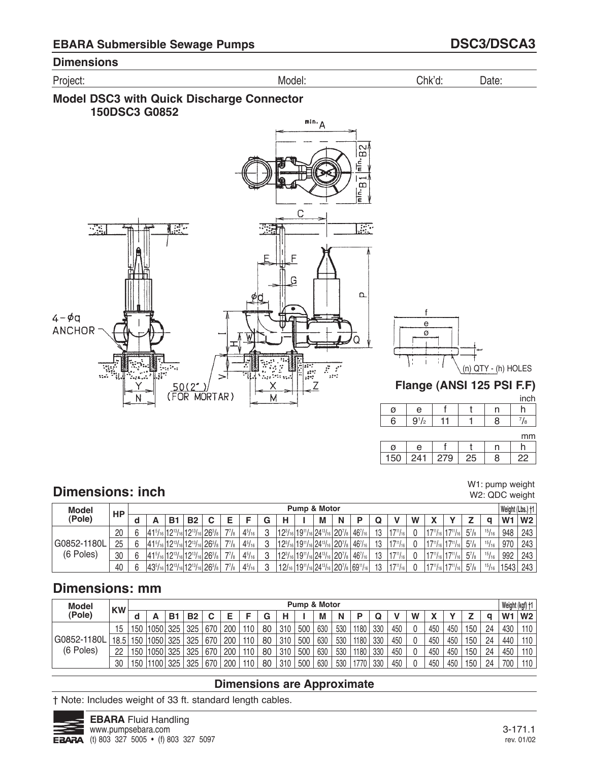## EBARA Submersible Sewage Pumps — DSC3/DSCA3

### Dimensions

Project: Model: Chk'd: Date:

### Model DSC3 with Quick Discharge Connector 150DSC3 G0852

4 – øq ANCHOR

50(2") (FOR MORTAR)

### Flange (ANSI 125 PSI F.F)

(n) QTY - (h) HOLES

inch

| ø | e | f | t | n | h |
|---|---|---|---|---|---|
| 6 | 9 1/2 | 11 | 1 | 8 | 7/8 |

mm

| ø | e | f | t | n | h |
|---|---|---|---|---|---|
| 150 | 241 | 279 | 25 | 8 | 22 |

## Dimensions: inch

W1: pump weight
W2: QDC weight

| Model (Pole) | HP | Pump & Motor | | | | | | | | | | | | | | | | | | | | Weight (Lbs.) †1 | |
|---|---|---|---|---|---|---|---|---|---|---|---|---|---|---|---|---|---|---|---|---|---|---|---|
| | | d | A | B1 | B2 | C | E | F | G | H | I | M | N | P | Q | V | W | X | Y | Z | q | W1 | W2 |
| G0852-1180L (6 Poles) | 20 | 6 | 41 5/16 | 12 13/16 | 12 13/16 | 26 3/8 | 7 7/8 | 4 5/16 | 3 | 12 3/16 | 19 11/16 | 24 13/16 | 20 7/8 | 46 7/16 | 13 | 17 11/16 | 0 | 17 11/16 | 17 11/16 | 5 7/8 | 15/16 | 948 | 243 |
| | 25 | 6 | 41 5/16 | 12 13/16 | 12 13/16 | 26 3/8 | 7 7/8 | 4 5/16 | 3 | 12 3/16 | 19 11/16 | 24 13/16 | 20 7/8 | 46 7/16 | 13 | 17 11/16 | 0 | 17 11/16 | 17 11/16 | 5 7/8 | 15/16 | 970 | 243 |
| | 30 | 6 | 41 5/16 | 12 13/16 | 12 13/16 | 26 3/8 | 7 7/8 | 4 5/16 | 3 | 12 3/16 | 19 11/16 | 24 13/16 | 20 7/8 | 46 7/16 | 13 | 17 11/16 | 0 | 17 11/16 | 17 11/16 | 5 7/8 | 15/16 | 992 | 243 |
| | 40 | 6 | 43 5/16 | 12 13/16 | 12 13/16 | 26 3/8 | 7 7/8 | 4 5/16 | 3 | 12/16 | 19 11/16 | 24 13/16 | 20 7/8 | 69 11/16 | 13 | 17 11/16 | 0 | 17 11/16 | 17 11/16 | 5 7/8 | 15/16 | 1543 | 243 |

## Dimensions: mm

| Model (Pole) | KW | Pump & Motor | | | | | | | | | | | | | | | | | | | | Weight (kgf) †1 | |
|---|---|---|---|---|---|---|---|---|---|---|---|---|---|---|---|---|---|---|---|---|---|---|---|
| | | d | A | B1 | B2 | C | E | F | G | H | I | M | N | P | Q | V | W | X | Y | Z | q | W1 | W2 |
| G0852-1180L (6 Poles) | 15 | 150 | 1050 | 325 | 325 | 670 | 200 | 110 | 80 | 310 | 500 | 630 | 530 | 1180 | 330 | 450 | 0 | 450 | 450 | 150 | 24 | 430 | 110 |
| | 18.5 | 150 | 1050 | 325 | 325 | 670 | 200 | 110 | 80 | 310 | 500 | 630 | 530 | 1180 | 330 | 450 | 0 | 450 | 450 | 150 | 24 | 440 | 110 |
| | 22 | 150 | 1050 | 325 | 325 | 670 | 200 | 110 | 80 | 310 | 500 | 630 | 530 | 1180 | 330 | 450 | 0 | 450 | 450 | 150 | 24 | 450 | 110 |
| | 30 | 150 | 1100 | 325 | 325 | 670 | 200 | 110 | 80 | 310 | 500 | 630 | 530 | 1770 | 330 | 450 | 0 | 450 | 450 | 150 | 24 | 700 | 110 |

**Dimensions are Approximate**

† Note: Includes weight of 33 ft. standard length cables.

**EBARA** Fluid Handling
www.pumpsebara.com
(t) 803 327 5005 • (f) 803 327 5097

3-171.1
rev. 01/02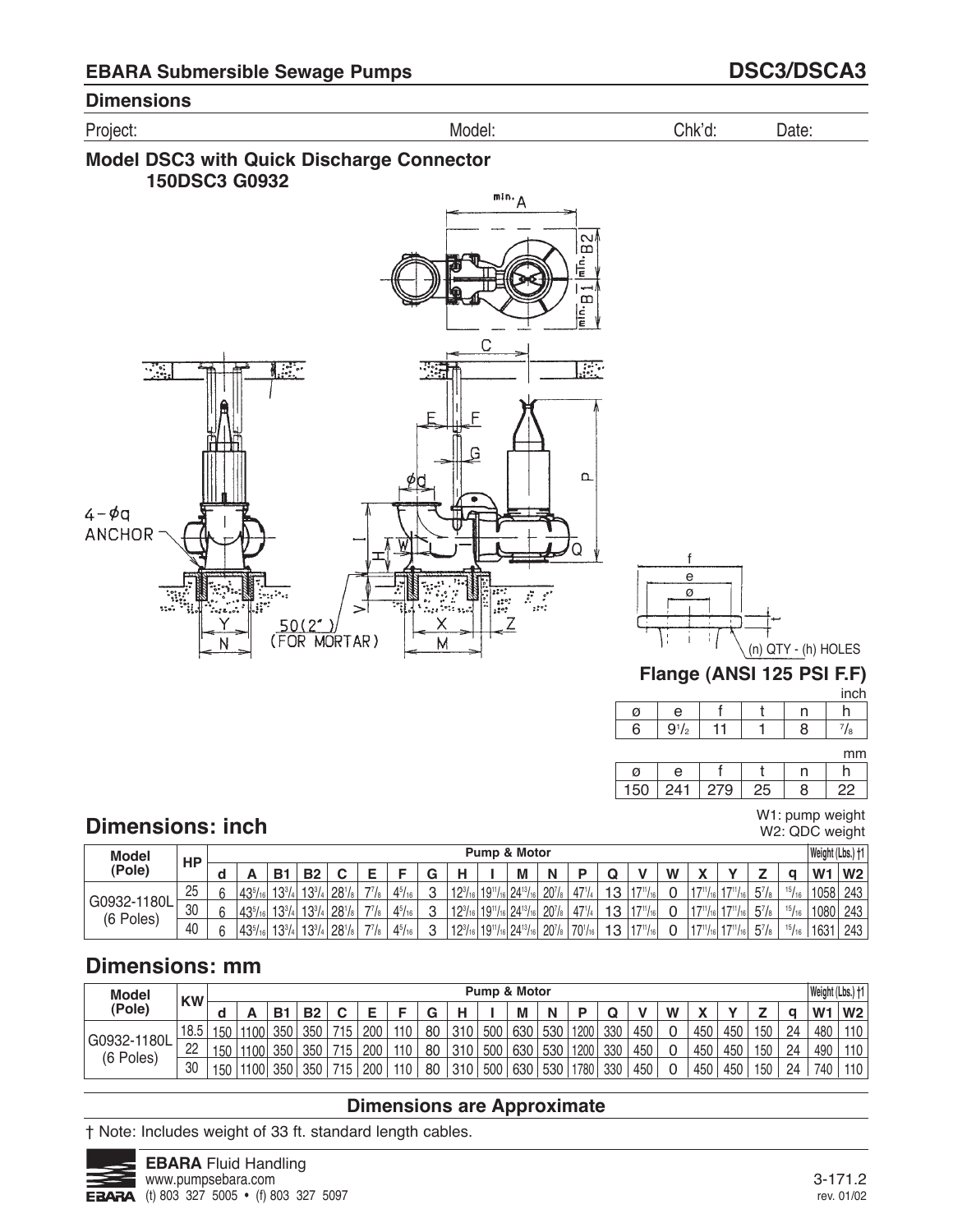## EBARA Submersible Sewage Pumps — DSC3/DSCA3

### Dimensions

Project: Model: Chk'd: Date:

### Model DSC3 with Quick Discharge Connector 150DSC3 G0932

4 – ϕq ANCHOR

50(2") (FOR MORTAR)

(n) QTY - (h) HOLES

### Flange (ANSI 125 PSI F.F)

inch

| ø | e | f | t | n | h |
|---|---|---|---|---|---|
| 6 | 9 1/2 | 11 | 1 | 8 | 7/8 |

mm

| ø | e | f | t | n | h |
|---|---|---|---|---|---|
| 150 | 241 | 279 | 25 | 8 | 22 |

## Dimensions: inch

W1: pump weight
W2: QDC weight

| Model (Pole) | HP | Pump & Motor | | | | | | | | | | | | | | | | | | | | Weight (Lbs.) †1 | |
|---|---|---|---|---|---|---|---|---|---|---|---|---|---|---|---|---|---|---|---|---|---|---|---|
| | | d | A | B1 | B2 | C | E | F | G | H | I | M | N | P | Q | V | W | X | Y | Z | q | W1 | W2 |
| G0932-1180L (6 Poles) | 25 | 6 | 43 5/16 | 13 3/4 | 13 3/4 | 28 1/8 | 7 7/8 | 4 5/16 | 3 | 12 3/16 | 19 11/16 | 24 13/16 | 20 7/8 | 47 1/4 | 13 | 17 11/16 | 0 | 17 11/16 | 17 11/16 | 5 7/8 | 15/16 | 1058 | 243 |
| | 30 | 6 | 43 5/16 | 13 3/4 | 13 3/4 | 28 1/8 | 7 7/8 | 4 5/16 | 3 | 12 3/16 | 19 11/16 | 24 13/16 | 20 7/8 | 47 1/4 | 13 | 17 11/16 | 0 | 17 11/16 | 17 11/16 | 5 7/8 | 15/16 | 1080 | 243 |
| | 40 | 6 | 43 5/16 | 13 3/4 | 13 3/4 | 28 1/8 | 7 7/8 | 4 5/16 | 3 | 12 3/16 | 19 11/16 | 24 13/16 | 20 7/8 | 70 1/16 | 13 | 17 11/16 | 0 | 17 11/16 | 17 11/16 | 5 7/8 | 15/16 | 1631 | 243 |

## Dimensions: mm

| Model (Pole) | KW | Pump & Motor | | | | | | | | | | | | | | | | | | | | Weight (Lbs.) †1 | |
|---|---|---|---|---|---|---|---|---|---|---|---|---|---|---|---|---|---|---|---|---|---|---|---|
| | | d | A | B1 | B2 | C | E | F | G | H | I | M | N | P | Q | V | W | X | Y | Z | q | W1 | W2 |
| G0932-1180L (6 Poles) | 18.5 | 150 | 1100 | 350 | 350 | 715 | 200 | 110 | 80 | 310 | 500 | 630 | 530 | 1200 | 330 | 450 | 0 | 450 | 450 | 150 | 24 | 480 | 110 |
| | 22 | 150 | 1100 | 350 | 350 | 715 | 200 | 110 | 80 | 310 | 500 | 630 | 530 | 1200 | 330 | 450 | 0 | 450 | 450 | 150 | 24 | 490 | 110 |
| | 30 | 150 | 1100 | 350 | 350 | 715 | 200 | 110 | 80 | 310 | 500 | 630 | 530 | 1780 | 330 | 450 | 0 | 450 | 450 | 150 | 24 | 740 | 110 |

**Dimensions are Approximate**

† Note: Includes weight of 33 ft. standard length cables.

**EBARA** Fluid Handling
www.pumpsebara.com
(t) 803 327 5005 • (f) 803 327 5097

3-171.2
rev. 01/02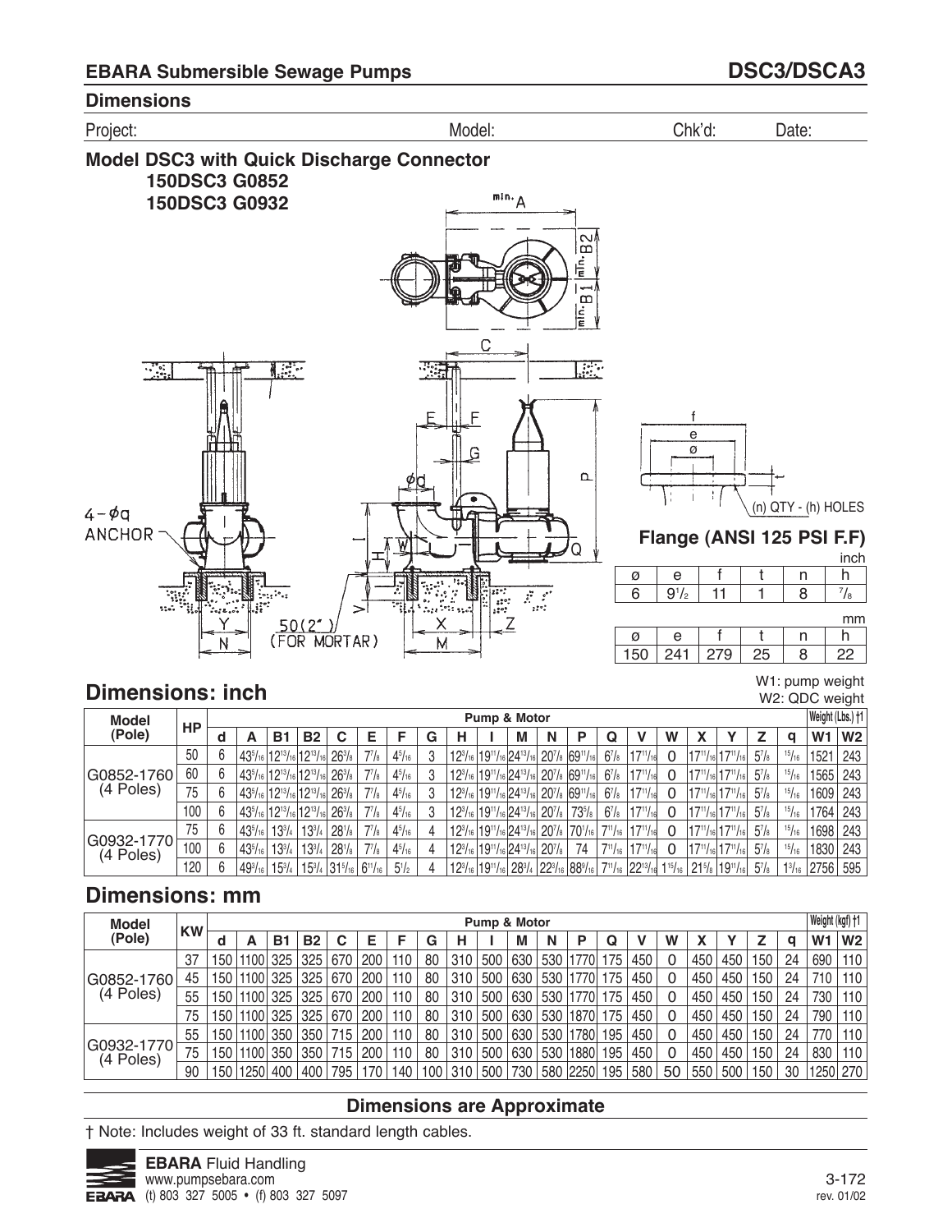## EBARA Submersible Sewage Pumps

## DSC3/DSCA3

### Dimensions

Project: Model: Chk'd: Date:

### Model DSC3 with Quick Discharge Connector
**150DSC3 G0852**
**150DSC3 G0932**

### Flange (ANSI 125 PSI F.F)

inch

| ø | e | f | t | n | h |
|---|---|---|---|---|---|
| 6 | 9 1/2 | 11 | 1 | 8 | 7/8 |

mm

| ø | e | f | t | n | h |
|---|---|---|---|---|---|
| 150 | 241 | 279 | 25 | 8 | 22 |

(n) QTY - (h) HOLES

## Dimensions: inch

W1: pump weight
W2: QDC weight

| Model (Pole) | HP | Pump & Motor | | | | | | | | | | | | | | | | | | | | Weight (Lbs.) †1 | |
|---|---|---|---|---|---|---|---|---|---|---|---|---|---|---|---|---|---|---|---|---|---|---|---|
| | | d | A | B1 | B2 | C | E | F | G | H | I | M | N | P | Q | V | W | X | Y | Z | q | W1 | W2 |
| G0852-1760 (4 Poles) | 50 | 6 | 43 5/16 | 12 13/16 | 12 13/16 | 26 3/8 | 7 7/8 | 4 5/16 | 3 | 12 3/16 | 19 11/16 | 24 13/16 | 20 7/8 | 69 11/16 | 6 7/8 | 17 11/16 | 0 | 17 11/16 | 17 11/16 | 5 7/8 | 15/16 | 1521 | 243 |
| | 60 | 6 | 43 5/16 | 12 13/16 | 12 13/16 | 26 3/8 | 7 7/8 | 4 5/16 | 3 | 12 3/16 | 19 11/16 | 24 13/16 | 20 7/8 | 69 11/16 | 6 7/8 | 17 11/16 | 0 | 17 11/16 | 17 11/16 | 5 7/8 | 15/16 | 1565 | 243 |
| | 75 | 6 | 43 5/16 | 12 13/16 | 12 13/16 | 26 3/8 | 7 7/8 | 4 5/16 | 3 | 12 3/16 | 19 11/16 | 24 13/16 | 20 7/8 | 69 11/16 | 6 7/8 | 17 11/16 | 0 | 17 11/16 | 17 11/16 | 5 7/8 | 15/16 | 1609 | 243 |
| | 100 | 6 | 43 5/16 | 12 13/16 | 12 13/16 | 26 3/8 | 7 7/8 | 4 5/16 | 3 | 12 3/16 | 19 11/16 | 24 13/16 | 20 7/8 | 73 5/8 | 6 7/8 | 17 11/16 | 0 | 17 11/16 | 17 11/16 | 5 7/8 | 15/16 | 1764 | 243 |
| G0932-1770 (4 Poles) | 75 | 6 | 43 5/16 | 13 3/4 | 13 3/4 | 28 1/8 | 7 7/8 | 4 5/16 | 4 | 12 3/16 | 19 11/16 | 24 13/16 | 20 7/8 | 70 1/16 | 7 11/16 | 17 11/16 | 0 | 17 11/16 | 17 11/16 | 5 7/8 | 15/16 | 1698 | 243 |
| | 100 | 6 | 43 5/16 | 13 3/4 | 13 3/4 | 28 1/8 | 7 7/8 | 4 5/16 | 4 | 12 3/16 | 19 11/16 | 24 13/16 | 20 7/8 | 74 | 7 11/16 | 17 11/16 | 0 | 17 11/16 | 17 11/16 | 5 7/8 | 15/16 | 1830 | 243 |
| | 120 | 6 | 49 3/16 | 15 3/4 | 15 3/4 | 31 5/16 | 6 11/16 | 5 1/2 | 4 | 12 3/16 | 19 11/16 | 28 3/4 | 22 13/16 | 88 9/16 | 7 11/16 | 22 13/16 | 1 15/16 | 21 5/8 | 19 11/16 | 5 7/8 | 1 3/16 | 2756 | 595 |

## Dimensions: mm

| Model (Pole) | KW | Pump & Motor | | | | | | | | | | | | | | | | | | | | Weight (kgf) †1 | |
|---|---|---|---|---|---|---|---|---|---|---|---|---|---|---|---|---|---|---|---|---|---|---|---|
| | | d | A | B1 | B2 | C | E | F | G | H | I | M | N | P | Q | V | W | X | Y | Z | q | W1 | W2 |
| G0852-1760 (4 Poles) | 37 | 150 | 1100 | 325 | 325 | 670 | 200 | 110 | 80 | 310 | 500 | 630 | 530 | 1770 | 175 | 450 | 0 | 450 | 450 | 150 | 24 | 690 | 110 |
| | 45 | 150 | 1100 | 325 | 325 | 670 | 200 | 110 | 80 | 310 | 500 | 630 | 530 | 1770 | 175 | 450 | 0 | 450 | 450 | 150 | 24 | 710 | 110 |
| | 55 | 150 | 1100 | 325 | 325 | 670 | 200 | 110 | 80 | 310 | 500 | 630 | 530 | 1770 | 175 | 450 | 0 | 450 | 450 | 150 | 24 | 730 | 110 |
| | 75 | 150 | 1100 | 325 | 325 | 670 | 200 | 110 | 80 | 310 | 500 | 630 | 530 | 1870 | 175 | 450 | 0 | 450 | 450 | 150 | 24 | 790 | 110 |
| G0932-1770 (4 Poles) | 55 | 150 | 1100 | 350 | 350 | 715 | 200 | 110 | 80 | 310 | 500 | 630 | 530 | 1780 | 195 | 450 | 0 | 450 | 450 | 150 | 24 | 770 | 110 |
| | 75 | 150 | 1100 | 350 | 350 | 715 | 200 | 110 | 80 | 310 | 500 | 630 | 530 | 1880 | 195 | 450 | 0 | 450 | 450 | 150 | 24 | 830 | 110 |
| | 90 | 150 | 1250 | 400 | 400 | 795 | 170 | 140 | 100 | 310 | 500 | 730 | 580 | 2250 | 195 | 580 | 50 | 550 | 500 | 150 | 30 | 1250 | 270 |

**Dimensions are Approximate**

† Note: Includes weight of 33 ft. standard length cables.

**EBARA** Fluid Handling
www.pumpsebara.com
(t) 803 327 5005 • (f) 803 327 5097

rev. 01/02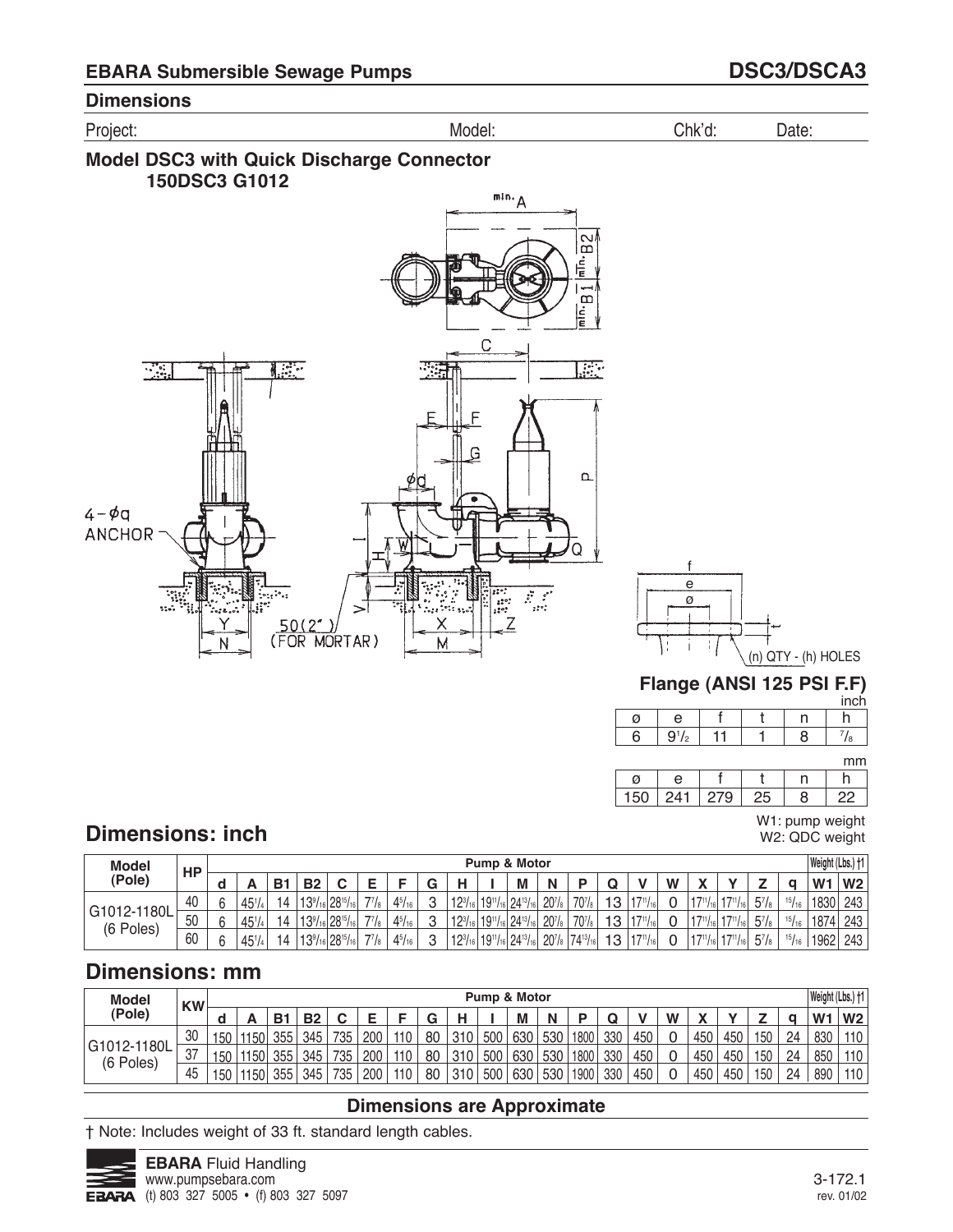## EBARA Submersible Sewage Pumps

## DSC3/DSCA3

### Dimensions

Project: Model: Chk'd: Date:

### Model DSC3 with Quick Discharge Connector 150DSC3 G1012

### Flange (ANSI 125 PSI F.F)

inch

| ø | e | f | t | n | h |
|---|---|---|---|---|---|
| 6 | 9 1/2 | 11 | 1 | 8 | 7/8 |

mm

| ø | e | f | t | n | h |
|---|---|---|---|---|---|
| 150 | 241 | 279 | 25 | 8 | 22 |

W1: pump weight
W2: QDC weight

## Dimensions: inch

| Model (Pole) | HP | Pump & Motor | | | | | | | | | | | | | | | | | | | | | Weight (Lbs.) †1 | |
|---|---|---|---|---|---|---|---|---|---|---|---|---|---|---|---|---|---|---|---|---|---|---|---|---|
| | | d | A | B1 | B2 | C | E | F | G | H | I | M | N | P | Q | V | W | X | Y | Z | q | | W1 | W2 |
| G1012-1180L (6 Poles) | 40 | 6 | 45 1/4 | 14 | 13 9/16 | 28 15/16 | 7 7/8 | 4 5/16 | 3 | 12 3/16 | 19 11/16 | 24 13/16 | 20 7/8 | 70 7/8 | 13 | 17 11/16 | 0 | 17 11/16 | 17 11/16 | 5 7/8 | 15/16 | | 1830 | 243 |
| | 50 | 6 | 45 1/4 | 14 | 13 9/16 | 28 15/16 | 7 7/8 | 4 5/16 | 3 | 12 3/16 | 19 11/16 | 24 13/16 | 20 7/8 | 70 7/8 | 13 | 17 11/16 | 0 | 17 11/16 | 17 11/16 | 5 7/8 | 15/16 | | 1874 | 243 |
| | 60 | 6 | 45 1/4 | 14 | 13 9/16 | 28 15/16 | 7 7/8 | 4 5/16 | 3 | 12 3/16 | 19 11/16 | 24 13/16 | 20 7/8 | 74 13/16 | 13 | 17 11/16 | 0 | 17 11/16 | 17 11/16 | 5 7/8 | 15/16 | | 1962 | 243 |

## Dimensions: mm

| Model (Pole) | KW | Pump & Motor | | | | | | | | | | | | | | | | | | | | | Weight (Lbs.) †1 | |
|---|---|---|---|---|---|---|---|---|---|---|---|---|---|---|---|---|---|---|---|---|---|---|---|---|
| | | d | A | B1 | B2 | C | E | F | G | H | I | M | N | P | Q | V | W | X | Y | Z | q | | W1 | W2 |
| G1012-1180L (6 Poles) | 30 | 150 | 1150 | 355 | 345 | 735 | 200 | 110 | 80 | 310 | 500 | 630 | 530 | 1800 | 330 | 450 | 0 | 450 | 450 | 150 | 24 | | 830 | 110 |
| | 37 | 150 | 1150 | 355 | 345 | 735 | 200 | 110 | 80 | 310 | 500 | 630 | 530 | 1800 | 330 | 450 | 0 | 450 | 450 | 150 | 24 | | 850 | 110 |
| | 45 | 150 | 1150 | 355 | 345 | 735 | 200 | 110 | 80 | 310 | 500 | 630 | 530 | 1900 | 330 | 450 | 0 | 450 | 450 | 150 | 24 | | 890 | 110 |

**Dimensions are Approximate**

† Note: Includes weight of 33 ft. standard length cables.

**EBARA** Fluid Handling
www.pumpsebara.com
(t) 803 327 5005 • (f) 803 327 5097

3-172.1
rev. 01/02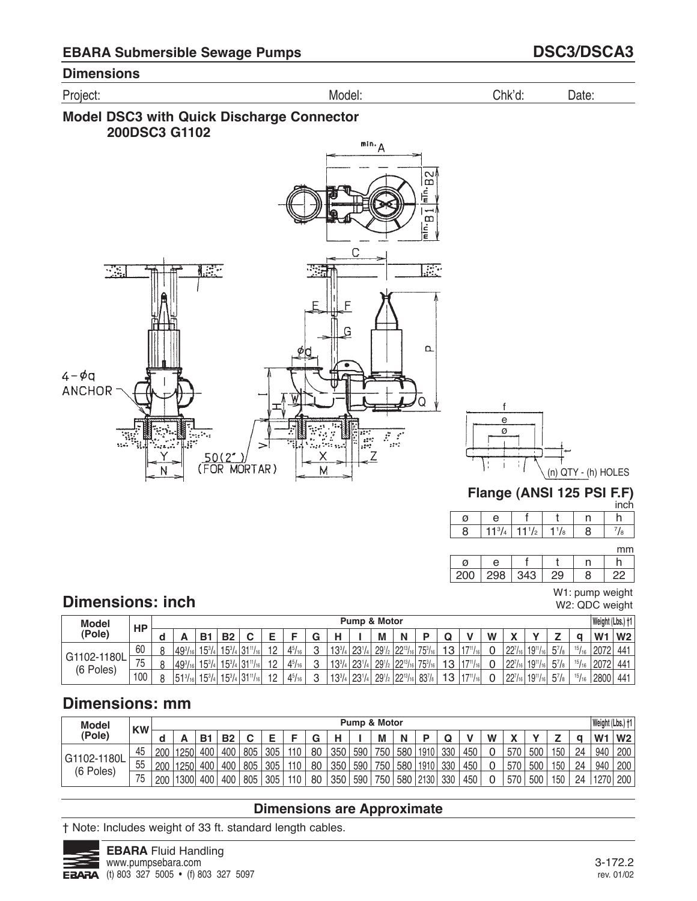## EBARA Submersible Sewage Pumps

## DSC3/DSCA3

### Dimensions

Project: Model: Chk'd: Date:

### Model DSC3 with Quick Discharge Connector
### 200DSC3 G1102

4-øq ANCHOR

50(2") (FOR MORTAR)

(n) QTY - (h) HOLES

### Flange (ANSI 125 PSI F.F)

inch

| ø | e | f | t | n | h |
|---|---|---|---|---|---|
| 8 | 11 3/4 | 11 1/2 | 1 1/8 | 8 | 7/8 |

mm

| ø | e | f | t | n | h |
|---|---|---|---|---|---|
| 200 | 298 | 343 | 29 | 8 | 22 |

W1: pump weight
W2: QDC weight

## Dimensions: inch

| Model (Pole) | HP | Pump & Motor | | | | | | | | | | | | | | | | | | | | Weight (Lbs.) †1 | |
|---|---|---|---|---|---|---|---|---|---|---|---|---|---|---|---|---|---|---|---|---|---|---|---|
| | | d | A | B1 | B2 | C | E | F | G | H | I | M | N | P | Q | V | W | X | Y | Z | q | W1 | W2 |
| G1102-1180L (6 Poles) | 60 | 8 | 49 3/16 | 15 3/4 | 15 3/4 | 31 11/16 | 12 | 4 5/16 | 3 | 13 3/4 | 23 1/4 | 29 1/2 | 22 13/16 | 75 3/16 | 13 | 17 11/16 | 0 | 22 7/16 | 19 11/16 | 5 7/8 | 15/16 | 2072 | 441 |
| | 75 | 8 | 49 3/16 | 15 3/4 | 15 3/4 | 31 11/16 | 12 | 4 5/16 | 3 | 13 3/4 | 23 1/4 | 29 1/2 | 22 13/16 | 75 3/16 | 13 | 17 11/16 | 0 | 22 7/16 | 19 11/16 | 5 7/8 | 15/16 | 2072 | 441 |
| | 100 | 8 | 51 3/16 | 15 3/4 | 15 3/4 | 31 11/16 | 12 | 4 5/16 | 3 | 13 3/4 | 23 1/4 | 29 1/2 | 22 13/16 | 83 7/8 | 13 | 17 11/16 | 0 | 22 7/16 | 19 11/16 | 5 7/8 | 15/16 | 2800 | 441 |

## Dimensions: mm

| Model (Pole) | KW | Pump & Motor | | | | | | | | | | | | | | | | | | | | Weight (Lbs.) †1 | |
|---|---|---|---|---|---|---|---|---|---|---|---|---|---|---|---|---|---|---|---|---|---|---|---|
| | | d | A | B1 | B2 | C | E | F | G | H | I | M | N | P | Q | V | W | X | Y | Z | q | W1 | W2 |
| G1102-1180L (6 Poles) | 45 | 200 | 1250 | 400 | 400 | 805 | 305 | 110 | 80 | 350 | 590 | 750 | 580 | 1910 | 330 | 450 | 0 | 570 | 500 | 150 | 24 | 940 | 200 |
| | 55 | 200 | 1250 | 400 | 400 | 805 | 305 | 110 | 80 | 350 | 590 | 750 | 580 | 1910 | 330 | 450 | 0 | 570 | 500 | 150 | 24 | 940 | 200 |
| | 75 | 200 | 1300 | 400 | 400 | 805 | 305 | 110 | 80 | 350 | 590 | 750 | 580 | 2130 | 330 | 450 | 0 | 570 | 500 | 150 | 24 | 1270 | 200 |

**Dimensions are Approximate**

† Note: Includes weight of 33 ft. standard length cables.

**EBARA** Fluid Handling
www.pumpsebara.com
(t) 803 327 5005 • (f) 803 327 5097

3-172.2
rev. 01/02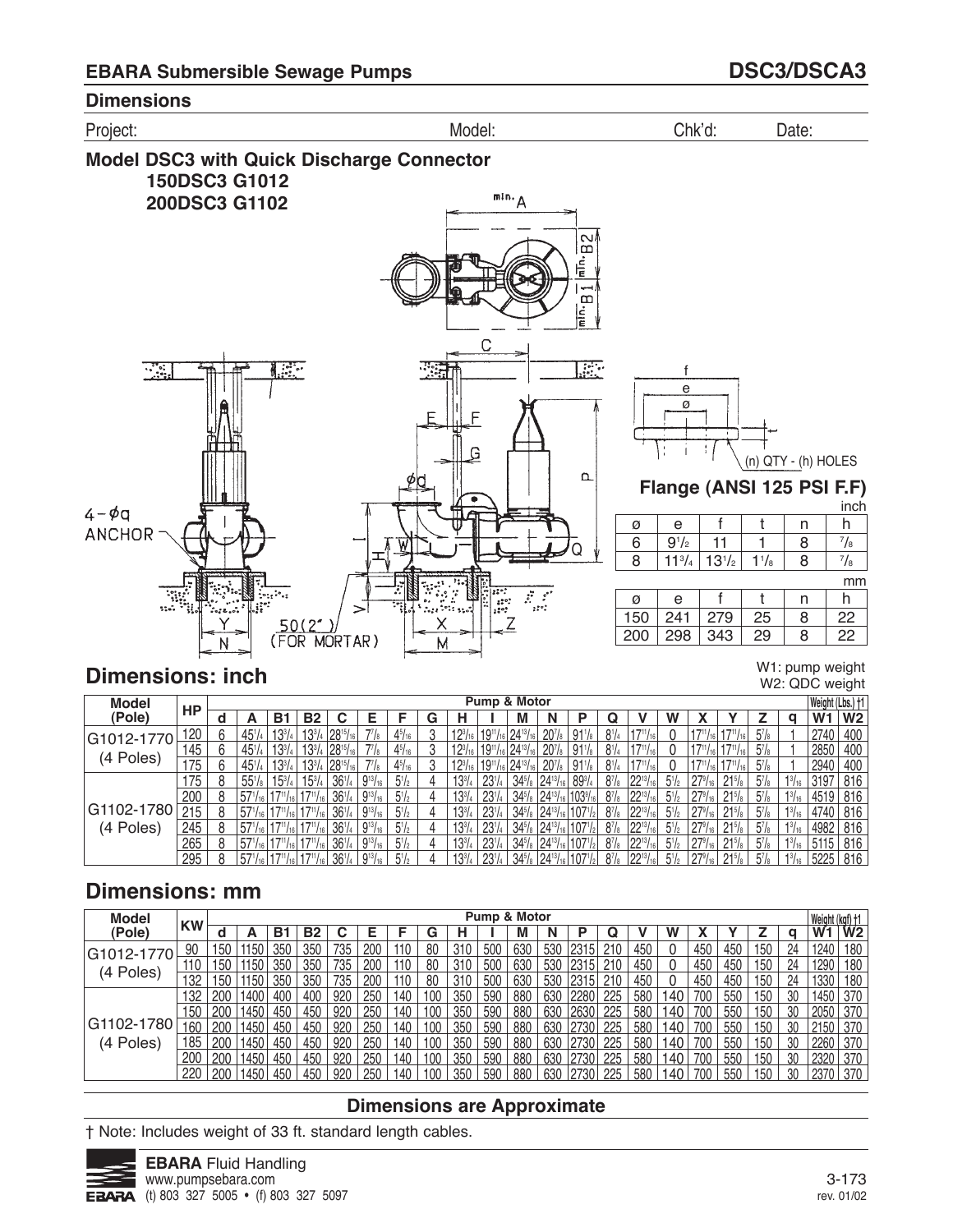## EBARA Submersible Sewage Pumps

## DSC3/DSCA3

### Dimensions

Project: Model: Chk'd: Date:

### Model DSC3 with Quick Discharge Connector
**150DSC3 G1012**
**200DSC3 G1102**

min. A, min. B2, min. B1, C, E, F, G, ød, P, Q, I, H, W, V, X, Z, M, Y, N, 4 – øq ANCHOR, 50(2") (FOR MORTAR)

### Flange (ANSI 125 PSI F.F)

(n) QTY - (h) HOLES

inch

| ø | e | f | t | n | h |
|---|---|---|---|---|---|
| 6 | 9 1/2 | 11 | 1 | 8 | 7/8 |
| 8 | 11 3/4 | 13 1/2 | 1 1/8 | 8 | 7/8 |

mm

| ø | e | f | t | n | h |
|---|---|---|---|---|---|
| 150 | 241 | 279 | 25 | 8 | 22 |
| 200 | 298 | 343 | 29 | 8 | 22 |

## Dimensions: inch

W1: pump weight
W2: QDC weight

| Model (Pole) | HP | Pump & Motor | | | | | | | | | | | | | | | | | | | | | Weight (Lbs.) †1 | |
|---|---|---|---|---|---|---|---|---|---|---|---|---|---|---|---|---|---|---|---|---|---|---|---|---|
| | | d | A | B1 | B2 | C | E | F | G | H | I | M | N | P | Q | V | W | X | Y | Z | q | | W1 | W2 |
| G1012-1770 (4 Poles) | 120 | 6 | 45 1/4 | 13 3/4 | 13 3/4 | 28 15/16 | 7 7/8 | 4 5/16 | 3 | 12 3/16 | 19 11/16 | 24 13/16 | 20 7/8 | 91 1/8 | 8 1/4 | 17 11/16 | 0 | 17 11/16 | 17 11/16 | 5 7/8 | 1 | | 2740 | 400 |
| | 145 | 6 | 45 1/4 | 13 3/4 | 13 3/4 | 28 15/16 | 7 7/8 | 4 5/16 | 3 | 12 3/16 | 19 11/16 | 24 13/16 | 20 7/8 | 91 1/8 | 8 1/4 | 17 11/16 | 0 | 17 11/16 | 17 11/16 | 5 7/8 | 1 | | 2850 | 400 |
| | 175 | 6 | 45 1/4 | 13 3/4 | 13 3/4 | 28 15/16 | 7 7/8 | 4 5/16 | 3 | 12 3/16 | 19 11/16 | 24 13/16 | 20 7/8 | 91 1/8 | 8 1/4 | 17 11/16 | 0 | 17 11/16 | 17 11/16 | 5 7/8 | 1 | | 2940 | 400 |
| G1102-1780 (4 Poles) | 175 | 8 | 55 1/8 | 15 3/4 | 15 3/4 | 36 1/4 | 9 13/16 | 5 1/2 | 4 | 13 3/4 | 23 1/4 | 34 5/8 | 24 13/16 | 89 3/4 | 8 7/8 | 22 13/16 | 5 1/2 | 27 9/16 | 21 5/8 | 5 7/8 | 1 3/16 | | 3197 | 816 |
| | 200 | 8 | 57 1/16 | 17 11/16 | 17 11/16 | 36 1/4 | 9 13/16 | 5 1/2 | 4 | 13 3/4 | 23 1/4 | 34 5/8 | 24 13/16 | 103 9/16 | 8 7/8 | 22 13/16 | 5 1/2 | 27 9/16 | 21 5/8 | 5 7/8 | 1 3/16 | | 4519 | 816 |
| | 215 | 8 | 57 1/16 | 17 11/16 | 17 11/16 | 36 1/4 | 9 13/16 | 5 1/2 | 4 | 13 3/4 | 23 1/4 | 34 5/8 | 24 13/16 | 107 1/2 | 8 7/8 | 22 13/16 | 5 1/2 | 27 9/16 | 21 5/8 | 5 7/8 | 1 3/16 | | 4740 | 816 |
| | 245 | 8 | 57 1/16 | 17 11/16 | 17 11/16 | 36 1/4 | 9 13/16 | 5 1/2 | 4 | 13 3/4 | 23 1/4 | 34 5/8 | 24 13/16 | 107 1/2 | 8 7/8 | 22 13/16 | 5 1/2 | 27 9/16 | 21 5/8 | 5 7/8 | 1 3/16 | | 4982 | 816 |
| | 265 | 8 | 57 1/16 | 17 11/16 | 17 11/16 | 36 1/4 | 9 13/16 | 5 1/2 | 4 | 13 3/4 | 23 1/4 | 34 5/8 | 24 13/16 | 107 1/2 | 8 7/8 | 22 13/16 | 5 1/2 | 27 9/16 | 21 5/8 | 5 7/8 | 1 3/16 | | 5115 | 816 |
| | 295 | 8 | 57 1/16 | 17 11/16 | 17 11/16 | 36 1/4 | 9 13/16 | 5 1/2 | 4 | 13 3/4 | 23 1/4 | 34 5/8 | 24 13/16 | 107 1/2 | 8 7/8 | 22 13/16 | 5 1/2 | 27 9/16 | 21 5/8 | 5 7/8 | 1 3/16 | | 5225 | 816 |

## Dimensions: mm

| Model (Pole) | KW | Pump & Motor | | | | | | | | | | | | | | | | | | | | Weight (kgf) †1 | |
|---|---|---|---|---|---|---|---|---|---|---|---|---|---|---|---|---|---|---|---|---|---|---|---|
| | | d | A | B1 | B2 | C | E | F | G | H | I | M | N | P | Q | V | W | X | Y | Z | q | W1 | W2 |
| G1012-1770 (4 Poles) | 90 | 150 | 1150 | 350 | 350 | 735 | 200 | 110 | 80 | 310 | 500 | 630 | 530 | 2315 | 210 | 450 | 0 | 450 | 450 | 150 | 24 | 1240 | 180 |
| | 110 | 150 | 1150 | 350 | 350 | 735 | 200 | 110 | 80 | 310 | 500 | 630 | 530 | 2315 | 210 | 450 | 0 | 450 | 450 | 150 | 24 | 1290 | 180 |
| | 132 | 150 | 1150 | 350 | 350 | 735 | 200 | 110 | 80 | 310 | 500 | 630 | 530 | 2315 | 210 | 450 | 0 | 450 | 450 | 150 | 24 | 1330 | 180 |
| G1102-1780 (4 Poles) | 132 | 200 | 1400 | 400 | 400 | 920 | 250 | 140 | 100 | 350 | 590 | 880 | 630 | 2280 | 225 | 580 | 140 | 700 | 550 | 150 | 30 | 1450 | 370 |
| | 150 | 200 | 1450 | 450 | 450 | 920 | 250 | 140 | 100 | 350 | 590 | 880 | 630 | 2630 | 225 | 580 | 140 | 700 | 550 | 150 | 30 | 2050 | 370 |
| | 160 | 200 | 1450 | 450 | 450 | 920 | 250 | 140 | 100 | 350 | 590 | 880 | 630 | 2730 | 225 | 580 | 140 | 700 | 550 | 150 | 30 | 2150 | 370 |
| | 185 | 200 | 1450 | 450 | 450 | 920 | 250 | 140 | 100 | 350 | 590 | 880 | 630 | 2730 | 225 | 580 | 140 | 700 | 550 | 150 | 30 | 2260 | 370 |
| | 200 | 200 | 1450 | 450 | 450 | 920 | 250 | 140 | 100 | 350 | 590 | 880 | 630 | 2730 | 225 | 580 | 140 | 700 | 550 | 150 | 30 | 2320 | 370 |
| | 220 | 200 | 1450 | 450 | 450 | 920 | 250 | 140 | 100 | 350 | 590 | 880 | 630 | 2730 | 225 | 580 | 140 | 700 | 550 | 150 | 30 | 2370 | 370 |

**Dimensions are Approximate**

† Note: Includes weight of 33 ft. standard length cables.

**EBARA** Fluid Handling
www.pumpsebara.com
(t) 803 327 5005 • (f) 803 327 5097

rev. 01/02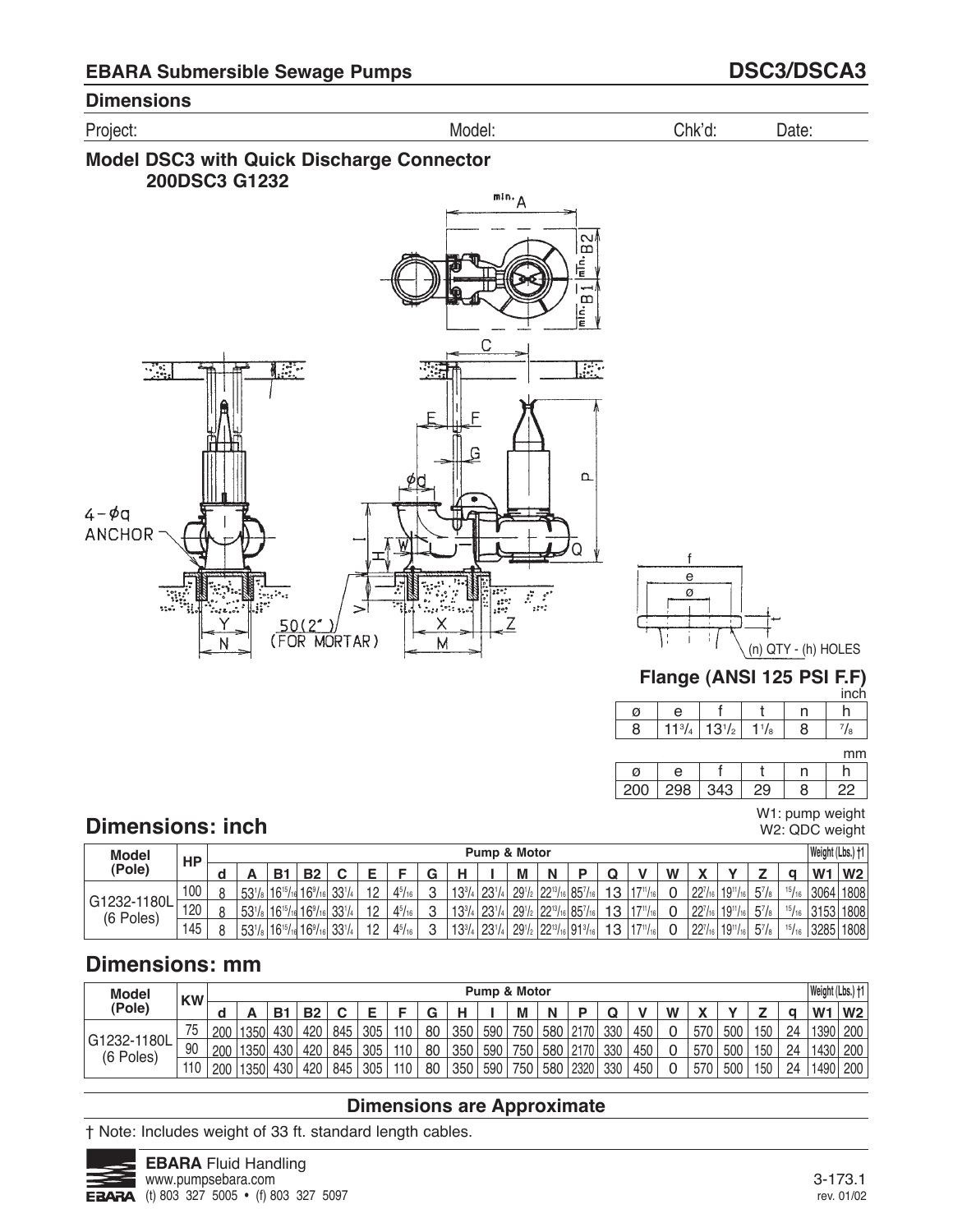## EBARA Submersible Sewage Pumps

## DSC3/DSCA3

### Dimensions

Project: Model: Chk'd: Date:

### Model DSC3 with Quick Discharge Connector
### 200DSC3 G1232

min. A

min. B2

min. B1

C

E F

G

ød

P

4-øq ANCHOR

I

H

W

Q

V

Y N

50(2") (FOR MORTAR)

X M

Z

f

e

ø

t

(n) QTY - (h) HOLES

**Flange (ANSI 125 PSI F.F)**

inch

| ø | e | f | t | n | h |
|---|---|---|---|---|---|
| 8 | 11 3/4 | 13 1/2 | 1 1/8 | 8 | 7/8 |

mm

| ø | e | f | t | n | h |
|---|---|---|---|---|---|
| 200 | 298 | 343 | 29 | 8 | 22 |

W1: pump weight
W2: QDC weight

## Dimensions: inch

| Model (Pole) | HP | Pump & Motor | | | | | | | | | | | | | | | | | | | | Weight (Lbs.) †1 | |
|---|---|---|---|---|---|---|---|---|---|---|---|---|---|---|---|---|---|---|---|---|---|---|---|
| | | d | A | B1 | B2 | C | E | F | G | H | I | M | N | P | Q | V | W | X | Y | Z | q | W1 | W2 |
| G1232-1180L (6 Poles) | 100 | 8 | 53 1/8 | 16 15/16 | 16 9/16 | 33 1/4 | 12 | 4 5/16 | 3 | 13 3/4 | 23 1/4 | 29 1/2 | 22 13/16 | 85 7/16 | 13 | 17 11/16 | 0 | 22 7/16 | 19 11/16 | 5 7/8 | 15/16 | 3064 | 1808 |
| | 120 | 8 | 53 1/8 | 16 15/16 | 16 9/16 | 33 1/4 | 12 | 4 5/16 | 3 | 13 3/4 | 23 1/4 | 29 1/2 | 22 13/16 | 85 7/16 | 13 | 17 11/16 | 0 | 22 7/16 | 19 11/16 | 5 7/8 | 15/16 | 3153 | 1808 |
| | 145 | 8 | 53 1/8 | 16 15/16 | 16 9/16 | 33 1/4 | 12 | 4 5/16 | 3 | 13 3/4 | 23 1/4 | 29 1/2 | 22 13/16 | 91 3/16 | 13 | 17 11/16 | 0 | 22 7/16 | 19 11/16 | 5 7/8 | 15/16 | 3285 | 1808 |

## Dimensions: mm

| Model (Pole) | KW | Pump & Motor | | | | | | | | | | | | | | | | | | | | Weight (Lbs.) †1 | |
|---|---|---|---|---|---|---|---|---|---|---|---|---|---|---|---|---|---|---|---|---|---|---|---|
| | | d | A | B1 | B2 | C | E | F | G | H | I | M | N | P | Q | V | W | X | Y | Z | q | W1 | W2 |
| G1232-1180L (6 Poles) | 75 | 200 | 1350 | 430 | 420 | 845 | 305 | 110 | 80 | 350 | 590 | 750 | 580 | 2170 | 330 | 450 | 0 | 570 | 500 | 150 | 24 | 1390 | 200 |
| | 90 | 200 | 1350 | 430 | 420 | 845 | 305 | 110 | 80 | 350 | 590 | 750 | 580 | 2170 | 330 | 450 | 0 | 570 | 500 | 150 | 24 | 1430 | 200 |
| | 110 | 200 | 1350 | 430 | 420 | 845 | 305 | 110 | 80 | 350 | 590 | 750 | 580 | 2320 | 330 | 450 | 0 | 570 | 500 | 150 | 24 | 1490 | 200 |

**Dimensions are Approximate**

† Note: Includes weight of 33 ft. standard length cables.

**EBARA** Fluid Handling
www.pumpsebara.com
(t) 803 327 5005 • (f) 803 327 5097

3-173.1
rev. 01/02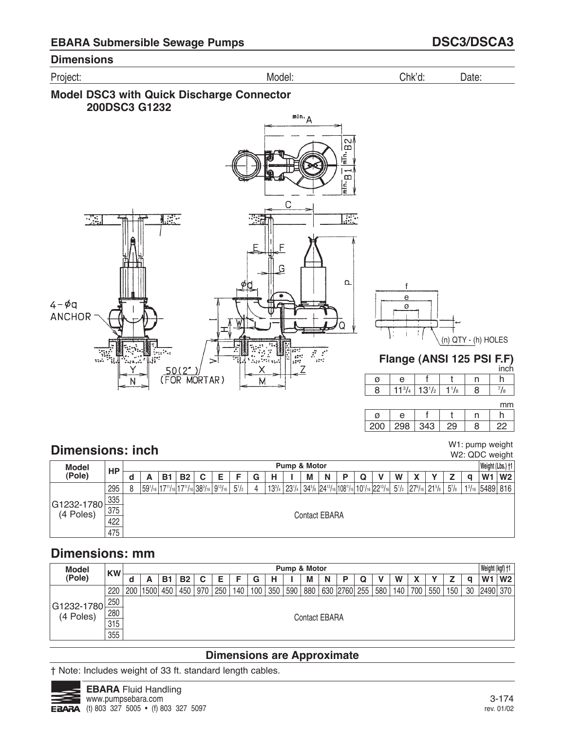## EBARA Submersible Sewage Pumps — DSC3/DSCA3

### Dimensions

Project: Model: Chk'd: Date:

### Model DSC3 with Quick Discharge Connector
**200DSC3 G1232**

4 – øq ANCHOR

50(2") (FOR MORTAR)

### Flange (ANSI 125 PSI F.F)

inch

| ø | e | f | t | n | h |
|---|---|---|---|---|---|
| 8 | 11 3/4 | 13 1/2 | 1 1/8 | 8 | 7/8 |

mm

| ø | e | f | t | n | h |
|---|---|---|---|---|---|
| 200 | 298 | 343 | 29 | 8 | 22 |

(n) QTY - (h) HOLES

## Dimensions: inch

W1: pump weight
W2: QDC weight

| Model (Pole) | HP | Pump & Motor | | | | | | | | | | | | | | | | | | | | Weight (Lbs.) †1 | |
|---|---|---|---|---|---|---|---|---|---|---|---|---|---|---|---|---|---|---|---|---|---|---|---|
| | | d | A | B1 | B2 | C | E | F | G | H | I | M | N | P | Q | V | W | X | Y | Z | q | W1 | W2 |
| G1232-1780 (4 Poles) | 295 | 8 | 59 1/16 | 17 11/16 | 17 11/16 | 38 3/16 | 9 13/16 | 5 1/2 | 4 | 13 3/4 | 23 1/4 | 34 5/8 | 24 13/16 | 108 11/16 | 10 1/16 | 22 13/16 | 5 1/2 | 27 9/16 | 21 5/8 | 5 7/8 | 1 3/16 | 5489 | 816 |
| | 335 | Contact EBARA | | | | | | | | | | | | | | | | | | | | | |
| | 375 | | | | | | | | | | | | | | | | | | | | | | |
| | 422 | | | | | | | | | | | | | | | | | | | | | | |
| | 475 | | | | | | | | | | | | | | | | | | | | | | |

## Dimensions: mm

| Model (Pole) | KW | Pump & Motor | | | | | | | | | | | | | | | | | | | | Weight (kgf) †1 | |
|---|---|---|---|---|---|---|---|---|---|---|---|---|---|---|---|---|---|---|---|---|---|---|---|
| | | d | A | B1 | B2 | C | E | F | G | H | I | M | N | P | Q | V | W | X | Y | Z | q | W1 | W2 |
| G1232-1780 (4 Poles) | 220 | 200 | 1500 | 450 | 450 | 970 | 250 | 140 | 100 | 350 | 590 | 880 | 630 | 2760 | 255 | 580 | 140 | 700 | 550 | 150 | 30 | 2490 | 370 |
| | 250 | Contact EBARA | | | | | | | | | | | | | | | | | | | | | |
| | 280 | | | | | | | | | | | | | | | | | | | | | | |
| | 315 | | | | | | | | | | | | | | | | | | | | | | |
| | 355 | | | | | | | | | | | | | | | | | | | | | | |

**Dimensions are Approximate**

† Note: Includes weight of 33 ft. standard length cables.

**EBARA** Fluid Handling
www.pumpsebara.com
(t) 803 327 5005 • (f) 803 327 5097

rev. 01/02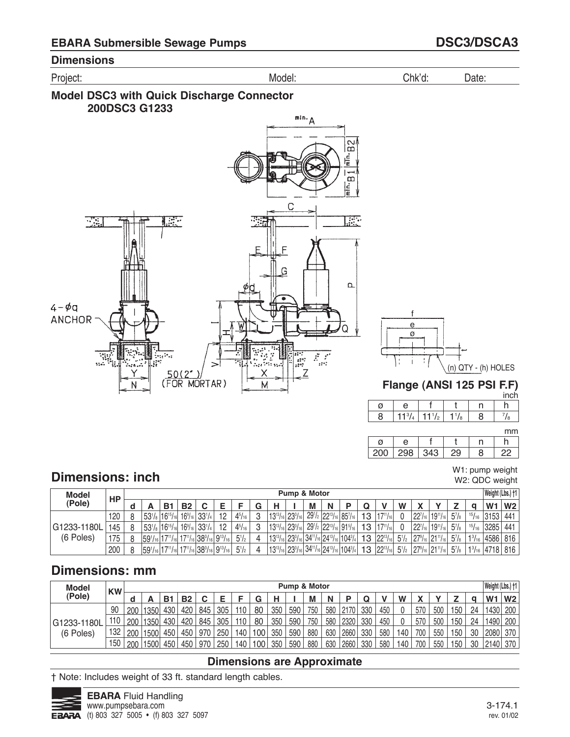## EBARA Submersible Sewage Pumps

## DSC3/DSCA3

### Dimensions

Project: Model: Chk'd: Date:

### Model DSC3 with Quick Discharge Connector 200DSC3 G1233

4 – ϕq ANCHOR

50(2") (FOR MORTAR)

(n) QTY - (h) HOLES

### Flange (ANSI 125 PSI F.F)

inch

| ø | e | f | t | n | h |
|---|---|---|---|---|---|
| 8 | 11 3/4 | 11 1/2 | 1 1/8 | 8 | 7/8 |

mm

| ø | e | f | t | n | h |
|---|---|---|---|---|---|
| 200 | 298 | 343 | 29 | 8 | 22 |

W1: pump weight
W2: QDC weight

## Dimensions: inch

| Model (Pole) | HP | Pump & Motor | | | | | | | | | | | | | | | | | | | | Weight (Lbs.) †1 | |
|---|---|---|---|---|---|---|---|---|---|---|---|---|---|---|---|---|---|---|---|---|---|---|---|
| | | d | A | B1 | B2 | C | E | F | G | H | I | M | N | P | Q | V | W | X | Y | Z | q | W1 | W2 |
| G1233-1180L (6 Poles) | 120 | 8 | 53 1/8 | 16 15/16 | 16 9/16 | 33 1/4 | 12 | 4 5/16 | 3 | 13 13/16 | 23 3/16 | 29 1/2 | 22 13/16 | 85 7/16 | 13 | 17 11/16 | 0 | 22 7/16 | 19 11/16 | 5 7/8 | 15/16 | 3153 | 441 |
| | 145 | 8 | 53 1/8 | 16 15/16 | 16 9/16 | 33 1/4 | 12 | 4 5/16 | 3 | 13 13/16 | 23 3/16 | 29 1/2 | 22 13/16 | 91 5/16 | 13 | 17 11/16 | 0 | 22 7/16 | 19 11/16 | 5 7/8 | 15/16 | 3285 | 441 |
| | 175 | 8 | 59 1/16 | 17 11/16 | 17 11/16 | 38 3/16 | 9 13/16 | 5 1/2 | 4 | 13 13/16 | 23 3/16 | 34 11/16 | 24 13/16 | 104 3/4 | 13 | 22 13/16 | 5 1/2 | 27 9/16 | 21 11/16 | 5 7/8 | 1 3/16 | 4586 | 816 |
| | 200 | 8 | 59 1/16 | 17 11/16 | 17 11/16 | 38 3/16 | 9 13/16 | 5 1/2 | 4 | 13 13/16 | 23 3/16 | 34 11/16 | 24 13/16 | 104 3/4 | 13 | 22 13/16 | 5 1/2 | 27 9/16 | 21 11/16 | 5 7/8 | 1 3/16 | 4718 | 816 |

## Dimensions: mm

| Model (Pole) | KW | Pump & Motor | | | | | | | | | | | | | | | | | | | | Weight (Lbs.) †1 | |
|---|---|---|---|---|---|---|---|---|---|---|---|---|---|---|---|---|---|---|---|---|---|---|---|
| | | d | A | B1 | B2 | C | E | F | G | H | I | M | N | P | Q | V | W | X | Y | Z | q | W1 | W2 |
| G1233-1180L (6 Poles) | 90 | 200 | 1350 | 430 | 420 | 845 | 305 | 110 | 80 | 350 | 590 | 750 | 580 | 2170 | 330 | 450 | 0 | 570 | 500 | 150 | 24 | 1430 | 200 |
| | 110 | 200 | 1350 | 430 | 420 | 845 | 305 | 110 | 80 | 350 | 590 | 750 | 580 | 2320 | 330 | 450 | 0 | 570 | 500 | 150 | 24 | 1490 | 200 |
| | 132 | 200 | 1500 | 450 | 450 | 970 | 250 | 140 | 100 | 350 | 590 | 880 | 630 | 2660 | 330 | 580 | 140 | 700 | 550 | 150 | 30 | 2080 | 370 |
| | 150 | 200 | 1500 | 450 | 450 | 970 | 250 | 140 | 100 | 350 | 590 | 880 | 630 | 2660 | 330 | 580 | 140 | 700 | 550 | 150 | 30 | 2140 | 370 |

**Dimensions are Approximate**

† Note: Includes weight of 33 ft. standard length cables.

**EBARA** Fluid Handling
www.pumpsebara.com
(t) 803 327 5005 • (f) 803 327 5097

3-174.1
rev. 01/02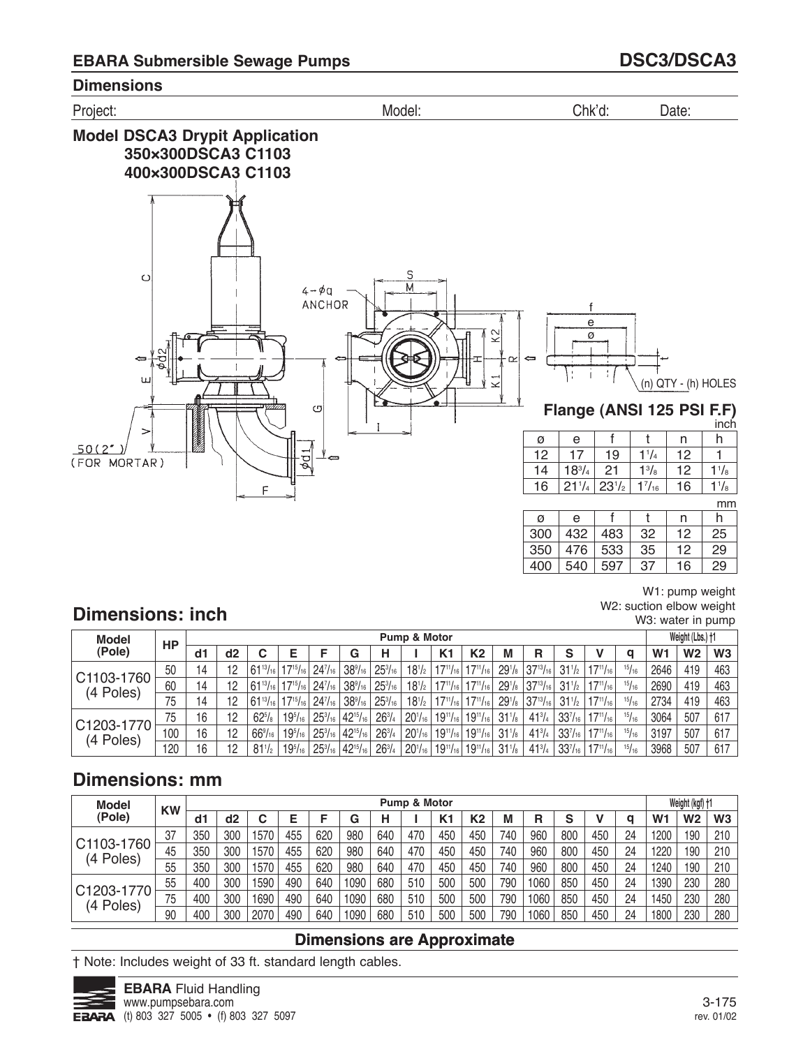## EBARA Submersible Sewage Pumps — DSC3/DSCA3

### Dimensions

Project: Model: Chk'd: Date:

### Model DSCA3 Drypit Application
### 350×300DSCA3 C1103
### 400×300DSCA3 C1103

4-øq ANCHOR

50(2") (FOR MORTAR)

(n) QTY - (h) HOLES

### Flange (ANSI 125 PSI F.F)

inch

| ø | e | f | t | n | h |
|---|---|---|---|---|---|
| 12 | 17 | 19 | 1 1/4 | 12 | 1 |
| 14 | 18 3/4 | 21 | 1 3/8 | 12 | 1 1/8 |
| 16 | 21 1/4 | 23 1/2 | 1 7/16 | 16 | 1 1/8 |

mm

| ø | e | f | t | n | h |
|---|---|---|---|---|---|
| 300 | 432 | 483 | 32 | 12 | 25 |
| 350 | 476 | 533 | 35 | 12 | 29 |
| 400 | 540 | 597 | 37 | 16 | 29 |

W1: pump weight
W2: suction elbow weight
W3: water in pump

## Dimensions: inch

| Model (Pole) | HP | Pump & Motor | | | | | | | | | | | | | | | Weight (Lbs.) †1 | | |
|---|---|---|---|---|---|---|---|---|---|---|---|---|---|---|---|---|---|---|---|
| | | d1 | d2 | C | E | F | G | H | I | K1 | K2 | M | R | S | V | q | W1 | W2 | W3 |
| C1103-1760 (4 Poles) | 50 | 14 | 12 | 61 13/16 | 17 15/16 | 24 7/16 | 38 9/16 | 25 3/16 | 18 1/2 | 17 11/16 | 17 11/16 | 29 1/8 | 37 13/16 | 31 1/2 | 17 11/16 | 15/16 | 2646 | 419 | 463 |
| | 60 | 14 | 12 | 61 13/16 | 17 15/16 | 24 7/16 | 38 9/16 | 25 3/16 | 18 1/2 | 17 11/16 | 17 11/16 | 29 1/8 | 37 13/16 | 31 1/2 | 17 11/16 | 15/16 | 2690 | 419 | 463 |
| | 75 | 14 | 12 | 61 13/16 | 17 15/16 | 24 7/16 | 38 9/16 | 25 3/16 | 18 1/2 | 17 11/16 | 17 11/16 | 29 1/8 | 37 13/16 | 31 1/2 | 17 11/16 | 15/16 | 2734 | 419 | 463 |
| C1203-1770 (4 Poles) | 75 | 16 | 12 | 62 5/8 | 19 5/16 | 25 3/16 | 42 15/16 | 26 3/4 | 20 1/16 | 19 11/16 | 19 11/16 | 31 1/8 | 41 3/4 | 33 7/16 | 17 11/16 | 15/16 | 3064 | 507 | 617 |
| | 100 | 16 | 12 | 66 9/16 | 19 5/16 | 25 3/16 | 42 15/16 | 26 3/4 | 20 1/16 | 19 11/16 | 19 11/16 | 31 1/8 | 41 3/4 | 33 7/16 | 17 11/16 | 15/16 | 3197 | 507 | 617 |
| | 120 | 16 | 12 | 81 1/2 | 19 5/16 | 25 3/16 | 42 15/16 | 26 3/4 | 20 1/16 | 19 11/16 | 19 11/16 | 31 1/8 | 41 3/4 | 33 7/16 | 17 11/16 | 15/16 | 3968 | 507 | 617 |

## Dimensions: mm

| Model (Pole) | KW | Pump & Motor | | | | | | | | | | | | | | | Weight (kgf) †1 | | |
|---|---|---|---|---|---|---|---|---|---|---|---|---|---|---|---|---|---|---|---|
| | | d1 | d2 | C | E | F | G | H | I | K1 | K2 | M | R | S | V | q | W1 | W2 | W3 |
| C1103-1760 (4 Poles) | 37 | 350 | 300 | 1570 | 455 | 620 | 980 | 640 | 470 | 450 | 450 | 740 | 960 | 800 | 450 | 24 | 1200 | 190 | 210 |
| | 45 | 350 | 300 | 1570 | 455 | 620 | 980 | 640 | 470 | 450 | 450 | 740 | 960 | 800 | 450 | 24 | 1220 | 190 | 210 |
| | 55 | 350 | 300 | 1570 | 455 | 620 | 980 | 640 | 470 | 450 | 450 | 740 | 960 | 800 | 450 | 24 | 1240 | 190 | 210 |
| C1203-1770 (4 Poles) | 55 | 400 | 300 | 1590 | 490 | 640 | 1090 | 680 | 510 | 500 | 500 | 790 | 1060 | 850 | 450 | 24 | 1390 | 230 | 280 |
| | 75 | 400 | 300 | 1690 | 490 | 640 | 1090 | 680 | 510 | 500 | 500 | 790 | 1060 | 850 | 450 | 24 | 1450 | 230 | 280 |
| | 90 | 400 | 300 | 2070 | 490 | 640 | 1090 | 680 | 510 | 500 | 500 | 790 | 1060 | 850 | 450 | 24 | 1800 | 230 | 280 |

**Dimensions are Approximate**

† Note: Includes weight of 33 ft. standard length cables.

**EBARA** Fluid Handling
www.pumpsebara.com
(t) 803 327 5005 • (f) 803 327 5097

rev. 01/02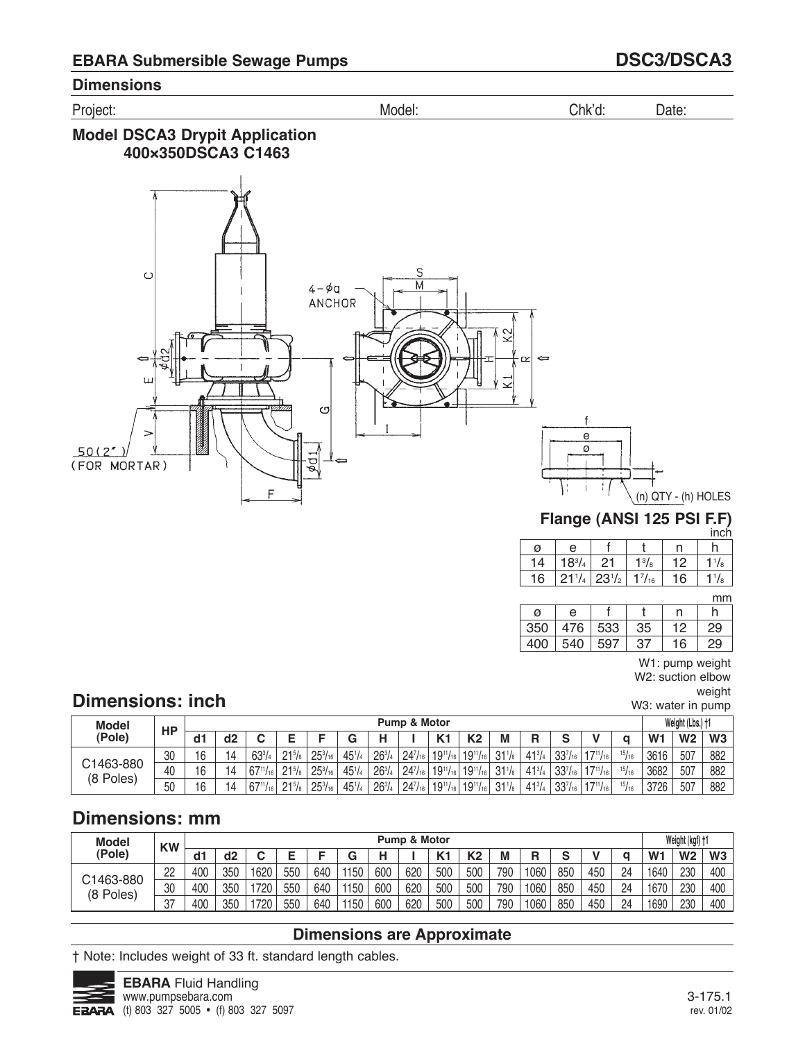## EBARA Submersible Sewage Pumps — DSC3/DSCA3

### Dimensions

Project: Model: Chk'd: Date:

### Model DSCA3 Drypit Application
### 400×350DSCA3 C1463

4-ϕq ANCHOR

50(2") (FOR MORTAR)

(n) QTY - (h) HOLES

**Flange (ANSI 125 PSI F.F)**

inch

| ø | e | f | t | n | h |
|---|---|---|---|---|---|
| 14 | 18 3/4 | 21 | 1 3/8 | 12 | 1 1/8 |
| 16 | 21 1/4 | 23 1/2 | 1 7/16 | 16 | 1 1/8 |

mm

| ø | e | f | t | n | h |
|---|---|---|---|---|---|
| 350 | 476 | 533 | 35 | 12 | 29 |
| 400 | 540 | 597 | 37 | 16 | 29 |

W1: pump weight
W2: suction elbow weight
W3: water in pump

## Dimensions: inch

| Model (Pole) | HP | Pump & Motor | | | | | | | | | | | | | | | Weight (Lbs.) †1 | | |
|---|---|---|---|---|---|---|---|---|---|---|---|---|---|---|---|---|---|---|---|
| | | d1 | d2 | C | E | F | G | H | I | K1 | K2 | M | R | S | V | q | W1 | W2 | W3 |
| C1463-880 (8 Poles) | 30 | 16 | 14 | 63 3/4 | 21 5/8 | 25 3/16 | 45 1/4 | 26 3/4 | 24 7/16 | 19 11/16 | 19 11/16 | 31 1/8 | 41 3/4 | 33 7/16 | 17 11/16 | 15/16 | 3616 | 507 | 882 |
| | 40 | 16 | 14 | 67 11/16 | 21 5/8 | 25 3/16 | 45 1/4 | 26 3/4 | 24 7/16 | 19 11/16 | 19 11/16 | 31 1/8 | 41 3/4 | 33 7/16 | 17 11/16 | 15/16 | 3682 | 507 | 882 |
| | 50 | 16 | 14 | 67 11/16 | 21 5/8 | 25 3/16 | 45 1/4 | 26 3/4 | 24 7/16 | 19 11/16 | 19 11/16 | 31 1/8 | 41 3/4 | 33 7/16 | 17 11/16 | 15/16 | 3726 | 507 | 882 |

## Dimensions: mm

| Model (Pole) | KW | Pump & Motor | | | | | | | | | | | | | | | Weight (kgf) †1 | | |
|---|---|---|---|---|---|---|---|---|---|---|---|---|---|---|---|---|---|---|---|
| | | d1 | d2 | C | E | F | G | H | I | K1 | K2 | M | R | S | V | q | W1 | W2 | W3 |
| C1463-880 (8 Poles) | 22 | 400 | 350 | 1620 | 550 | 640 | 1150 | 600 | 620 | 500 | 500 | 790 | 1060 | 850 | 450 | 24 | 1640 | 230 | 400 |
| | 30 | 400 | 350 | 1720 | 550 | 640 | 1150 | 600 | 620 | 500 | 500 | 790 | 1060 | 850 | 450 | 24 | 1670 | 230 | 400 |
| | 37 | 400 | 350 | 1720 | 550 | 640 | 1150 | 600 | 620 | 500 | 500 | 790 | 1060 | 850 | 450 | 24 | 1690 | 230 | 400 |

**Dimensions are Approximate**

† Note: Includes weight of 33 ft. standard length cables.

**EBARA** Fluid Handling
www.pumpsebara.com
(t) 803 327 5005 • (f) 803 327 5097

3-175.1
rev. 01/02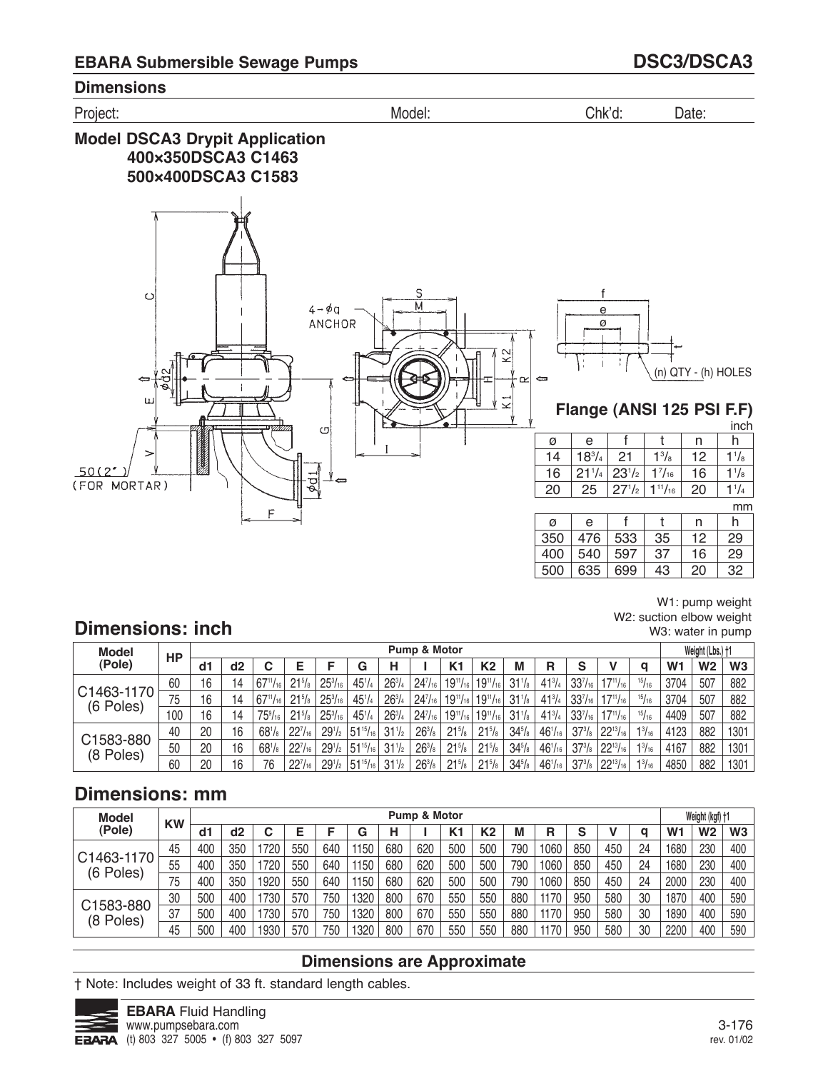## EBARA Submersible Sewage Pumps — DSC3/DSCA3

### Dimensions

Project: Model: Chk'd: Date:

### Model DSCA3 Drypit Application
**400×350DSCA3 C1463**
**500×400DSCA3 C1583**

4 - øq ANCHOR

50(2") (FOR MORTAR)

(n) QTY - (h) HOLES

### Flange (ANSI 125 PSI F.F)

inch

| ø | e | f | t | n | h |
|---|---|---|---|---|---|
| 14 | 18 3/4 | 21 | 1 3/8 | 12 | 1 1/8 |
| 16 | 21 1/4 | 23 1/2 | 1 7/16 | 16 | 1 1/8 |
| 20 | 25 | 27 1/2 | 1 11/16 | 20 | 1 1/4 |

mm

| ø | e | f | t | n | h |
|---|---|---|---|---|---|
| 350 | 476 | 533 | 35 | 12 | 29 |
| 400 | 540 | 597 | 37 | 16 | 29 |
| 500 | 635 | 699 | 43 | 20 | 32 |

W1: pump weight
W2: suction elbow weight
W3: water in pump

## Dimensions: inch

| Model (Pole) | HP | Pump & Motor | | | | | | | | | | | | | | | Weight (Lbs.) †1 | | |
|---|---|---|---|---|---|---|---|---|---|---|---|---|---|---|---|---|---|---|---|
| | | d1 | d2 | C | E | F | G | H | I | K1 | K2 | M | R | S | V | q | W1 | W2 | W3 |
| C1463-1170 (6 Poles) | 60 | 16 | 14 | 67 11/16 | 21 5/8 | 25 3/16 | 45 1/4 | 26 3/4 | 24 7/16 | 19 11/16 | 19 11/16 | 31 1/8 | 41 3/4 | 33 7/16 | 17 11/16 | 15/16 | 3704 | 507 | 882 |
| | 75 | 16 | 14 | 67 11/16 | 21 5/8 | 25 3/16 | 45 1/4 | 26 3/4 | 24 7/16 | 19 11/16 | 19 11/16 | 31 1/8 | 41 3/4 | 33 7/16 | 17 11/16 | 15/16 | 3704 | 507 | 882 |
| | 100 | 16 | 14 | 75 9/16 | 21 5/8 | 25 3/16 | 45 1/4 | 26 3/4 | 24 7/16 | 19 11/16 | 19 11/16 | 31 1/8 | 41 3/4 | 33 7/16 | 17 11/16 | 15/16 | 4409 | 507 | 882 |
| C1583-880 (8 Poles) | 40 | 20 | 16 | 68 1/8 | 22 7/16 | 29 1/2 | 51 15/16 | 31 1/2 | 26 3/8 | 21 5/8 | 21 5/8 | 34 5/8 | 46 1/16 | 37 3/8 | 22 13/16 | 1 3/16 | 4123 | 882 | 1301 |
| | 50 | 20 | 16 | 68 1/8 | 22 7/16 | 29 1/2 | 51 15/16 | 31 1/2 | 26 3/8 | 21 5/8 | 21 5/8 | 34 5/8 | 46 1/16 | 37 3/8 | 22 13/16 | 1 3/16 | 4167 | 882 | 1301 |
| | 60 | 20 | 16 | 76 | 22 7/16 | 29 1/2 | 51 15/16 | 31 1/2 | 26 3/8 | 21 5/8 | 21 5/8 | 34 5/8 | 46 1/16 | 37 3/8 | 22 13/16 | 1 3/16 | 4850 | 882 | 1301 |

## Dimensions: mm

| Model (Pole) | KW | Pump & Motor | | | | | | | | | | | | | | | Weight (kgf) †1 | | |
|---|---|---|---|---|---|---|---|---|---|---|---|---|---|---|---|---|---|---|---|
| | | d1 | d2 | C | E | F | G | H | I | K1 | K2 | M | R | S | V | q | W1 | W2 | W3 |
| C1463-1170 (6 Poles) | 45 | 400 | 350 | 1720 | 550 | 640 | 1150 | 680 | 620 | 500 | 500 | 790 | 1060 | 850 | 450 | 24 | 1680 | 230 | 400 |
| | 55 | 400 | 350 | 1720 | 550 | 640 | 1150 | 680 | 620 | 500 | 500 | 790 | 1060 | 850 | 450 | 24 | 1680 | 230 | 400 |
| | 75 | 400 | 350 | 1920 | 550 | 640 | 1150 | 680 | 620 | 500 | 500 | 790 | 1060 | 850 | 450 | 24 | 2000 | 230 | 400 |
| C1583-880 (8 Poles) | 30 | 500 | 400 | 1730 | 570 | 750 | 1320 | 800 | 670 | 550 | 550 | 880 | 1170 | 950 | 580 | 30 | 1870 | 400 | 590 |
| | 37 | 500 | 400 | 1730 | 570 | 750 | 1320 | 800 | 670 | 550 | 550 | 880 | 1170 | 950 | 580 | 30 | 1890 | 400 | 590 |
| | 45 | 500 | 400 | 1930 | 570 | 750 | 1320 | 800 | 670 | 550 | 550 | 880 | 1170 | 950 | 580 | 30 | 2200 | 400 | 590 |

**Dimensions are Approximate**

† Note: Includes weight of 33 ft. standard length cables.

**EBARA** Fluid Handling
www.pumpsebara.com
(t) 803 327 5005 • (f) 803 327 5097

rev. 01/02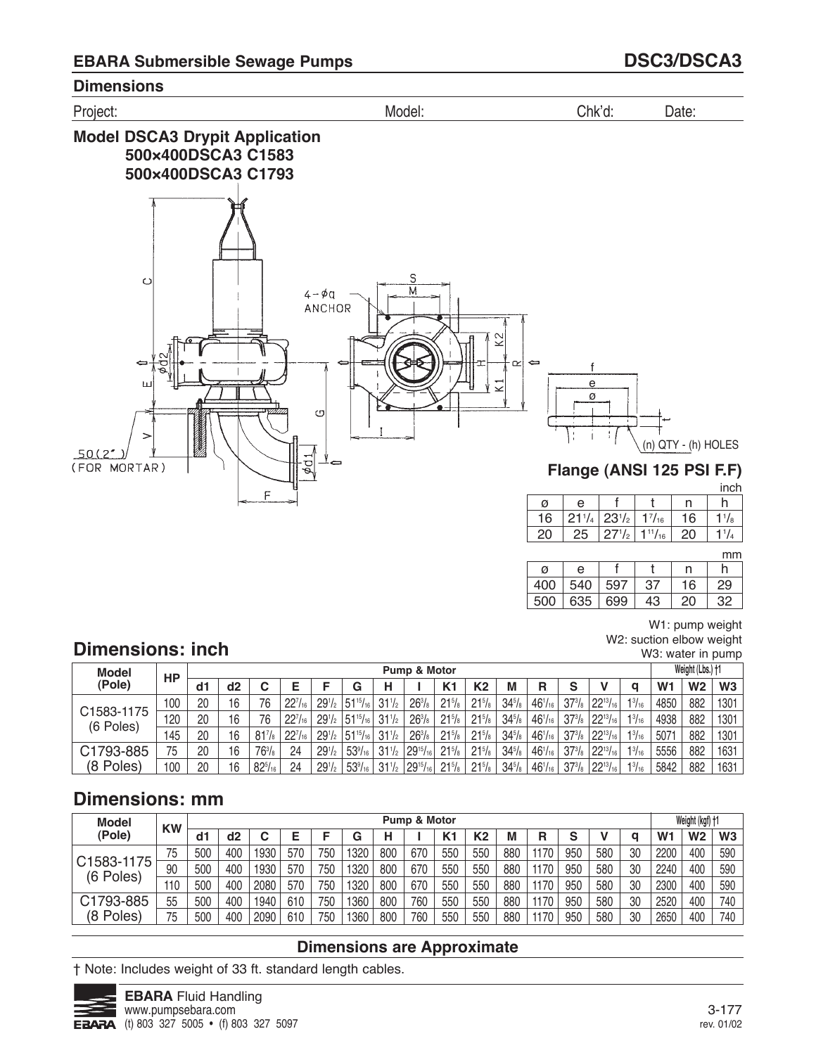## EBARA Submersible Sewage Pumps — DSC3/DSCA3

### Dimensions

Project: Model: Chk'd: Date:

### Model DSCA3 Drypit Application
### 500×400DSCA3 C1583
### 500×400DSCA3 C1793

4-øq ANCHOR

50(2") (FOR MORTAR)

(n) QTY - (h) HOLES

### Flange (ANSI 125 PSI F.F)

inch

| ø | e | f | t | n | h |
|---|---|---|---|---|---|
| 16 | 21 1/4 | 23 1/2 | 1 7/16 | 16 | 1 1/8 |
| 20 | 25 | 27 1/2 | 1 11/16 | 20 | 1 1/4 |

mm

| ø | e | f | t | n | h |
|---|---|---|---|---|---|
| 400 | 540 | 597 | 37 | 16 | 29 |
| 500 | 635 | 699 | 43 | 20 | 32 |

W1: pump weight
W2: suction elbow weight
W3: water in pump

## Dimensions: inch

| Model (Pole) | HP | Pump & Motor | | | | | | | | | | | | | | | Weight (Lbs.) †1 | | |
|---|---|---|---|---|---|---|---|---|---|---|---|---|---|---|---|---|---|---|---|
| | | d1 | d2 | C | E | F | G | H | I | K1 | K2 | M | R | S | V | q | W1 | W2 | W3 |
| C1583-1175 (6 Poles) | 100 | 20 | 16 | 76 | 22 7/16 | 29 1/2 | 51 15/16 | 31 1/2 | 26 3/8 | 21 5/8 | 21 5/8 | 34 5/8 | 46 1/16 | 37 3/8 | 22 13/16 | 1 3/16 | 4850 | 882 | 1301 |
| | 120 | 20 | 16 | 76 | 22 7/16 | 29 1/2 | 51 15/16 | 31 1/2 | 26 3/8 | 21 5/8 | 21 5/8 | 34 5/8 | 46 1/16 | 37 3/8 | 22 13/16 | 1 3/16 | 4938 | 882 | 1301 |
| | 145 | 20 | 16 | 81 7/8 | 22 7/16 | 29 1/2 | 51 15/16 | 31 1/2 | 26 3/8 | 21 5/8 | 21 5/8 | 34 5/8 | 46 1/16 | 37 3/8 | 22 13/16 | 1 3/16 | 5071 | 882 | 1301 |
| C1793-885 (8 Poles) | 75 | 20 | 16 | 76 3/8 | 24 | 29 1/2 | 53 9/16 | 31 1/2 | 29 15/16 | 21 5/8 | 21 5/8 | 34 5/8 | 46 1/16 | 37 3/8 | 22 13/16 | 1 3/16 | 5556 | 882 | 1631 |
| | 100 | 20 | 16 | 82 5/16 | 24 | 29 1/2 | 53 9/16 | 31 1/2 | 29 15/16 | 21 5/8 | 21 5/8 | 34 5/8 | 46 1/16 | 37 3/8 | 22 13/16 | 1 3/16 | 5842 | 882 | 1631 |

## Dimensions: mm

| Model (Pole) | KW | Pump & Motor | | | | | | | | | | | | | | | Weight (kgf) †1 | | |
|---|---|---|---|---|---|---|---|---|---|---|---|---|---|---|---|---|---|---|---|
| | | d1 | d2 | C | E | F | G | H | I | K1 | K2 | M | R | S | V | q | W1 | W2 | W3 |
| C1583-1175 (6 Poles) | 75 | 500 | 400 | 1930 | 570 | 750 | 1320 | 800 | 670 | 550 | 550 | 880 | 1170 | 950 | 580 | 30 | 2200 | 400 | 590 |
| | 90 | 500 | 400 | 1930 | 570 | 750 | 1320 | 800 | 670 | 550 | 550 | 880 | 1170 | 950 | 580 | 30 | 2240 | 400 | 590 |
| | 110 | 500 | 400 | 2080 | 570 | 750 | 1320 | 800 | 670 | 550 | 550 | 880 | 1170 | 950 | 580 | 30 | 2300 | 400 | 590 |
| C1793-885 (8 Poles) | 55 | 500 | 400 | 1940 | 610 | 750 | 1360 | 800 | 760 | 550 | 550 | 880 | 1170 | 950 | 580 | 30 | 2520 | 400 | 740 |
| | 75 | 500 | 400 | 2090 | 610 | 750 | 1360 | 800 | 760 | 550 | 550 | 880 | 1170 | 950 | 580 | 30 | 2650 | 400 | 740 |

**Dimensions are Approximate**

† Note: Includes weight of 33 ft. standard length cables.

**EBARA** Fluid Handling
www.pumpsebara.com
(t) 803 327 5005 • (f) 803 327 5097

rev. 01/02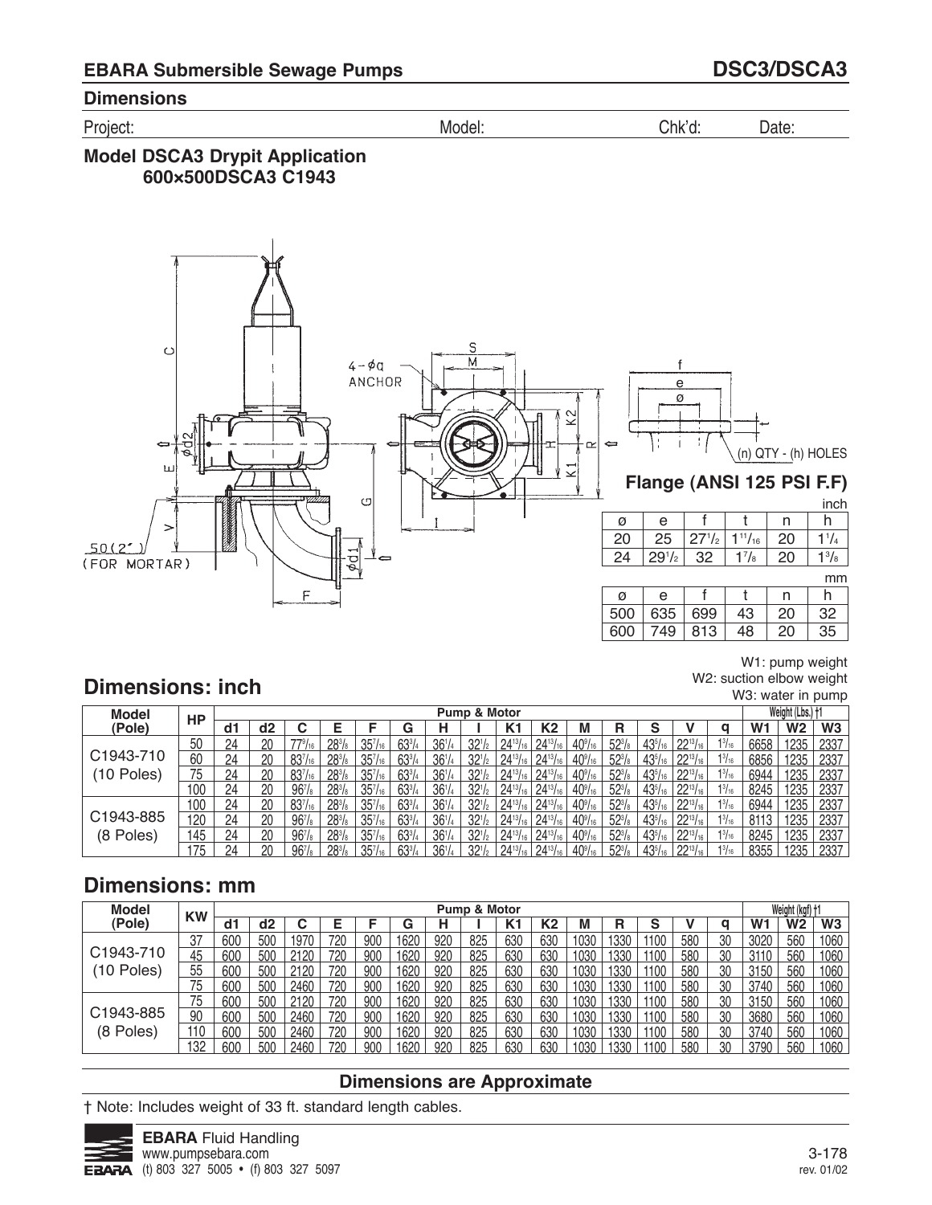## EBARA Submersible Sewage Pumps — DSC3/DSCA3

### Dimensions

Project: Model: Chk'd: Date:

### Model DSCA3 Drypit Application 600×500DSCA3 C1943

4-φq ANCHOR

50(2") (FOR MORTAR)

(n) QTY - (h) HOLES

#### Flange (ANSI 125 PSI F.F)

inch

| ø | e | f | t | n | h |
|---|---|---|---|---|---|
| 20 | 25 | 27 1/2 | 1 11/16 | 20 | 1 1/4 |
| 24 | 29 1/2 | 32 | 1 7/8 | 20 | 1 3/8 |

mm

| ø | e | f | t | n | h |
|---|---|---|---|---|---|
| 500 | 635 | 699 | 43 | 20 | 32 |
| 600 | 749 | 813 | 48 | 20 | 35 |

W1: pump weight
W2: suction elbow weight
W3: water in pump

## Dimensions: inch

| Model (Pole) | HP | Pump & Motor | | | | | | | | | | | | | | | Weight (Lbs.) †1 | | |
|---|---|---|---|---|---|---|---|---|---|---|---|---|---|---|---|---|---|---|---|
| | | d1 | d2 | C | E | F | G | H | I | K1 | K2 | M | R | S | V | q | W1 | W2 | W3 |
| C1943-710 (10 Poles) | 50 | 24 | 20 | 77 9/16 | 28 3/8 | 35 7/16 | 63 3/4 | 36 1/4 | 32 1/2 | 24 13/16 | 24 13/16 | 40 9/16 | 52 3/8 | 43 5/16 | 22 13/16 | 1 3/16 | 6658 | 1235 | 2337 |
| | 60 | 24 | 20 | 83 7/16 | 28 3/8 | 35 7/16 | 63 3/4 | 36 1/4 | 32 1/2 | 24 13/16 | 24 13/16 | 40 9/16 | 52 3/8 | 43 5/16 | 22 13/16 | 1 3/16 | 6856 | 1235 | 2337 |
| | 75 | 24 | 20 | 83 7/16 | 28 3/8 | 35 7/16 | 63 3/4 | 36 1/4 | 32 1/2 | 24 13/16 | 24 13/16 | 40 9/16 | 52 3/8 | 43 5/16 | 22 13/16 | 1 3/16 | 6944 | 1235 | 2337 |
| | 100 | 24 | 20 | 96 7/8 | 28 3/8 | 35 7/16 | 63 3/4 | 36 1/4 | 32 1/2 | 24 13/16 | 24 13/16 | 40 9/16 | 52 3/8 | 43 5/16 | 22 13/16 | 1 3/16 | 8245 | 1235 | 2337 |
| C1943-885 (8 Poles) | 100 | 24 | 20 | 83 7/16 | 28 3/8 | 35 7/16 | 63 3/4 | 36 1/4 | 32 1/2 | 24 13/16 | 24 13/16 | 40 9/16 | 52 3/8 | 43 5/16 | 22 13/16 | 1 3/16 | 6944 | 1235 | 2337 |
| | 120 | 24 | 20 | 96 7/8 | 28 3/8 | 35 7/16 | 63 3/4 | 36 1/4 | 32 1/2 | 24 13/16 | 24 13/16 | 40 9/16 | 52 3/8 | 43 5/16 | 22 13/16 | 1 3/16 | 8113 | 1235 | 2337 |
| | 145 | 24 | 20 | 96 7/8 | 28 3/8 | 35 7/16 | 63 3/4 | 36 1/4 | 32 1/2 | 24 13/16 | 24 13/16 | 40 9/16 | 52 3/8 | 43 5/16 | 22 13/16 | 1 3/16 | 8245 | 1235 | 2337 |
| | 175 | 24 | 20 | 96 7/8 | 28 3/8 | 35 7/16 | 63 3/4 | 36 1/4 | 32 1/2 | 24 13/16 | 24 13/16 | 40 9/16 | 52 3/8 | 43 5/16 | 22 13/16 | 1 3/16 | 8355 | 1235 | 2337 |

## Dimensions: mm

| Model (Pole) | KW | Pump & Motor | | | | | | | | | | | | | | | Weight (kgf) †1 | | |
|---|---|---|---|---|---|---|---|---|---|---|---|---|---|---|---|---|---|---|---|
| | | d1 | d2 | C | E | F | G | H | I | K1 | K2 | M | R | S | V | q | W1 | W2 | W3 |
| C1943-710 (10 Poles) | 37 | 600 | 500 | 1970 | 720 | 900 | 1620 | 920 | 825 | 630 | 630 | 1030 | 1330 | 1100 | 580 | 30 | 3020 | 560 | 1060 |
| | 45 | 600 | 500 | 2120 | 720 | 900 | 1620 | 920 | 825 | 630 | 630 | 1030 | 1330 | 1100 | 580 | 30 | 3110 | 560 | 1060 |
| | 55 | 600 | 500 | 2120 | 720 | 900 | 1620 | 920 | 825 | 630 | 630 | 1030 | 1330 | 1100 | 580 | 30 | 3150 | 560 | 1060 |
| | 75 | 600 | 500 | 2460 | 720 | 900 | 1620 | 920 | 825 | 630 | 630 | 1030 | 1330 | 1100 | 580 | 30 | 3740 | 560 | 1060 |
| C1943-885 (8 Poles) | 75 | 600 | 500 | 2120 | 720 | 900 | 1620 | 920 | 825 | 630 | 630 | 1030 | 1330 | 1100 | 580 | 30 | 3150 | 560 | 1060 |
| | 90 | 600 | 500 | 2460 | 720 | 900 | 1620 | 920 | 825 | 630 | 630 | 1030 | 1330 | 1100 | 580 | 30 | 3680 | 560 | 1060 |
| | 110 | 600 | 500 | 2460 | 720 | 900 | 1620 | 920 | 825 | 630 | 630 | 1030 | 1330 | 1100 | 580 | 30 | 3740 | 560 | 1060 |
| | 132 | 600 | 500 | 2460 | 720 | 900 | 1620 | 920 | 825 | 630 | 630 | 1030 | 1330 | 1100 | 580 | 30 | 3790 | 560 | 1060 |

**Dimensions are Approximate**

† Note: Includes weight of 33 ft. standard length cables.

**EBARA** Fluid Handling
www.pumpsebara.com
(t) 803 327 5005 • (f) 803 327 5097

3-178
rev. 01/02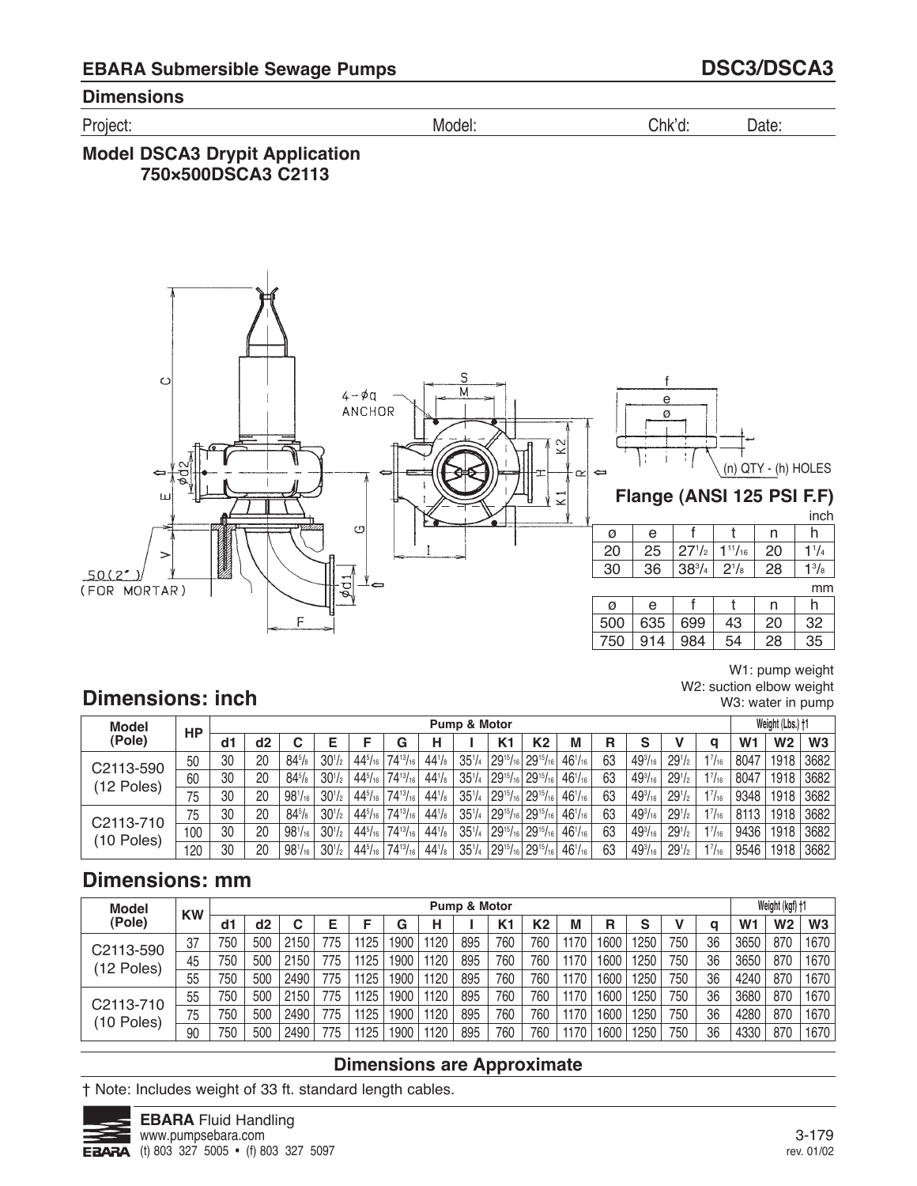## EBARA Submersible Sewage Pumps — DSC3/DSCA3

### Dimensions

Project: Model: Chk'd: Date:

### Model DSCA3 Drypit Application
### 750×500DSCA3 C2113

4–øq ANCHOR

50(2") (FOR MORTAR)

(n) QTY - (h) HOLES

**Flange (ANSI 125 PSI F.F)**

inch

| ø | e | f | t | n | h |
|---|---|---|---|---|---|
| 20 | 25 | 27 1/2 | 1 11/16 | 20 | 1 1/4 |
| 30 | 36 | 38 3/4 | 2 1/8 | 28 | 1 3/8 |

mm

| ø | e | f | t | n | h |
|---|---|---|---|---|---|
| 500 | 635 | 699 | 43 | 20 | 32 |
| 750 | 914 | 984 | 54 | 28 | 35 |

W1: pump weight
W2: suction elbow weight
W3: water in pump

## Dimensions: inch

| Model (Pole) | HP | Pump & Motor | | | | | | | | | | | | | | | Weight (Lbs.) †1 | | |
|---|---|---|---|---|---|---|---|---|---|---|---|---|---|---|---|---|---|---|---|
| | | d1 | d2 | C | E | F | G | H | I | K1 | K2 | M | R | S | V | q | W1 | W2 | W3 |
| C2113-590 (12 Poles) | 50 | 30 | 20 | 84 5/8 | 30 1/2 | 44 5/16 | 74 13/16 | 44 1/8 | 35 1/4 | 29 15/16 | 29 15/16 | 46 1/16 | 63 | 49 3/16 | 29 1/2 | 1 7/16 | 8047 | 1918 | 3682 |
| | 60 | 30 | 20 | 84 5/8 | 30 1/2 | 44 5/16 | 74 13/16 | 44 1/8 | 35 1/4 | 29 15/16 | 29 15/16 | 46 1/16 | 63 | 49 3/16 | 29 1/2 | 1 7/16 | 8047 | 1918 | 3682 |
| | 75 | 30 | 20 | 98 1/16 | 30 1/2 | 44 5/16 | 74 13/16 | 44 1/8 | 35 1/4 | 29 15/16 | 29 15/16 | 46 1/16 | 63 | 49 3/16 | 29 1/2 | 1 7/16 | 9348 | 1918 | 3682 |
| C2113-710 (10 Poles) | 75 | 30 | 20 | 84 5/8 | 30 1/2 | 44 5/16 | 74 13/16 | 44 1/8 | 35 1/4 | 29 15/16 | 29 15/16 | 46 1/16 | 63 | 49 3/16 | 29 1/2 | 1 7/16 | 8113 | 1918 | 3682 |
| | 100 | 30 | 20 | 98 1/16 | 30 1/2 | 44 5/16 | 74 13/16 | 44 1/8 | 35 1/4 | 29 15/16 | 29 15/16 | 46 1/16 | 63 | 49 3/16 | 29 1/2 | 1 7/16 | 9436 | 1918 | 3682 |
| | 120 | 30 | 20 | 98 1/16 | 30 1/2 | 44 5/16 | 74 13/16 | 44 1/8 | 35 1/4 | 29 15/16 | 29 15/16 | 46 1/16 | 63 | 49 3/16 | 29 1/2 | 1 7/16 | 9546 | 1918 | 3682 |

## Dimensions: mm

| Model (Pole) | KW | Pump & Motor | | | | | | | | | | | | | | | Weight (kgf) †1 | | |
|---|---|---|---|---|---|---|---|---|---|---|---|---|---|---|---|---|---|---|---|
| | | d1 | d2 | C | E | F | G | H | I | K1 | K2 | M | R | S | V | q | W1 | W2 | W3 |
| C2113-590 (12 Poles) | 37 | 750 | 500 | 2150 | 775 | 1125 | 1900 | 1120 | 895 | 760 | 760 | 1170 | 1600 | 1250 | 750 | 36 | 3650 | 870 | 1670 |
| | 45 | 750 | 500 | 2150 | 775 | 1125 | 1900 | 1120 | 895 | 760 | 760 | 1170 | 1600 | 1250 | 750 | 36 | 3650 | 870 | 1670 |
| | 55 | 750 | 500 | 2490 | 775 | 1125 | 1900 | 1120 | 895 | 760 | 760 | 1170 | 1600 | 1250 | 750 | 36 | 4240 | 870 | 1670 |
| C2113-710 (10 Poles) | 55 | 750 | 500 | 2150 | 775 | 1125 | 1900 | 1120 | 895 | 760 | 760 | 1170 | 1600 | 1250 | 750 | 36 | 3680 | 870 | 1670 |
| | 75 | 750 | 500 | 2490 | 775 | 1125 | 1900 | 1120 | 895 | 760 | 760 | 1170 | 1600 | 1250 | 750 | 36 | 4280 | 870 | 1670 |
| | 90 | 750 | 500 | 2490 | 775 | 1125 | 1900 | 1120 | 895 | 760 | 760 | 1170 | 1600 | 1250 | 750 | 36 | 4330 | 870 | 1670 |

**Dimensions are Approximate**

† Note: Includes weight of 33 ft. standard length cables.

**EBARA** Fluid Handling
www.pumpsebara.com
(t) 803 327 5005 • (f) 803 327 5097

rev. 01/02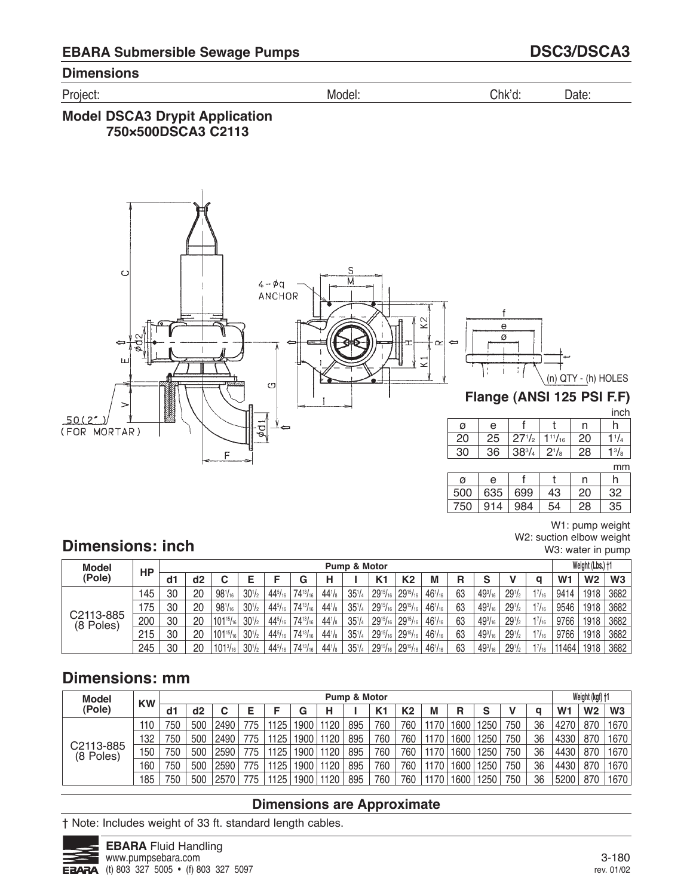## EBARA Submersible Sewage Pumps — DSC3/DSCA3

### Dimensions

Project: Model: Chk'd: Date:

### Model DSCA3 Drypit Application
### 750×500DSCA3 C2113

4-øq ANCHOR

50(2") (FOR MORTAR)

(n) QTY - (h) HOLES

**Flange (ANSI 125 PSI F.F)**

inch

| ø | e | f | t | n | h |
|---|---|---|---|---|---|
| 20 | 25 | 27 1/2 | 1 11/16 | 20 | 1 1/4 |
| 30 | 36 | 38 3/4 | 2 1/8 | 28 | 1 3/8 |

mm

| ø | e | f | t | n | h |
|---|---|---|---|---|---|
| 500 | 635 | 699 | 43 | 20 | 32 |
| 750 | 914 | 984 | 54 | 28 | 35 |

W1: pump weight
W2: suction elbow weight
W3: water in pump

## Dimensions: inch

| Model (Pole) | HP | Pump & Motor | | | | | | | | | | | | | | | Weight (Lbs.) †1 | | |
|---|---|---|---|---|---|---|---|---|---|---|---|---|---|---|---|---|---|---|---|
| | | d1 | d2 | C | E | F | G | H | I | K1 | K2 | M | R | S | V | q | W1 | W2 | W3 |
| C2113-885 (8 Poles) | 145 | 30 | 20 | 98 1/16 | 30 1/2 | 44 5/16 | 74 13/16 | 44 1/8 | 35 1/4 | 29 15/16 | 29 15/16 | 46 1/16 | 63 | 49 3/16 | 29 1/2 | 1 7/16 | 9414 | 1918 | 3682 |
| | 175 | 30 | 20 | 98 1/16 | 30 1/2 | 44 5/16 | 74 13/16 | 44 1/8 | 35 1/4 | 29 15/16 | 29 15/16 | 46 1/16 | 63 | 49 3/16 | 29 1/2 | 1 7/16 | 9546 | 1918 | 3682 |
| | 200 | 30 | 20 | 101 15/16 | 30 1/2 | 44 5/16 | 74 13/16 | 44 1/8 | 35 1/4 | 29 15/16 | 29 15/16 | 46 1/16 | 63 | 49 3/16 | 29 1/2 | 1 7/16 | 9766 | 1918 | 3682 |
| | 215 | 30 | 20 | 101 15/16 | 30 1/2 | 44 5/16 | 74 13/16 | 44 1/8 | 35 1/4 | 29 15/16 | 29 15/16 | 46 1/16 | 63 | 49 3/16 | 29 1/2 | 1 7/16 | 9766 | 1918 | 3682 |
| | 245 | 30 | 20 | 101 3/16 | 30 1/2 | 44 5/16 | 74 13/16 | 44 1/8 | 35 1/4 | 29 15/16 | 29 15/16 | 46 1/16 | 63 | 49 3/16 | 29 1/2 | 1 7/16 | 11464 | 1918 | 3682 |

## Dimensions: mm

| Model (Pole) | KW | Pump & Motor | | | | | | | | | | | | | | | Weight (kgf) †1 | | |
|---|---|---|---|---|---|---|---|---|---|---|---|---|---|---|---|---|---|---|---|
| | | d1 | d2 | C | E | F | G | H | I | K1 | K2 | M | R | S | V | q | W1 | W2 | W3 |
| C2113-885 (8 Poles) | 110 | 750 | 500 | 2490 | 775 | 1125 | 1900 | 1120 | 895 | 760 | 760 | 1170 | 1600 | 1250 | 750 | 36 | 4270 | 870 | 1670 |
| | 132 | 750 | 500 | 2490 | 775 | 1125 | 1900 | 1120 | 895 | 760 | 760 | 1170 | 1600 | 1250 | 750 | 36 | 4330 | 870 | 1670 |
| | 150 | 750 | 500 | 2590 | 775 | 1125 | 1900 | 1120 | 895 | 760 | 760 | 1170 | 1600 | 1250 | 750 | 36 | 4430 | 870 | 1670 |
| | 160 | 750 | 500 | 2590 | 775 | 1125 | 1900 | 1120 | 895 | 760 | 760 | 1170 | 1600 | 1250 | 750 | 36 | 4430 | 870 | 1670 |
| | 185 | 750 | 500 | 2570 | 775 | 1125 | 1900 | 1120 | 895 | 760 | 760 | 1170 | 1600 | 1250 | 750 | 36 | 5200 | 870 | 1670 |

**Dimensions are Approximate**

† Note: Includes weight of 33 ft. standard length cables.

**EBARA** Fluid Handling
www.pumpsebara.com
(t) 803 327 5005 • (f) 803 327 5097

rev. 01/02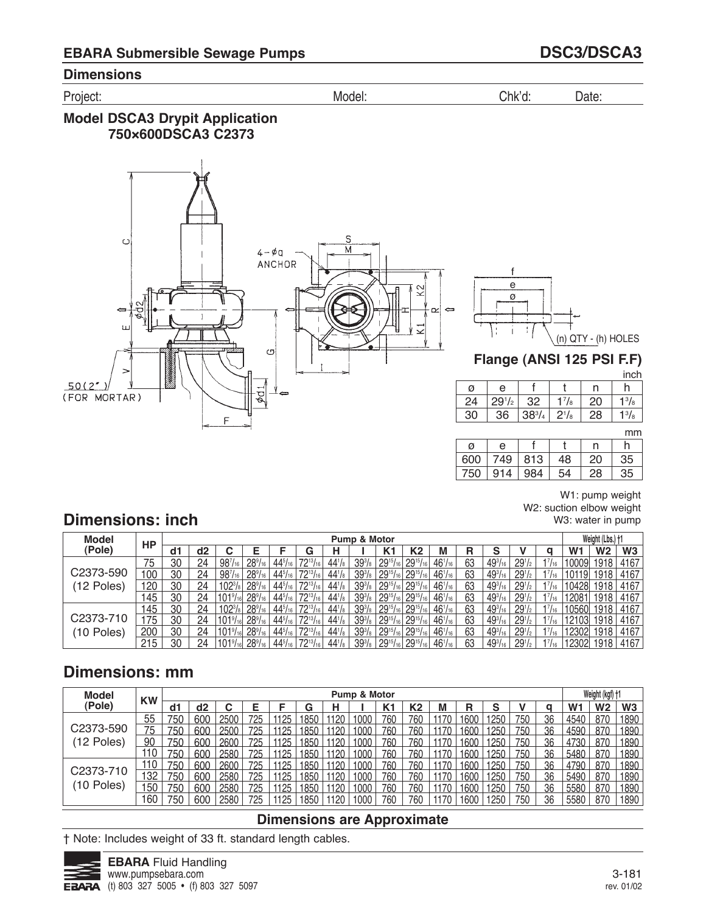## EBARA Submersible Sewage Pumps — DSC3/DSCA3

### Dimensions

Project: Model: Chk'd: Date:

### Model DSCA3 Drypit Application
### 750×600DSCA3 C2373

4 – ϕa ANCHOR

50(2") (FOR MORTAR)

(n) QTY - (h) HOLES

#### Flange (ANSI 125 PSI F.F)

inch

| ø | e | f | t | n | h |
|---|---|---|---|---|---|
| 24 | 29 1/2 | 32 | 1 7/8 | 20 | 1 3/8 |
| 30 | 36 | 38 3/4 | 2 1/8 | 28 | 1 3/8 |

mm

| ø | e | f | t | n | h |
|---|---|---|---|---|---|
| 600 | 749 | 813 | 48 | 20 | 35 |
| 750 | 914 | 984 | 54 | 28 | 35 |

W1: pump weight
W2: suction elbow weight
W3: water in pump

## Dimensions: inch

| Model (Pole) | HP | Pump & Motor | | | | | | | | | | | | | | | Weight (Lbs.) †1 | | |
|---|---|---|---|---|---|---|---|---|---|---|---|---|---|---|---|---|---|---|---|
| | | d1 | d2 | C | E | F | G | H | I | K1 | K2 | M | R | S | V | q | W1 | W2 | W3 |
| C2373-590 (12 Poles) | 75 | 30 | 24 | 98 7/16 | 28 9/16 | 44 5/16 | 72 13/16 | 44 1/8 | 39 3/8 | 29 15/16 | 29 15/16 | 46 1/16 | 63 | 49 3/16 | 29 1/2 | 1 7/16 | 10009 | 1918 | 4167 |
| | 100 | 30 | 24 | 98 7/16 | 28 9/16 | 44 5/16 | 72 13/16 | 44 1/8 | 39 3/8 | 29 15/16 | 29 15/16 | 46 1/16 | 63 | 49 3/16 | 29 1/2 | 1 7/16 | 10119 | 1918 | 4167 |
| | 120 | 30 | 24 | 102 3/8 | 28 9/16 | 44 5/16 | 72 13/16 | 44 1/8 | 39 3/8 | 29 15/16 | 29 15/16 | 46 1/16 | 63 | 49 3/16 | 29 1/2 | 1 7/16 | 10428 | 1918 | 4167 |
| | 145 | 30 | 24 | 101 9/16 | 28 9/16 | 44 5/16 | 72 13/16 | 44 1/8 | 39 3/8 | 29 15/16 | 29 15/16 | 46 1/16 | 63 | 49 3/16 | 29 1/2 | 1 7/16 | 12081 | 1918 | 4167 |
| C2373-710 (10 Poles) | 145 | 30 | 24 | 102 3/8 | 28 9/16 | 44 5/16 | 72 13/16 | 44 1/8 | 39 3/8 | 29 15/16 | 29 15/16 | 46 1/16 | 63 | 49 3/16 | 29 1/2 | 1 7/16 | 10560 | 1918 | 4167 |
| | 175 | 30 | 24 | 101 9/16 | 28 9/16 | 44 5/16 | 72 13/16 | 44 1/8 | 39 3/8 | 29 15/16 | 29 15/16 | 46 1/16 | 63 | 49 3/16 | 29 1/2 | 1 7/16 | 12103 | 1918 | 4167 |
| | 200 | 30 | 24 | 101 9/16 | 28 9/16 | 44 5/16 | 72 13/16 | 44 1/8 | 39 3/8 | 29 15/16 | 29 15/16 | 46 1/16 | 63 | 49 3/16 | 29 1/2 | 1 7/16 | 12302 | 1918 | 4167 |
| | 215 | 30 | 24 | 101 9/16 | 28 9/16 | 44 5/16 | 72 13/16 | 44 1/8 | 39 3/8 | 29 15/16 | 29 15/16 | 46 1/16 | 63 | 49 3/16 | 29 1/2 | 1 7/16 | 12302 | 1918 | 4167 |

## Dimensions: mm

| Model (Pole) | KW | Pump & Motor | | | | | | | | | | | | | | | Weight (kgf) †1 | | |
|---|---|---|---|---|---|---|---|---|---|---|---|---|---|---|---|---|---|---|---|
| | | d1 | d2 | C | E | F | G | H | I | K1 | K2 | M | R | S | V | q | W1 | W2 | W3 |
| C2373-590 (12 Poles) | 55 | 750 | 600 | 2500 | 725 | 1125 | 1850 | 1120 | 1000 | 760 | 760 | 1170 | 1600 | 1250 | 750 | 36 | 4540 | 870 | 1890 |
| | 75 | 750 | 600 | 2500 | 725 | 1125 | 1850 | 1120 | 1000 | 760 | 760 | 1170 | 1600 | 1250 | 750 | 36 | 4590 | 870 | 1890 |
| | 90 | 750 | 600 | 2600 | 725 | 1125 | 1850 | 1120 | 1000 | 760 | 760 | 1170 | 1600 | 1250 | 750 | 36 | 4730 | 870 | 1890 |
| | 110 | 750 | 600 | 2580 | 725 | 1125 | 1850 | 1120 | 1000 | 760 | 760 | 1170 | 1600 | 1250 | 750 | 36 | 5480 | 870 | 1890 |
| C2373-710 (10 Poles) | 110 | 750 | 600 | 2600 | 725 | 1125 | 1850 | 1120 | 1000 | 760 | 760 | 1170 | 1600 | 1250 | 750 | 36 | 4790 | 870 | 1890 |
| | 132 | 750 | 600 | 2580 | 725 | 1125 | 1850 | 1120 | 1000 | 760 | 760 | 1170 | 1600 | 1250 | 750 | 36 | 5490 | 870 | 1890 |
| | 150 | 750 | 600 | 2580 | 725 | 1125 | 1850 | 1120 | 1000 | 760 | 760 | 1170 | 1600 | 1250 | 750 | 36 | 5580 | 870 | 1890 |
| | 160 | 750 | 600 | 2580 | 725 | 1125 | 1850 | 1120 | 1000 | 760 | 760 | 1170 | 1600 | 1250 | 750 | 36 | 5580 | 870 | 1890 |

**Dimensions are Approximate**

† Note: Includes weight of 33 ft. standard length cables.

**EBARA** Fluid Handling
www.pumpsebara.com
(t) 803 327 5005 • (f) 803 327 5097

rev. 01/02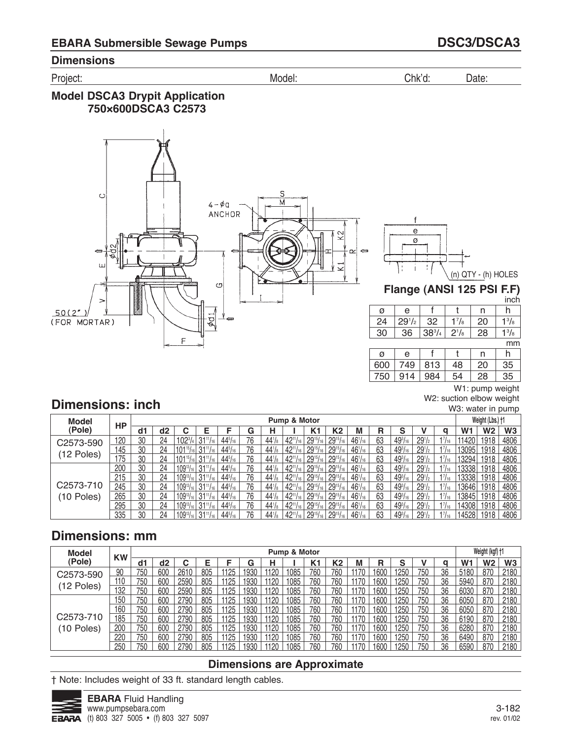## EBARA Submersible Sewage Pumps

## DSC3/DSCA3

### Dimensions

Project: Model: Chk'd: Date:

### Model DSCA3 Drypit Application
### 750×600DSCA3 C2573

4 - ϕq ANCHOR

50(2") (FOR MORTAR)

(n) QTY - (h) HOLES

**Flange (ANSI 125 PSI F.F)**

inch

| ø | e | f | t | n | h |
|---|---|---|---|---|---|
| 24 | 29 1/2 | 32 | 1 7/8 | 20 | 1 3/8 |
| 30 | 36 | 38 3/4 | 2 1/8 | 28 | 1 3/8 |

mm

| ø | e | f | t | n | h |
|---|---|---|---|---|---|
| 600 | 749 | 813 | 48 | 20 | 35 |
| 750 | 914 | 984 | 54 | 28 | 35 |

W1: pump weight
W2: suction elbow weight
W3: water in pump

## Dimensions: inch

| Model (Pole) | HP | Pump & Motor | | | | | | | | | | | | | | | Weight (Lbs.) †1 | | |
|---|---|---|---|---|---|---|---|---|---|---|---|---|---|---|---|---|---|---|---|
| | | d1 | d2 | C | E | F | G | H | I | K1 | K2 | M | R | S | V | q | W1 | W2 | W3 |
| C2573-590 (12 Poles) | 120 | 30 | 24 | 102 3/4 | 31 11/16 | 44 5/16 | 76 | 44 1/8 | 42 11/16 | 29 15/16 | 29 15/16 | 46 1/16 | 63 | 49 3/16 | 29 1/2 | 1 7/16 | 11420 | 1918 | 4806 |
| | 145 | 30 | 24 | 101 15/16 | 31 11/16 | 44 5/16 | 76 | 44 1/8 | 42 11/16 | 29 15/16 | 29 15/16 | 46 1/16 | 63 | 49 3/16 | 29 1/2 | 1 7/16 | 13095 | 1918 | 4806 |
| | 175 | 30 | 24 | 101 15/16 | 31 11/16 | 44 5/16 | 76 | 44 1/8 | 42 11/16 | 29 15/16 | 29 15/16 | 46 1/16 | 63 | 49 3/16 | 29 1/2 | 1 7/16 | 13294 | 1918 | 4806 |
| C2573-710 (10 Poles) | 200 | 30 | 24 | 109 13/16 | 31 11/16 | 44 5/16 | 76 | 44 1/8 | 42 11/16 | 29 15/16 | 29 15/16 | 46 1/16 | 63 | 49 3/16 | 29 1/2 | 1 7/16 | 13338 | 1918 | 4806 |
| | 215 | 30 | 24 | 109 13/16 | 31 11/16 | 44 5/16 | 76 | 44 1/8 | 42 11/16 | 29 15/16 | 29 15/16 | 46 1/16 | 63 | 49 3/16 | 29 1/2 | 1 7/16 | 13338 | 1918 | 4806 |
| | 245 | 30 | 24 | 109 13/16 | 31 11/16 | 44 5/16 | 76 | 44 1/8 | 42 11/16 | 29 15/16 | 29 15/16 | 46 1/16 | 63 | 49 3/16 | 29 1/2 | 1 7/16 | 13646 | 1918 | 4806 |
| | 265 | 30 | 24 | 109 13/16 | 31 11/16 | 44 5/16 | 76 | 44 1/8 | 42 11/16 | 29 15/16 | 29 15/16 | 46 1/16 | 63 | 49 3/16 | 29 1/2 | 1 7/16 | 13845 | 1918 | 4806 |
| | 295 | 30 | 24 | 109 13/16 | 31 11/16 | 44 5/16 | 76 | 44 1/8 | 42 11/16 | 29 15/16 | 29 15/16 | 46 1/16 | 63 | 49 3/16 | 29 1/2 | 1 7/16 | 14308 | 1918 | 4806 |
| | 335 | 30 | 24 | 109 13/16 | 31 11/16 | 44 5/16 | 76 | 44 1/8 | 42 11/16 | 29 15/16 | 29 15/16 | 46 1/16 | 63 | 49 3/16 | 29 1/2 | 1 7/16 | 14528 | 1918 | 4806 |

## Dimensions: mm

| Model (Pole) | KW | Pump & Motor | | | | | | | | | | | | | | | Weight (kgf) †1 | | |
|---|---|---|---|---|---|---|---|---|---|---|---|---|---|---|---|---|---|---|---|
| | | d1 | d2 | C | E | F | G | H | I | K1 | K2 | M | R | S | V | q | W1 | W2 | W3 |
| C2573-590 (12 Poles) | 90 | 750 | 600 | 2610 | 805 | 1125 | 1930 | 1120 | 1085 | 760 | 760 | 1170 | 1600 | 1250 | 750 | 36 | 5180 | 870 | 2180 |
| | 110 | 750 | 600 | 2590 | 805 | 1125 | 1930 | 1120 | 1085 | 760 | 760 | 1170 | 1600 | 1250 | 750 | 36 | 5940 | 870 | 2180 |
| | 132 | 750 | 600 | 2590 | 805 | 1125 | 1930 | 1120 | 1085 | 760 | 760 | 1170 | 1600 | 1250 | 750 | 36 | 6030 | 870 | 2180 |
| C2573-710 (10 Poles) | 150 | 750 | 600 | 2790 | 805 | 1125 | 1930 | 1120 | 1085 | 760 | 760 | 1170 | 1600 | 1250 | 750 | 36 | 6050 | 870 | 2180 |
| | 160 | 750 | 600 | 2790 | 805 | 1125 | 1930 | 1120 | 1085 | 760 | 760 | 1170 | 1600 | 1250 | 750 | 36 | 6050 | 870 | 2180 |
| | 185 | 750 | 600 | 2790 | 805 | 1125 | 1930 | 1120 | 1085 | 760 | 760 | 1170 | 1600 | 1250 | 750 | 36 | 6190 | 870 | 2180 |
| | 200 | 750 | 600 | 2790 | 805 | 1125 | 1930 | 1120 | 1085 | 760 | 760 | 1170 | 1600 | 1250 | 750 | 36 | 6280 | 870 | 2180 |
| | 220 | 750 | 600 | 2790 | 805 | 1125 | 1930 | 1120 | 1085 | 760 | 760 | 1170 | 1600 | 1250 | 750 | 36 | 6490 | 870 | 2180 |
| | 250 | 750 | 600 | 2790 | 805 | 1125 | 1930 | 1120 | 1085 | 760 | 760 | 1170 | 1600 | 1250 | 750 | 36 | 6590 | 870 | 2180 |

**Dimensions are Approximate**

† Note: Includes weight of 33 ft. standard length cables.

**EBARA** Fluid Handling
www.pumpsebara.com
(t) 803 327 5005 • (f) 803 327 5097

rev. 01/02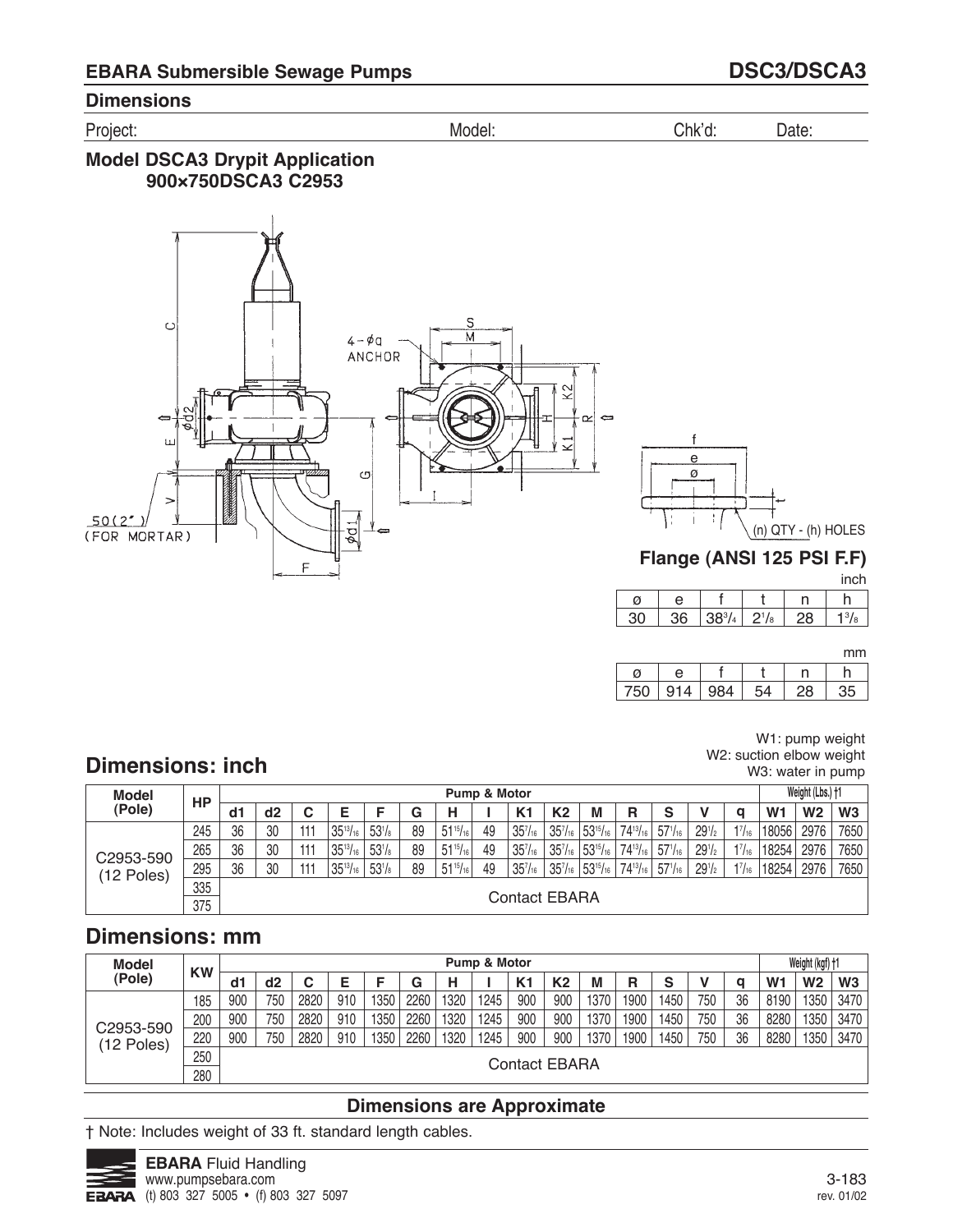## EBARA Submersible Sewage Pumps — DSC3/DSCA3

### Dimensions

Project: Model: Chk'd: Date:

### Model DSCA3 Drypit Application
### 900×750DSCA3 C2953

4-φq ANCHOR

50(2") (FOR MORTAR)

**Flange (ANSI 125 PSI F.F)**

inch

| ø | e | f | t | n | h |
|---|---|---|---|---|---|
| 30 | 36 | 38 3/4 | 2 1/8 | 28 | 1 3/8 |

mm

| ø | e | f | t | n | h |
|---|---|---|---|---|---|
| 750 | 914 | 984 | 54 | 28 | 35 |

(n) QTY - (h) HOLES

W1: pump weight
W2: suction elbow weight
W3: water in pump

## Dimensions: inch

| Model (Pole) | HP | Pump & Motor | | | | | | | | | | | | | | | Weight (Lbs.) †1 | | |
|---|---|---|---|---|---|---|---|---|---|---|---|---|---|---|---|---|---|---|---|
| | | d1 | d2 | C | E | F | G | H | I | K1 | K2 | M | R | S | V | q | W1 | W2 | W3 |
| C2953-590 (12 Poles) | 245 | 36 | 30 | 111 | 35 13/16 | 53 1/8 | 89 | 51 15/16 | 49 | 35 7/16 | 35 7/16 | 53 15/16 | 74 13/16 | 57 1/16 | 29 1/2 | 1 7/16 | 18056 | 2976 | 7650 |
| | 265 | 36 | 30 | 111 | 35 13/16 | 53 1/8 | 89 | 51 15/16 | 49 | 35 7/16 | 35 7/16 | 53 15/16 | 74 13/16 | 57 1/16 | 29 1/2 | 1 7/16 | 18254 | 2976 | 7650 |
| | 295 | 36 | 30 | 111 | 35 13/16 | 53 1/8 | 89 | 51 15/16 | 49 | 35 7/16 | 35 7/16 | 53 15/16 | 74 13/16 | 57 1/16 | 29 1/2 | 1 7/16 | 18254 | 2976 | 7650 |
| | 335 | Contact EBARA | | | | | | | | | | | | | | | | | |
| | 375 | | | | | | | | | | | | | | | | | | |

## Dimensions: mm

| Model (Pole) | KW | Pump & Motor | | | | | | | | | | | | | | | Weight (kgf) †1 | | |
|---|---|---|---|---|---|---|---|---|---|---|---|---|---|---|---|---|---|---|---|
| | | d1 | d2 | C | E | F | G | H | I | K1 | K2 | M | R | S | V | q | W1 | W2 | W3 |
| C2953-590 (12 Poles) | 185 | 900 | 750 | 2820 | 910 | 1350 | 2260 | 1320 | 1245 | 900 | 900 | 1370 | 1900 | 1450 | 750 | 36 | 8190 | 1350 | 3470 |
| | 200 | 900 | 750 | 2820 | 910 | 1350 | 2260 | 1320 | 1245 | 900 | 900 | 1370 | 1900 | 1450 | 750 | 36 | 8280 | 1350 | 3470 |
| | 220 | 900 | 750 | 2820 | 910 | 1350 | 2260 | 1320 | 1245 | 900 | 900 | 1370 | 1900 | 1450 | 750 | 36 | 8280 | 1350 | 3470 |
| | 250 | Contact EBARA | | | | | | | | | | | | | | | | | |
| | 280 | | | | | | | | | | | | | | | | | | |

**Dimensions are Approximate**

† Note: Includes weight of 33 ft. standard length cables.

**EBARA** Fluid Handling
www.pumpsebara.com
(t) 803 327 5005 • (f) 803 327 5097

rev. 01/02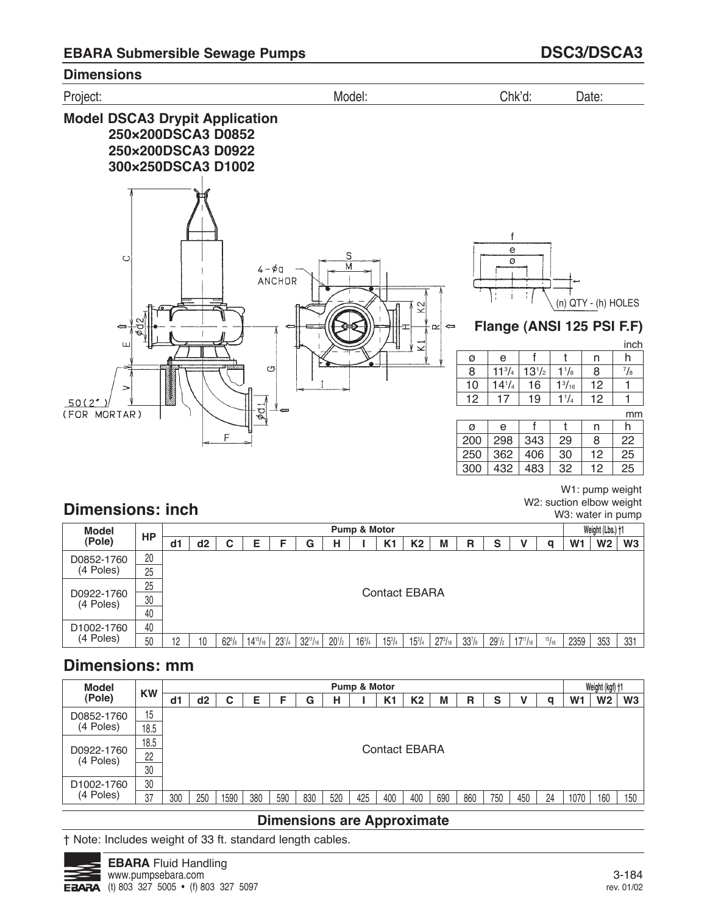## EBARA Submersible Sewage Pumps — DSC3/DSCA3

### Dimensions

Project: Model: Chk'd: Date:

**Model DSCA3 Drypit Application**
**250×200DSCA3 D0852**
**250×200DSCA3 D0922**
**300×250DSCA3 D1002**

50(2") (FOR MORTAR)

4-øq ANCHOR

(n) QTY - (h) HOLES

**Flange (ANSI 125 PSI F.F)**

inch

| ø | e | f | t | n | h |
|---|---|---|---|---|---|
| 8 | 11 3/4 | 13 1/2 | 1 1/8 | 8 | 7/8 |
| 10 | 14 1/4 | 16 | 1 3/16 | 12 | 1 |
| 12 | 17 | 19 | 1 1/4 | 12 | 1 |

mm

| ø | e | f | t | n | h |
|---|---|---|---|---|---|
| 200 | 298 | 343 | 29 | 8 | 22 |
| 250 | 362 | 406 | 30 | 12 | 25 |
| 300 | 432 | 483 | 32 | 12 | 25 |

W1: pump weight
W2: suction elbow weight
W3: water in pump

## Dimensions: inch

| Model (Pole) | HP | Pump & Motor | | | | | | | | | | | | | | | Weight (Lbs.) †1 | | |
|---|---|---|---|---|---|---|---|---|---|---|---|---|---|---|---|---|---|---|---|
| | | d1 | d2 | C | E | F | G | H | I | K1 | K2 | M | R | S | V | q | W1 | W2 | W3 |
| D0852-1760 (4 Poles) | 20 | Contact EBARA | | | | | | | | | | | | | | | | | |
| | 25 | | | | | | | | | | | | | | | | | | |
| D0922-1760 (4 Poles) | 25 | | | | | | | | | | | | | | | | | | |
| | 30 | | | | | | | | | | | | | | | | | | |
| | 40 | | | | | | | | | | | | | | | | | | |
| D1002-1760 (4 Poles) | 40 | | | | | | | | | | | | | | | | | | |
| | 50 | 12 | 10 | 62 5/8 | 14 15/16 | 23 1/4 | 32 11/16 | 20 1/2 | 16 3/4 | 15 3/4 | 15 3/4 | 27 3/16 | 33 7/8 | 29 1/2 | 17 11/16 | 15/16 | 2359 | 353 | 331 |

## Dimensions: mm

| Model (Pole) | KW | Pump & Motor | | | | | | | | | | | | | | | Weight (kgf) †1 | | |
|---|---|---|---|---|---|---|---|---|---|---|---|---|---|---|---|---|---|---|---|
| | | d1 | d2 | C | E | F | G | H | I | K1 | K2 | M | R | S | V | q | W1 | W2 | W3 |
| D0852-1760 (4 Poles) | 15 | Contact EBARA | | | | | | | | | | | | | | | | | |
| | 18.5 | | | | | | | | | | | | | | | | | | |
| D0922-1760 (4 Poles) | 18.5 | | | | | | | | | | | | | | | | | | |
| | 22 | | | | | | | | | | | | | | | | | | |
| | 30 | | | | | | | | | | | | | | | | | | |
| D1002-1760 (4 Poles) | 30 | | | | | | | | | | | | | | | | | | |
| | 37 | 300 | 250 | 1590 | 380 | 590 | 830 | 520 | 425 | 400 | 400 | 690 | 860 | 750 | 450 | 24 | 1070 | 160 | 150 |

**Dimensions are Approximate**

† Note: Includes weight of 33 ft. standard length cables.

**EBARA** Fluid Handling
www.pumpsebara.com
(t) 803 327 5005 • (f) 803 327 5097

rev. 01/02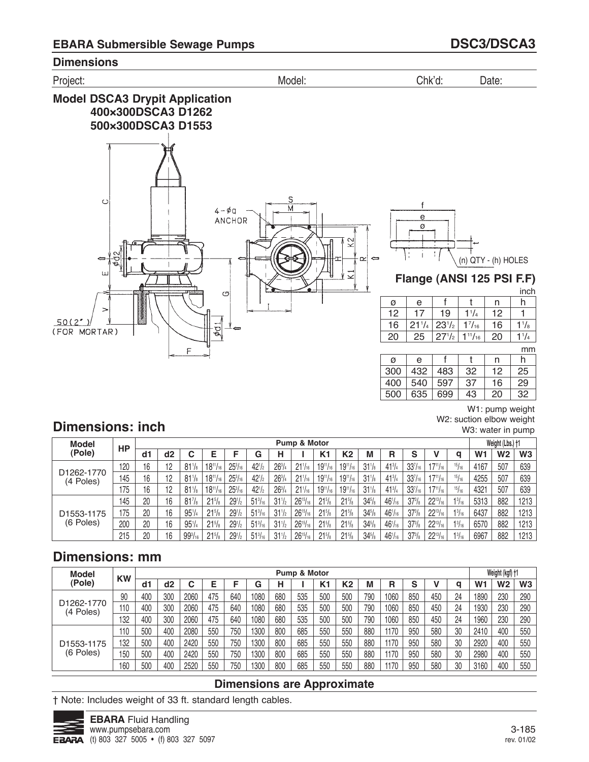## EBARA Submersible Sewage Pumps — DSC3/DSCA3

### Dimensions

Project: Model: Chk'd: Date:

### Model DSCA3 Drypit Application
**400×300DSCA3 D1262**
**500×300DSCA3 D1553**

4 - φa ANCHOR

50(2") (FOR MORTAR)

(n) QTY - (h) HOLES

### Flange (ANSI 125 PSI F.F)

inch

| ø | e | f | t | n | h |
|---|---|---|---|---|---|
| 12 | 17 | 19 | 1 1/4 | 12 | 1 |
| 16 | 21 1/4 | 23 1/2 | 1 7/16 | 16 | 1 1/8 |
| 20 | 25 | 27 1/2 | 1 11/16 | 20 | 1 1/4 |

mm

| ø | e | f | t | n | h |
|---|---|---|---|---|---|
| 300 | 432 | 483 | 32 | 12 | 25 |
| 400 | 540 | 597 | 37 | 16 | 29 |
| 500 | 635 | 699 | 43 | 20 | 32 |

W1: pump weight
W2: suction elbow weight
W3: water in pump

## Dimensions: inch

| Model (Pole) | HP | Pump & Motor | | | | | | | | | | | | | | | Weight (Lbs.) † | | |
|---|---|---|---|---|---|---|---|---|---|---|---|---|---|---|---|---|---|---|---|
| | | d1 | d2 | C | E | F | G | H | I | K1 | K2 | M | R | S | V | q | W1 | W2 | W3 |
| D1262-1770 (4 Poles) | 120 | 16 | 12 | 81 1/8 | 18 11/16 | 25 3/16 | 42 1/2 | 26 3/4 | 21 1/16 | 19 11/16 | 19 11/16 | 31 1/8 | 41 3/4 | 33 7/16 | 17 11/16 | 15/16 | 4167 | 507 | 639 |
| | 145 | 16 | 12 | 81 1/8 | 18 11/16 | 25 3/16 | 42 1/2 | 26 3/4 | 21 1/16 | 19 11/16 | 19 11/16 | 31 1/8 | 41 3/4 | 33 7/16 | 17 11/16 | 15/16 | 4255 | 507 | 639 |
| | 175 | 16 | 12 | 81 1/8 | 18 11/16 | 25 3/16 | 42 1/2 | 26 3/4 | 21 1/16 | 19 11/16 | 19 11/16 | 31 1/8 | 41 3/4 | 33 7/16 | 17 11/16 | 15/16 | 4321 | 507 | 639 |
| D1553-1175 (6 Poles) | 145 | 20 | 16 | 81 7/8 | 21 5/8 | 29 1/2 | 51 3/16 | 31 1/2 | 26 15/16 | 21 5/8 | 21 5/8 | 34 5/8 | 46 1/16 | 37 3/8 | 22 13/16 | 1 3/16 | 5313 | 882 | 1213 |
| | 175 | 20 | 16 | 95 1/4 | 21 5/8 | 29 1/2 | 51 3/16 | 31 1/2 | 26 15/16 | 21 5/8 | 21 5/8 | 34 5/8 | 46 1/16 | 37 3/8 | 22 13/16 | 1 3/16 | 6437 | 882 | 1213 |
| | 200 | 20 | 16 | 95 1/4 | 21 5/8 | 29 1/2 | 51 3/16 | 31 1/2 | 26 15/16 | 21 5/8 | 21 5/8 | 34 5/8 | 46 1/16 | 37 3/8 | 22 13/16 | 1 3/16 | 6570 | 882 | 1213 |
| | 215 | 20 | 16 | 99 3/16 | 21 5/8 | 29 1/2 | 51 3/16 | 31 1/2 | 26 15/16 | 21 5/8 | 21 5/8 | 34 5/8 | 46 1/16 | 37 3/8 | 22 13/16 | 1 3/16 | 6967 | 882 | 1213 |

## Dimensions: mm

| Model (Pole) | KW | Pump & Motor | | | | | | | | | | | | | | | Weight (kgf) † | | |
|---|---|---|---|---|---|---|---|---|---|---|---|---|---|---|---|---|---|---|---|
| | | d1 | d2 | C | E | F | G | H | I | K1 | K2 | M | R | S | V | q | W1 | W2 | W3 |
| D1262-1770 (4 Poles) | 90 | 400 | 300 | 2060 | 475 | 640 | 1080 | 680 | 535 | 500 | 500 | 790 | 1060 | 850 | 450 | 24 | 1890 | 230 | 290 |
| | 110 | 400 | 300 | 2060 | 475 | 640 | 1080 | 680 | 535 | 500 | 500 | 790 | 1060 | 850 | 450 | 24 | 1930 | 230 | 290 |
| | 132 | 400 | 300 | 2060 | 475 | 640 | 1080 | 680 | 535 | 500 | 500 | 790 | 1060 | 850 | 450 | 24 | 1960 | 230 | 290 |
| D1553-1175 (6 Poles) | 110 | 500 | 400 | 2080 | 550 | 750 | 1300 | 800 | 685 | 550 | 550 | 880 | 1170 | 950 | 580 | 30 | 2410 | 400 | 550 |
| | 132 | 500 | 400 | 2420 | 550 | 750 | 1300 | 800 | 685 | 550 | 550 | 880 | 1170 | 950 | 580 | 30 | 2920 | 400 | 550 |
| | 150 | 500 | 400 | 2420 | 550 | 750 | 1300 | 800 | 685 | 550 | 550 | 880 | 1170 | 950 | 580 | 30 | 2980 | 400 | 550 |
| | 160 | 500 | 400 | 2520 | 550 | 750 | 1300 | 800 | 685 | 550 | 550 | 880 | 1170 | 950 | 580 | 30 | 3160 | 400 | 550 |

**Dimensions are Approximate**

† Note: Includes weight of 33 ft. standard length cables.

**EBARA** Fluid Handling
www.pumpsebara.com
(t) 803 327 5005 • (f) 803 327 5097

rev. 01/02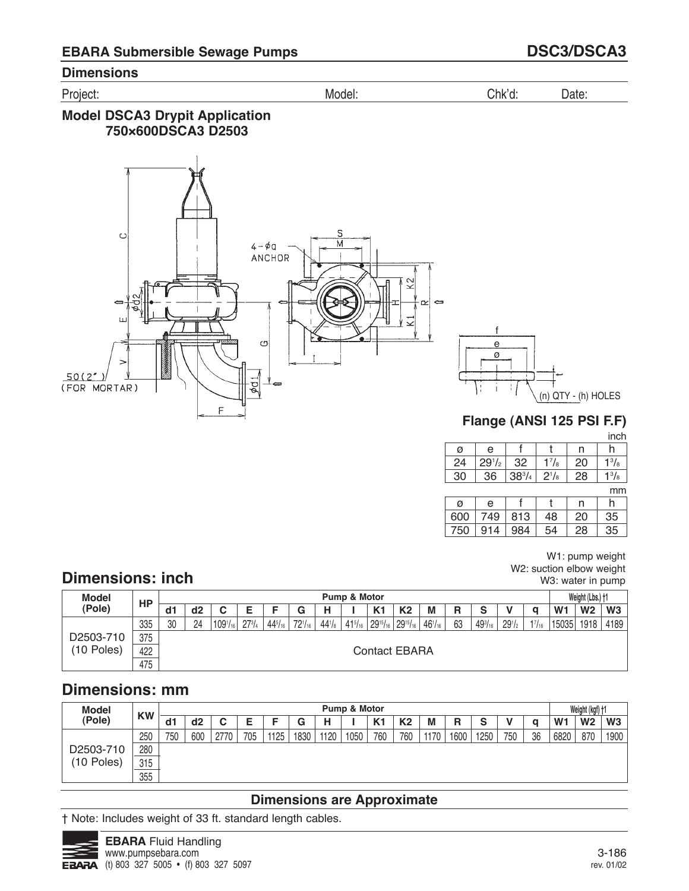## EBARA Submersible Sewage Pumps — DSC3/DSCA3

### Dimensions

Project: Model: Chk'd: Date:

### Model DSCA3 Drypit Application
### 750×600DSCA3 D2503

4-øq ANCHOR

50(2") (FOR MORTAR)

(n) QTY - (h) HOLES

### Flange (ANSI 125 PSI F.F)

inch

| ø | e | f | t | n | h |
|---|---|---|---|---|---|
| 24 | 29 1/2 | 32 | 1 7/8 | 20 | 1 3/8 |
| 30 | 36 | 38 3/4 | 2 1/8 | 28 | 1 3/8 |

mm

| ø | e | f | t | n | h |
|---|---|---|---|---|---|
| 600 | 749 | 813 | 48 | 20 | 35 |
| 750 | 914 | 984 | 54 | 28 | 35 |

W1: pump weight
W2: suction elbow weight
W3: water in pump

## Dimensions: inch

| Model (Pole) | HP | Pump & Motor | | | | | | | | | | | | | | | Weight (Lbs.) †1 | | |
|---|---|---|---|---|---|---|---|---|---|---|---|---|---|---|---|---|---|---|---|
| | | d1 | d2 | C | E | F | G | H | I | K1 | K2 | M | R | S | V | q | W1 | W2 | W3 |
| D2503-710 (10 Poles) | 335 | 30 | 24 | 109 1/16 | 27 3/4 | 44 5/16 | 72 1/16 | 44 1/8 | 41 5/16 | 29 15/16 | 29 15/16 | 46 1/16 | 63 | 49 3/16 | 29 1/2 | 1 7/16 | 15035 | 1918 | 4189 |
| | 375 | Contact EBARA | | | | | | | | | | | | | | | | | |
| | 422 | | | | | | | | | | | | | | | | | | |
| | 475 | | | | | | | | | | | | | | | | | | |

## Dimensions: mm

| Model (Pole) | KW | Pump & Motor | | | | | | | | | | | | | | | Weight (kgf) †1 | | |
|---|---|---|---|---|---|---|---|---|---|---|---|---|---|---|---|---|---|---|---|
| | | d1 | d2 | C | E | F | G | H | I | K1 | K2 | M | R | S | V | q | W1 | W2 | W3 |
| D2503-710 (10 Poles) | 250 | 750 | 600 | 2770 | 705 | 1125 | 1830 | 1120 | 1050 | 760 | 760 | 1170 | 1600 | 1250 | 750 | 36 | 6820 | 870 | 1900 |
| | 280 | | | | | | | | | | | | | | | | | | |
| | 315 | | | | | | | | | | | | | | | | | | |
| | 355 | | | | | | | | | | | | | | | | | | |

**Dimensions are Approximate**

† Note: Includes weight of 33 ft. standard length cables.

**EBARA** Fluid Handling
www.pumpsebara.com
(t) 803 327 5005 • (f) 803 327 5097

rev. 01/02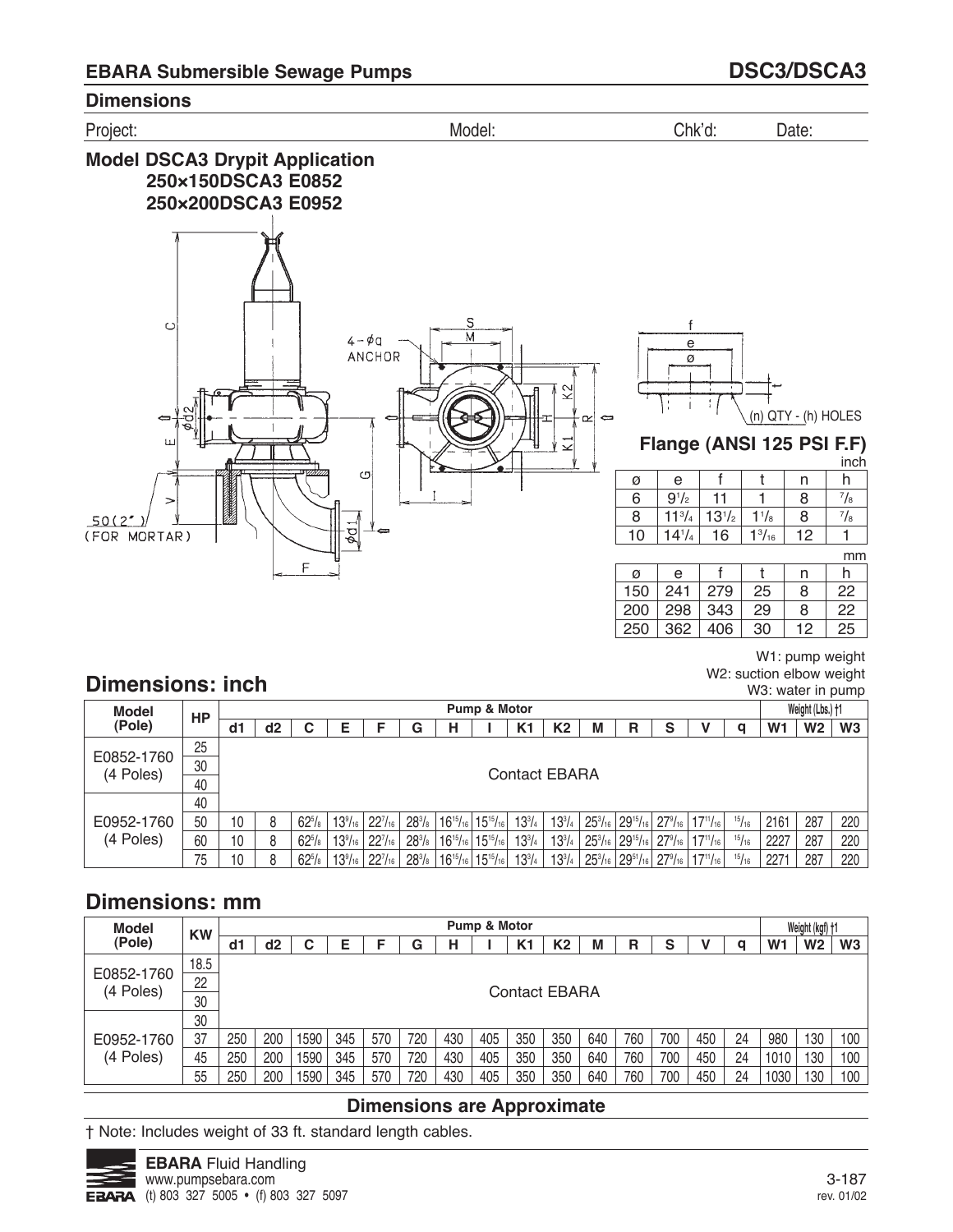## EBARA Submersible Sewage Pumps — DSC3/DSCA3

### Dimensions

Project: Model: Chk'd: Date:

### Model DSCA3 Drypit Application
**250×150DSCA3 E0852**
**250×200DSCA3 E0952**

4 - øa ANCHOR

50(2") (FOR MORTAR)

(n) QTY - (h) HOLES

### Flange (ANSI 125 PSI F.F)

inch

| ø | e | f | t | n | h |
|---|---|---|---|---|---|
| 6 | 9 1/2 | 11 | 1 | 8 | 7/8 |
| 8 | 11 3/4 | 13 1/2 | 1 1/8 | 8 | 7/8 |
| 10 | 14 1/4 | 16 | 1 3/16 | 12 | 1 |

mm

| ø | e | f | t | n | h |
|---|---|---|---|---|---|
| 150 | 241 | 279 | 25 | 8 | 22 |
| 200 | 298 | 343 | 29 | 8 | 22 |
| 250 | 362 | 406 | 30 | 12 | 25 |

W1: pump weight
W2: suction elbow weight
W3: water in pump

## Dimensions: inch

| Model (Pole) | HP | Pump & Motor | | | | | | | | | | | | | | | Weight (Lbs.) †1 | | |
|---|---|---|---|---|---|---|---|---|---|---|---|---|---|---|---|---|---|---|---|
| | | d1 | d2 | C | E | F | G | H | I | K1 | K2 | M | R | S | V | q | W1 | W2 | W3 |
| E0852-1760 (4 Poles) | 25 | Contact EBARA | | | | | | | | | | | | | | | | | |
| | 30 | | | | | | | | | | | | | | | | | | |
| | 40 | | | | | | | | | | | | | | | | | | |
| E0952-1760 (4 Poles) | 40 | | | | | | | | | | | | | | | | | | |
| | 50 | 10 | 8 | 62 5/8 | 13 9/16 | 22 7/16 | 28 3/8 | 16 15/16 | 15 15/16 | 13 3/4 | 13 3/4 | 25 3/16 | 29 15/16 | 27 9/16 | 17 11/16 | 15/16 | 2161 | 287 | 220 |
| | 60 | 10 | 8 | 62 5/8 | 13 9/16 | 22 7/16 | 28 3/8 | 16 15/16 | 15 15/16 | 13 3/4 | 13 3/4 | 25 3/16 | 29 15/16 | 27 9/16 | 17 11/16 | 15/16 | 2227 | 287 | 220 |
| | 75 | 10 | 8 | 62 5/8 | 13 9/16 | 22 7/16 | 28 3/8 | 16 15/16 | 15 15/16 | 13 3/4 | 13 3/4 | 25 3/16 | 29 51/16 | 27 9/16 | 17 11/16 | 15/16 | 2271 | 287 | 220 |

## Dimensions: mm

| Model (Pole) | KW | Pump & Motor | | | | | | | | | | | | | | | Weight (kgf) †1 | | |
|---|---|---|---|---|---|---|---|---|---|---|---|---|---|---|---|---|---|---|---|
| | | d1 | d2 | C | E | F | G | H | I | K1 | K2 | M | R | S | V | q | W1 | W2 | W3 |
| E0852-1760 (4 Poles) | 18.5 | Contact EBARA | | | | | | | | | | | | | | | | | |
| | 22 | | | | | | | | | | | | | | | | | | |
| | 30 | | | | | | | | | | | | | | | | | | |
| E0952-1760 (4 Poles) | 30 | | | | | | | | | | | | | | | | | | |
| | 37 | 250 | 200 | 1590 | 345 | 570 | 720 | 430 | 405 | 350 | 350 | 640 | 760 | 700 | 450 | 24 | 980 | 130 | 100 |
| | 45 | 250 | 200 | 1590 | 345 | 570 | 720 | 430 | 405 | 350 | 350 | 640 | 760 | 700 | 450 | 24 | 1010 | 130 | 100 |
| | 55 | 250 | 200 | 1590 | 345 | 570 | 720 | 430 | 405 | 350 | 350 | 640 | 760 | 700 | 450 | 24 | 1030 | 130 | 100 |

**Dimensions are Approximate**

† Note: Includes weight of 33 ft. standard length cables.

**EBARA** Fluid Handling
www.pumpsebara.com
(t) 803 327 5005 • (f) 803 327 5097

rev. 01/02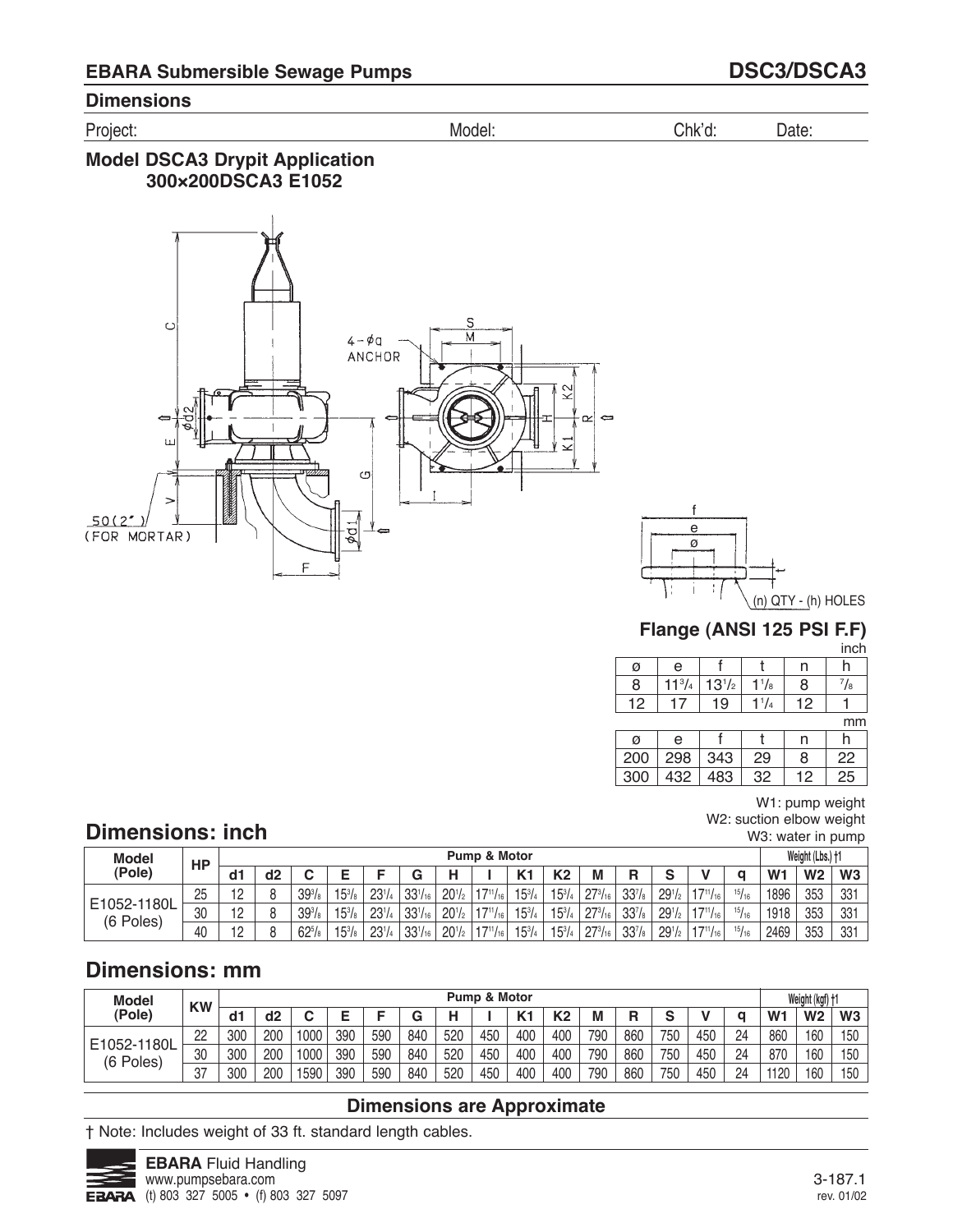## EBARA Submersible Sewage Pumps — DSC3/DSCA3

### Dimensions

Project: Model: Chk'd: Date:

### Model DSCA3 Drypit Application
### 300×200DSCA3 E1052

4-ϕa ANCHOR

50(2") (FOR MORTAR)

(n) QTY - (h) HOLES

### Flange (ANSI 125 PSI F.F)

inch

| ø | e | f | t | n | h |
|---|---|---|---|---|---|
| 8 | 11 3/4 | 13 1/2 | 1 1/8 | 8 | 7/8 |
| 12 | 17 | 19 | 1 1/4 | 12 | 1 |

mm

| ø | e | f | t | n | h |
|---|---|---|---|---|---|
| 200 | 298 | 343 | 29 | 8 | 22 |
| 300 | 432 | 483 | 32 | 12 | 25 |

W1: pump weight
W2: suction elbow weight
W3: water in pump

## Dimensions: inch

| Model (Pole) | HP | Pump & Motor | | | | | | | | | | | | | | | Weight (Lbs.) †1 | | |
|---|---|---|---|---|---|---|---|---|---|---|---|---|---|---|---|---|---|---|---|
| | | d1 | d2 | C | E | F | G | H | I | K1 | K2 | M | R | S | V | q | W1 | W2 | W3 |
| E1052-1180L (6 Poles) | 25 | 12 | 8 | 39 3/8 | 15 3/8 | 23 1/4 | 33 1/16 | 20 1/2 | 17 11/16 | 15 3/4 | 15 3/4 | 27 3/16 | 33 7/8 | 29 1/2 | 17 11/16 | 15/16 | 1896 | 353 | 331 |
| | 30 | 12 | 8 | 39 3/8 | 15 3/8 | 23 1/4 | 33 1/16 | 20 1/2 | 17 11/16 | 15 3/4 | 15 3/4 | 27 3/16 | 33 7/8 | 29 1/2 | 17 11/16 | 15/16 | 1918 | 353 | 331 |
| | 40 | 12 | 8 | 62 5/8 | 15 3/8 | 23 1/4 | 33 1/16 | 20 1/2 | 17 11/16 | 15 3/4 | 15 3/4 | 27 3/16 | 33 7/8 | 29 1/2 | 17 11/16 | 15/16 | 2469 | 353 | 331 |

## Dimensions: mm

| Model (Pole) | KW | Pump & Motor | | | | | | | | | | | | | | | Weight (kgf) †1 | | |
|---|---|---|---|---|---|---|---|---|---|---|---|---|---|---|---|---|---|---|---|
| | | d1 | d2 | C | E | F | G | H | I | K1 | K2 | M | R | S | V | q | W1 | W2 | W3 |
| E1052-1180L (6 Poles) | 22 | 300 | 200 | 1000 | 390 | 590 | 840 | 520 | 450 | 400 | 400 | 790 | 860 | 750 | 450 | 24 | 860 | 160 | 150 |
| | 30 | 300 | 200 | 1000 | 390 | 590 | 840 | 520 | 450 | 400 | 400 | 790 | 860 | 750 | 450 | 24 | 870 | 160 | 150 |
| | 37 | 300 | 200 | 1590 | 390 | 590 | 840 | 520 | 450 | 400 | 400 | 790 | 860 | 750 | 450 | 24 | 1120 | 160 | 150 |

**Dimensions are Approximate**

† Note: Includes weight of 33 ft. standard length cables.

**EBARA** Fluid Handling
www.pumpsebara.com
(t) 803 327 5005 • (f) 803 327 5097

3-187.1
rev. 01/02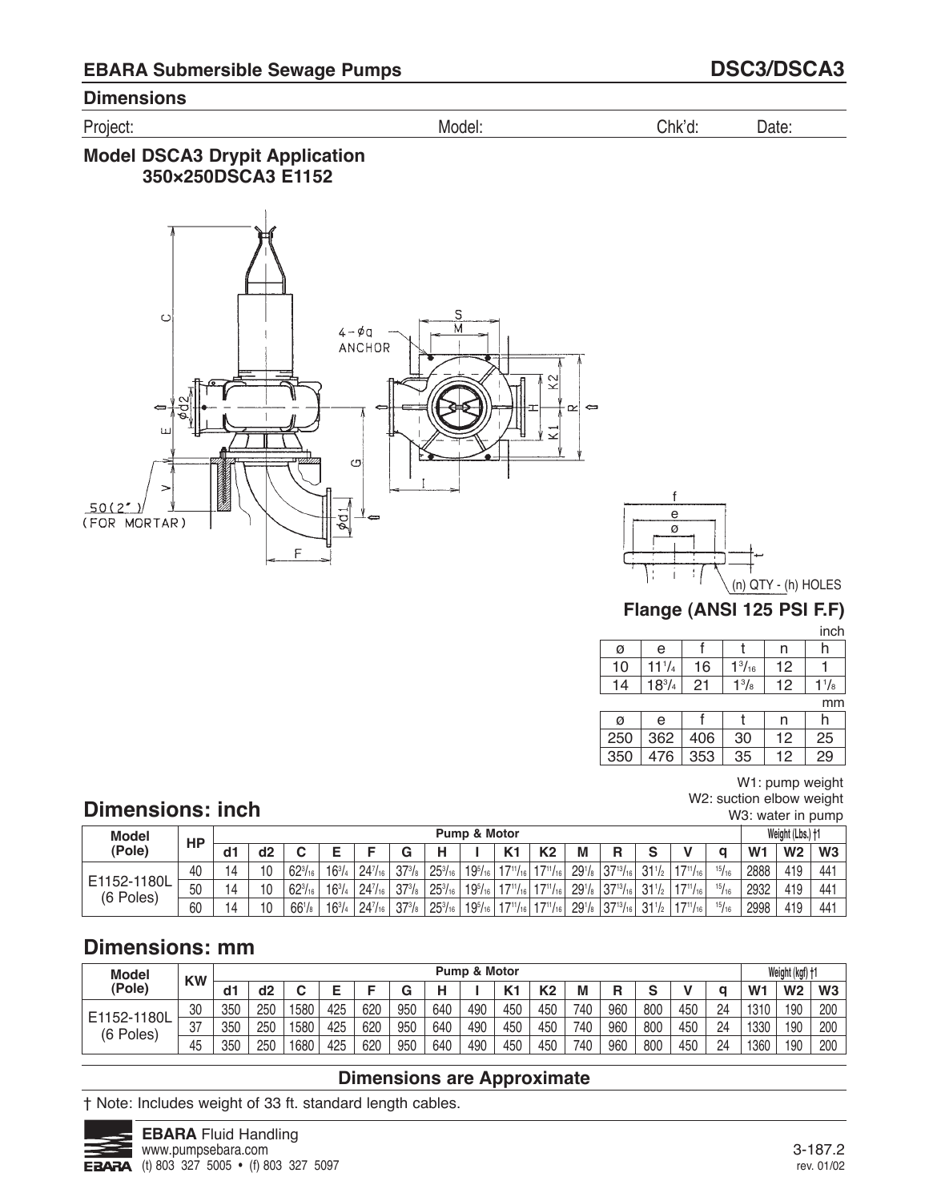## EBARA Submersible Sewage Pumps — DSC3/DSCA3

### Dimensions

Project: Model: Chk'd: Date:

### Model DSCA3 Drypit Application
### 350×250DSCA3 E1152

4 - ϕq ANCHOR

50(2") (FOR MORTAR)

(n) QTY - (h) HOLES

#### Flange (ANSI 125 PSI F.F)

inch

| ø | e | f | t | n | h |
|---|---|---|---|---|---|
| 10 | 11 1/4 | 16 | 1 3/16 | 12 | 1 |
| 14 | 18 3/4 | 21 | 1 3/8 | 12 | 1 1/8 |

mm

| ø | e | f | t | n | h |
|---|---|---|---|---|---|
| 250 | 362 | 406 | 30 | 12 | 25 |
| 350 | 476 | 353 | 35 | 12 | 29 |

W1: pump weight
W2: suction elbow weight
W3: water in pump

## Dimensions: inch

| Model (Pole) | HP | Pump & Motor | | | | | | | | | | | | | | | Weight (Lbs.) †1 | | |
|---|---|---|---|---|---|---|---|---|---|---|---|---|---|---|---|---|---|---|---|
| | | d1 | d2 | C | E | F | G | H | I | K1 | K2 | M | R | S | V | q | W1 | W2 | W3 |
| E1152-1180L (6 Poles) | 40 | 14 | 10 | 62 3/16 | 16 3/4 | 24 7/16 | 37 3/8 | 25 3/16 | 19 5/16 | 17 11/16 | 17 11/16 | 29 1/8 | 37 13/16 | 31 1/2 | 17 11/16 | 15/16 | 2888 | 419 | 441 |
| | 50 | 14 | 10 | 62 3/16 | 16 3/4 | 24 7/16 | 37 3/8 | 25 3/16 | 19 5/16 | 17 11/16 | 17 11/16 | 29 1/8 | 37 13/16 | 31 1/2 | 17 11/16 | 15/16 | 2932 | 419 | 441 |
| | 60 | 14 | 10 | 66 1/8 | 16 3/4 | 24 7/16 | 37 3/8 | 25 3/16 | 19 5/16 | 17 11/16 | 17 11/16 | 29 1/8 | 37 13/16 | 31 1/2 | 17 11/16 | 15/16 | 2998 | 419 | 441 |

## Dimensions: mm

| Model (Pole) | KW | Pump & Motor | | | | | | | | | | | | | | | Weight (kgf) †1 | | |
|---|---|---|---|---|---|---|---|---|---|---|---|---|---|---|---|---|---|---|---|
| | | d1 | d2 | C | E | F | G | H | I | K1 | K2 | M | R | S | V | q | W1 | W2 | W3 |
| E1152-1180L (6 Poles) | 30 | 350 | 250 | 1580 | 425 | 620 | 950 | 640 | 490 | 450 | 450 | 740 | 960 | 800 | 450 | 24 | 1310 | 190 | 200 |
| | 37 | 350 | 250 | 1580 | 425 | 620 | 950 | 640 | 490 | 450 | 450 | 740 | 960 | 800 | 450 | 24 | 1330 | 190 | 200 |
| | 45 | 350 | 250 | 1680 | 425 | 620 | 950 | 640 | 490 | 450 | 450 | 740 | 960 | 800 | 450 | 24 | 1360 | 190 | 200 |

**Dimensions are Approximate**

† Note: Includes weight of 33 ft. standard length cables.

**EBARA** Fluid Handling
www.pumpsebara.com
(t) 803 327 5005 • (f) 803 327 5097

3-187.2
rev. 01/02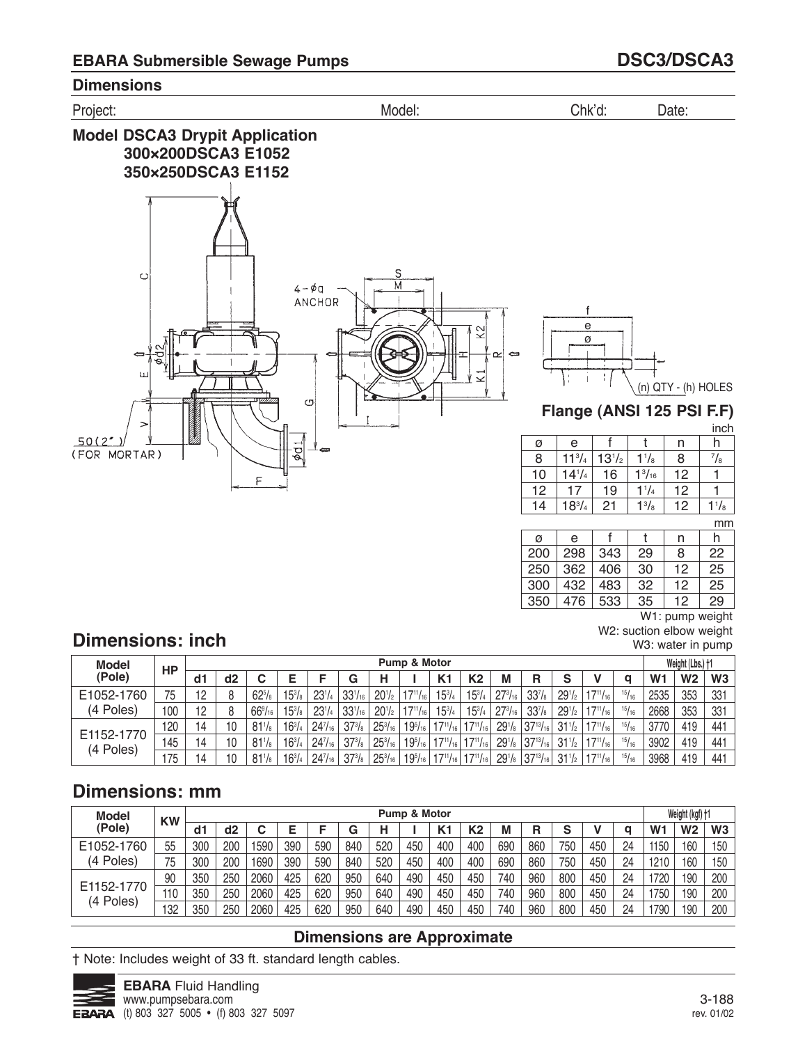## EBARA Submersible Sewage Pumps — DSC3/DSCA3

### Dimensions

Project: Model: Chk'd: Date:

### Model DSCA3 Drypit Application
**300×200DSCA3 E1052**
**350×250DSCA3 E1152**

4-ϕa ANCHOR

50(2") (FOR MORTAR)

(n) QTY - (h) HOLES

### Flange (ANSI 125 PSI F.F)

inch

| ø | e | f | t | n | h |
|---|---|---|---|---|---|
| 8 | 11 3/4 | 13 1/2 | 1 1/8 | 8 | 7/8 |
| 10 | 14 1/4 | 16 | 1 3/16 | 12 | 1 |
| 12 | 17 | 19 | 1 1/4 | 12 | 1 |
| 14 | 18 3/4 | 21 | 1 3/8 | 12 | 1 1/8 |

mm

| ø | e | f | t | n | h |
|---|---|---|---|---|---|
| 200 | 298 | 343 | 29 | 8 | 22 |
| 250 | 362 | 406 | 30 | 12 | 25 |
| 300 | 432 | 483 | 32 | 12 | 25 |
| 350 | 476 | 533 | 35 | 12 | 29 |

W1: pump weight
W2: suction elbow weight
W3: water in pump

## Dimensions: inch

| Model (Pole) | HP | Pump & Motor | | | | | | | | | | | | | | | Weight (Lbs.) †1 | | |
|---|---|---|---|---|---|---|---|---|---|---|---|---|---|---|---|---|---|---|---|
| | | d1 | d2 | C | E | F | G | H | I | K1 | K2 | M | R | S | V | q | W1 | W2 | W3 |
| E1052-1760 (4 Poles) | 75 | 12 | 8 | 62 5/8 | 15 3/8 | 23 1/4 | 33 1/16 | 20 1/2 | 17 11/16 | 15 3/4 | 15 3/4 | 27 3/16 | 33 7/8 | 29 1/2 | 17 11/16 | 15/16 | 2535 | 353 | 331 |
| | 100 | 12 | 8 | 66 9/16 | 15 3/8 | 23 1/4 | 33 1/16 | 20 1/2 | 17 11/16 | 15 3/4 | 15 3/4 | 27 3/16 | 33 7/8 | 29 1/2 | 17 11/16 | 15/16 | 2668 | 353 | 331 |
| E1152-1770 (4 Poles) | 120 | 14 | 10 | 81 1/8 | 16 3/4 | 24 7/16 | 37 3/8 | 25 3/16 | 19 5/16 | 17 11/16 | 17 11/16 | 29 1/8 | 37 13/16 | 31 1/2 | 17 11/16 | 15/16 | 3770 | 419 | 441 |
| | 145 | 14 | 10 | 81 1/8 | 16 3/4 | 24 7/16 | 37 3/8 | 25 3/16 | 19 5/16 | 17 11/16 | 17 11/16 | 29 1/8 | 37 13/16 | 31 1/2 | 17 11/16 | 15/16 | 3902 | 419 | 441 |
| | 175 | 14 | 10 | 81 1/8 | 16 3/4 | 24 7/16 | 37 3/8 | 25 3/16 | 19 5/16 | 17 11/16 | 17 11/16 | 29 1/8 | 37 13/16 | 31 1/2 | 17 11/16 | 15/16 | 3968 | 419 | 441 |

## Dimensions: mm

| Model (Pole) | KW | Pump & Motor | | | | | | | | | | | | | | | Weight (kgf) †1 | | |
|---|---|---|---|---|---|---|---|---|---|---|---|---|---|---|---|---|---|---|---|
| | | d1 | d2 | C | E | F | G | H | I | K1 | K2 | M | R | S | V | q | W1 | W2 | W3 |
| E1052-1760 (4 Poles) | 55 | 300 | 200 | 1590 | 390 | 590 | 840 | 520 | 450 | 400 | 400 | 690 | 860 | 750 | 450 | 24 | 1150 | 160 | 150 |
| | 75 | 300 | 200 | 1690 | 390 | 590 | 840 | 520 | 450 | 400 | 400 | 690 | 860 | 750 | 450 | 24 | 1210 | 160 | 150 |
| E1152-1770 (4 Poles) | 90 | 350 | 250 | 2060 | 425 | 620 | 950 | 640 | 490 | 450 | 450 | 740 | 960 | 800 | 450 | 24 | 1720 | 190 | 200 |
| | 110 | 350 | 250 | 2060 | 425 | 620 | 950 | 640 | 490 | 450 | 450 | 740 | 960 | 800 | 450 | 24 | 1750 | 190 | 200 |
| | 132 | 350 | 250 | 2060 | 425 | 620 | 950 | 640 | 490 | 450 | 450 | 740 | 960 | 800 | 450 | 24 | 1790 | 190 | 200 |

**Dimensions are Approximate**

† Note: Includes weight of 33 ft. standard length cables.

**EBARA** Fluid Handling
www.pumpsebara.com
(t) 803 327 5005 • (f) 803 327 5097

rev. 01/02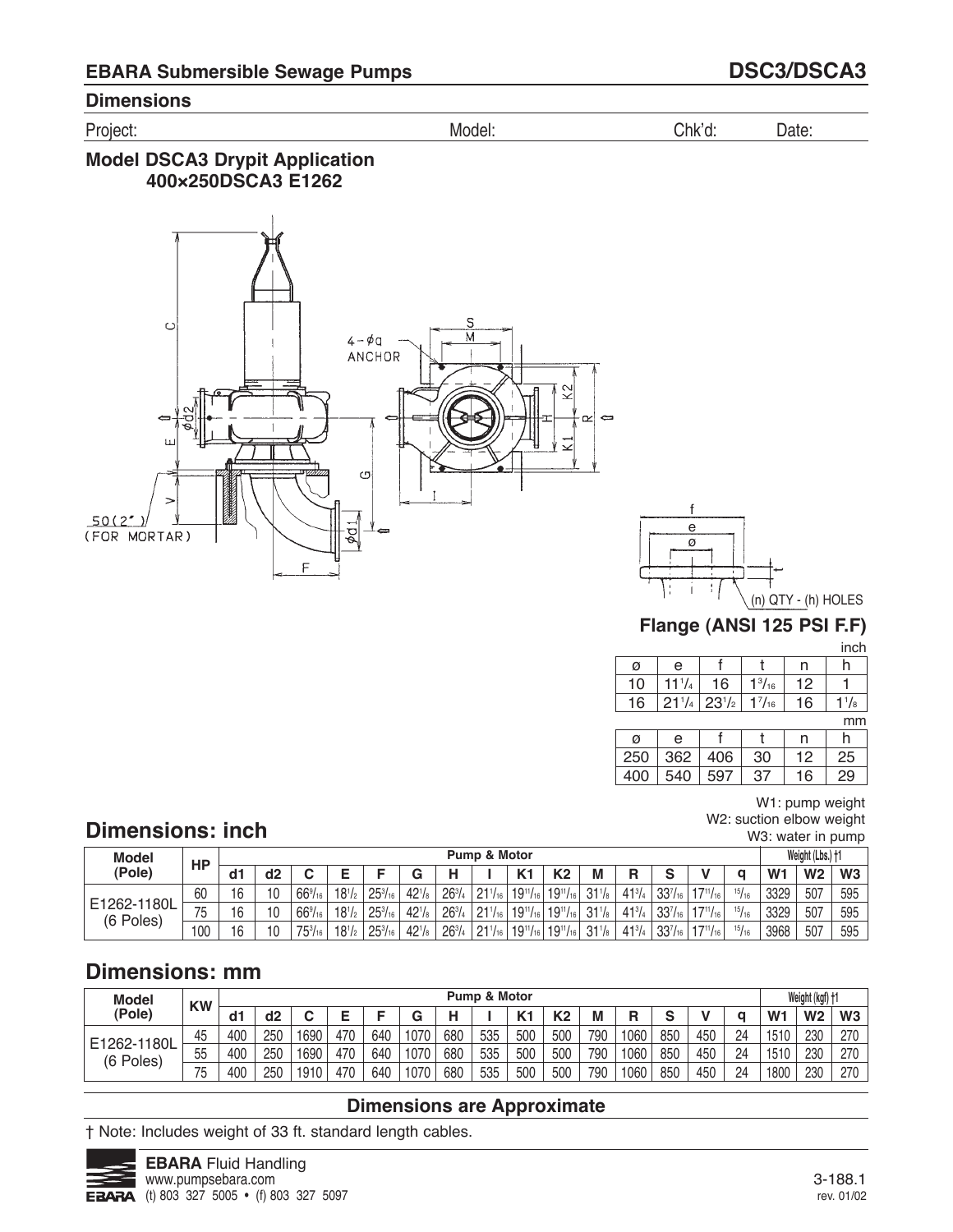## EBARA Submersible Sewage Pumps

## DSC3/DSCA3

### Dimensions

Project: Model: Chk'd: Date:

### Model DSCA3 Drypit Application
### 400×250DSCA3 E1262

4-øq ANCHOR

50(2") (FOR MORTAR)

(n) QTY - (h) HOLES

### Flange (ANSI 125 PSI F.F)

inch

| ø | e | f | t | n | h |
|---|---|---|---|---|---|
| 10 | 11 1/4 | 16 | 1 3/16 | 12 | 1 |
| 16 | 21 1/4 | 23 1/2 | 1 7/16 | 16 | 1 1/8 |

mm

| ø | e | f | t | n | h |
|---|---|---|---|---|---|
| 250 | 362 | 406 | 30 | 12 | 25 |
| 400 | 540 | 597 | 37 | 16 | 29 |

W1: pump weight
W2: suction elbow weight
W3: water in pump

## Dimensions: inch

| Model (Pole) | HP | Pump & Motor | | | | | | | | | | | | | | | Weight (Lbs.) †1 | | |
|---|---|---|---|---|---|---|---|---|---|---|---|---|---|---|---|---|---|---|---|
| | | d1 | d2 | C | E | F | G | H | I | K1 | K2 | M | R | S | V | q | W1 | W2 | W3 |
| E1262-1180L (6 Poles) | 60 | 16 | 10 | 66 9/16 | 18 1/2 | 25 3/16 | 42 1/8 | 26 3/4 | 21 1/16 | 19 11/16 | 19 11/16 | 31 1/8 | 41 3/4 | 33 7/16 | 17 11/16 | 15/16 | 3329 | 507 | 595 |
| | 75 | 16 | 10 | 66 9/16 | 18 1/2 | 25 3/16 | 42 1/8 | 26 3/4 | 21 1/16 | 19 11/16 | 19 11/16 | 31 1/8 | 41 3/4 | 33 7/16 | 17 11/16 | 15/16 | 3329 | 507 | 595 |
| | 100 | 16 | 10 | 75 3/16 | 18 1/2 | 25 3/16 | 42 1/8 | 26 3/4 | 21 1/16 | 19 11/16 | 19 11/16 | 31 1/8 | 41 3/4 | 33 7/16 | 17 11/16 | 15/16 | 3968 | 507 | 595 |

## Dimensions: mm

| Model (Pole) | KW | Pump & Motor | | | | | | | | | | | | | | | Weight (kgf) †1 | | |
|---|---|---|---|---|---|---|---|---|---|---|---|---|---|---|---|---|---|---|---|
| | | d1 | d2 | C | E | F | G | H | I | K1 | K2 | M | R | S | V | q | W1 | W2 | W3 |
| E1262-1180L (6 Poles) | 45 | 400 | 250 | 1690 | 470 | 640 | 1070 | 680 | 535 | 500 | 500 | 790 | 1060 | 850 | 450 | 24 | 1510 | 230 | 270 |
| | 55 | 400 | 250 | 1690 | 470 | 640 | 1070 | 680 | 535 | 500 | 500 | 790 | 1060 | 850 | 450 | 24 | 1510 | 230 | 270 |
| | 75 | 400 | 250 | 1910 | 470 | 640 | 1070 | 680 | 535 | 500 | 500 | 790 | 1060 | 850 | 450 | 24 | 1800 | 230 | 270 |

**Dimensions are Approximate**

† Note: Includes weight of 33 ft. standard length cables.

**EBARA** Fluid Handling
www.pumpsebara.com
(t) 803 327 5005 • (f) 803 327 5097

3-188.1
rev. 01/02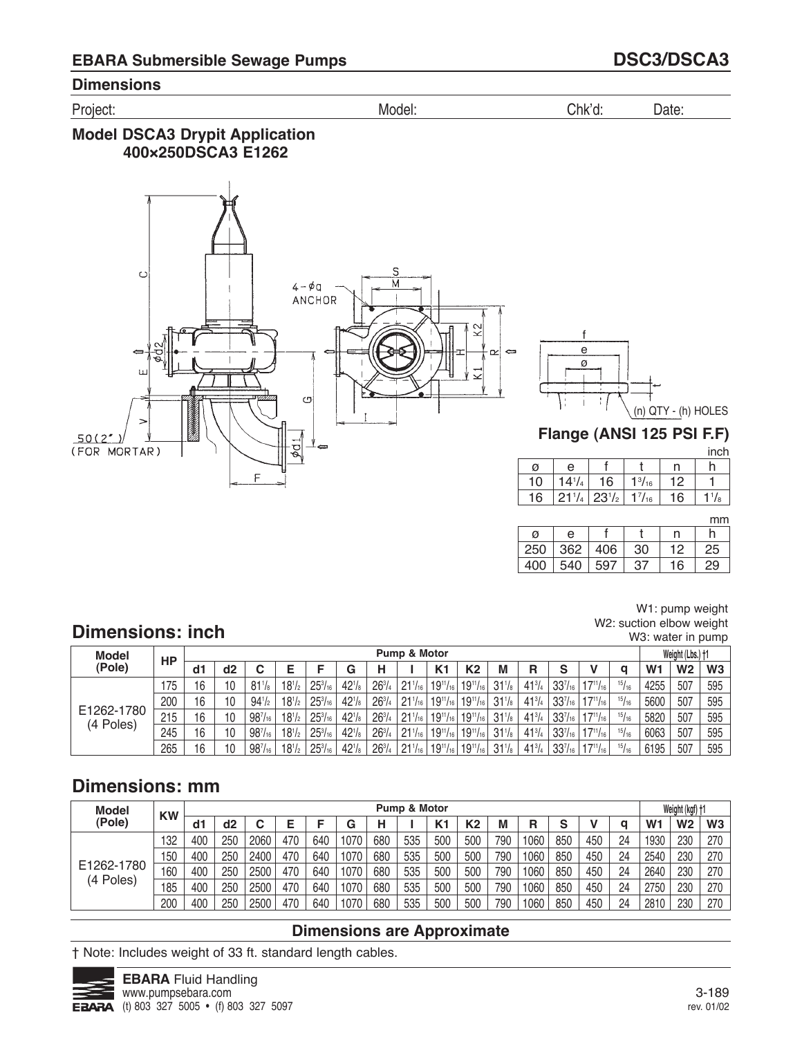## EBARA Submersible Sewage Pumps — DSC3/DSCA3

### Dimensions

Project: Model: Chk'd: Date:

### Model DSCA3 Drypit Application
### 400×250DSCA3 E1262

50(2") (FOR MORTAR)

4-φa ANCHOR

### Flange (ANSI 125 PSI F.F)

(n) QTY - (h) HOLES

inch

| ø | e | f | t | n | h |
|---|---|---|---|---|---|
| 10 | 14¹/₄ | 16 | 1³/₁₆ | 12 | 1 |
| 16 | 21¹/₄ | 23¹/₂ | 1⁷/₁₆ | 16 | 1¹/₈ |

mm

| ø | e | f | t | n | h |
|---|---|---|---|---|---|
| 250 | 362 | 406 | 30 | 12 | 25 |
| 400 | 540 | 597 | 37 | 16 | 29 |

W1: pump weight
W2: suction elbow weight
W3: water in pump

## Dimensions: inch

| Model (Pole) | HP | Pump & Motor | | | | | | | | | | | | | | | Weight (Lbs.) † | | |
|---|---|---|---|---|---|---|---|---|---|---|---|---|---|---|---|---|---|---|---|
| | | d1 | d2 | C | E | F | G | H | I | K1 | K2 | M | R | S | V | q | W1 | W2 | W3 |
| E1262-1780 (4 Poles) | 175 | 16 | 10 | 81¹/₈ | 18¹/₂ | 25³/₁₆ | 42¹/₈ | 26³/₄ | 21¹/₁₆ | 19¹¹/₁₆ | 19¹¹/₁₆ | 31¹/₈ | 41³/₄ | 33⁷/₁₆ | 17¹¹/₁₆ | ¹⁵/₁₆ | 4255 | 507 | 595 |
| | 200 | 16 | 10 | 94¹/₂ | 18¹/₂ | 25³/₁₆ | 42¹/₈ | 26³/₄ | 21¹/₁₆ | 19¹¹/₁₆ | 19¹¹/₁₆ | 31¹/₈ | 41³/₄ | 33⁷/₁₆ | 17¹¹/₁₆ | ¹⁵/₁₆ | 5600 | 507 | 595 |
| | 215 | 16 | 10 | 98⁷/₁₆ | 18¹/₂ | 25³/₁₆ | 42¹/₈ | 26³/₄ | 21¹/₁₆ | 19¹¹/₁₆ | 19¹¹/₁₆ | 31¹/₈ | 41³/₄ | 33⁷/₁₆ | 17¹¹/₁₆ | ¹⁵/₁₆ | 5820 | 507 | 595 |
| | 245 | 16 | 10 | 98⁷/₁₆ | 18¹/₂ | 25³/₁₆ | 42¹/₈ | 26³/₄ | 21¹/₁₆ | 19¹¹/₁₆ | 19¹¹/₁₆ | 31¹/₈ | 41³/₄ | 33⁷/₁₆ | 17¹¹/₁₆ | ¹⁵/₁₆ | 6063 | 507 | 595 |
| | 265 | 16 | 10 | 98⁷/₁₆ | 18¹/₂ | 25³/₁₆ | 42¹/₈ | 26³/₄ | 21¹/₁₆ | 19¹¹/₁₆ | 19¹¹/₁₆ | 31¹/₈ | 41³/₄ | 33⁷/₁₆ | 17¹¹/₁₆ | ¹⁵/₁₆ | 6195 | 507 | 595 |

## Dimensions: mm

| Model (Pole) | KW | Pump & Motor | | | | | | | | | | | | | | | Weight (kgf) † | | |
|---|---|---|---|---|---|---|---|---|---|---|---|---|---|---|---|---|---|---|---|
| | | d1 | d2 | C | E | F | G | H | I | K1 | K2 | M | R | S | V | q | W1 | W2 | W3 |
| E1262-1780 (4 Poles) | 132 | 400 | 250 | 2060 | 470 | 640 | 1070 | 680 | 535 | 500 | 500 | 790 | 1060 | 850 | 450 | 24 | 1930 | 230 | 270 |
| | 150 | 400 | 250 | 2400 | 470 | 640 | 1070 | 680 | 535 | 500 | 500 | 790 | 1060 | 850 | 450 | 24 | 2540 | 230 | 270 |
| | 160 | 400 | 250 | 2500 | 470 | 640 | 1070 | 680 | 535 | 500 | 500 | 790 | 1060 | 850 | 450 | 24 | 2640 | 230 | 270 |
| | 185 | 400 | 250 | 2500 | 470 | 640 | 1070 | 680 | 535 | 500 | 500 | 790 | 1060 | 850 | 450 | 24 | 2750 | 230 | 270 |
| | 200 | 400 | 250 | 2500 | 470 | 640 | 1070 | 680 | 535 | 500 | 500 | 790 | 1060 | 850 | 450 | 24 | 2810 | 230 | 270 |

**Dimensions are Approximate**

† Note: Includes weight of 33 ft. standard length cables.

**EBARA** Fluid Handling
www.pumpsebara.com
(t) 803 327 5005 • (f) 803 327 5097

rev. 01/02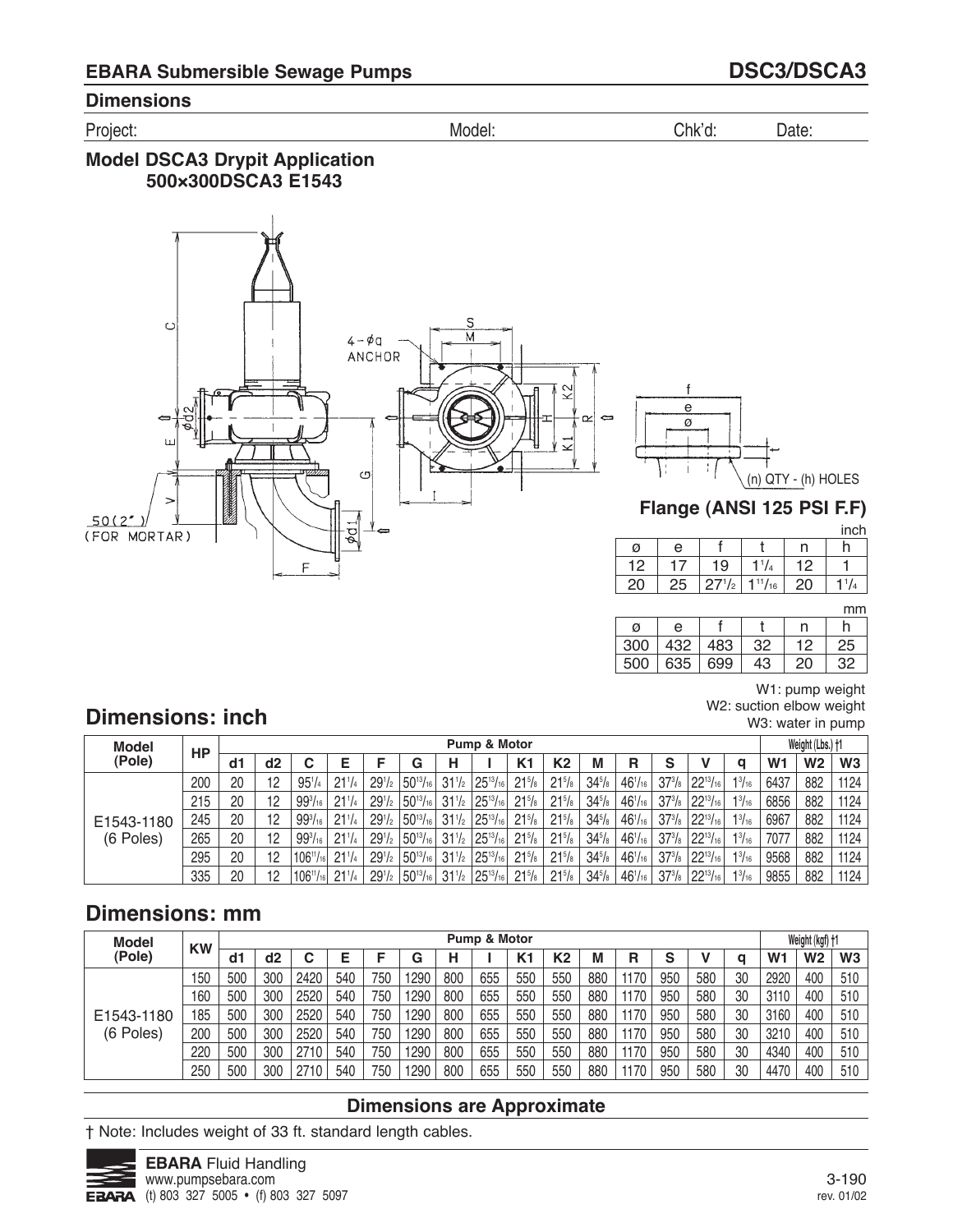## EBARA Submersible Sewage Pumps — DSC3/DSCA3

### Dimensions

Project: Model: Chk'd: Date:

### Model DSCA3 Drypit Application
### 500×300DSCA3 E1543

### Flange (ANSI 125 PSI F.F)

inch

| ø | e | f | t | n | h |
|---|---|---|---|---|---|
| 12 | 17 | 19 | 1 1/4 | 12 | 1 |
| 20 | 25 | 27 1/2 | 1 11/16 | 20 | 1 1/4 |

mm

| ø | e | f | t | n | h |
|---|---|---|---|---|---|
| 300 | 432 | 483 | 32 | 12 | 25 |
| 500 | 635 | 699 | 43 | 20 | 32 |

W1: pump weight
W2: suction elbow weight
W3: water in pump

## Dimensions: inch

| Model (Pole) | HP | Pump & Motor | | | | | | | | | | | | | | | Weight (Lbs.) †1 | | |
|---|---|---|---|---|---|---|---|---|---|---|---|---|---|---|---|---|---|---|---|
| | | d1 | d2 | C | E | F | G | H | I | K1 | K2 | M | R | S | V | q | W1 | W2 | W3 |
| E1543-1180 (6 Poles) | 200 | 20 | 12 | 95 1/4 | 21 1/4 | 29 1/2 | 50 13/16 | 31 1/2 | 25 13/16 | 21 5/8 | 21 5/8 | 34 5/8 | 46 1/16 | 37 3/8 | 22 13/16 | 1 3/16 | 6437 | 882 | 1124 |
| | 215 | 20 | 12 | 99 3/16 | 21 1/4 | 29 1/2 | 50 13/16 | 31 1/2 | 25 13/16 | 21 5/8 | 21 5/8 | 34 5/8 | 46 1/16 | 37 3/8 | 22 13/16 | 1 3/16 | 6856 | 882 | 1124 |
| | 245 | 20 | 12 | 99 3/16 | 21 1/4 | 29 1/2 | 50 13/16 | 31 1/2 | 25 13/16 | 21 5/8 | 21 5/8 | 34 5/8 | 46 1/16 | 37 3/8 | 22 13/16 | 1 3/16 | 6967 | 882 | 1124 |
| | 265 | 20 | 12 | 99 3/16 | 21 1/4 | 29 1/2 | 50 13/16 | 31 1/2 | 25 13/16 | 21 5/8 | 21 5/8 | 34 5/8 | 46 1/16 | 37 3/8 | 22 13/16 | 1 3/16 | 7077 | 882 | 1124 |
| | 295 | 20 | 12 | 106 11/16 | 21 1/4 | 29 1/2 | 50 13/16 | 31 1/2 | 25 13/16 | 21 5/8 | 21 5/8 | 34 5/8 | 46 1/16 | 37 3/8 | 22 13/16 | 1 3/16 | 9568 | 882 | 1124 |
| | 335 | 20 | 12 | 106 11/16 | 21 1/4 | 29 1/2 | 50 13/16 | 31 1/2 | 25 13/16 | 21 5/8 | 21 5/8 | 34 5/8 | 46 1/16 | 37 3/8 | 22 13/16 | 1 3/16 | 9855 | 882 | 1124 |

## Dimensions: mm

| Model (Pole) | KW | Pump & Motor | | | | | | | | | | | | | | | Weight (kgf) †1 | | |
|---|---|---|---|---|---|---|---|---|---|---|---|---|---|---|---|---|---|---|---|
| | | d1 | d2 | C | E | F | G | H | I | K1 | K2 | M | R | S | V | q | W1 | W2 | W3 |
| E1543-1180 (6 Poles) | 150 | 500 | 300 | 2420 | 540 | 750 | 1290 | 800 | 655 | 550 | 550 | 880 | 1170 | 950 | 580 | 30 | 2920 | 400 | 510 |
| | 160 | 500 | 300 | 2520 | 540 | 750 | 1290 | 800 | 655 | 550 | 550 | 880 | 1170 | 950 | 580 | 30 | 3110 | 400 | 510 |
| | 185 | 500 | 300 | 2520 | 540 | 750 | 1290 | 800 | 655 | 550 | 550 | 880 | 1170 | 950 | 580 | 30 | 3160 | 400 | 510 |
| | 200 | 500 | 300 | 2520 | 540 | 750 | 1290 | 800 | 655 | 550 | 550 | 880 | 1170 | 950 | 580 | 30 | 3210 | 400 | 510 |
| | 220 | 500 | 300 | 2710 | 540 | 750 | 1290 | 800 | 655 | 550 | 550 | 880 | 1170 | 950 | 580 | 30 | 4340 | 400 | 510 |
| | 250 | 500 | 300 | 2710 | 540 | 750 | 1290 | 800 | 655 | 550 | 550 | 880 | 1170 | 950 | 580 | 30 | 4470 | 400 | 510 |

**Dimensions are Approximate**

† Note: Includes weight of 33 ft. standard length cables.

**EBARA** Fluid Handling
www.pumpsebara.com
(t) 803 327 5005 • (f) 803 327 5097

rev. 01/02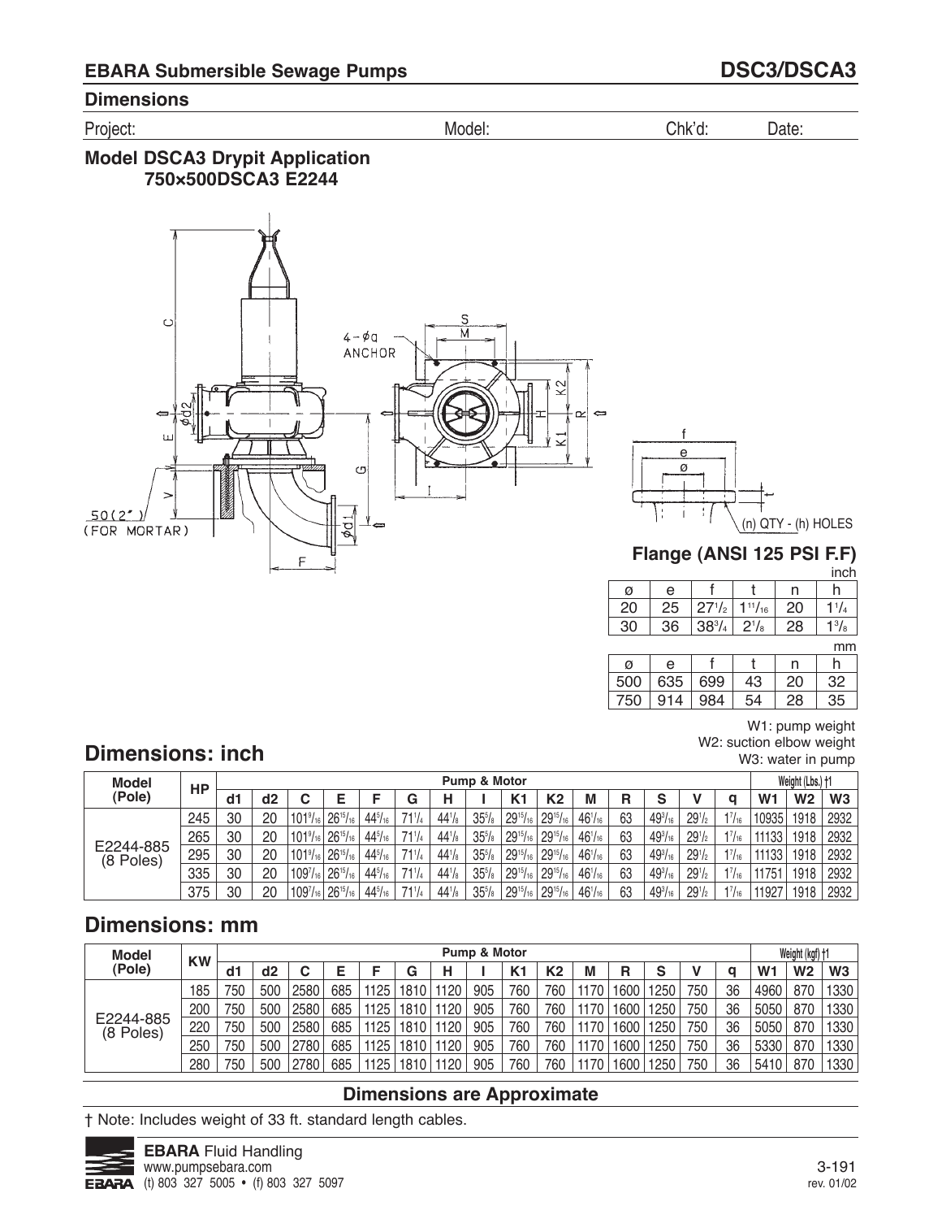## EBARA Submersible Sewage Pumps

## DSC3/DSCA3

### Dimensions

Project: Model: Chk'd: Date:

### Model DSCA3 Drypit Application
### 750×500DSCA3 E2244

50(2") (FOR MORTAR)

4-φq ANCHOR

(n) QTY - (h) HOLES

### Flange (ANSI 125 PSI F.F)

inch

| ø | e | f | t | n | h |
|---|---|---|---|---|---|
| 20 | 25 | 27 1/2 | 1 11/16 | 20 | 1 1/4 |
| 30 | 36 | 38 3/4 | 2 1/8 | 28 | 1 3/8 |

mm

| ø | e | f | t | n | h |
|---|---|---|---|---|---|
| 500 | 635 | 699 | 43 | 20 | 32 |
| 750 | 914 | 984 | 54 | 28 | 35 |

W1: pump weight
W2: suction elbow weight
W3: water in pump

## Dimensions: inch

| Model (Pole) | HP | Pump & Motor | | | | | | | | | | | | | | | Weight (Lbs.) †1 | | |
|---|---|---|---|---|---|---|---|---|---|---|---|---|---|---|---|---|---|---|---|
| | | d1 | d2 | C | E | F | G | H | I | K1 | K2 | M | R | S | V | q | W1 | W2 | W3 |
| E2244-885 (8 Poles) | 245 | 30 | 20 | 101 9/16 | 26 15/16 | 44 5/16 | 71 1/4 | 44 1/8 | 35 5/8 | 29 15/16 | 29 15/16 | 46 1/16 | 63 | 49 3/16 | 29 1/2 | 1 7/16 | 10935 | 1918 | 2932 |
| | 265 | 30 | 20 | 101 9/16 | 26 15/16 | 44 5/16 | 71 1/4 | 44 1/8 | 35 5/8 | 29 15/16 | 29 15/16 | 46 1/16 | 63 | 49 3/16 | 29 1/2 | 1 7/16 | 11133 | 1918 | 2932 |
| | 295 | 30 | 20 | 101 9/16 | 26 15/16 | 44 5/16 | 71 1/4 | 44 1/8 | 35 5/8 | 29 15/16 | 29 15/16 | 46 1/16 | 63 | 49 3/16 | 29 1/2 | 1 7/16 | 11133 | 1918 | 2932 |
| | 335 | 30 | 20 | 109 7/16 | 26 15/16 | 44 5/16 | 71 1/4 | 44 1/8 | 35 5/8 | 29 15/16 | 29 15/16 | 46 1/16 | 63 | 49 3/16 | 29 1/2 | 1 7/16 | 11751 | 1918 | 2932 |
| | 375 | 30 | 20 | 109 7/16 | 26 15/16 | 44 5/16 | 71 1/4 | 44 1/8 | 35 5/8 | 29 15/16 | 29 15/16 | 46 1/16 | 63 | 49 3/16 | 29 1/2 | 1 7/16 | 11927 | 1918 | 2932 |

## Dimensions: mm

| Model (Pole) | KW | Pump & Motor | | | | | | | | | | | | | | | Weight (kgf) †1 | | |
|---|---|---|---|---|---|---|---|---|---|---|---|---|---|---|---|---|---|---|---|
| | | d1 | d2 | C | E | F | G | H | I | K1 | K2 | M | R | S | V | q | W1 | W2 | W3 |
| E2244-885 (8 Poles) | 185 | 750 | 500 | 2580 | 685 | 1125 | 1810 | 1120 | 905 | 760 | 760 | 1170 | 1600 | 1250 | 750 | 36 | 4960 | 870 | 1330 |
| | 200 | 750 | 500 | 2580 | 685 | 1125 | 1810 | 1120 | 905 | 760 | 760 | 1170 | 1600 | 1250 | 750 | 36 | 5050 | 870 | 1330 |
| | 220 | 750 | 500 | 2580 | 685 | 1125 | 1810 | 1120 | 905 | 760 | 760 | 1170 | 1600 | 1250 | 750 | 36 | 5050 | 870 | 1330 |
| | 250 | 750 | 500 | 2780 | 685 | 1125 | 1810 | 1120 | 905 | 760 | 760 | 1170 | 1600 | 1250 | 750 | 36 | 5330 | 870 | 1330 |
| | 280 | 750 | 500 | 2780 | 685 | 1125 | 1810 | 1120 | 905 | 760 | 760 | 1170 | 1600 | 1250 | 750 | 36 | 5410 | 870 | 1330 |

**Dimensions are Approximate**

† Note: Includes weight of 33 ft. standard length cables.

**EBARA** Fluid Handling
www.pumpsebara.com
(t) 803 327 5005 • (f) 803 327 5097

rev. 01/02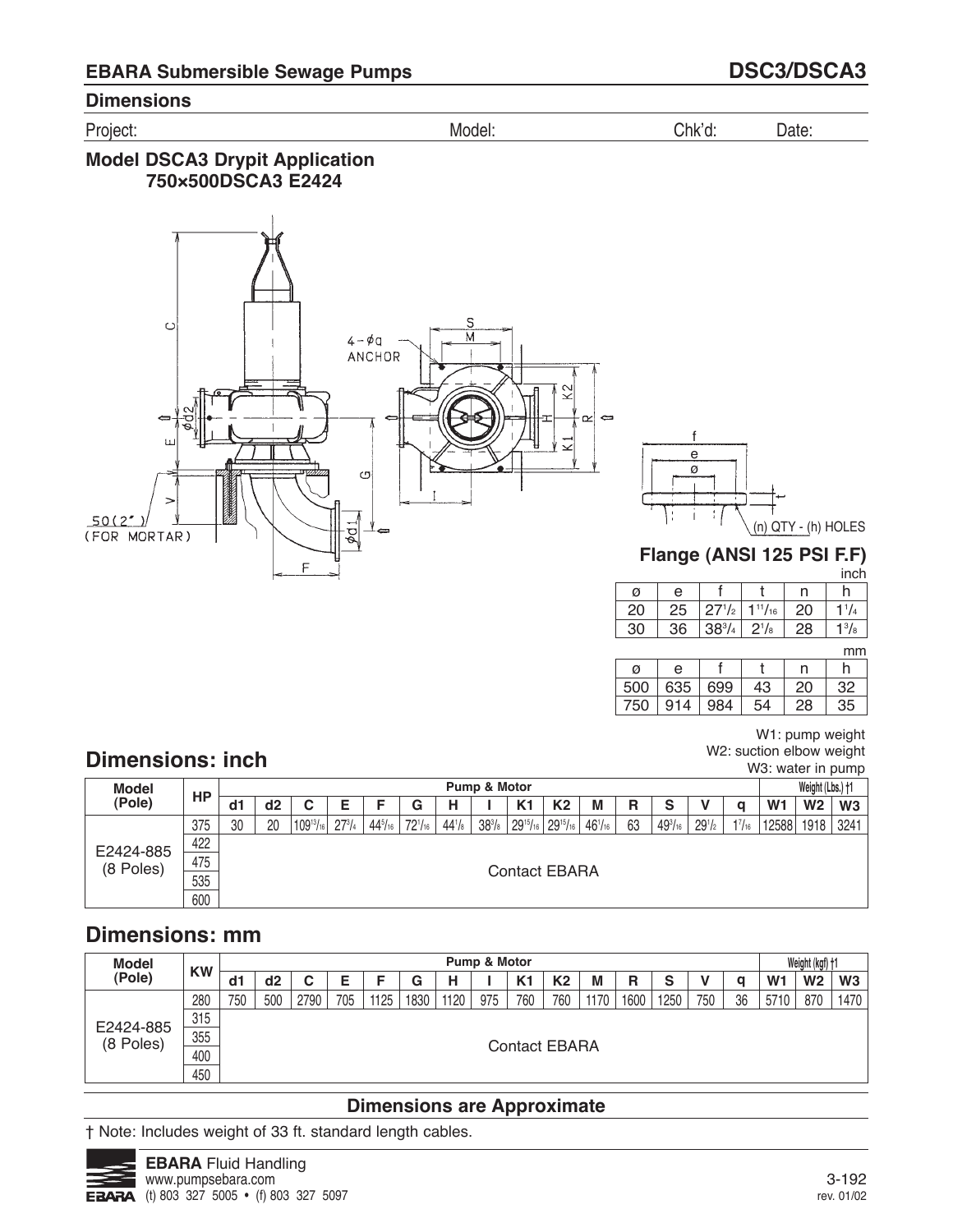## EBARA Submersible Sewage Pumps — DSC3/DSCA3

### Dimensions

Project: Model: Chk'd: Date:

### Model DSCA3 Drypit Application
### 750×500DSCA3 E2424

4-φq ANCHOR

50(2") (FOR MORTAR)

(n) QTY - (h) HOLES

### Flange (ANSI 125 PSI F.F)

inch

| ø | e | f | t | n | h |
|---|---|---|---|---|---|
| 20 | 25 | 27 1/2 | 1 11/16 | 20 | 1 1/4 |
| 30 | 36 | 38 3/4 | 2 1/8 | 28 | 1 3/8 |

mm

| ø | e | f | t | n | h |
|---|---|---|---|---|---|
| 500 | 635 | 699 | 43 | 20 | 32 |
| 750 | 914 | 984 | 54 | 28 | 35 |

W1: pump weight
W2: suction elbow weight
W3: water in pump

## Dimensions: inch

| Model (Pole) | HP | Pump & Motor | | | | | | | | | | | | | | | Weight (Lbs.) †1 | | |
|---|---|---|---|---|---|---|---|---|---|---|---|---|---|---|---|---|---|---|---|
| | | d1 | d2 | C | E | F | G | H | I | K1 | K2 | M | R | S | V | q | W1 | W2 | W3 |
| E2424-885 (8 Poles) | 375 | 30 | 20 | 109 13/16 | 27 3/4 | 44 5/16 | 72 1/16 | 44 1/8 | 38 3/8 | 29 15/16 | 29 15/16 | 46 1/16 | 63 | 49 3/16 | 29 1/2 | 1 7/16 | 12588 | 1918 | 3241 |
| | 422 | Contact EBARA | | | | | | | | | | | | | | | | | |
| | 475 | | | | | | | | | | | | | | | | | | |
| | 535 | | | | | | | | | | | | | | | | | | |
| | 600 | | | | | | | | | | | | | | | | | | |

## Dimensions: mm

| Model (Pole) | KW | Pump & Motor | | | | | | | | | | | | | | | Weight (kgf) †1 | | |
|---|---|---|---|---|---|---|---|---|---|---|---|---|---|---|---|---|---|---|---|
| | | d1 | d2 | C | E | F | G | H | I | K1 | K2 | M | R | S | V | q | W1 | W2 | W3 |
| E2424-885 (8 Poles) | 280 | 750 | 500 | 2790 | 705 | 1125 | 1830 | 1120 | 975 | 760 | 760 | 1170 | 1600 | 1250 | 750 | 36 | 5710 | 870 | 1470 |
| | 315 | Contact EBARA | | | | | | | | | | | | | | | | | |
| | 355 | | | | | | | | | | | | | | | | | | |
| | 400 | | | | | | | | | | | | | | | | | | |
| | 450 | | | | | | | | | | | | | | | | | | |

**Dimensions are Approximate**

† Note: Includes weight of 33 ft. standard length cables.

**EBARA** Fluid Handling
www.pumpsebara.com
(t) 803 327 5005 • (f) 803 327 5097

rev. 01/02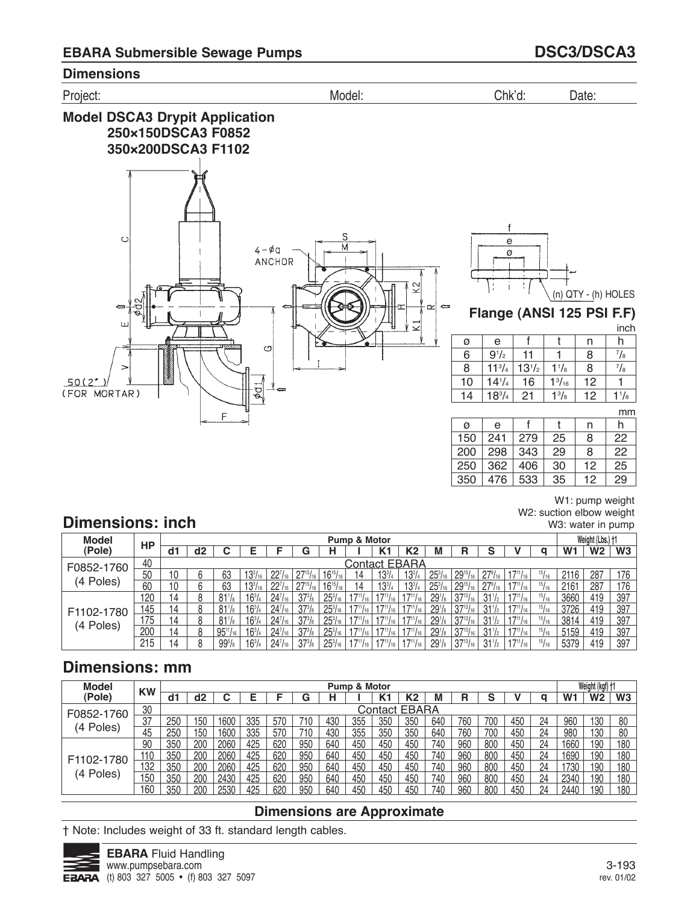**EBARA Submersible Sewage Pumps** **DSC3/DSCA3**

## Dimensions

Project: Model: Chk'd: Date:

### Model DSCA3 Drypit Application
### 250×150DSCA3 F0852
### 350×200DSCA3 F1102

4 – φa ANCHOR

50(2") (FOR MORTAR)

(n) QTY - (h) HOLES

**Flange (ANSI 125 PSI F.F)**

inch

| ø | e | f | t | n | h |
|---|---|---|---|---|---|
| 6 | 9 1/2 | 11 | 1 | 8 | 7/8 |
| 8 | 11 3/4 | 13 1/2 | 1 1/8 | 8 | 7/8 |
| 10 | 14 1/4 | 16 | 1 3/16 | 12 | 1 |
| 14 | 18 3/4 | 21 | 1 3/8 | 12 | 1 1/8 |

mm

| ø | e | f | t | n | h |
|---|---|---|---|---|---|
| 150 | 241 | 279 | 25 | 8 | 22 |
| 200 | 298 | 343 | 29 | 8 | 22 |
| 250 | 362 | 406 | 30 | 12 | 25 |
| 350 | 476 | 533 | 35 | 12 | 29 |

W1: pump weight
W2: suction elbow weight
W3: water in pump

## Dimensions: inch

| Model (Pole) | HP | Pump & Motor | | | | | | | | | | | | | | | Weight (Lbs.) †1 | | |
|---|---|---|---|---|---|---|---|---|---|---|---|---|---|---|---|---|---|---|---|
| | | d1 | d2 | C | E | F | G | H | I | K1 | K2 | M | R | S | V | q | W1 | W2 | W3 |
| F0852-1760 (4 Poles) | 40 | Contact EBARA | | | | | | | | | | | | | | | | | |
| | 50 | 10 | 6 | 63 | 13 3/16 | 22 7/16 | 27 15/16 | 16 15/16 | 14 | 13 3/4 | 13 3/4 | 25 3/16 | 29 15/16 | 27 9/16 | 17 11/16 | 15/16 | 2116 | 287 | 176 |
| | 60 | 10 | 6 | 63 | 13 3/16 | 22 7/16 | 27 15/16 | 16 15/16 | 14 | 13 3/4 | 13 3/4 | 25 3/16 | 29 15/16 | 27 9/16 | 17 11/16 | 15/16 | 2161 | 287 | 176 |
| F1102-1780 (4 Poles) | 120 | 14 | 8 | 81 1/8 | 16 3/4 | 24 7/16 | 37 3/8 | 25 3/16 | 17 11/16 | 17 11/16 | 17 11/16 | 29 1/8 | 37 13/16 | 31 1/2 | 17 11/16 | 15/16 | 3660 | 419 | 397 |
| | 145 | 14 | 8 | 81 1/8 | 16 3/4 | 24 7/16 | 37 3/8 | 25 3/16 | 17 11/16 | 17 11/16 | 17 11/16 | 29 1/8 | 37 13/16 | 31 1/2 | 17 11/16 | 15/16 | 3726 | 419 | 397 |
| | 175 | 14 | 8 | 81 1/8 | 16 3/4 | 24 7/16 | 37 3/8 | 25 3/16 | 17 11/16 | 17 11/16 | 17 11/16 | 29 1/8 | 37 13/16 | 31 1/2 | 17 11/16 | 15/16 | 3814 | 419 | 397 |
| | 200 | 14 | 8 | 95 11/16 | 16 3/4 | 24 7/16 | 37 3/8 | 25 3/16 | 17 11/16 | 17 11/16 | 17 11/16 | 29 1/8 | 37 13/16 | 31 1/2 | 17 11/16 | 15/16 | 5159 | 419 | 397 |
| | 215 | 14 | 8 | 99 5/8 | 16 3/4 | 24 7/16 | 37 3/8 | 25 3/16 | 17 11/16 | 17 11/16 | 17 11/16 | 29 1/8 | 37 13/16 | 31 1/2 | 17 11/16 | 15/16 | 5379 | 419 | 397 |

## Dimensions: mm

| Model (Pole) | KW | Pump & Motor | | | | | | | | | | | | | | | Weight (kgf) †1 | | |
|---|---|---|---|---|---|---|---|---|---|---|---|---|---|---|---|---|---|---|---|
| | | d1 | d2 | C | E | F | G | H | I | K1 | K2 | M | R | S | V | q | W1 | W2 | W3 |
| F0852-1760 (4 Poles) | 30 | Contact EBARA | | | | | | | | | | | | | | | | | |
| | 37 | 250 | 150 | 1600 | 335 | 570 | 710 | 430 | 355 | 350 | 350 | 640 | 760 | 700 | 450 | 24 | 960 | 130 | 80 |
| | 45 | 250 | 150 | 1600 | 335 | 570 | 710 | 430 | 355 | 350 | 350 | 640 | 760 | 700 | 450 | 24 | 980 | 130 | 80 |
| F1102-1780 (4 Poles) | 90 | 350 | 200 | 2060 | 425 | 620 | 950 | 640 | 450 | 450 | 450 | 740 | 960 | 800 | 450 | 24 | 1660 | 190 | 180 |
| | 110 | 350 | 200 | 2060 | 425 | 620 | 950 | 640 | 450 | 450 | 450 | 740 | 960 | 800 | 450 | 24 | 1690 | 190 | 180 |
| | 132 | 350 | 200 | 2060 | 425 | 620 | 950 | 640 | 450 | 450 | 450 | 740 | 960 | 800 | 450 | 24 | 1730 | 190 | 180 |
| | 150 | 350 | 200 | 2430 | 425 | 620 | 950 | 640 | 450 | 450 | 450 | 740 | 960 | 800 | 450 | 24 | 2340 | 190 | 180 |
| | 160 | 350 | 200 | 2530 | 425 | 620 | 950 | 640 | 450 | 450 | 450 | 740 | 960 | 800 | 450 | 24 | 2440 | 190 | 180 |

**Dimensions are Approximate**

† Note: Includes weight of 33 ft. standard length cables.

**EBARA** Fluid Handling
www.pumpsebara.com
(t) 803 327 5005 • (f) 803 327 5097

rev. 01/02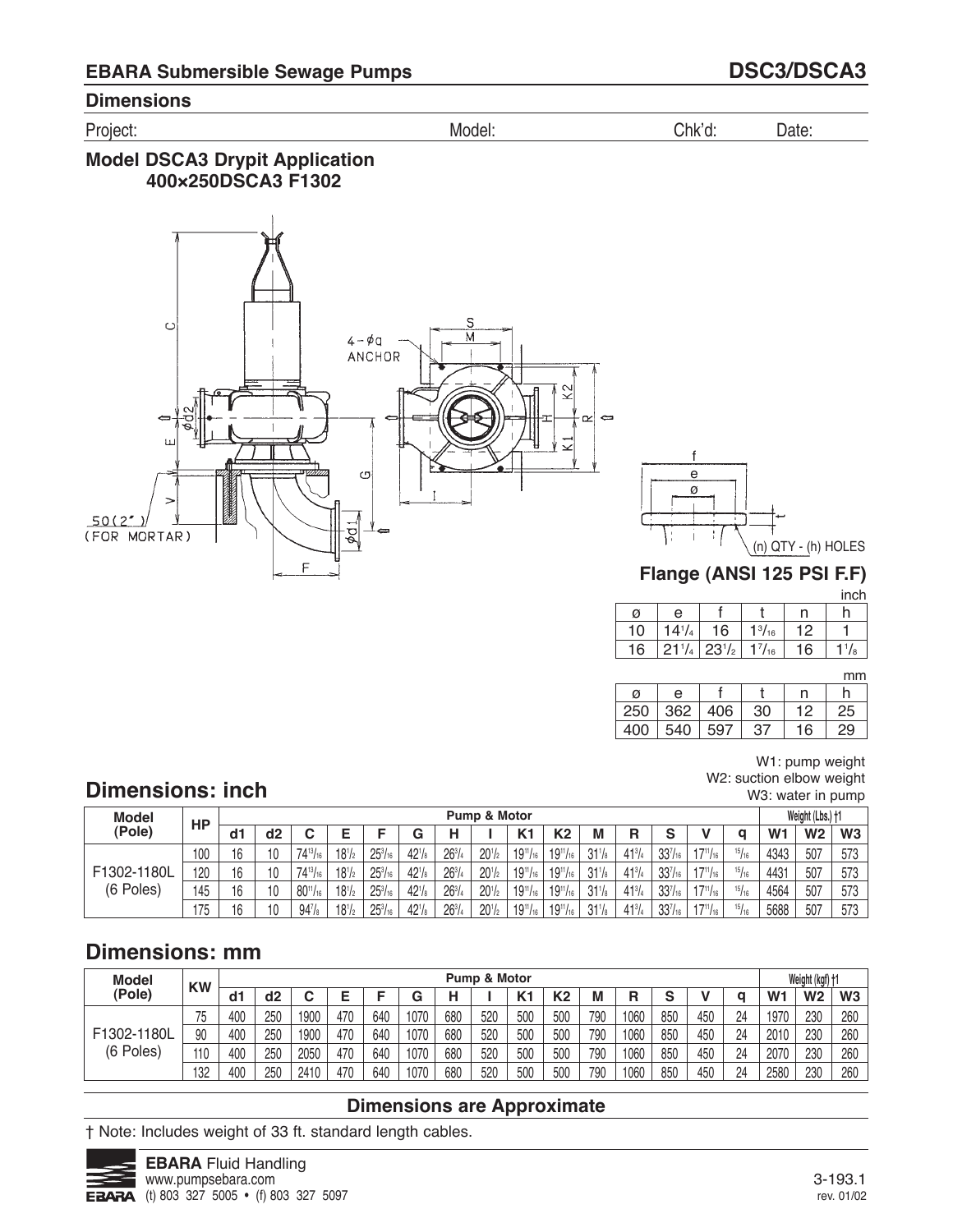## EBARA Submersible Sewage Pumps — DSC3/DSCA3

### Dimensions

Project: Model: Chk'd: Date:

### Model DSCA3 Drypit Application
### 400×250DSCA3 F1302

4-φa ANCHOR

50(2") (FOR MORTAR)

(n) QTY - (h) HOLES

### Flange (ANSI 125 PSI F.F)

inch

| ø | e | f | t | n | h |
|---|---|---|---|---|---|
| 10 | 14 1/4 | 16 | 1 3/16 | 12 | 1 |
| 16 | 21 1/4 | 23 1/2 | 1 7/16 | 16 | 1 1/8 |

mm

| ø | e | f | t | n | h |
|---|---|---|---|---|---|
| 250 | 362 | 406 | 30 | 12 | 25 |
| 400 | 540 | 597 | 37 | 16 | 29 |

W1: pump weight
W2: suction elbow weight
W3: water in pump

## Dimensions: inch

| Model (Pole) | HP | Pump & Motor | | | | | | | | | | | | | | | Weight (Lbs.) †1 | | |
|---|---|---|---|---|---|---|---|---|---|---|---|---|---|---|---|---|---|---|---|
| | | d1 | d2 | C | E | F | G | H | I | K1 | K2 | M | R | S | V | q | W1 | W2 | W3 |
| F1302-1180L (6 Poles) | 100 | 16 | 10 | 74 13/16 | 18 1/2 | 25 3/16 | 42 1/8 | 26 3/4 | 20 1/2 | 19 11/16 | 19 11/16 | 31 1/8 | 41 3/4 | 33 7/16 | 17 11/16 | 15/16 | 4343 | 507 | 573 |
| | 120 | 16 | 10 | 74 13/16 | 18 1/2 | 25 3/16 | 42 1/8 | 26 3/4 | 20 1/2 | 19 11/16 | 19 11/16 | 31 1/8 | 41 3/4 | 33 7/16 | 17 11/16 | 15/16 | 4431 | 507 | 573 |
| | 145 | 16 | 10 | 80 11/16 | 18 1/2 | 25 3/16 | 42 1/8 | 26 3/4 | 20 1/2 | 19 11/16 | 19 11/16 | 31 1/8 | 41 3/4 | 33 7/16 | 17 11/16 | 15/16 | 4564 | 507 | 573 |
| | 175 | 16 | 10 | 94 7/8 | 18 1/2 | 25 3/16 | 42 1/8 | 26 3/4 | 20 1/2 | 19 11/16 | 19 11/16 | 31 1/8 | 41 3/4 | 33 7/16 | 17 11/16 | 15/16 | 5688 | 507 | 573 |

## Dimensions: mm

| Model (Pole) | KW | Pump & Motor | | | | | | | | | | | | | | | Weight (kgf) †1 | | |
|---|---|---|---|---|---|---|---|---|---|---|---|---|---|---|---|---|---|---|---|
| | | d1 | d2 | C | E | F | G | H | I | K1 | K2 | M | R | S | V | q | W1 | W2 | W3 |
| F1302-1180L (6 Poles) | 75 | 400 | 250 | 1900 | 470 | 640 | 1070 | 680 | 520 | 500 | 500 | 790 | 1060 | 850 | 450 | 24 | 1970 | 230 | 260 |
| | 90 | 400 | 250 | 1900 | 470 | 640 | 1070 | 680 | 520 | 500 | 500 | 790 | 1060 | 850 | 450 | 24 | 2010 | 230 | 260 |
| | 110 | 400 | 250 | 2050 | 470 | 640 | 1070 | 680 | 520 | 500 | 500 | 790 | 1060 | 850 | 450 | 24 | 2070 | 230 | 260 |
| | 132 | 400 | 250 | 2410 | 470 | 640 | 1070 | 680 | 520 | 500 | 500 | 790 | 1060 | 850 | 450 | 24 | 2580 | 230 | 260 |

**Dimensions are Approximate**

† Note: Includes weight of 33 ft. standard length cables.

**EBARA** Fluid Handling
www.pumpsebara.com
(t) 803 327 5005 • (f) 803 327 5097

3-193.1
rev. 01/02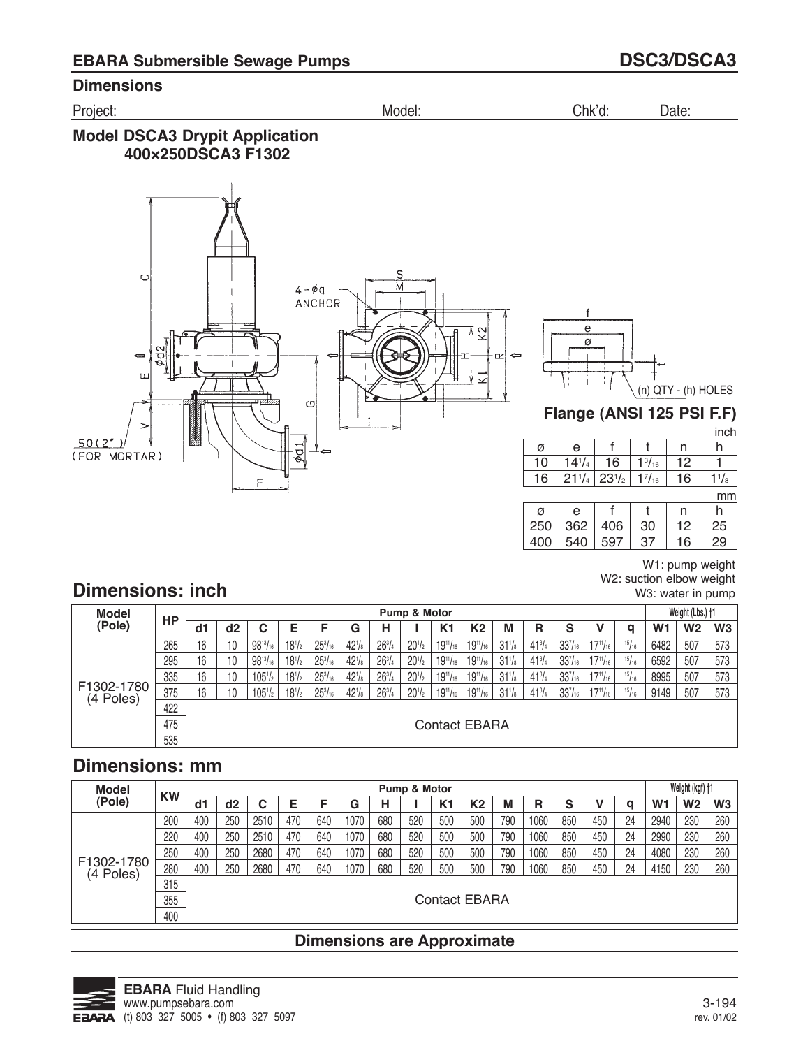## EBARA Submersible Sewage Pumps

## DSC3/DSCA3

### Dimensions

Project: Model: Chk'd: Date:

### Model DSCA3 Drypit Application
### 400×250DSCA3 F1302

4-φa ANCHOR

50(2") (FOR MORTAR)

(n) QTY - (h) HOLES

### Flange (ANSI 125 PSI F.F)

inch

| ø | e | f | t | n | h |
|---|---|---|---|---|---|
| 10 | 14 1/4 | 16 | 1 3/16 | 12 | 1 |
| 16 | 21 1/4 | 23 1/2 | 1 7/16 | 16 | 1 1/8 |

mm

| ø | e | f | t | n | h |
|---|---|---|---|---|---|
| 250 | 362 | 406 | 30 | 12 | 25 |
| 400 | 540 | 597 | 37 | 16 | 29 |

W1: pump weight
W2: suction elbow weight
W3: water in pump

## Dimensions: inch

| Model (Pole) | HP | Pump & Motor | | | | | | | | | | | | | | | Weight (Lbs.) †1 | | |
|---|---|---|---|---|---|---|---|---|---|---|---|---|---|---|---|---|---|---|---|
| | | d1 | d2 | C | E | F | G | H | I | K1 | K2 | M | R | S | V | q | W1 | W2 | W3 |
| F1302-1780 (4 Poles) | 265 | 16 | 10 | 98 13/16 | 18 1/2 | 25 3/16 | 42 1/8 | 26 3/4 | 20 1/2 | 19 11/16 | 19 11/16 | 31 1/8 | 41 3/4 | 33 7/16 | 17 11/16 | 15/16 | 6482 | 507 | 573 |
| | 295 | 16 | 10 | 98 13/16 | 18 1/2 | 25 3/16 | 42 1/8 | 26 3/4 | 20 1/2 | 19 11/16 | 19 11/16 | 31 1/8 | 41 3/4 | 33 7/16 | 17 11/16 | 15/16 | 6592 | 507 | 573 |
| | 335 | 16 | 10 | 105 1/2 | 18 1/2 | 25 3/16 | 42 1/8 | 26 3/4 | 20 1/2 | 19 11/16 | 19 11/16 | 31 1/8 | 41 3/4 | 33 7/16 | 17 11/16 | 15/16 | 8995 | 507 | 573 |
| | 375 | 16 | 10 | 105 1/2 | 18 1/2 | 25 3/16 | 42 1/8 | 26 3/4 | 20 1/2 | 19 11/16 | 19 11/16 | 31 1/8 | 41 3/4 | 33 7/16 | 17 11/16 | 15/16 | 9149 | 507 | 573 |
| | 422 | Contact EBARA | | | | | | | | | | | | | | | | | |
| | 475 | | | | | | | | | | | | | | | | | | |
| | 535 | | | | | | | | | | | | | | | | | | |

## Dimensions: mm

| Model (Pole) | KW | Pump & Motor | | | | | | | | | | | | | | | Weight (kgf) †1 | | |
|---|---|---|---|---|---|---|---|---|---|---|---|---|---|---|---|---|---|---|---|
| | | d1 | d2 | C | E | F | G | H | I | K1 | K2 | M | R | S | V | q | W1 | W2 | W3 |
| F1302-1780 (4 Poles) | 200 | 400 | 250 | 2510 | 470 | 640 | 1070 | 680 | 520 | 500 | 500 | 790 | 1060 | 850 | 450 | 24 | 2940 | 230 | 260 |
| | 220 | 400 | 250 | 2510 | 470 | 640 | 1070 | 680 | 520 | 500 | 500 | 790 | 1060 | 850 | 450 | 24 | 2990 | 230 | 260 |
| | 250 | 400 | 250 | 2680 | 470 | 640 | 1070 | 680 | 520 | 500 | 500 | 790 | 1060 | 850 | 450 | 24 | 4080 | 230 | 260 |
| | 280 | 400 | 250 | 2680 | 470 | 640 | 1070 | 680 | 520 | 500 | 500 | 790 | 1060 | 850 | 450 | 24 | 4150 | 230 | 260 |
| | 315 | Contact EBARA | | | | | | | | | | | | | | | | | |
| | 355 | | | | | | | | | | | | | | | | | | |
| | 400 | | | | | | | | | | | | | | | | | | |

**Dimensions are Approximate**

**EBARA** Fluid Handling
www.pumpsebara.com
(t) 803 327 5005 • (f) 803 327 5097

rev. 01/02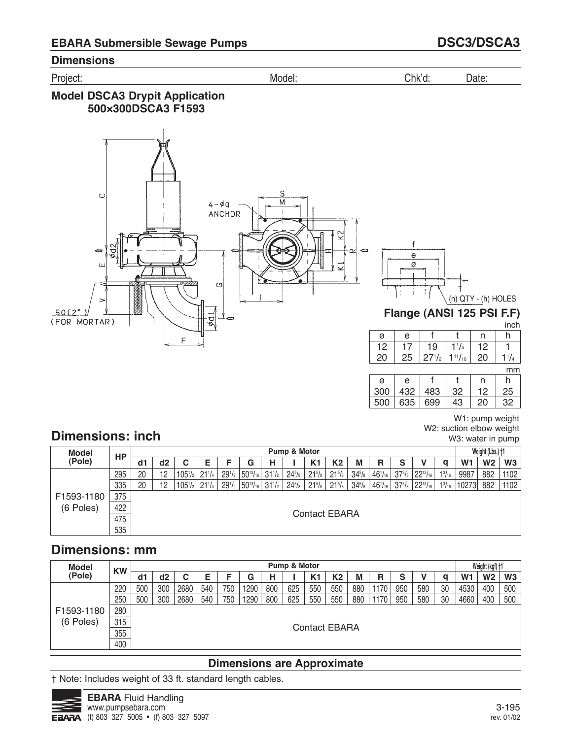## EBARA Submersible Sewage Pumps — DSC3/DSCA3

### Dimensions

Project: Model: Chk'd: Date:

### Model DSCA3 Drypit Application
### 500×300DSCA3 F1593

4-φq ANCHOR

50(2") (FOR MORTAR)

**Flange (ANSI 125 PSI F.F)**

(n) QTY - (h) HOLES

inch

| ø | e | f | t | n | h |
|---|---|---|---|---|---|
| 12 | 17 | 19 | 1¹/₄ | 12 | 1 |
| 20 | 25 | 27¹/₂ | 1¹¹/₁₆ | 20 | 1¹/₄ |

mm

| ø | e | f | t | n | h |
|---|---|---|---|---|---|
| 300 | 432 | 483 | 32 | 12 | 25 |
| 500 | 635 | 699 | 43 | 20 | 32 |

W1: pump weight
W2: suction elbow weight
W3: water in pump

## Dimensions: inch

| Model (Pole) | HP | Pump & Motor | | | | | | | | | | | | | | | Weight (Lbs.) †1 | | |
|---|---|---|---|---|---|---|---|---|---|---|---|---|---|---|---|---|---|---|---|
| | | d1 | d2 | C | E | F | G | H | I | K1 | K2 | M | R | S | V | q | W1 | W2 | W3 |
| F1593-1180 (6 Poles) | 295 | 20 | 12 | 105¹/₂ | 21¹/₄ | 29¹/₂ | 50¹³/₁₆ | 31¹/₂ | 24⁵/₈ | 21⁵/₈ | 21⁵/₈ | 34⁵/₈ | 46¹/₁₆ | 37³/₈ | 22¹³/₁₆ | 1³/₁₆ | 9987 | 882 | 1102 |
| | 335 | 20 | 12 | 105¹/₂ | 21¹/₄ | 29¹/₂ | 50¹³/₁₆ | 31¹/₂ | 24⁵/₈ | 21⁵/₈ | 21⁵/₈ | 34⁵/₈ | 46¹/₁₆ | 37³/₈ | 22¹³/₁₆ | 1³/₁₆ | 10273 | 882 | 1102 |
| | 375 | Contact EBARA | | | | | | | | | | | | | | | | | |
| | 422 | | | | | | | | | | | | | | | | | | |
| | 475 | | | | | | | | | | | | | | | | | | |
| | 535 | | | | | | | | | | | | | | | | | | |

## Dimensions: mm

| Model (Pole) | KW | Pump & Motor | | | | | | | | | | | | | | | Weight (kgf) †1 | | |
|---|---|---|---|---|---|---|---|---|---|---|---|---|---|---|---|---|---|---|---|
| | | d1 | d2 | C | E | F | G | H | I | K1 | K2 | M | R | S | V | q | W1 | W2 | W3 |
| F1593-1180 (6 Poles) | 220 | 500 | 300 | 2680 | 540 | 750 | 1290 | 800 | 625 | 550 | 550 | 880 | 1170 | 950 | 580 | 30 | 4530 | 400 | 500 |
| | 250 | 500 | 300 | 2680 | 540 | 750 | 1290 | 800 | 625 | 550 | 550 | 880 | 1170 | 950 | 580 | 30 | 4660 | 400 | 500 |
| | 280 | Contact EBARA | | | | | | | | | | | | | | | | | |
| | 315 | | | | | | | | | | | | | | | | | | |
| | 355 | | | | | | | | | | | | | | | | | | |
| | 400 | | | | | | | | | | | | | | | | | | |

**Dimensions are Approximate**

† Note: Includes weight of 33 ft. standard length cables.

**EBARA** Fluid Handling
www.pumpsebara.com
(t) 803 327 5005 • (f) 803 327 5097

rev. 01/02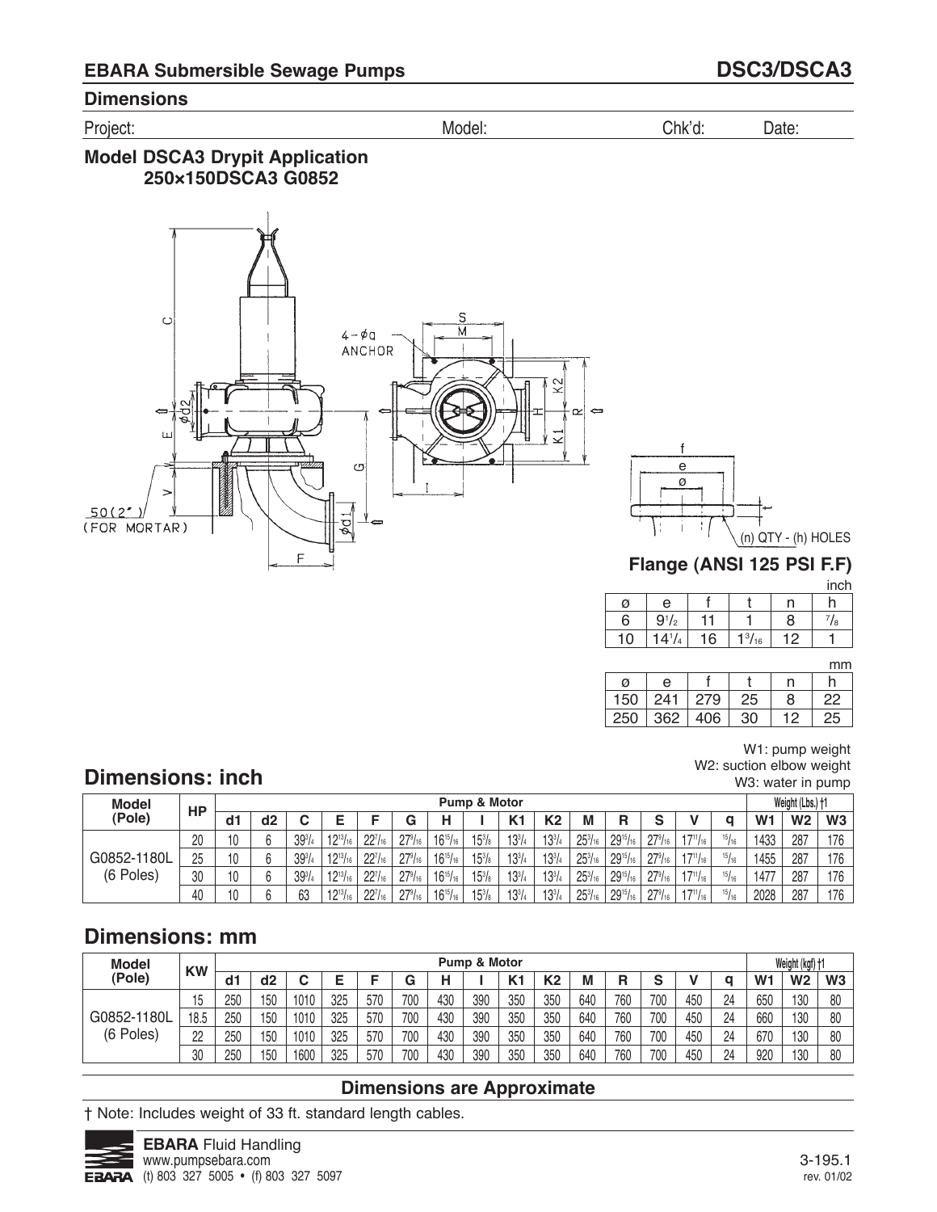## EBARA Submersible Sewage Pumps — DSC3/DSCA3

### Dimensions

Project: Model: Chk'd: Date:

### Model DSCA3 Drypit Application 250×150DSCA3 G0852

4 - ϕa ANCHOR

50(2") (FOR MORTAR)

### Flange (ANSI 125 PSI F.F)

inch

| ø | e | f | t | n | h |
|---|---|---|---|---|---|
| 6 | 9 1/2 | 11 | 1 | 8 | 7/8 |
| 10 | 14 1/4 | 16 | 1 3/16 | 12 | 1 |

mm

| ø | e | f | t | n | h |
|---|---|---|---|---|---|
| 150 | 241 | 279 | 25 | 8 | 22 |
| 250 | 362 | 406 | 30 | 12 | 25 |

W1: pump weight
W2: suction elbow weight
W3: water in pump

## Dimensions: inch

| Model (Pole) | HP | Pump & Motor | | | | | | | | | | | | | | | Weight (Lbs.) †1 | | |
|---|---|---|---|---|---|---|---|---|---|---|---|---|---|---|---|---|---|---|---|
| | | d1 | d2 | C | E | F | G | H | I | K1 | K2 | M | R | S | V | q | W1 | W2 | W3 |
| G0852-1180L (6 Poles) | 20 | 10 | 6 | 39 3/4 | 12 13/16 | 22 7/16 | 27 9/16 | 16 15/16 | 15 5/8 | 13 3/4 | 13 3/4 | 25 3/16 | 29 15/16 | 27 9/16 | 17 11/16 | 15/16 | 1433 | 287 | 176 |
| | 25 | 10 | 6 | 39 3/4 | 12 13/16 | 22 7/16 | 27 9/16 | 16 15/16 | 15 5/8 | 13 3/4 | 13 3/4 | 25 3/16 | 29 15/16 | 27 9/16 | 17 11/16 | 15/16 | 1455 | 287 | 176 |
| | 30 | 10 | 6 | 39 3/4 | 12 13/16 | 22 7/16 | 27 9/16 | 16 15/16 | 15 5/8 | 13 3/4 | 13 3/4 | 25 3/16 | 29 15/16 | 27 9/16 | 17 11/16 | 15/16 | 1477 | 287 | 176 |
| | 40 | 10 | 6 | 63 | 12 13/16 | 22 7/16 | 27 9/16 | 16 15/16 | 15 5/8 | 13 3/4 | 13 3/4 | 25 3/16 | 29 15/16 | 27 9/16 | 17 11/16 | 15/16 | 2028 | 287 | 176 |

## Dimensions: mm

| Model (Pole) | KW | Pump & Motor | | | | | | | | | | | | | | | Weight (kgf) †1 | | |
|---|---|---|---|---|---|---|---|---|---|---|---|---|---|---|---|---|---|---|---|
| | | d1 | d2 | C | E | F | G | H | I | K1 | K2 | M | R | S | V | q | W1 | W2 | W3 |
| G0852-1180L (6 Poles) | 15 | 250 | 150 | 1010 | 325 | 570 | 700 | 430 | 390 | 350 | 350 | 640 | 760 | 700 | 450 | 24 | 650 | 130 | 80 |
| | 18.5 | 250 | 150 | 1010 | 325 | 570 | 700 | 430 | 390 | 350 | 350 | 640 | 760 | 700 | 450 | 24 | 660 | 130 | 80 |
| | 22 | 250 | 150 | 1010 | 325 | 570 | 700 | 430 | 390 | 350 | 350 | 640 | 760 | 700 | 450 | 24 | 670 | 130 | 80 |
| | 30 | 250 | 150 | 1600 | 325 | 570 | 700 | 430 | 390 | 350 | 350 | 640 | 760 | 700 | 450 | 24 | 920 | 130 | 80 |

**Dimensions are Approximate**

† Note: Includes weight of 33 ft. standard length cables.

**EBARA** Fluid Handling
www.pumpsebara.com
(t) 803 327 5005 • (f) 803 327 5097

3-195.1
rev. 01/02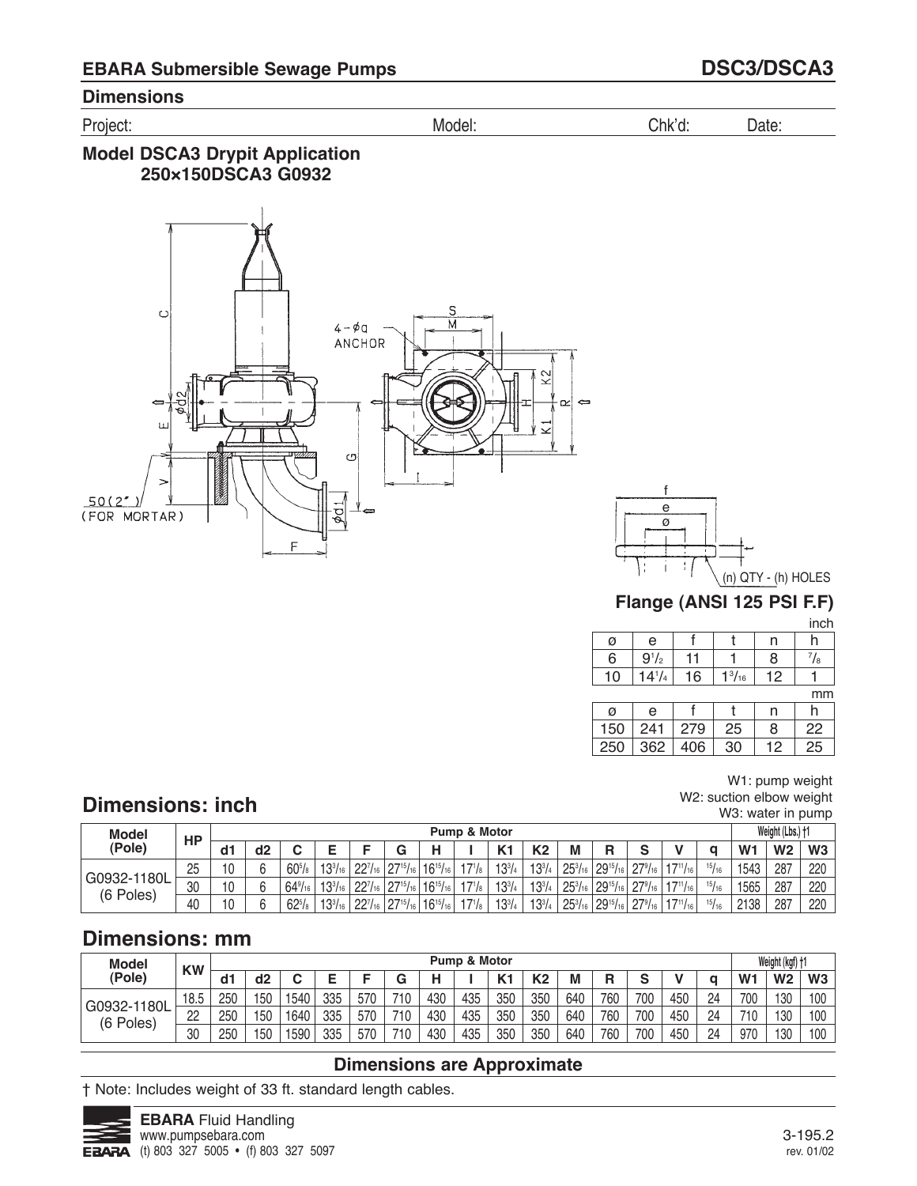## EBARA Submersible Sewage Pumps — DSC3/DSCA3

### Dimensions

Project: Model: Chk'd: Date:

### Model DSCA3 Drypit Application
### 250×150DSCA3 G0932

4-φq ANCHOR

50(2") (FOR MORTAR)

(n) QTY - (h) HOLES

### Flange (ANSI 125 PSI F.F)

inch

| ø | e | f | t | n | h |
|---|---|---|---|---|---|
| 6 | 9 1/2 | 11 | 1 | 8 | 7/8 |
| 10 | 14 1/4 | 16 | 1 3/16 | 12 | 1 |

mm

| ø | e | f | t | n | h |
|---|---|---|---|---|---|
| 150 | 241 | 279 | 25 | 8 | 22 |
| 250 | 362 | 406 | 30 | 12 | 25 |

W1: pump weight
W2: suction elbow weight
W3: water in pump

## Dimensions: inch

| Model (Pole) | HP | Pump & Motor | | | | | | | | | | | | | | | | Weight (Lbs.) †1 | | |
|---|---|---|---|---|---|---|---|---|---|---|---|---|---|---|---|---|---|---|---|---|
| | | d1 | d2 | C | E | F | G | H | I | K1 | K2 | M | R | S | V | q | W1 | W2 | W3 |
| G0932-1180L (6 Poles) | 25 | 10 | 6 | 60 5/8 | 13 3/16 | 22 7/16 | 27 15/16 | 16 15/16 | 17 1/8 | 13 3/4 | 13 3/4 | 25 3/16 | 29 15/16 | 27 9/16 | 17 11/16 | 15/16 | 1543 | 287 | 220 |
| | 30 | 10 | 6 | 64 9/16 | 13 3/16 | 22 7/16 | 27 15/16 | 16 15/16 | 17 1/8 | 13 3/4 | 13 3/4 | 25 3/16 | 29 15/16 | 27 9/16 | 17 11/16 | 15/16 | 1565 | 287 | 220 |
| | 40 | 10 | 6 | 62 5/8 | 13 3/16 | 22 7/16 | 27 15/16 | 16 15/16 | 17 1/8 | 13 3/4 | 13 3/4 | 25 3/16 | 29 15/16 | 27 9/16 | 17 11/16 | 15/16 | 2138 | 287 | 220 |

## Dimensions: mm

| Model (Pole) | KW | Pump & Motor | | | | | | | | | | | | | | | | Weight (kgf) †1 | | |
|---|---|---|---|---|---|---|---|---|---|---|---|---|---|---|---|---|---|---|---|---|
| | | d1 | d2 | C | E | F | G | H | I | K1 | K2 | M | R | S | V | q | W1 | W2 | W3 |
| G0932-1180L (6 Poles) | 18.5 | 250 | 150 | 1540 | 335 | 570 | 710 | 430 | 435 | 350 | 350 | 640 | 760 | 700 | 450 | 24 | 700 | 130 | 100 |
| | 22 | 250 | 150 | 1640 | 335 | 570 | 710 | 430 | 435 | 350 | 350 | 640 | 760 | 700 | 450 | 24 | 710 | 130 | 100 |
| | 30 | 250 | 150 | 1590 | 335 | 570 | 710 | 430 | 435 | 350 | 350 | 640 | 760 | 700 | 450 | 24 | 970 | 130 | 100 |

**Dimensions are Approximate**

† Note: Includes weight of 33 ft. standard length cables.

**EBARA** Fluid Handling
www.pumpsebara.com
(t) 803 327 5005 • (f) 803 327 5097

3-195.2
rev. 01/02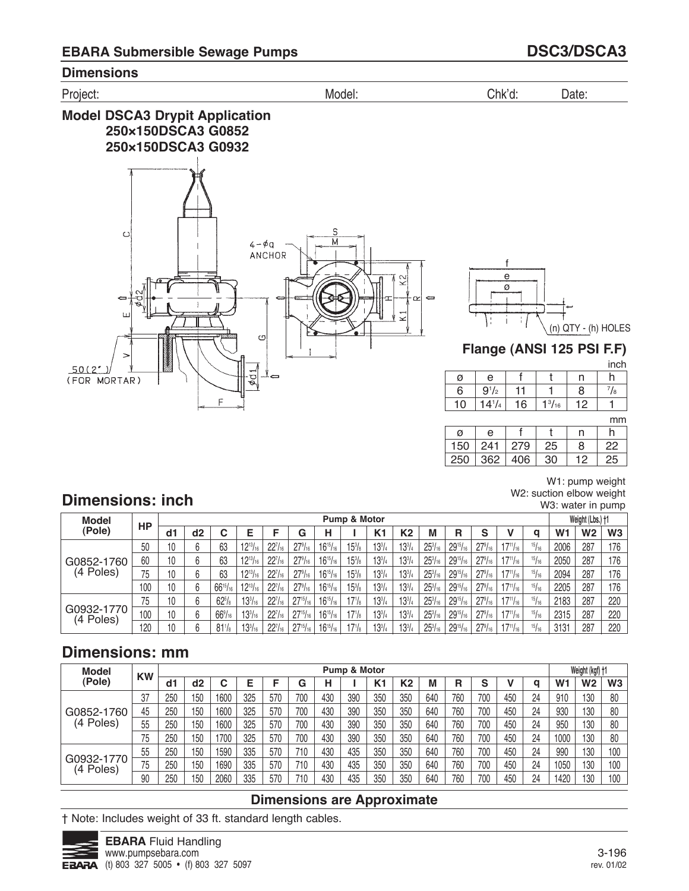## EBARA Submersible Sewage Pumps — DSC3/DSCA3

### Dimensions

Project: Model: Chk'd: Date:

### Model DSCA3 Drypit Application
**250×150DSCA3 G0852**
**250×150DSCA3 G0932**

4-φq ANCHOR

50(2") (FOR MORTAR)

(n) QTY - (h) HOLES

### Flange (ANSI 125 PSI F.F)

inch

| ø | e | f | t | n | h |
|---|---|---|---|---|---|
| 6 | 9 1/2 | 11 | 1 | 8 | 7/8 |
| 10 | 14 1/4 | 16 | 1 3/16 | 12 | 1 |

mm

| ø | e | f | t | n | h |
|---|---|---|---|---|---|
| 150 | 241 | 279 | 25 | 8 | 22 |
| 250 | 362 | 406 | 30 | 12 | 25 |

W1: pump weight
W2: suction elbow weight
W3: water in pump

## Dimensions: inch

| Model (Pole) | HP | Pump & Motor | | | | | | | | | | | | | | | Weight (Lbs.) †1 | | |
|---|---|---|---|---|---|---|---|---|---|---|---|---|---|---|---|---|---|---|---|
| | | d1 | d2 | C | E | F | G | H | I | K1 | K2 | M | R | S | V | q | W1 | W2 | W3 |
| G0852-1760 (4 Poles) | 50 | 10 | 6 | 63 | 12 13/16 | 22 7/16 | 27 9/16 | 16 15/16 | 15 3/8 | 13 3/4 | 13 3/4 | 25 3/16 | 29 15/16 | 27 9/16 | 17 11/16 | 15/16 | 2006 | 287 | 176 |
| | 60 | 10 | 6 | 63 | 12 13/16 | 22 7/16 | 27 9/16 | 16 15/16 | 15 3/8 | 13 3/4 | 13 3/4 | 25 3/16 | 29 15/16 | 27 9/16 | 17 11/16 | 15/16 | 2050 | 287 | 176 |
| | 75 | 10 | 6 | 63 | 12 13/16 | 22 7/16 | 27 9/16 | 16 15/16 | 15 3/8 | 13 3/4 | 13 3/4 | 25 3/16 | 29 15/16 | 27 9/16 | 17 11/16 | 15/16 | 2094 | 287 | 176 |
| | 100 | 10 | 6 | 66 15/16 | 12 13/16 | 22 7/16 | 27 9/16 | 16 15/16 | 15 3/8 | 13 3/4 | 13 3/4 | 25 3/16 | 29 15/16 | 27 9/16 | 17 11/16 | 15/16 | 2205 | 287 | 176 |
| G0932-1770 (4 Poles) | 75 | 10 | 6 | 62 5/8 | 13 3/16 | 22 7/16 | 27 15/16 | 16 15/16 | 17 1/8 | 13 3/4 | 13 3/4 | 25 3/16 | 29 15/16 | 27 9/16 | 17 11/16 | 15/16 | 2183 | 287 | 220 |
| | 100 | 10 | 6 | 66 9/16 | 13 3/16 | 22 7/16 | 27 15/16 | 16 15/16 | 17 1/8 | 13 3/4 | 13 3/4 | 25 3/16 | 29 15/16 | 27 9/16 | 17 11/16 | 15/16 | 2315 | 287 | 220 |
| | 120 | 10 | 6 | 81 1/8 | 13 3/16 | 22 7/16 | 27 15/16 | 16 15/16 | 17 1/8 | 13 3/4 | 13 3/4 | 25 3/16 | 29 15/16 | 27 9/16 | 17 11/16 | 15/16 | 3131 | 287 | 220 |

## Dimensions: mm

| Model (Pole) | KW | Pump & Motor | | | | | | | | | | | | | | | Weight (kgf) †1 | | |
|---|---|---|---|---|---|---|---|---|---|---|---|---|---|---|---|---|---|---|---|
| | | d1 | d2 | C | E | F | G | H | I | K1 | K2 | M | R | S | V | q | W1 | W2 | W3 |
| G0852-1760 (4 Poles) | 37 | 250 | 150 | 1600 | 325 | 570 | 700 | 430 | 390 | 350 | 350 | 640 | 760 | 700 | 450 | 24 | 910 | 130 | 80 |
| | 45 | 250 | 150 | 1600 | 325 | 570 | 700 | 430 | 390 | 350 | 350 | 640 | 760 | 700 | 450 | 24 | 930 | 130 | 80 |
| | 55 | 250 | 150 | 1600 | 325 | 570 | 700 | 430 | 390 | 350 | 350 | 640 | 760 | 700 | 450 | 24 | 950 | 130 | 80 |
| | 75 | 250 | 150 | 1700 | 325 | 570 | 700 | 430 | 390 | 350 | 350 | 640 | 760 | 700 | 450 | 24 | 1000 | 130 | 80 |
| G0932-1770 (4 Poles) | 55 | 250 | 150 | 1590 | 335 | 570 | 710 | 430 | 435 | 350 | 350 | 640 | 760 | 700 | 450 | 24 | 990 | 130 | 100 |
| | 75 | 250 | 150 | 1690 | 335 | 570 | 710 | 430 | 435 | 350 | 350 | 640 | 760 | 700 | 450 | 24 | 1050 | 130 | 100 |
| | 90 | 250 | 150 | 2060 | 335 | 570 | 710 | 430 | 435 | 350 | 350 | 640 | 760 | 700 | 450 | 24 | 1420 | 130 | 100 |

**Dimensions are Approximate**

† Note: Includes weight of 33 ft. standard length cables.

**EBARA** Fluid Handling
www.pumpsebara.com
(t) 803 327 5005 • (f) 803 327 5097

rev. 01/02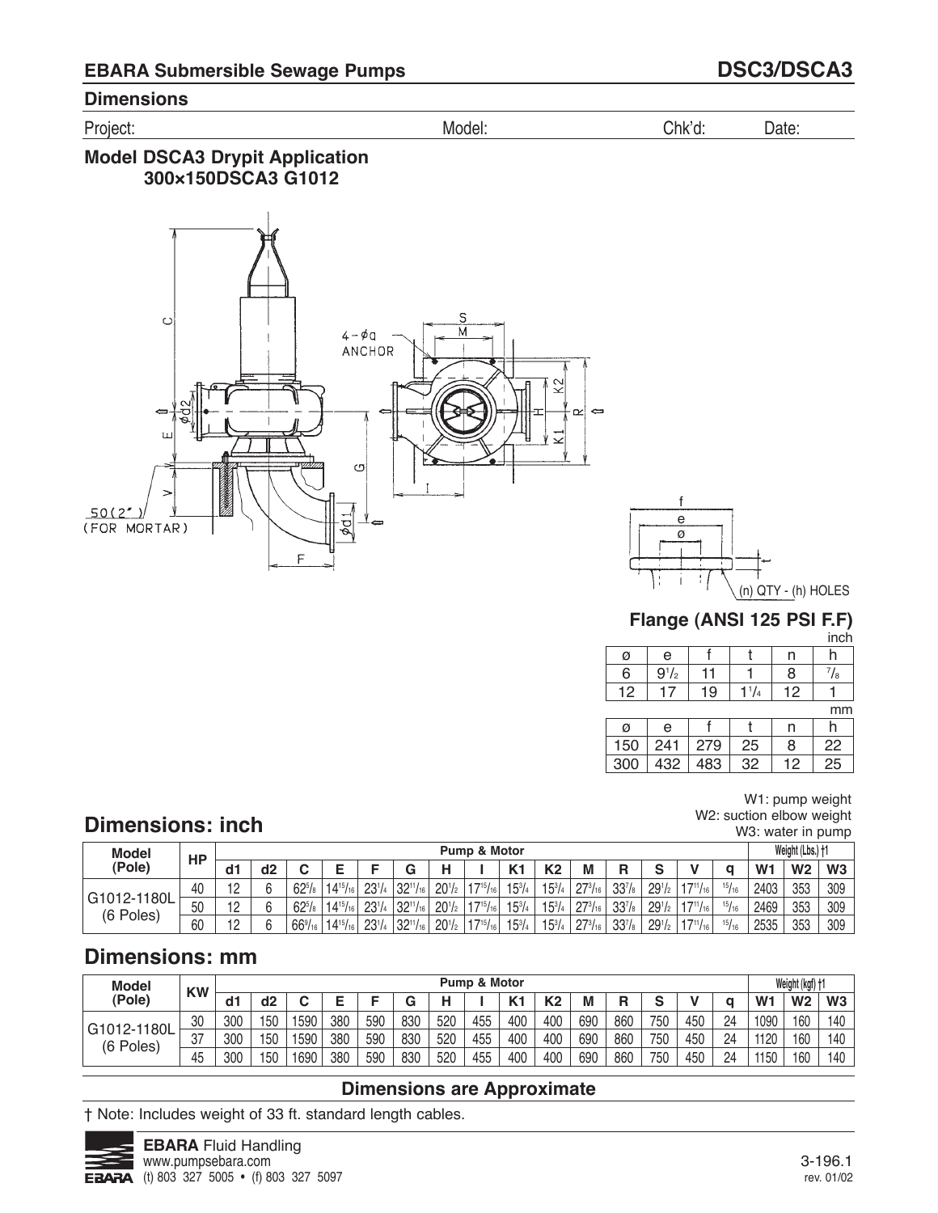## EBARA Submersible Sewage Pumps — DSC3/DSCA3

### Dimensions

Project: Model: Chk'd: Date:

### Model DSCA3 Drypit Application
### 300×150DSCA3 G1012

4 - øq ANCHOR

50(2") (FOR MORTAR)

(n) QTY - (h) HOLES

### Flange (ANSI 125 PSI F.F)

inch

| ø | e | f | t | n | h |
|---|---|---|---|---|---|
| 6 | 9 1/2 | 11 | 1 | 8 | 7/8 |
| 12 | 17 | 19 | 1 1/4 | 12 | 1 |

mm

| ø | e | f | t | n | h |
|---|---|---|---|---|---|
| 150 | 241 | 279 | 25 | 8 | 22 |
| 300 | 432 | 483 | 32 | 12 | 25 |

W1: pump weight
W2: suction elbow weight
W3: water in pump

## Dimensions: inch

| Model (Pole) | HP | Pump & Motor | | | | | | | | | | | | | | | | Weight (Lbs.) †1 | | |
|---|---|---|---|---|---|---|---|---|---|---|---|---|---|---|---|---|---|---|---|---|
| | | d1 | d2 | C | E | F | G | H | I | K1 | K2 | M | R | S | V | q | W1 | W2 | W3 |
| G1012-1180L (6 Poles) | 40 | 12 | 6 | 62 5/8 | 14 15/16 | 23 1/4 | 32 11/16 | 20 1/2 | 17 15/16 | 15 3/4 | 15 3/4 | 27 3/16 | 33 7/8 | 29 1/2 | 17 11/16 | 15/16 | 2403 | 353 | 309 |
| | 50 | 12 | 6 | 62 5/8 | 14 15/16 | 23 1/4 | 32 11/16 | 20 1/2 | 17 15/16 | 15 3/4 | 15 3/4 | 27 3/16 | 33 7/8 | 29 1/2 | 17 11/16 | 15/16 | 2469 | 353 | 309 |
| | 60 | 12 | 6 | 66 9/16 | 14 15/16 | 23 1/4 | 32 11/16 | 20 1/2 | 17 15/16 | 15 3/4 | 15 3/4 | 27 3/16 | 33 7/8 | 29 1/2 | 17 11/16 | 15/16 | 2535 | 353 | 309 |

## Dimensions: mm

| Model (Pole) | KW | Pump & Motor | | | | | | | | | | | | | | | | Weight (kgf) †1 | | |
|---|---|---|---|---|---|---|---|---|---|---|---|---|---|---|---|---|---|---|---|---|
| | | d1 | d2 | C | E | F | G | H | I | K1 | K2 | M | R | S | V | q | W1 | W2 | W3 |
| G1012-1180L (6 Poles) | 30 | 300 | 150 | 1590 | 380 | 590 | 830 | 520 | 455 | 400 | 400 | 690 | 860 | 750 | 450 | 24 | 1090 | 160 | 140 |
| | 37 | 300 | 150 | 1590 | 380 | 590 | 830 | 520 | 455 | 400 | 400 | 690 | 860 | 750 | 450 | 24 | 1120 | 160 | 140 |
| | 45 | 300 | 150 | 1690 | 380 | 590 | 830 | 520 | 455 | 400 | 400 | 690 | 860 | 750 | 450 | 24 | 1150 | 160 | 140 |

**Dimensions are Approximate**

† Note: Includes weight of 33 ft. standard length cables.

**EBARA** Fluid Handling
www.pumpsebara.com
(t) 803 327 5005 • (f) 803 327 5097

3-196.1
rev. 01/02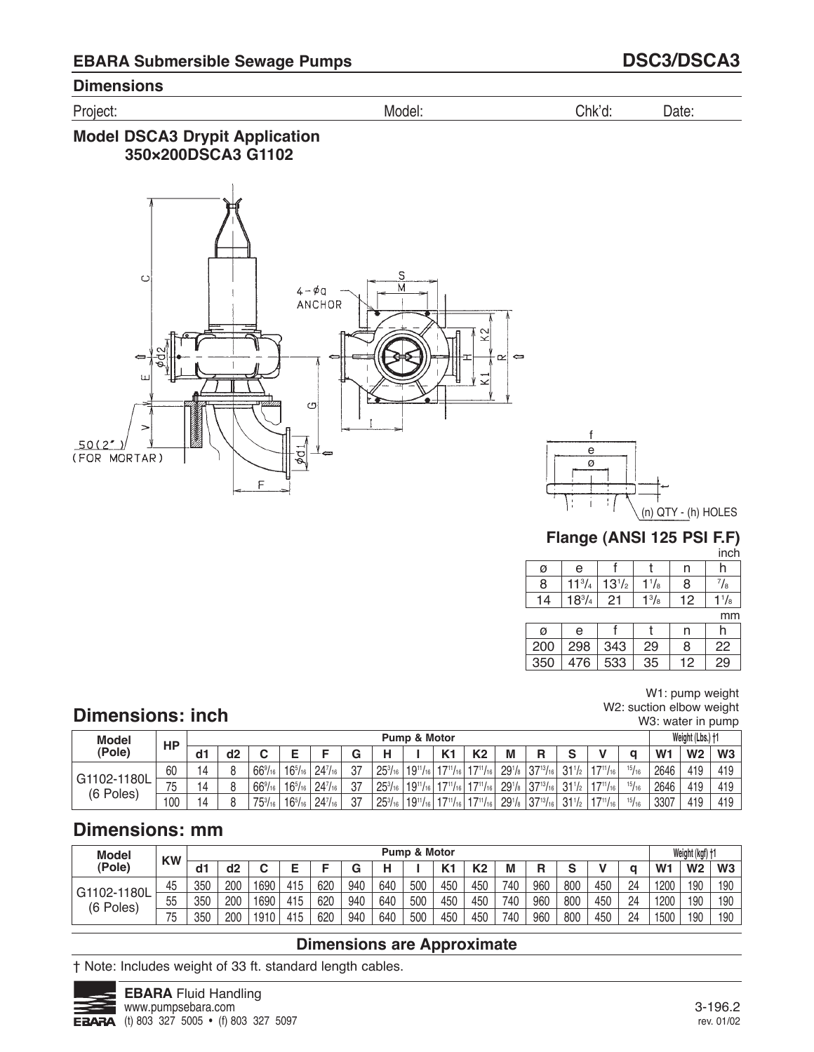## EBARA Submersible Sewage Pumps — DSC3/DSCA3

### Dimensions

Project: Model: Chk'd: Date:

### Model DSCA3 Drypit Application
### 350×200DSCA3 G1102

4-øq ANCHOR

50(2") (FOR MORTAR)

(n) QTY - (h) HOLES

### Flange (ANSI 125 PSI F.F)

inch

| ø | e | f | t | n | h |
|---|---|---|---|---|---|
| 8 | 11 3/4 | 13 1/2 | 1 1/8 | 8 | 7/8 |
| 14 | 18 3/4 | 21 | 1 3/8 | 12 | 1 1/8 |

mm

| ø | e | f | t | n | h |
|---|---|---|---|---|---|
| 200 | 298 | 343 | 29 | 8 | 22 |
| 350 | 476 | 533 | 35 | 12 | 29 |

W1: pump weight
W2: suction elbow weight
W3: water in pump

## Dimensions: inch

| Model (Pole) | HP | Pump & Motor | | | | | | | | | | | | | | | Weight (Lbs.) †1 | | |
|---|---|---|---|---|---|---|---|---|---|---|---|---|---|---|---|---|---|---|---|
| | | d1 | d2 | C | E | F | G | H | I | K1 | K2 | M | R | S | V | q | W1 | W2 | W3 |
| G1102-1180L (6 Poles) | 60 | 14 | 8 | 66 9/16 | 16 5/16 | 24 7/16 | 37 | 25 3/16 | 19 11/16 | 17 11/16 | 17 11/16 | 29 1/8 | 37 13/16 | 31 1/2 | 17 11/16 | 15/16 | 2646 | 419 | 419 |
| | 75 | 14 | 8 | 66 9/16 | 16 5/16 | 24 7/16 | 37 | 25 3/16 | 19 11/16 | 17 11/16 | 17 11/16 | 29 1/8 | 37 13/16 | 31 1/2 | 17 11/16 | 15/16 | 2646 | 419 | 419 |
| | 100 | 14 | 8 | 75 3/16 | 16 5/16 | 24 7/16 | 37 | 25 3/16 | 19 11/16 | 17 11/16 | 17 11/16 | 29 1/8 | 37 13/16 | 31 1/2 | 17 11/16 | 15/16 | 3307 | 419 | 419 |

## Dimensions: mm

| Model (Pole) | KW | Pump & Motor | | | | | | | | | | | | | | | Weight (kgf) †1 | | |
|---|---|---|---|---|---|---|---|---|---|---|---|---|---|---|---|---|---|---|---|
| | | d1 | d2 | C | E | F | G | H | I | K1 | K2 | M | R | S | V | q | W1 | W2 | W3 |
| G1102-1180L (6 Poles) | 45 | 350 | 200 | 1690 | 415 | 620 | 940 | 640 | 500 | 450 | 450 | 740 | 960 | 800 | 450 | 24 | 1200 | 190 | 190 |
| | 55 | 350 | 200 | 1690 | 415 | 620 | 940 | 640 | 500 | 450 | 450 | 740 | 960 | 800 | 450 | 24 | 1200 | 190 | 190 |
| | 75 | 350 | 200 | 1910 | 415 | 620 | 940 | 640 | 500 | 450 | 450 | 740 | 960 | 800 | 450 | 24 | 1500 | 190 | 190 |

**Dimensions are Approximate**

† Note: Includes weight of 33 ft. standard length cables.

**EBARA** Fluid Handling
www.pumpsebara.com
(t) 803 327 5005 • (f) 803 327 5097

3-196.2
rev. 01/02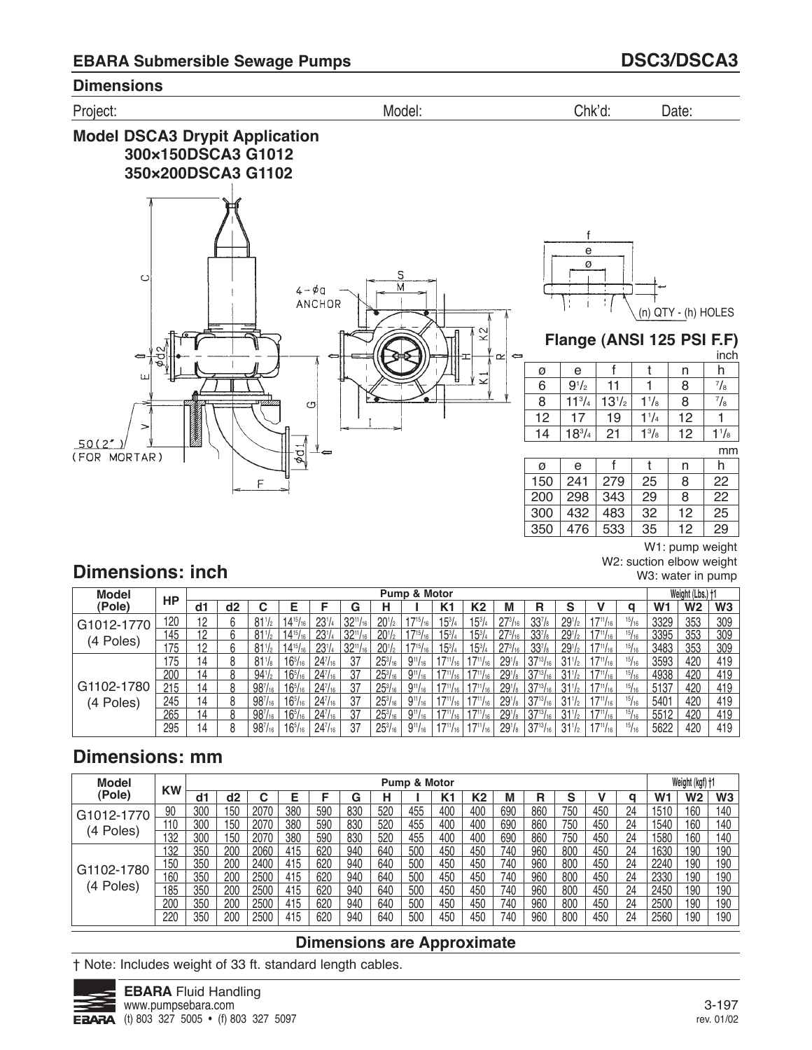## EBARA Submersible Sewage Pumps — DSC3/DSCA3

### Dimensions

Project: Model: Chk'd: Date:

### Model DSCA3 Drypit Application
**300×150DSCA3 G1012**
**350×200DSCA3 G1102**

4 - ø a ANCHOR

50(2") (FOR MORTAR)

(n) QTY - (h) HOLES

### Flange (ANSI 125 PSI F.F)

inch

| ø | e | f | t | n | h |
|---|---|---|---|---|---|
| 6 | 9 1/2 | 11 | 1 | 8 | 7/8 |
| 8 | 11 3/4 | 13 1/2 | 1 1/8 | 8 | 7/8 |
| 12 | 17 | 19 | 1 1/4 | 12 | 1 |
| 14 | 18 3/4 | 21 | 1 3/8 | 12 | 1 1/8 |

mm

| ø | e | f | t | n | h |
|---|---|---|---|---|---|
| 150 | 241 | 279 | 25 | 8 | 22 |
| 200 | 298 | 343 | 29 | 8 | 22 |
| 300 | 432 | 483 | 32 | 12 | 25 |
| 350 | 476 | 533 | 35 | 12 | 29 |

W1: pump weight
W2: suction elbow weight
W3: water in pump

## Dimensions: inch

| Model (Pole) | HP | Pump & Motor | | | | | | | | | | | | | | | Weight (Lbs.) †1 | | |
|---|---|---|---|---|---|---|---|---|---|---|---|---|---|---|---|---|---|---|---|
| | | d1 | d2 | C | E | F | G | H | I | K1 | K2 | M | R | S | V | q | W1 | W2 | W3 |
| G1012-1770 (4 Poles) | 120 | 12 | 6 | 81 1/2 | 14 15/16 | 23 1/4 | 32 11/16 | 20 1/2 | 17 15/16 | 15 3/4 | 15 3/4 | 27 3/16 | 33 7/8 | 29 1/2 | 17 11/16 | 15/16 | 3329 | 353 | 309 |
| | 145 | 12 | 6 | 81 1/2 | 14 15/16 | 23 1/4 | 32 11/16 | 20 1/2 | 17 15/16 | 15 3/4 | 15 3/4 | 27 3/16 | 33 7/8 | 29 1/2 | 17 11/16 | 15/16 | 3395 | 353 | 309 |
| | 175 | 12 | 6 | 81 1/2 | 14 15/16 | 23 1/4 | 32 11/16 | 20 1/2 | 17 15/16 | 15 3/4 | 15 3/4 | 27 3/16 | 33 7/8 | 29 1/2 | 17 11/16 | 15/16 | 3483 | 353 | 309 |
| G1102-1780 (4 Poles) | 175 | 14 | 8 | 81 1/8 | 16 5/16 | 24 7/16 | 37 | 25 3/16 | 9 11/16 | 17 11/16 | 17 11/16 | 29 1/8 | 37 13/16 | 31 1/2 | 17 11/16 | 15/16 | 3593 | 420 | 419 |
| | 200 | 14 | 8 | 94 1/2 | 16 5/16 | 24 7/16 | 37 | 25 3/16 | 9 11/16 | 17 11/16 | 17 11/16 | 29 1/8 | 37 13/16 | 31 1/2 | 17 11/16 | 15/16 | 4938 | 420 | 419 |
| | 215 | 14 | 8 | 98 7/16 | 16 5/16 | 24 7/16 | 37 | 25 3/16 | 9 11/16 | 17 11/16 | 17 11/16 | 29 1/8 | 37 13/16 | 31 1/2 | 17 11/16 | 15/16 | 5137 | 420 | 419 |
| | 245 | 14 | 8 | 98 7/16 | 16 5/16 | 24 7/16 | 37 | 25 3/16 | 9 11/16 | 17 11/16 | 17 11/16 | 29 1/8 | 37 13/16 | 31 1/2 | 17 11/16 | 15/16 | 5401 | 420 | 419 |
| | 265 | 14 | 8 | 98 7/16 | 16 5/16 | 24 7/16 | 37 | 25 3/16 | 9 11/16 | 17 11/16 | 17 11/16 | 29 1/8 | 37 13/16 | 31 1/2 | 17 11/16 | 15/16 | 5512 | 420 | 419 |
| | 295 | 14 | 8 | 98 7/16 | 16 5/16 | 24 7/16 | 37 | 25 3/16 | 9 11/16 | 17 11/16 | 17 11/16 | 29 1/8 | 37 13/16 | 31 1/2 | 17 11/16 | 15/16 | 5622 | 420 | 419 |

## Dimensions: mm

| Model (Pole) | KW | Pump & Motor | | | | | | | | | | | | | | | Weight (kgf) †1 | | |
|---|---|---|---|---|---|---|---|---|---|---|---|---|---|---|---|---|---|---|---|
| | | d1 | d2 | C | E | F | G | H | I | K1 | K2 | M | R | S | V | q | W1 | W2 | W3 |
| G1012-1770 (4 Poles) | 90 | 300 | 150 | 2070 | 380 | 590 | 830 | 520 | 455 | 400 | 400 | 690 | 860 | 750 | 450 | 24 | 1510 | 160 | 140 |
| | 110 | 300 | 150 | 2070 | 380 | 590 | 830 | 520 | 455 | 400 | 400 | 690 | 860 | 750 | 450 | 24 | 1540 | 160 | 140 |
| | 132 | 300 | 150 | 2070 | 380 | 590 | 830 | 520 | 455 | 400 | 400 | 690 | 860 | 750 | 450 | 24 | 1580 | 160 | 140 |
| G1102-1780 (4 Poles) | 132 | 350 | 200 | 2060 | 415 | 620 | 940 | 640 | 500 | 450 | 450 | 740 | 960 | 800 | 450 | 24 | 1630 | 190 | 190 |
| | 150 | 350 | 200 | 2400 | 415 | 620 | 940 | 640 | 500 | 450 | 450 | 740 | 960 | 800 | 450 | 24 | 2240 | 190 | 190 |
| | 160 | 350 | 200 | 2500 | 415 | 620 | 940 | 640 | 500 | 450 | 450 | 740 | 960 | 800 | 450 | 24 | 2330 | 190 | 190 |
| | 185 | 350 | 200 | 2500 | 415 | 620 | 940 | 640 | 500 | 450 | 450 | 740 | 960 | 800 | 450 | 24 | 2450 | 190 | 190 |
| | 200 | 350 | 200 | 2500 | 415 | 620 | 940 | 640 | 500 | 450 | 450 | 740 | 960 | 800 | 450 | 24 | 2500 | 190 | 190 |
| | 220 | 350 | 200 | 2500 | 415 | 620 | 940 | 640 | 500 | 450 | 450 | 740 | 960 | 800 | 450 | 24 | 2560 | 190 | 190 |

**Dimensions are Approximate**

† Note: Includes weight of 33 ft. standard length cables.

**EBARA** Fluid Handling
www.pumpsebara.com
(t) 803 327 5005 • (f) 803 327 5097

rev. 01/02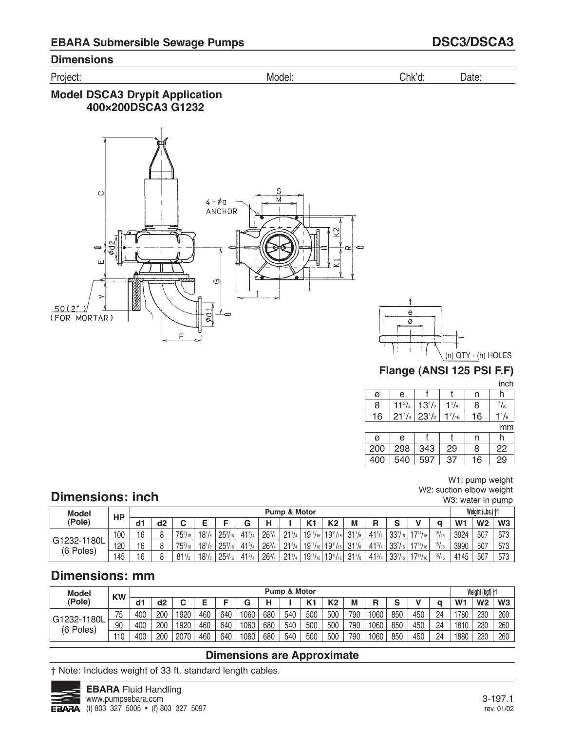## EBARA Submersible Sewage Pumps — DSC3/DSCA3

### Dimensions

Project: Model: Chk'd: Date:

### Model DSCA3 Drypit Application
### 400×200DSCA3 G1232

4-øq ANCHOR

50(2") (FOR MORTAR)

(n) QTY - (h) HOLES

### Flange (ANSI 125 PSI F.F)

inch

| ø | e | f | t | n | h |
|---|---|---|---|---|---|
| 8 | 11 3/4 | 13 1/2 | 1 1/8 | 8 | 7/8 |
| 16 | 21 1/4 | 23 1/2 | 1 7/16 | 16 | 1 1/8 |

mm

| ø | e | f | t | n | h |
|---|---|---|---|---|---|
| 200 | 298 | 343 | 29 | 8 | 22 |
| 400 | 540 | 597 | 37 | 16 | 29 |

W1: pump weight
W2: suction elbow weight
W3: water in pump

## Dimensions: inch

| Model (Pole) | HP | Pump & Motor | | | | | | | | | | | | | | | Weight (Lbs.) †1 | | |
|---|---|---|---|---|---|---|---|---|---|---|---|---|---|---|---|---|---|---|---|
| | | d1 | d2 | C | E | F | G | H | I | K1 | K2 | M | R | S | V | q | W1 | W2 | W3 |
| G1232-1180L (6 Poles) | 100 | 16 | 8 | 75 9/16 | 18 1/8 | 25 3/16 | 41 3/4 | 26 3/4 | 21 1/4 | 19 11/16 | 19 11/16 | 31 1/8 | 41 3/4 | 33 7/16 | 17 11/16 | 15/16 | 3924 | 507 | 573 |
| | 120 | 16 | 8 | 75 9/16 | 18 1/8 | 25 3/16 | 41 3/4 | 26 3/4 | 21 1/4 | 19 11/16 | 19 11/16 | 31 1/8 | 41 3/4 | 33 7/16 | 17 11/16 | 15/16 | 3990 | 507 | 573 |
| | 145 | 16 | 8 | 81 1/2 | 18 1/8 | 25 3/16 | 41 3/4 | 26 3/4 | 21 1/4 | 19 11/16 | 19 11/16 | 31 1/8 | 41 3/4 | 33 7/16 | 17 11/16 | 15/16 | 4145 | 507 | 573 |

## Dimensions: mm

| Model (Pole) | KW | Pump & Motor | | | | | | | | | | | | | | | Weight (kgf) †1 | | |
|---|---|---|---|---|---|---|---|---|---|---|---|---|---|---|---|---|---|---|---|
| | | d1 | d2 | C | E | F | G | H | I | K1 | K2 | M | R | S | V | q | W1 | W2 | W3 |
| G1232-1180L (6 Poles) | 75 | 400 | 200 | 1920 | 460 | 640 | 1060 | 680 | 540 | 500 | 500 | 790 | 1060 | 850 | 450 | 24 | 1780 | 230 | 260 |
| | 90 | 400 | 200 | 1920 | 460 | 640 | 1060 | 680 | 540 | 500 | 500 | 790 | 1060 | 850 | 450 | 24 | 1810 | 230 | 260 |
| | 110 | 400 | 200 | 2070 | 460 | 640 | 1060 | 680 | 540 | 500 | 500 | 790 | 1060 | 850 | 450 | 24 | 1880 | 230 | 260 |

**Dimensions are Approximate**

† Note: Includes weight of 33 ft. standard length cables.

**EBARA** Fluid Handling
www.pumpsebara.com
(t) 803 327 5005 • (f) 803 327 5097

3-197.1
rev. 01/02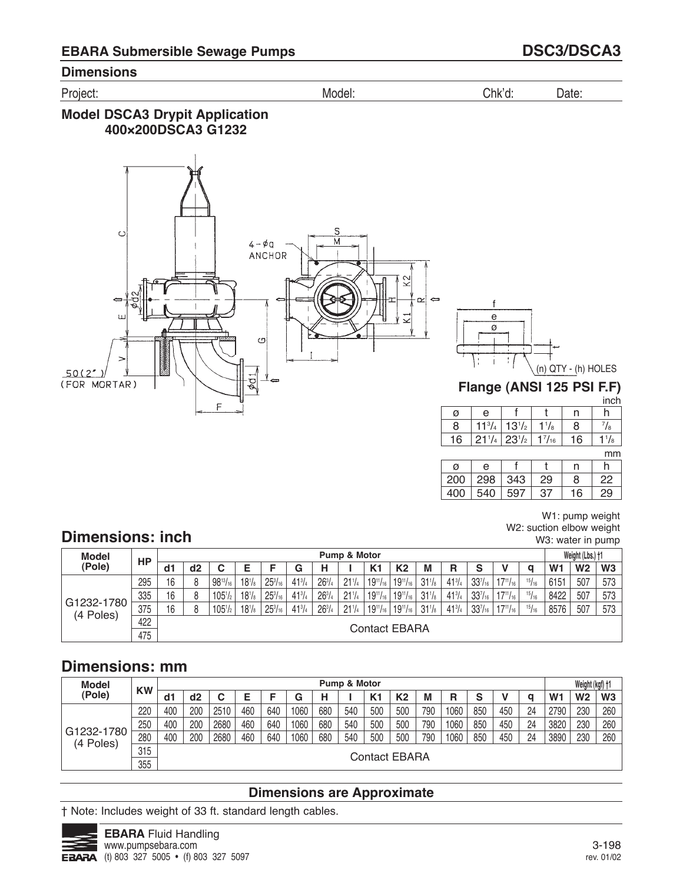## EBARA Submersible Sewage Pumps — DSC3/DSCA3

### Dimensions

Project: Model: Chk'd: Date:

### Model DSCA3 Drypit Application
### 400×200DSCA3 G1232

4-øa ANCHOR

50(2") (FOR MORTAR)

(n) QTY - (h) HOLES

### Flange (ANSI 125 PSI F.F)

inch

| ø | e | f | t | n | h |
|---|---|---|---|---|---|
| 8 | 11 3/4 | 13 1/2 | 1 1/8 | 8 | 7/8 |
| 16 | 21 1/4 | 23 1/2 | 1 7/16 | 16 | 1 1/8 |

mm

| ø | e | f | t | n | h |
|---|---|---|---|---|---|
| 200 | 298 | 343 | 29 | 8 | 22 |
| 400 | 540 | 597 | 37 | 16 | 29 |

W1: pump weight
W2: suction elbow weight
W3: water in pump

## Dimensions: inch

| Model (Pole) | HP | Pump & Motor | | | | | | | | | | | | | | | Weight (Lbs.) †1 | | |
|---|---|---|---|---|---|---|---|---|---|---|---|---|---|---|---|---|---|---|---|
| | | d1 | d2 | C | E | F | G | H | I | K1 | K2 | M | R | S | V | q | W1 | W2 | W3 |
| G1232-1780 (4 Poles) | 295 | 16 | 8 | 98 13/16 | 18 1/8 | 25 3/16 | 41 3/4 | 26 3/4 | 21 1/4 | 19 11/16 | 19 11/16 | 31 1/8 | 41 3/4 | 33 7/16 | 17 11/16 | 15/16 | 6151 | 507 | 573 |
| | 335 | 16 | 8 | 105 1/2 | 18 1/8 | 25 3/16 | 41 3/4 | 26 3/4 | 21 1/4 | 19 11/16 | 19 11/16 | 31 1/8 | 41 3/4 | 33 7/16 | 17 11/16 | 15/16 | 8422 | 507 | 573 |
| | 375 | 16 | 8 | 105 1/2 | 18 1/8 | 25 3/16 | 41 3/4 | 26 3/4 | 21 1/4 | 19 11/16 | 19 11/16 | 31 1/8 | 41 3/4 | 33 7/16 | 17 11/16 | 15/16 | 8576 | 507 | 573 |
| | 422 | Contact EBARA | | | | | | | | | | | | | | | | | |
| | 475 | | | | | | | | | | | | | | | | | | |

## Dimensions: mm

| Model (Pole) | KW | Pump & Motor | | | | | | | | | | | | | | | Weight (kgf) †1 | | |
|---|---|---|---|---|---|---|---|---|---|---|---|---|---|---|---|---|---|---|---|
| | | d1 | d2 | C | E | F | G | H | I | K1 | K2 | M | R | S | V | q | W1 | W2 | W3 |
| G1232-1780 (4 Poles) | 220 | 400 | 200 | 2510 | 460 | 640 | 1060 | 680 | 540 | 500 | 500 | 790 | 1060 | 850 | 450 | 24 | 2790 | 230 | 260 |
| | 250 | 400 | 200 | 2680 | 460 | 640 | 1060 | 680 | 540 | 500 | 500 | 790 | 1060 | 850 | 450 | 24 | 3820 | 230 | 260 |
| | 280 | 400 | 200 | 2680 | 460 | 640 | 1060 | 680 | 540 | 500 | 500 | 790 | 1060 | 850 | 450 | 24 | 3890 | 230 | 260 |
| | 315 | Contact EBARA | | | | | | | | | | | | | | | | | |
| | 355 | | | | | | | | | | | | | | | | | | |

**Dimensions are Approximate**

† Note: Includes weight of 33 ft. standard length cables.

**EBARA** Fluid Handling
www.pumpsebara.com
(t) 803 327 5005 • (f) 803 327 5097

rev. 01/02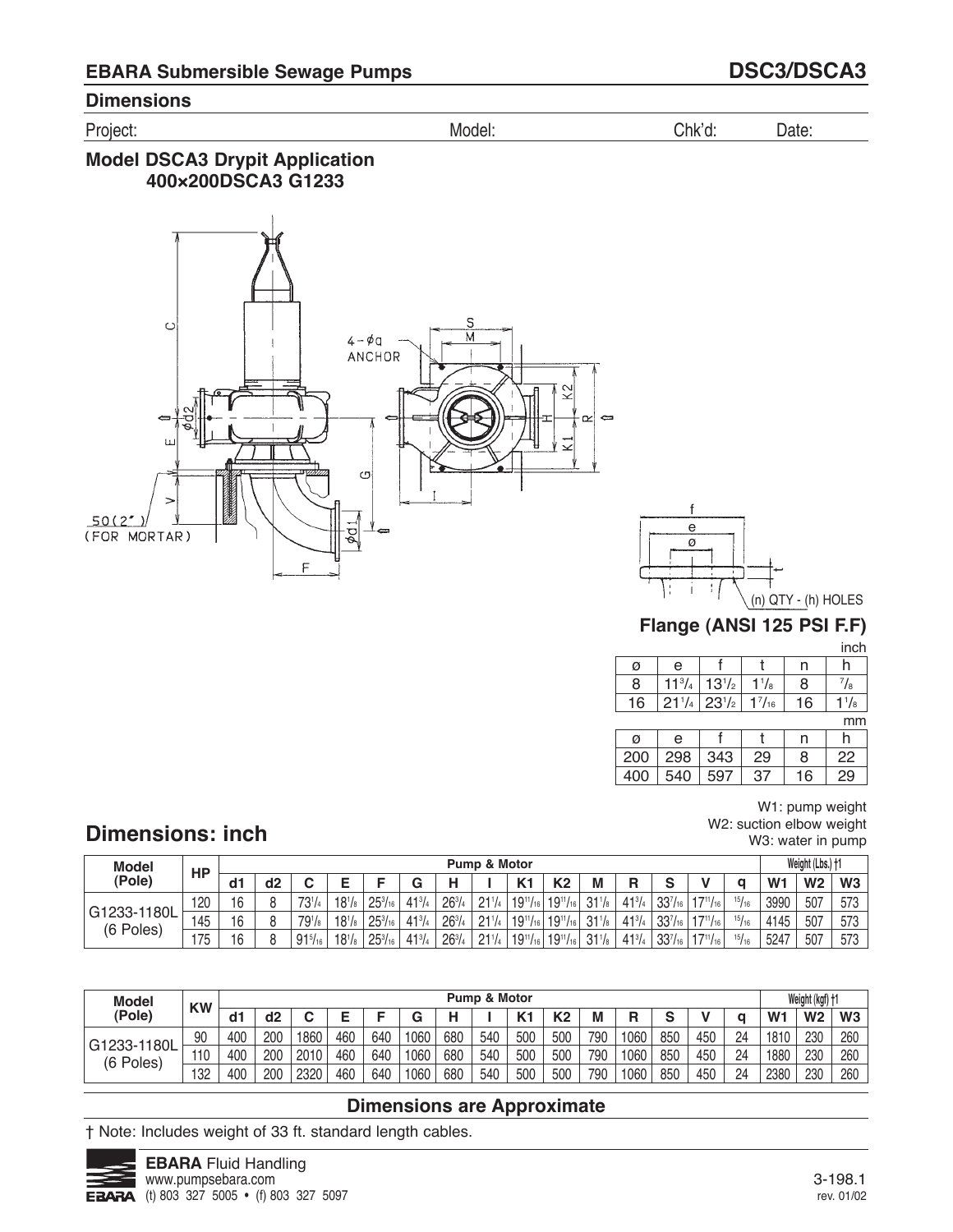## EBARA Submersible Sewage Pumps — DSC3/DSCA3

### Dimensions

Project: Model: Chk'd: Date:

### Model DSCA3 Drypit Application
### 400×200DSCA3 G1233

4-φq ANCHOR

50(2") (FOR MORTAR)

(n) QTY - (h) HOLES

### Flange (ANSI 125 PSI F.F)

inch

| ø | e | f | t | n | h |
|---|---|---|---|---|---|
| 8 | 11³/₄ | 13¹/₂ | 1¹/₈ | 8 | ⁷/₈ |
| 16 | 21¹/₄ | 23¹/₂ | 1⁷/₁₆ | 16 | 1¹/₈ |

mm

| ø | e | f | t | n | h |
|---|---|---|---|---|---|
| 200 | 298 | 343 | 29 | 8 | 22 |
| 400 | 540 | 597 | 37 | 16 | 29 |

W1: pump weight
W2: suction elbow weight
W3: water in pump

## Dimensions: inch

| Model (Pole) | HP | Pump & Motor | | | | | | | | | | | | | | | | Weight (Lbs.) †1 | | |
|---|---|---|---|---|---|---|---|---|---|---|---|---|---|---|---|---|---|---|---|---|
| | | d1 | d2 | C | E | F | G | H | I | K1 | K2 | M | R | S | V | q | W1 | W2 | W3 |
| G1233-1180L (6 Poles) | 120 | 16 | 8 | 73¹/₄ | 18¹/₈ | 25³/₁₆ | 41³/₄ | 26³/₄ | 21¹/₄ | 19¹¹/₁₆ | 19¹¹/₁₆ | 31¹/₈ | 41³/₄ | 33⁷/₁₆ | 17¹¹/₁₆ | ¹⁵/₁₆ | 3990 | 507 | 573 |
| | 145 | 16 | 8 | 79¹/₈ | 18¹/₈ | 25³/₁₆ | 41³/₄ | 26³/₄ | 21¹/₄ | 19¹¹/₁₆ | 19¹¹/₁₆ | 31¹/₈ | 41³/₄ | 33⁷/₁₆ | 17¹¹/₁₆ | ¹⁵/₁₆ | 4145 | 507 | 573 |
| | 175 | 16 | 8 | 91⁵/₁₆ | 18¹/₈ | 25³/₁₆ | 41³/₄ | 26³/₄ | 21¹/₄ | 19¹¹/₁₆ | 19¹¹/₁₆ | 31¹/₈ | 41³/₄ | 33⁷/₁₆ | 17¹¹/₁₆ | ¹⁵/₁₆ | 5247 | 507 | 573 |

| Model (Pole) | KW | Pump & Motor | | | | | | | | | | | | | | | | Weight (kgf) †1 | | |
|---|---|---|---|---|---|---|---|---|---|---|---|---|---|---|---|---|---|---|---|---|
| | | d1 | d2 | C | E | F | G | H | I | K1 | K2 | M | R | S | V | q | W1 | W2 | W3 |
| G1233-1180L (6 Poles) | 90 | 400 | 200 | 1860 | 460 | 640 | 1060 | 680 | 540 | 500 | 500 | 790 | 1060 | 850 | 450 | 24 | 1810 | 230 | 260 |
| | 110 | 400 | 200 | 2010 | 460 | 640 | 1060 | 680 | 540 | 500 | 500 | 790 | 1060 | 850 | 450 | 24 | 1880 | 230 | 260 |
| | 132 | 400 | 200 | 2320 | 460 | 640 | 1060 | 680 | 540 | 500 | 500 | 790 | 1060 | 850 | 450 | 24 | 2380 | 230 | 260 |

**Dimensions are Approximate**

† Note: Includes weight of 33 ft. standard length cables.

**EBARA** Fluid Handling
www.pumpsebara.com
(t) 803 327 5005 • (f) 803 327 5097

3-198.1
rev. 01/02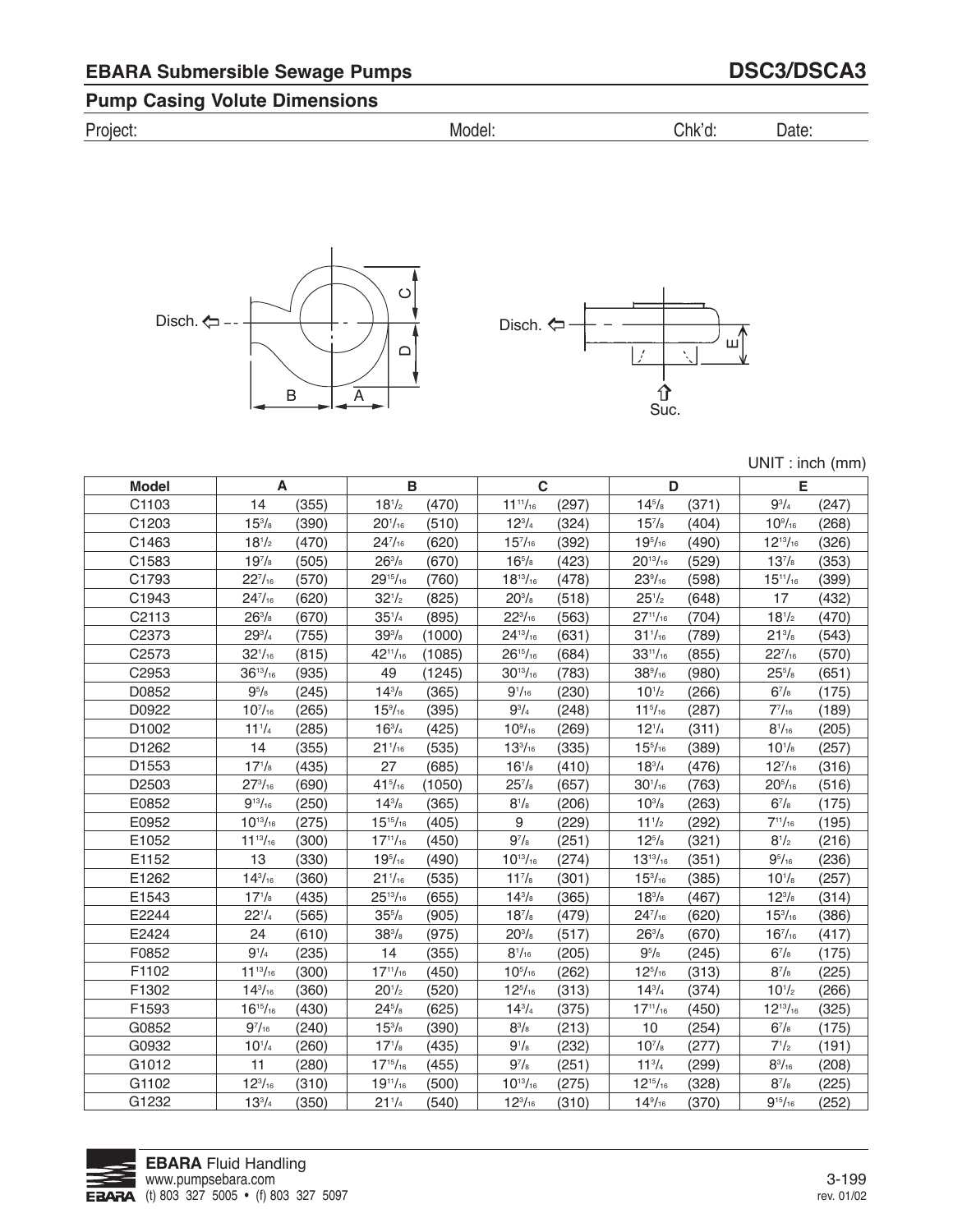## EBARA Submersible Sewage Pumps

## DSC3/DSCA3

### Pump Casing Volute Dimensions

Project: Model: Chk'd: Date:

Disch.
B A C D
Disch.
E
Suc.

UNIT : inch (mm)

| Model | A | | B | | C | | D | | E | |
|---|---|---|---|---|---|---|---|---|---|---|
| C1103 | 14 | (355) | 18 1/2 | (470) | 11 11/16 | (297) | 14 5/8 | (371) | 9 3/4 | (247) |
| C1203 | 15 3/8 | (390) | 20 1/16 | (510) | 12 3/4 | (324) | 15 7/8 | (404) | 10 9/16 | (268) |
| C1463 | 18 1/2 | (470) | 24 7/16 | (620) | 15 7/16 | (392) | 19 5/16 | (490) | 12 13/16 | (326) |
| C1583 | 19 7/8 | (505) | 26 3/8 | (670) | 16 5/8 | (423) | 20 13/16 | (529) | 13 7/8 | (353) |
| C1793 | 22 7/16 | (570) | 29 15/16 | (760) | 18 13/16 | (478) | 23 9/16 | (598) | 15 11/16 | (399) |
| C1943 | 24 7/16 | (620) | 32 1/2 | (825) | 20 3/8 | (518) | 25 1/2 | (648) | 17 | (432) |
| C2113 | 26 3/8 | (670) | 35 1/4 | (895) | 22 3/16 | (563) | 27 11/16 | (704) | 18 1/2 | (470) |
| C2373 | 29 3/4 | (755) | 39 3/8 | (1000) | 24 13/16 | (631) | 31 1/16 | (789) | 21 3/8 | (543) |
| C2573 | 32 1/16 | (815) | 42 11/16 | (1085) | 26 15/16 | (684) | 33 11/16 | (855) | 22 7/16 | (570) |
| C2953 | 36 13/16 | (935) | 49 | (1245) | 30 13/16 | (783) | 38 9/16 | (980) | 25 5/8 | (651) |
| D0852 | 9 5/8 | (245) | 14 3/8 | (365) | 9 1/16 | (230) | 10 1/2 | (266) | 6 7/8 | (175) |
| D0922 | 10 7/16 | (265) | 15 9/16 | (395) | 9 3/4 | (248) | 11 5/16 | (287) | 7 7/16 | (189) |
| D1002 | 11 1/4 | (285) | 16 3/4 | (425) | 10 9/16 | (269) | 12 1/4 | (311) | 8 1/16 | (205) |
| D1262 | 14 | (355) | 21 1/16 | (535) | 13 3/16 | (335) | 15 5/16 | (389) | 10 1/8 | (257) |
| D1553 | 17 1/8 | (435) | 27 | (685) | 16 1/8 | (410) | 18 3/4 | (476) | 12 7/16 | (316) |
| D2503 | 27 3/16 | (690) | 41 5/16 | (1050) | 25 7/8 | (657) | 30 1/16 | (763) | 20 5/16 | (516) |
| E0852 | 9 13/16 | (250) | 14 3/8 | (365) | 8 1/8 | (206) | 10 3/8 | (263) | 6 7/8 | (175) |
| E0952 | 10 13/16 | (275) | 15 15/16 | (405) | 9 | (229) | 11 1/2 | (292) | 7 11/16 | (195) |
| E1052 | 11 13/16 | (300) | 17 11/16 | (450) | 9 7/8 | (251) | 12 5/8 | (321) | 8 1/2 | (216) |
| E1152 | 13 | (330) | 19 5/16 | (490) | 10 13/16 | (274) | 13 13/16 | (351) | 9 5/16 | (236) |
| E1262 | 14 3/16 | (360) | 21 1/16 | (535) | 11 7/8 | (301) | 15 3/16 | (385) | 10 1/8 | (257) |
| E1543 | 17 1/8 | (435) | 25 13/16 | (655) | 14 3/8 | (365) | 18 3/8 | (467) | 12 3/8 | (314) |
| E2244 | 22 1/4 | (565) | 35 5/8 | (905) | 18 7/8 | (479) | 24 7/16 | (620) | 15 3/16 | (386) |
| E2424 | 24 | (610) | 38 3/8 | (975) | 20 3/8 | (517) | 26 3/8 | (670) | 16 7/16 | (417) |
| F0852 | 9 1/4 | (235) | 14 | (355) | 8 1/16 | (205) | 9 5/8 | (245) | 6 7/8 | (175) |
| F1102 | 11 13/16 | (300) | 17 11/16 | (450) | 10 5/16 | (262) | 12 5/16 | (313) | 8 7/8 | (225) |
| F1302 | 14 3/16 | (360) | 20 1/2 | (520) | 12 5/16 | (313) | 14 3/4 | (374) | 10 1/2 | (266) |
| F1593 | 16 15/16 | (430) | 24 5/8 | (625) | 14 3/4 | (375) | 17 11/16 | (450) | 12 13/16 | (325) |
| G0852 | 9 7/16 | (240) | 15 3/8 | (390) | 8 3/8 | (213) | 10 | (254) | 6 7/8 | (175) |
| G0932 | 10 1/4 | (260) | 17 1/8 | (435) | 9 1/8 | (232) | 10 7/8 | (277) | 7 1/2 | (191) |
| G1012 | 11 | (280) | 17 15/16 | (455) | 9 7/8 | (251) | 11 3/4 | (299) | 8 3/16 | (208) |
| G1102 | 12 3/16 | (310) | 19 11/16 | (500) | 10 13/16 | (275) | 12 15/16 | (328) | 8 7/8 | (225) |
| G1232 | 13 3/4 | (350) | 21 1/4 | (540) | 12 3/16 | (310) | 14 9/16 | (370) | 9 15/16 | (252) |

**EBARA** Fluid Handling
www.pumpsebara.com
(t) 803 327 5005 • (f) 803 327 5097

rev. 01/02